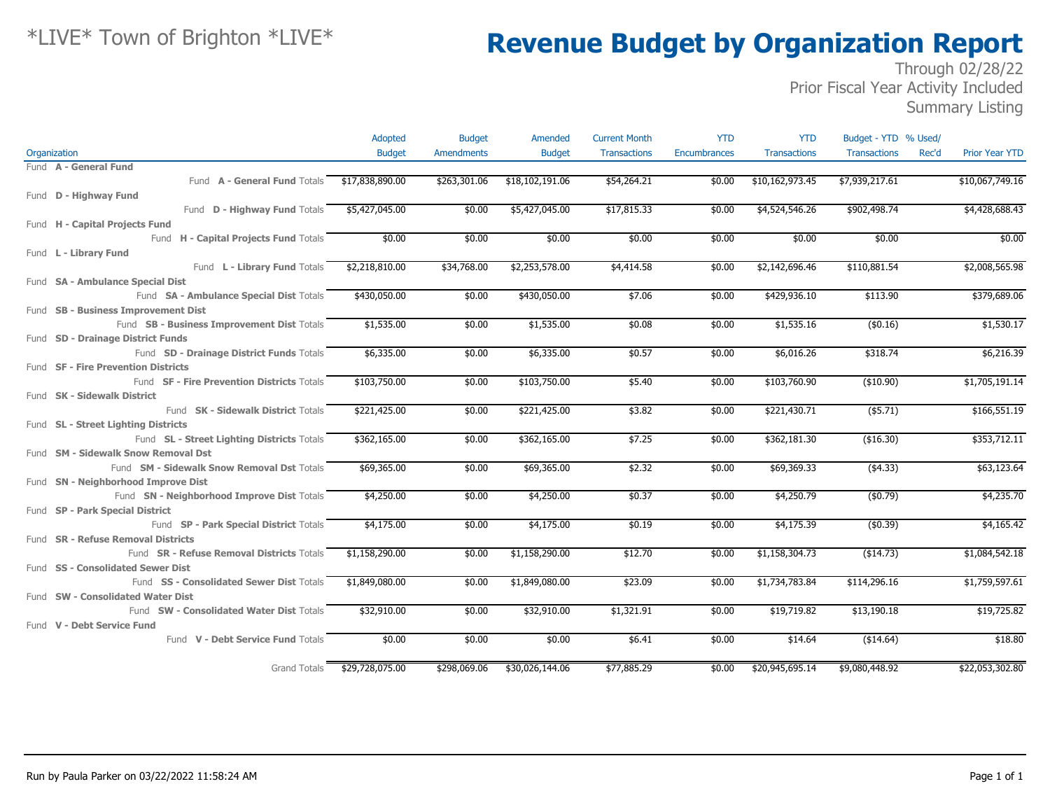*LIVE* Town of Brighton *LIVE*

# Revenue Budget by Organization Report

Through 02/28/22
Prior Fiscal Year Activity Included
Summary Listing

| Organization | Adopted Budget | Budget Amendments | Amended Budget | Current Month Transactions | YTD Encumbrances | YTD Transactions | Budget - YTD Transactions | % Used/ Rec'd | Prior Year YTD |
|---|---|---|---|---|---|---|---|---|---|
| Fund **A - General Fund** | | | | | | | | | |
| Fund **A - General Fund** Totals | $17,838,890.00 | $263,301.06 | $18,102,191.06 | $54,264.21 | $0.00 | $10,162,973.45 | $7,939,217.61 | | $10,067,749.16 |
| Fund **D - Highway Fund** | | | | | | | | | |
| Fund **D - Highway Fund** Totals | $5,427,045.00 | $0.00 | $5,427,045.00 | $17,815.33 | $0.00 | $4,524,546.26 | $902,498.74 | | $4,428,688.43 |
| Fund **H - Capital Projects Fund** | | | | | | | | | |
| Fund **H - Capital Projects Fund** Totals | $0.00 | $0.00 | $0.00 | $0.00 | $0.00 | $0.00 | $0.00 | | $0.00 |
| Fund **L - Library Fund** | | | | | | | | | |
| Fund **L - Library Fund** Totals | $2,218,810.00 | $34,768.00 | $2,253,578.00 | $4,414.58 | $0.00 | $2,142,696.46 | $110,881.54 | | $2,008,565.98 |
| Fund **SA - Ambulance Special Dist** | | | | | | | | | |
| Fund **SA - Ambulance Special Dist** Totals | $430,050.00 | $0.00 | $430,050.00 | $7.06 | $0.00 | $429,936.10 | $113.90 | | $379,689.06 |
| Fund **SB - Business Improvement Dist** | | | | | | | | | |
| Fund **SB - Business Improvement Dist** Totals | $1,535.00 | $0.00 | $1,535.00 | $0.08 | $0.00 | $1,535.16 | ($0.16) | | $1,530.17 |
| Fund **SD - Drainage District Funds** | | | | | | | | | |
| Fund **SD - Drainage District Funds** Totals | $6,335.00 | $0.00 | $6,335.00 | $0.57 | $0.00 | $6,016.26 | $318.74 | | $6,216.39 |
| Fund **SF - Fire Prevention Districts** | | | | | | | | | |
| Fund **SF - Fire Prevention Districts** Totals | $103,750.00 | $0.00 | $103,750.00 | $5.40 | $0.00 | $103,760.90 | ($10.90) | | $1,705,191.14 |
| Fund **SK - Sidewalk District** | | | | | | | | | |
| Fund **SK - Sidewalk District** Totals | $221,425.00 | $0.00 | $221,425.00 | $3.82 | $0.00 | $221,430.71 | ($5.71) | | $166,551.19 |
| Fund **SL - Street Lighting Districts** | | | | | | | | | |
| Fund **SL - Street Lighting Districts** Totals | $362,165.00 | $0.00 | $362,165.00 | $7.25 | $0.00 | $362,181.30 | ($16.30) | | $353,712.11 |
| Fund **SM - Sidewalk Snow Removal Dst** | | | | | | | | | |
| Fund **SM - Sidewalk Snow Removal Dst** Totals | $69,365.00 | $0.00 | $69,365.00 | $2.32 | $0.00 | $69,369.33 | ($4.33) | | $63,123.64 |
| Fund **SN - Neighborhood Improve Dist** | | | | | | | | | |
| Fund **SN - Neighborhood Improve Dist** Totals | $4,250.00 | $0.00 | $4,250.00 | $0.37 | $0.00 | $4,250.79 | ($0.79) | | $4,235.70 |
| Fund **SP - Park Special District** | | | | | | | | | |
| Fund **SP - Park Special District** Totals | $4,175.00 | $0.00 | $4,175.00 | $0.19 | $0.00 | $4,175.39 | ($0.39) | | $4,165.42 |
| Fund **SR - Refuse Removal Districts** | | | | | | | | | |
| Fund **SR - Refuse Removal Districts** Totals | $1,158,290.00 | $0.00 | $1,158,290.00 | $12.70 | $0.00 | $1,158,304.73 | ($14.73) | | $1,084,542.18 |
| Fund **SS - Consolidated Sewer Dist** | | | | | | | | | |
| Fund **SS - Consolidated Sewer Dist** Totals | $1,849,080.00 | $0.00 | $1,849,080.00 | $23.09 | $0.00 | $1,734,783.84 | $114,296.16 | | $1,759,597.61 |
| Fund **SW - Consolidated Water Dist** | | | | | | | | | |
| Fund **SW - Consolidated Water Dist** Totals | $32,910.00 | $0.00 | $32,910.00 | $1,321.91 | $0.00 | $19,719.82 | $13,190.18 | | $19,725.82 |
| Fund **V - Debt Service Fund** | | | | | | | | | |
| Fund **V - Debt Service Fund** Totals | $0.00 | $0.00 | $0.00 | $6.41 | $0.00 | $14.64 | ($14.64) | | $18.80 |
| Grand Totals | $29,728,075.00 | $298,069.06 | $30,026,144.06 | $77,885.29 | $0.00 | $20,945,695.14 | $9,080,448.92 | | $22,053,302.80 |

Run by Paula Parker on 03/22/2022 11:58:24 AM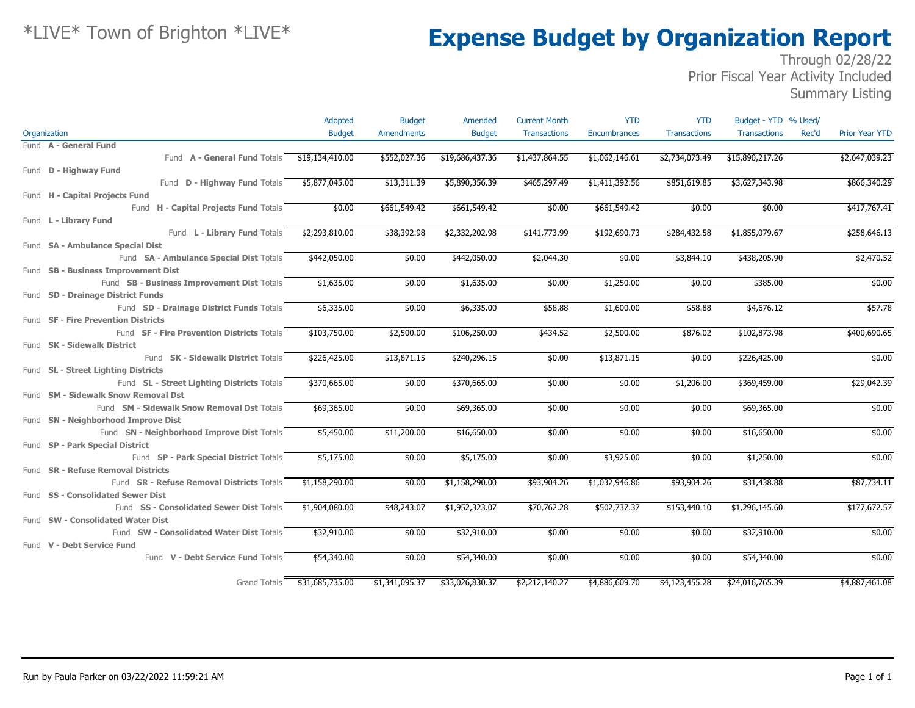# *LIVE* Town of Brighton *LIVE*

# Expense Budget by Organization Report

Through 02/28/22
Prior Fiscal Year Activity Included
Summary Listing

| Organization | Adopted Budget | Budget Amendments | Amended Budget | Current Month Transactions | YTD Encumbrances | YTD Transactions | Budget - YTD Transactions | % Used/ Rec'd | Prior Year YTD |
|---|---|---|---|---|---|---|---|---|---|
| Fund **A - General Fund** | | | | | | | | | |
| Fund **A - General Fund** Totals | $19,134,410.00 | $552,027.36 | $19,686,437.36 | $1,437,864.55 | $1,062,146.61 | $2,734,073.49 | $15,890,217.26 | | $2,647,039.23 |
| Fund **D - Highway Fund** | | | | | | | | | |
| Fund **D - Highway Fund** Totals | $5,877,045.00 | $13,311.39 | $5,890,356.39 | $465,297.49 | $1,411,392.56 | $851,619.85 | $3,627,343.98 | | $866,340.29 |
| Fund **H - Capital Projects Fund** | | | | | | | | | |
| Fund **H - Capital Projects Fund** Totals | $0.00 | $661,549.42 | $661,549.42 | $0.00 | $661,549.42 | $0.00 | $0.00 | | $417,767.41 |
| Fund **L - Library Fund** | | | | | | | | | |
| Fund **L - Library Fund** Totals | $2,293,810.00 | $38,392.98 | $2,332,202.98 | $141,773.99 | $192,690.73 | $284,432.58 | $1,855,079.67 | | $258,646.13 |
| Fund **SA - Ambulance Special Dist** | | | | | | | | | |
| Fund **SA - Ambulance Special Dist** Totals | $442,050.00 | $0.00 | $442,050.00 | $2,044.30 | $0.00 | $3,844.10 | $438,205.90 | | $2,470.52 |
| Fund **SB - Business Improvement Dist** | | | | | | | | | |
| Fund **SB - Business Improvement Dist** Totals | $1,635.00 | $0.00 | $1,635.00 | $0.00 | $1,250.00 | $0.00 | $385.00 | | $0.00 |
| Fund **SD - Drainage District Funds** | | | | | | | | | |
| Fund **SD - Drainage District Funds** Totals | $6,335.00 | $0.00 | $6,335.00 | $58.88 | $1,600.00 | $58.88 | $4,676.12 | | $57.78 |
| Fund **SF - Fire Prevention Districts** | | | | | | | | | |
| Fund **SF - Fire Prevention Districts** Totals | $103,750.00 | $2,500.00 | $106,250.00 | $434.52 | $2,500.00 | $876.02 | $102,873.98 | | $400,690.65 |
| Fund **SK - Sidewalk District** | | | | | | | | | |
| Fund **SK - Sidewalk District** Totals | $226,425.00 | $13,871.15 | $240,296.15 | $0.00 | $13,871.15 | $0.00 | $226,425.00 | | $0.00 |
| Fund **SL - Street Lighting Districts** | | | | | | | | | |
| Fund **SL - Street Lighting Districts** Totals | $370,665.00 | $0.00 | $370,665.00 | $0.00 | $0.00 | $1,206.00 | $369,459.00 | | $29,042.39 |
| Fund **SM - Sidewalk Snow Removal Dst** | | | | | | | | | |
| Fund **SM - Sidewalk Snow Removal Dst** Totals | $69,365.00 | $0.00 | $69,365.00 | $0.00 | $0.00 | $0.00 | $69,365.00 | | $0.00 |
| Fund **SN - Neighborhood Improve Dist** | | | | | | | | | |
| Fund **SN - Neighborhood Improve Dist** Totals | $5,450.00 | $11,200.00 | $16,650.00 | $0.00 | $0.00 | $0.00 | $16,650.00 | | $0.00 |
| Fund **SP - Park Special District** | | | | | | | | | |
| Fund **SP - Park Special District** Totals | $5,175.00 | $0.00 | $5,175.00 | $0.00 | $3,925.00 | $0.00 | $1,250.00 | | $0.00 |
| Fund **SR - Refuse Removal Districts** | | | | | | | | | |
| Fund **SR - Refuse Removal Districts** Totals | $1,158,290.00 | $0.00 | $1,158,290.00 | $93,904.26 | $1,032,946.86 | $93,904.26 | $31,438.88 | | $87,734.11 |
| Fund **SS - Consolidated Sewer Dist** | | | | | | | | | |
| Fund **SS - Consolidated Sewer Dist** Totals | $1,904,080.00 | $48,243.07 | $1,952,323.07 | $70,762.28 | $502,737.37 | $153,440.10 | $1,296,145.60 | | $177,672.57 |
| Fund **SW - Consolidated Water Dist** | | | | | | | | | |
| Fund **SW - Consolidated Water Dist** Totals | $32,910.00 | $0.00 | $32,910.00 | $0.00 | $0.00 | $0.00 | $32,910.00 | | $0.00 |
| Fund **V - Debt Service Fund** | | | | | | | | | |
| Fund **V - Debt Service Fund** Totals | $54,340.00 | $0.00 | $54,340.00 | $0.00 | $0.00 | $0.00 | $54,340.00 | | $0.00 |
| Grand Totals | $31,685,735.00 | $1,341,095.37 | $33,026,830.37 | $2,212,140.27 | $4,886,609.70 | $4,123,455.28 | $24,016,765.39 | | $4,887,461.08 |

Run by Paula Parker on 03/22/2022 11:59:21 AM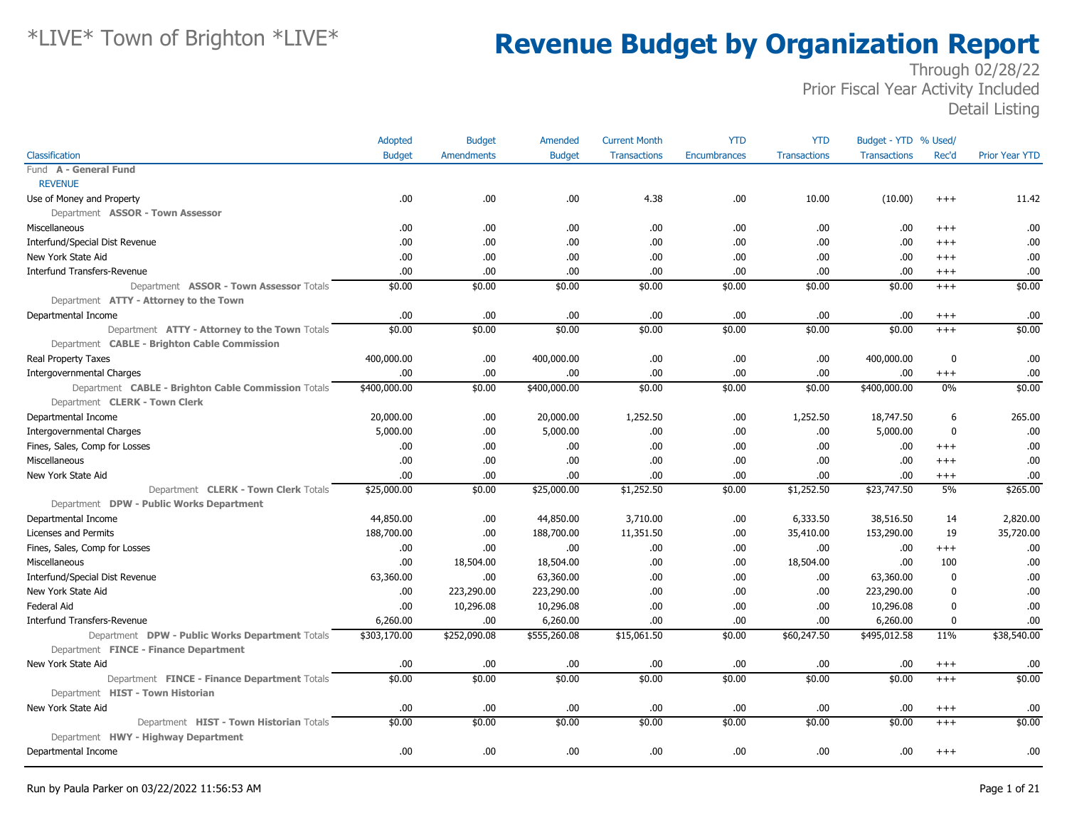# *LIVE* Town of Brighton *LIVE*

# Revenue Budget by Organization Report

Through 02/28/22
Prior Fiscal Year Activity Included
Detail Listing

| Classification | Adopted Budget | Budget Amendments | Amended Budget | Current Month Transactions | YTD Encumbrances | YTD Transactions | Budget - YTD Transactions | % Used/ Rec'd | Prior Year YTD |
|---|---|---|---|---|---|---|---|---|---|
| Fund **A - General Fund** | | | | | | | | | |
| REVENUE | | | | | | | | | |
| Use of Money and Property | .00 | .00 | .00 | 4.38 | .00 | 10.00 | (10.00) | +++ | 11.42 |
| Department **ASSOR - Town Assessor** | | | | | | | | | |
| Miscellaneous | .00 | .00 | .00 | .00 | .00 | .00 | .00 | +++ | .00 |
| Interfund/Special Dist Revenue | .00 | .00 | .00 | .00 | .00 | .00 | .00 | +++ | .00 |
| New York State Aid | .00 | .00 | .00 | .00 | .00 | .00 | .00 | +++ | .00 |
| Interfund Transfers-Revenue | .00 | .00 | .00 | .00 | .00 | .00 | .00 | +++ | .00 |
| Department **ASSOR - Town Assessor** Totals | $0.00 | $0.00 | $0.00 | $0.00 | $0.00 | $0.00 | $0.00 | +++ | $0.00 |
| Department **ATTY - Attorney to the Town** | | | | | | | | | |
| Departmental Income | .00 | .00 | .00 | .00 | .00 | .00 | .00 | +++ | .00 |
| Department **ATTY - Attorney to the Town** Totals | $0.00 | $0.00 | $0.00 | $0.00 | $0.00 | $0.00 | $0.00 | +++ | $0.00 |
| Department **CABLE - Brighton Cable Commission** | | | | | | | | | |
| Real Property Taxes | 400,000.00 | .00 | 400,000.00 | .00 | .00 | .00 | 400,000.00 | 0 | .00 |
| Intergovernmental Charges | .00 | .00 | .00 | .00 | .00 | .00 | .00 | +++ | .00 |
| Department **CABLE - Brighton Cable Commission** Totals | $400,000.00 | $0.00 | $400,000.00 | $0.00 | $0.00 | $0.00 | $400,000.00 | 0% | $0.00 |
| Department **CLERK - Town Clerk** | | | | | | | | | |
| Departmental Income | 20,000.00 | .00 | 20,000.00 | 1,252.50 | .00 | 1,252.50 | 18,747.50 | 6 | 265.00 |
| Intergovernmental Charges | 5,000.00 | .00 | 5,000.00 | .00 | .00 | .00 | 5,000.00 | 0 | .00 |
| Fines, Sales, Comp for Losses | .00 | .00 | .00 | .00 | .00 | .00 | .00 | +++ | .00 |
| Miscellaneous | .00 | .00 | .00 | .00 | .00 | .00 | .00 | +++ | .00 |
| New York State Aid | .00 | .00 | .00 | .00 | .00 | .00 | .00 | +++ | .00 |
| Department **CLERK - Town Clerk** Totals | $25,000.00 | $0.00 | $25,000.00 | $1,252.50 | $0.00 | $1,252.50 | $23,747.50 | 5% | $265.00 |
| Department **DPW - Public Works Department** | | | | | | | | | |
| Departmental Income | 44,850.00 | .00 | 44,850.00 | 3,710.00 | .00 | 6,333.50 | 38,516.50 | 14 | 2,820.00 |
| Licenses and Permits | 188,700.00 | .00 | 188,700.00 | 11,351.50 | .00 | 35,410.00 | 153,290.00 | 19 | 35,720.00 |
| Fines, Sales, Comp for Losses | .00 | .00 | .00 | .00 | .00 | .00 | .00 | +++ | .00 |
| Miscellaneous | .00 | 18,504.00 | 18,504.00 | .00 | .00 | 18,504.00 | .00 | 100 | .00 |
| Interfund/Special Dist Revenue | 63,360.00 | .00 | 63,360.00 | .00 | .00 | .00 | 63,360.00 | 0 | .00 |
| New York State Aid | .00 | 223,290.00 | 223,290.00 | .00 | .00 | .00 | 223,290.00 | 0 | .00 |
| Federal Aid | .00 | 10,296.08 | 10,296.08 | .00 | .00 | .00 | 10,296.08 | 0 | .00 |
| Interfund Transfers-Revenue | 6,260.00 | .00 | 6,260.00 | .00 | .00 | .00 | 6,260.00 | 0 | .00 |
| Department **DPW - Public Works Department** Totals | $303,170.00 | $252,090.08 | $555,260.08 | $15,061.50 | $0.00 | $60,247.50 | $495,012.58 | 11% | $38,540.00 |
| Department **FINCE - Finance Department** | | | | | | | | | |
| New York State Aid | .00 | .00 | .00 | .00 | .00 | .00 | .00 | +++ | .00 |
| Department **FINCE - Finance Department** Totals | $0.00 | $0.00 | $0.00 | $0.00 | $0.00 | $0.00 | $0.00 | +++ | $0.00 |
| Department **HIST - Town Historian** | | | | | | | | | |
| New York State Aid | .00 | .00 | .00 | .00 | .00 | .00 | .00 | +++ | .00 |
| Department **HIST - Town Historian** Totals | $0.00 | $0.00 | $0.00 | $0.00 | $0.00 | $0.00 | $0.00 | +++ | $0.00 |
| Department **HWY - Highway Department** | | | | | | | | | |
| Departmental Income | .00 | .00 | .00 | .00 | .00 | .00 | .00 | +++ | .00 |

Run by Paula Parker on 03/22/2022 11:56:53 AM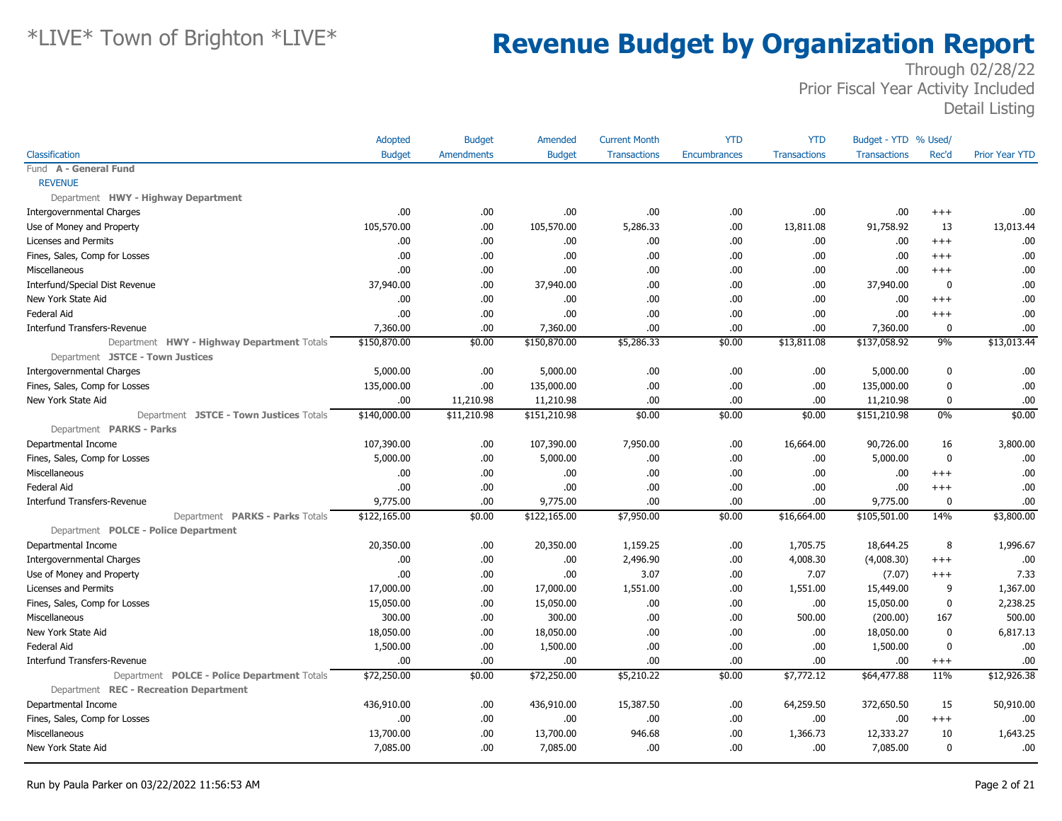# *LIVE* Town of Brighton *LIVE*

# Revenue Budget by Organization Report

Through 02/28/22
Prior Fiscal Year Activity Included
Detail Listing

| Classification | Adopted Budget | Budget Amendments | Amended Budget | Current Month Transactions | YTD Encumbrances | YTD Transactions | Budget - YTD Transactions | % Used/ Rec'd | Prior Year YTD |
|---|---|---|---|---|---|---|---|---|---|
| Fund **A - General Fund** | | | | | | | | | |
| REVENUE | | | | | | | | | |
| Department **HWY - Highway Department** | | | | | | | | | |
| Intergovernmental Charges | .00 | .00 | .00 | .00 | .00 | .00 | .00 | +++ | .00 |
| Use of Money and Property | 105,570.00 | .00 | 105,570.00 | 5,286.33 | .00 | 13,811.08 | 91,758.92 | 13 | 13,013.44 |
| Licenses and Permits | .00 | .00 | .00 | .00 | .00 | .00 | .00 | +++ | .00 |
| Fines, Sales, Comp for Losses | .00 | .00 | .00 | .00 | .00 | .00 | .00 | +++ | .00 |
| Miscellaneous | .00 | .00 | .00 | .00 | .00 | .00 | .00 | +++ | .00 |
| Interfund/Special Dist Revenue | 37,940.00 | .00 | 37,940.00 | .00 | .00 | .00 | 37,940.00 | 0 | .00 |
| New York State Aid | .00 | .00 | .00 | .00 | .00 | .00 | .00 | +++ | .00 |
| Federal Aid | .00 | .00 | .00 | .00 | .00 | .00 | .00 | +++ | .00 |
| Interfund Transfers-Revenue | 7,360.00 | .00 | 7,360.00 | .00 | .00 | .00 | 7,360.00 | 0 | .00 |
| Department **HWY - Highway Department** Totals | $150,870.00 | $0.00 | $150,870.00 | $5,286.33 | $0.00 | $13,811.08 | $137,058.92 | 9% | $13,013.44 |
| Department **JSTCE - Town Justices** | | | | | | | | | |
| Intergovernmental Charges | 5,000.00 | .00 | 5,000.00 | .00 | .00 | .00 | 5,000.00 | 0 | .00 |
| Fines, Sales, Comp for Losses | 135,000.00 | .00 | 135,000.00 | .00 | .00 | .00 | 135,000.00 | 0 | .00 |
| New York State Aid | .00 | 11,210.98 | 11,210.98 | .00 | .00 | .00 | 11,210.98 | 0 | .00 |
| Department **JSTCE - Town Justices** Totals | $140,000.00 | $11,210.98 | $151,210.98 | $0.00 | $0.00 | $0.00 | $151,210.98 | 0% | $0.00 |
| Department **PARKS - Parks** | | | | | | | | | |
| Departmental Income | 107,390.00 | .00 | 107,390.00 | 7,950.00 | .00 | 16,664.00 | 90,726.00 | 16 | 3,800.00 |
| Fines, Sales, Comp for Losses | 5,000.00 | .00 | 5,000.00 | .00 | .00 | .00 | 5,000.00 | 0 | .00 |
| Miscellaneous | .00 | .00 | .00 | .00 | .00 | .00 | .00 | +++ | .00 |
| Federal Aid | .00 | .00 | .00 | .00 | .00 | .00 | .00 | +++ | .00 |
| Interfund Transfers-Revenue | 9,775.00 | .00 | 9,775.00 | .00 | .00 | .00 | 9,775.00 | 0 | .00 |
| Department **PARKS - Parks** Totals | $122,165.00 | $0.00 | $122,165.00 | $7,950.00 | $0.00 | $16,664.00 | $105,501.00 | 14% | $3,800.00 |
| Department **POLCE - Police Department** | | | | | | | | | |
| Departmental Income | 20,350.00 | .00 | 20,350.00 | 1,159.25 | .00 | 1,705.75 | 18,644.25 | 8 | 1,996.67 |
| Intergovernmental Charges | .00 | .00 | .00 | 2,496.90 | .00 | 4,008.30 | (4,008.30) | +++ | .00 |
| Use of Money and Property | .00 | .00 | .00 | 3.07 | .00 | 7.07 | (7.07) | +++ | 7.33 |
| Licenses and Permits | 17,000.00 | .00 | 17,000.00 | 1,551.00 | .00 | 1,551.00 | 15,449.00 | 9 | 1,367.00 |
| Fines, Sales, Comp for Losses | 15,050.00 | .00 | 15,050.00 | .00 | .00 | .00 | 15,050.00 | 0 | 2,238.25 |
| Miscellaneous | 300.00 | .00 | 300.00 | .00 | .00 | 500.00 | (200.00) | 167 | 500.00 |
| New York State Aid | 18,050.00 | .00 | 18,050.00 | .00 | .00 | .00 | 18,050.00 | 0 | 6,817.13 |
| Federal Aid | 1,500.00 | .00 | 1,500.00 | .00 | .00 | .00 | 1,500.00 | 0 | .00 |
| Interfund Transfers-Revenue | .00 | .00 | .00 | .00 | .00 | .00 | .00 | +++ | .00 |
| Department **POLCE - Police Department** Totals | $72,250.00 | $0.00 | $72,250.00 | $5,210.22 | $0.00 | $7,772.12 | $64,477.88 | 11% | $12,926.38 |
| Department **REC - Recreation Department** | | | | | | | | | |
| Departmental Income | 436,910.00 | .00 | 436,910.00 | 15,387.50 | .00 | 64,259.50 | 372,650.50 | 15 | 50,910.00 |
| Fines, Sales, Comp for Losses | .00 | .00 | .00 | .00 | .00 | .00 | .00 | +++ | .00 |
| Miscellaneous | 13,700.00 | .00 | 13,700.00 | 946.68 | .00 | 1,366.73 | 12,333.27 | 10 | 1,643.25 |
| New York State Aid | 7,085.00 | .00 | 7,085.00 | .00 | .00 | .00 | 7,085.00 | 0 | .00 |

Run by Paula Parker on 03/22/2022 11:56:53 AM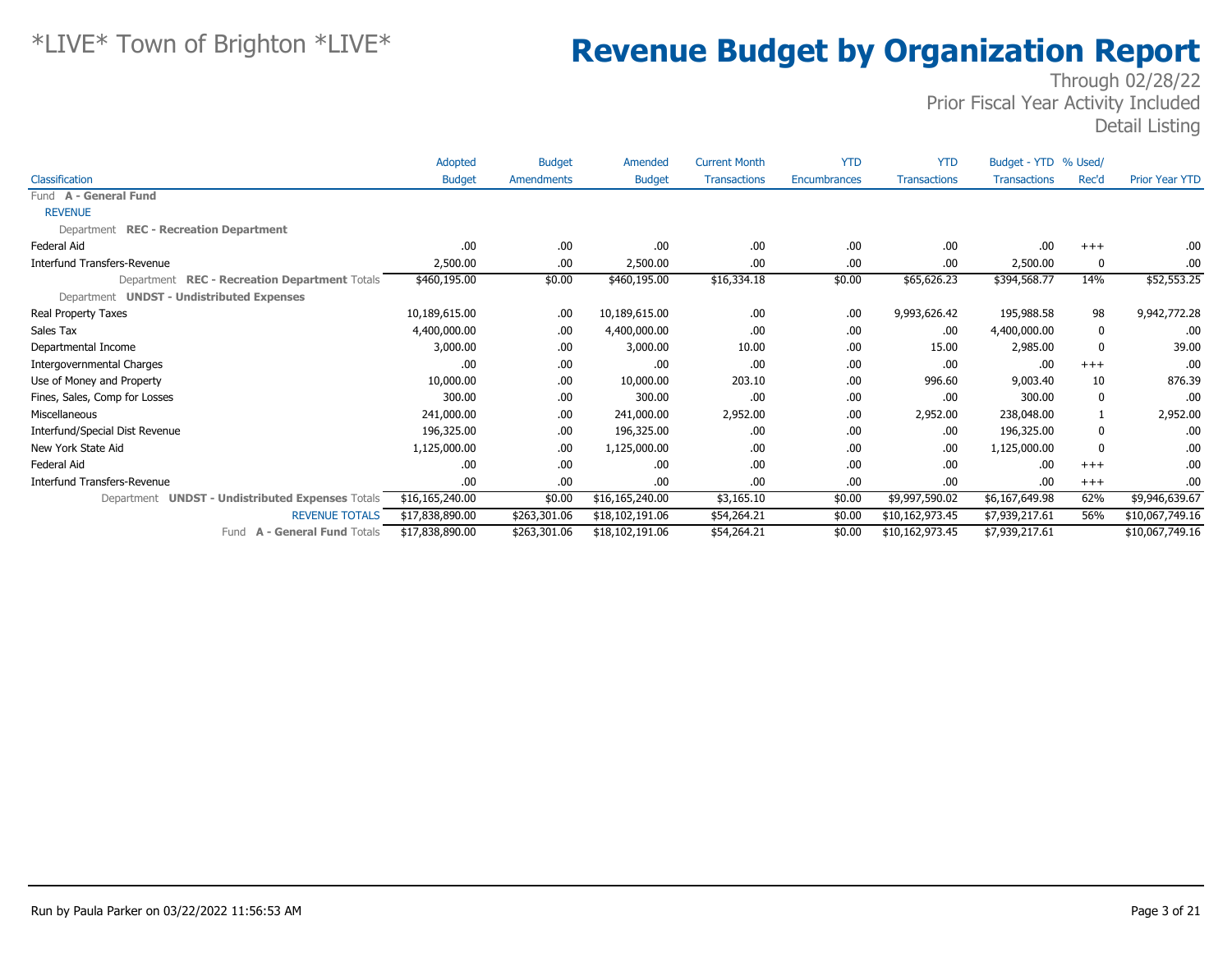# Revenue Budget by Organization Report

Through 02/28/22
Prior Fiscal Year Activity Included
Detail Listing

| Classification | Adopted Budget | Budget Amendments | Amended Budget | Current Month Transactions | YTD Encumbrances | YTD Transactions | Budget - YTD Transactions | % Used/ Rec'd | Prior Year YTD |
|---|---|---|---|---|---|---|---|---|---|
| Fund **A - General Fund** | | | | | | | | | |
| REVENUE | | | | | | | | | |
| Department **REC - Recreation Department** | | | | | | | | | |
| Federal Aid | .00 | .00 | .00 | .00 | .00 | .00 | .00 | +++ | .00 |
| Interfund Transfers-Revenue | 2,500.00 | .00 | 2,500.00 | .00 | .00 | .00 | 2,500.00 | 0 | .00 |
| Department **REC - Recreation Department** Totals | $460,195.00 | $0.00 | $460,195.00 | $16,334.18 | $0.00 | $65,626.23 | $394,568.77 | 14% | $52,553.25 |
| Department **UNDST - Undistributed Expenses** | | | | | | | | | |
| Real Property Taxes | 10,189,615.00 | .00 | 10,189,615.00 | .00 | .00 | 9,993,626.42 | 195,988.58 | 98 | 9,942,772.28 |
| Sales Tax | 4,400,000.00 | .00 | 4,400,000.00 | .00 | .00 | .00 | 4,400,000.00 | 0 | .00 |
| Departmental Income | 3,000.00 | .00 | 3,000.00 | 10.00 | .00 | 15.00 | 2,985.00 | 0 | 39.00 |
| Intergovernmental Charges | .00 | .00 | .00 | .00 | .00 | .00 | .00 | +++ | .00 |
| Use of Money and Property | 10,000.00 | .00 | 10,000.00 | 203.10 | .00 | 996.60 | 9,003.40 | 10 | 876.39 |
| Fines, Sales, Comp for Losses | 300.00 | .00 | 300.00 | .00 | .00 | .00 | 300.00 | 0 | .00 |
| Miscellaneous | 241,000.00 | .00 | 241,000.00 | 2,952.00 | .00 | 2,952.00 | 238,048.00 | 1 | 2,952.00 |
| Interfund/Special Dist Revenue | 196,325.00 | .00 | 196,325.00 | .00 | .00 | .00 | 196,325.00 | 0 | .00 |
| New York State Aid | 1,125,000.00 | .00 | 1,125,000.00 | .00 | .00 | .00 | 1,125,000.00 | 0 | .00 |
| Federal Aid | .00 | .00 | .00 | .00 | .00 | .00 | .00 | +++ | .00 |
| Interfund Transfers-Revenue | .00 | .00 | .00 | .00 | .00 | .00 | .00 | +++ | .00 |
| Department **UNDST - Undistributed Expenses** Totals | $16,165,240.00 | $0.00 | $16,165,240.00 | $3,165.10 | $0.00 | $9,997,590.02 | $6,167,649.98 | 62% | $9,946,639.67 |
| REVENUE TOTALS | $17,838,890.00 | $263,301.06 | $18,102,191.06 | $54,264.21 | $0.00 | $10,162,973.45 | $7,939,217.61 | 56% | $10,067,749.16 |
| Fund **A - General Fund** Totals | $17,838,890.00 | $263,301.06 | $18,102,191.06 | $54,264.21 | $0.00 | $10,162,973.45 | $7,939,217.61 | | $10,067,749.16 |

Run by Paula Parker on 03/22/2022 11:56:53 AM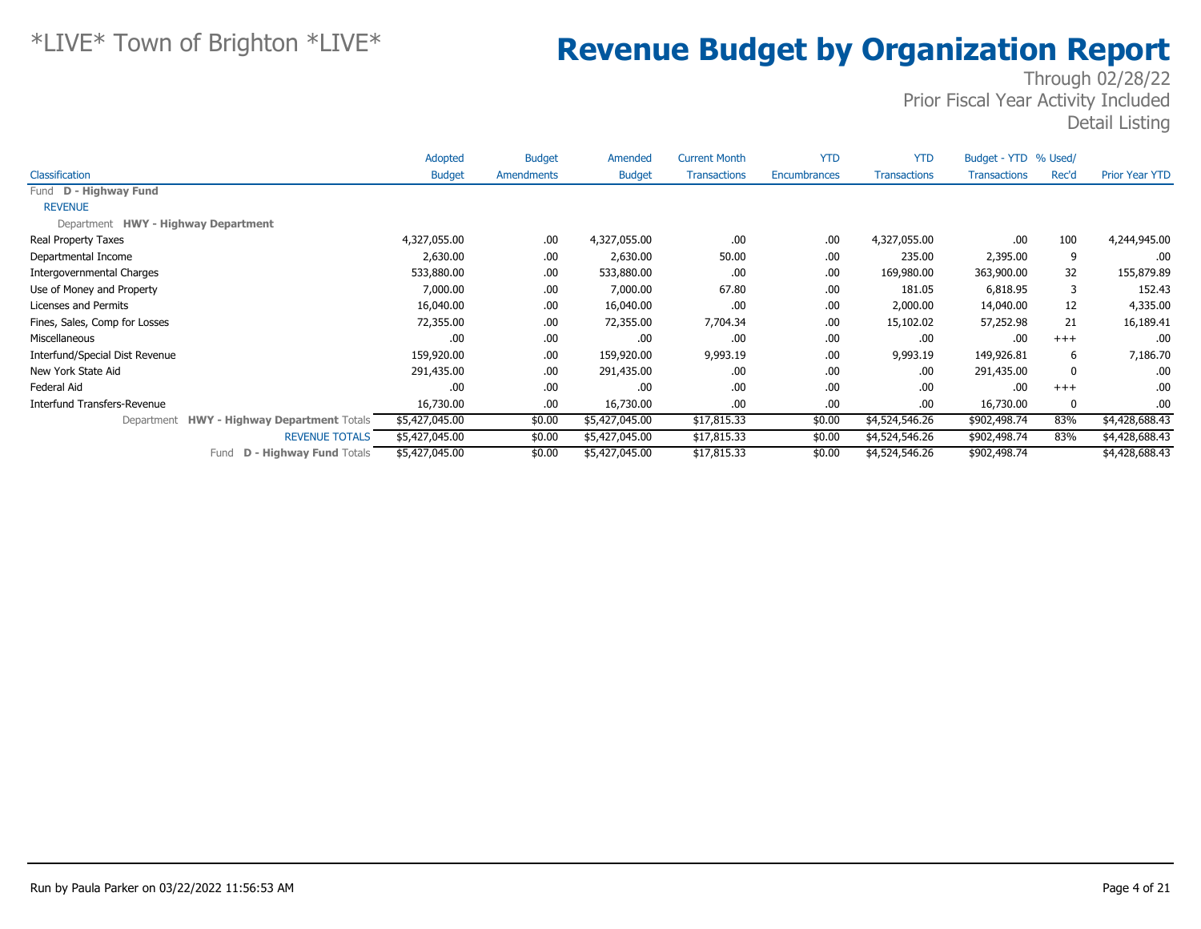*LIVE* Town of Brighton *LIVE*

# Revenue Budget by Organization Report

Through 02/28/22
Prior Fiscal Year Activity Included
Detail Listing

| Classification | Adopted Budget | Budget Amendments | Amended Budget | Current Month Transactions | YTD Encumbrances | YTD Transactions | Budget - YTD Transactions | % Used/ Rec'd | Prior Year YTD |
|---|---|---|---|---|---|---|---|---|---|
| Fund **D - Highway Fund** | | | | | | | | | |
| REVENUE | | | | | | | | | |
| Department **HWY - Highway Department** | | | | | | | | | |
| Real Property Taxes | 4,327,055.00 | .00 | 4,327,055.00 | .00 | .00 | 4,327,055.00 | .00 | 100 | 4,244,945.00 |
| Departmental Income | 2,630.00 | .00 | 2,630.00 | 50.00 | .00 | 235.00 | 2,395.00 | 9 | .00 |
| Intergovernmental Charges | 533,880.00 | .00 | 533,880.00 | .00 | .00 | 169,980.00 | 363,900.00 | 32 | 155,879.89 |
| Use of Money and Property | 7,000.00 | .00 | 7,000.00 | 67.80 | .00 | 181.05 | 6,818.95 | 3 | 152.43 |
| Licenses and Permits | 16,040.00 | .00 | 16,040.00 | .00 | .00 | 2,000.00 | 14,040.00 | 12 | 4,335.00 |
| Fines, Sales, Comp for Losses | 72,355.00 | .00 | 72,355.00 | 7,704.34 | .00 | 15,102.02 | 57,252.98 | 21 | 16,189.41 |
| Miscellaneous | .00 | .00 | .00 | .00 | .00 | .00 | .00 | +++ | .00 |
| Interfund/Special Dist Revenue | 159,920.00 | .00 | 159,920.00 | 9,993.19 | .00 | 9,993.19 | 149,926.81 | 6 | 7,186.70 |
| New York State Aid | 291,435.00 | .00 | 291,435.00 | .00 | .00 | .00 | 291,435.00 | 0 | .00 |
| Federal Aid | .00 | .00 | .00 | .00 | .00 | .00 | .00 | +++ | .00 |
| Interfund Transfers-Revenue | 16,730.00 | .00 | 16,730.00 | .00 | .00 | .00 | 16,730.00 | 0 | .00 |
| Department **HWY - Highway Department** Totals | $5,427,045.00 | $0.00 | $5,427,045.00 | $17,815.33 | $0.00 | $4,524,546.26 | $902,498.74 | 83% | $4,428,688.43 |
| REVENUE TOTALS | $5,427,045.00 | $0.00 | $5,427,045.00 | $17,815.33 | $0.00 | $4,524,546.26 | $902,498.74 | 83% | $4,428,688.43 |
| Fund **D - Highway Fund** Totals | $5,427,045.00 | $0.00 | $5,427,045.00 | $17,815.33 | $0.00 | $4,524,546.26 | $902,498.74 | | $4,428,688.43 |

Run by Paula Parker on 03/22/2022 11:56:53 AM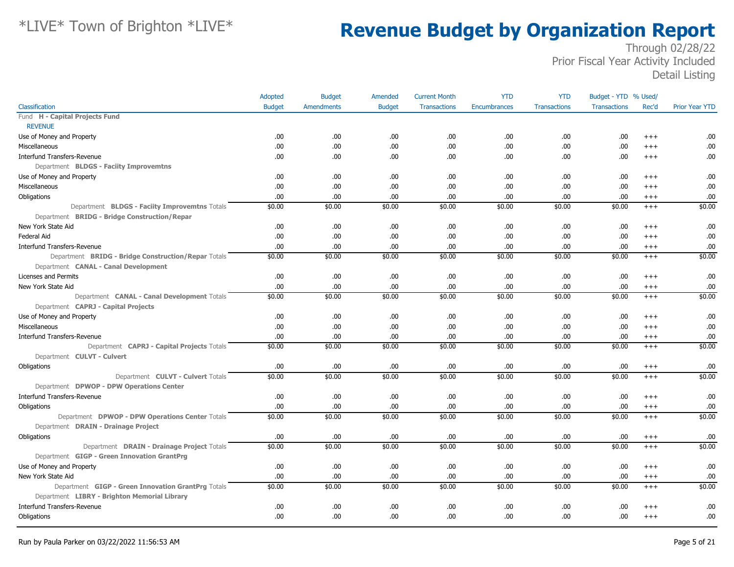# \*LIVE\* Town of Brighton \*LIVE\*

# Revenue Budget by Organization Report

Through 02/28/22
Prior Fiscal Year Activity Included
Detail Listing

| Classification | Adopted Budget | Budget Amendments | Amended Budget | Current Month Transactions | YTD Encumbrances | YTD Transactions | Budget - YTD Transactions | % Used/ Rec'd | Prior Year YTD |
|---|---|---|---|---|---|---|---|---|---|
| Fund **H - Capital Projects Fund** | | | | | | | | | |
| REVENUE | | | | | | | | | |
| Use of Money and Property | .00 | .00 | .00 | .00 | .00 | .00 | .00 | +++ | .00 |
| Miscellaneous | .00 | .00 | .00 | .00 | .00 | .00 | .00 | +++ | .00 |
| Interfund Transfers-Revenue | .00 | .00 | .00 | .00 | .00 | .00 | .00 | +++ | .00 |
| Department **BLDGS - Faciity Improvemtns** | | | | | | | | | |
| Use of Money and Property | .00 | .00 | .00 | .00 | .00 | .00 | .00 | +++ | .00 |
| Miscellaneous | .00 | .00 | .00 | .00 | .00 | .00 | .00 | +++ | .00 |
| Obligations | .00 | .00 | .00 | .00 | .00 | .00 | .00 | +++ | .00 |
| Department **BLDGS - Faciity Improvemtns** Totals | $0.00 | $0.00 | $0.00 | $0.00 | $0.00 | $0.00 | $0.00 | +++ | $0.00 |
| Department **BRIDG - Bridge Construction/Repar** | | | | | | | | | |
| New York State Aid | .00 | .00 | .00 | .00 | .00 | .00 | .00 | +++ | .00 |
| Federal Aid | .00 | .00 | .00 | .00 | .00 | .00 | .00 | +++ | .00 |
| Interfund Transfers-Revenue | .00 | .00 | .00 | .00 | .00 | .00 | .00 | +++ | .00 |
| Department **BRIDG - Bridge Construction/Repar** Totals | $0.00 | $0.00 | $0.00 | $0.00 | $0.00 | $0.00 | $0.00 | +++ | $0.00 |
| Department **CANAL - Canal Development** | | | | | | | | | |
| Licenses and Permits | .00 | .00 | .00 | .00 | .00 | .00 | .00 | +++ | .00 |
| New York State Aid | .00 | .00 | .00 | .00 | .00 | .00 | .00 | +++ | .00 |
| Department **CANAL - Canal Development** Totals | $0.00 | $0.00 | $0.00 | $0.00 | $0.00 | $0.00 | $0.00 | +++ | $0.00 |
| Department **CAPRJ - Capital Projects** | | | | | | | | | |
| Use of Money and Property | .00 | .00 | .00 | .00 | .00 | .00 | .00 | +++ | .00 |
| Miscellaneous | .00 | .00 | .00 | .00 | .00 | .00 | .00 | +++ | .00 |
| Interfund Transfers-Revenue | .00 | .00 | .00 | .00 | .00 | .00 | .00 | +++ | .00 |
| Department **CAPRJ - Capital Projects** Totals | $0.00 | $0.00 | $0.00 | $0.00 | $0.00 | $0.00 | $0.00 | +++ | $0.00 |
| Department **CULVT - Culvert** | | | | | | | | | |
| Obligations | .00 | .00 | .00 | .00 | .00 | .00 | .00 | +++ | .00 |
| Department **CULVT - Culvert** Totals | $0.00 | $0.00 | $0.00 | $0.00 | $0.00 | $0.00 | $0.00 | +++ | $0.00 |
| Department **DPWOP - DPW Operations Center** | | | | | | | | | |
| Interfund Transfers-Revenue | .00 | .00 | .00 | .00 | .00 | .00 | .00 | +++ | .00 |
| Obligations | .00 | .00 | .00 | .00 | .00 | .00 | .00 | +++ | .00 |
| Department **DPWOP - DPW Operations Center** Totals | $0.00 | $0.00 | $0.00 | $0.00 | $0.00 | $0.00 | $0.00 | +++ | $0.00 |
| Department **DRAIN - Drainage Project** | | | | | | | | | |
| Obligations | .00 | .00 | .00 | .00 | .00 | .00 | .00 | +++ | .00 |
| Department **DRAIN - Drainage Project** Totals | $0.00 | $0.00 | $0.00 | $0.00 | $0.00 | $0.00 | $0.00 | +++ | $0.00 |
| Department **GIGP - Green Innovation GrantPrg** | | | | | | | | | |
| Use of Money and Property | .00 | .00 | .00 | .00 | .00 | .00 | .00 | +++ | .00 |
| New York State Aid | .00 | .00 | .00 | .00 | .00 | .00 | .00 | +++ | .00 |
| Department **GIGP - Green Innovation GrantPrg** Totals | $0.00 | $0.00 | $0.00 | $0.00 | $0.00 | $0.00 | $0.00 | +++ | $0.00 |
| Department **LIBRY - Brighton Memorial Library** | | | | | | | | | |
| Interfund Transfers-Revenue | .00 | .00 | .00 | .00 | .00 | .00 | .00 | +++ | .00 |
| Obligations | .00 | .00 | .00 | .00 | .00 | .00 | .00 | +++ | .00 |

Run by Paula Parker on 03/22/2022 11:56:53 AM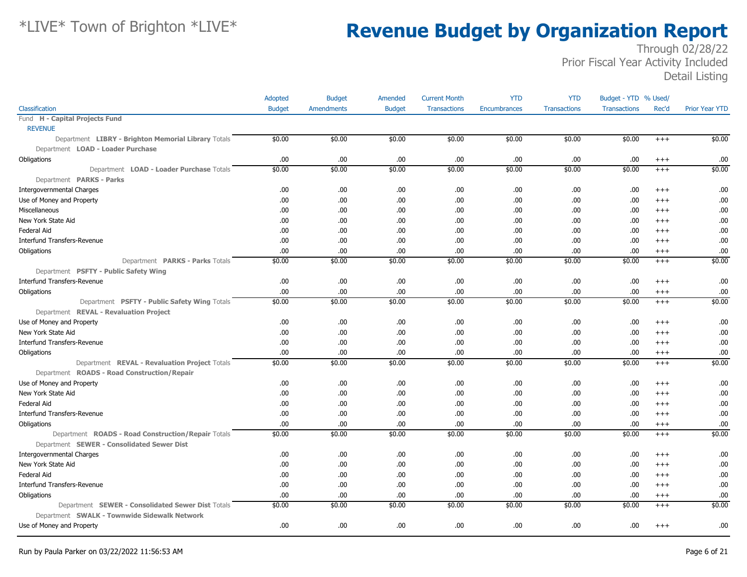# *LIVE* Town of Brighton *LIVE*

# Revenue Budget by Organization Report

Through 02/28/22
Prior Fiscal Year Activity Included
Detail Listing

| Classification | Adopted Budget | Budget Amendments | Amended Budget | Current Month Transactions | YTD Encumbrances | YTD Transactions | Budget - YTD Transactions | % Used/ Rec'd | Prior Year YTD |
|---|---|---|---|---|---|---|---|---|---|
| Fund **H - Capital Projects Fund** | | | | | | | | | |
| REVENUE | | | | | | | | | |
| Department **LIBRY - Brighton Memorial Library** Totals | $0.00 | $0.00 | $0.00 | $0.00 | $0.00 | $0.00 | $0.00 | +++ | $0.00 |
| Department **LOAD - Loader Purchase** | | | | | | | | | |
| Obligations | .00 | .00 | .00 | .00 | .00 | .00 | .00 | +++ | .00 |
| Department **LOAD - Loader Purchase** Totals | $0.00 | $0.00 | $0.00 | $0.00 | $0.00 | $0.00 | $0.00 | +++ | $0.00 |
| Department **PARKS - Parks** | | | | | | | | | |
| Intergovernmental Charges | .00 | .00 | .00 | .00 | .00 | .00 | .00 | +++ | .00 |
| Use of Money and Property | .00 | .00 | .00 | .00 | .00 | .00 | .00 | +++ | .00 |
| Miscellaneous | .00 | .00 | .00 | .00 | .00 | .00 | .00 | +++ | .00 |
| New York State Aid | .00 | .00 | .00 | .00 | .00 | .00 | .00 | +++ | .00 |
| Federal Aid | .00 | .00 | .00 | .00 | .00 | .00 | .00 | +++ | .00 |
| Interfund Transfers-Revenue | .00 | .00 | .00 | .00 | .00 | .00 | .00 | +++ | .00 |
| Obligations | .00 | .00 | .00 | .00 | .00 | .00 | .00 | +++ | .00 |
| Department **PARKS - Parks** Totals | $0.00 | $0.00 | $0.00 | $0.00 | $0.00 | $0.00 | $0.00 | +++ | $0.00 |
| Department **PSFTY - Public Safety Wing** | | | | | | | | | |
| Interfund Transfers-Revenue | .00 | .00 | .00 | .00 | .00 | .00 | .00 | +++ | .00 |
| Obligations | .00 | .00 | .00 | .00 | .00 | .00 | .00 | +++ | .00 |
| Department **PSFTY - Public Safety Wing** Totals | $0.00 | $0.00 | $0.00 | $0.00 | $0.00 | $0.00 | $0.00 | +++ | $0.00 |
| Department **REVAL - Revaluation Project** | | | | | | | | | |
| Use of Money and Property | .00 | .00 | .00 | .00 | .00 | .00 | .00 | +++ | .00 |
| New York State Aid | .00 | .00 | .00 | .00 | .00 | .00 | .00 | +++ | .00 |
| Interfund Transfers-Revenue | .00 | .00 | .00 | .00 | .00 | .00 | .00 | +++ | .00 |
| Obligations | .00 | .00 | .00 | .00 | .00 | .00 | .00 | +++ | .00 |
| Department **REVAL - Revaluation Project** Totals | $0.00 | $0.00 | $0.00 | $0.00 | $0.00 | $0.00 | $0.00 | +++ | $0.00 |
| Department **ROADS - Road Construction/Repair** | | | | | | | | | |
| Use of Money and Property | .00 | .00 | .00 | .00 | .00 | .00 | .00 | +++ | .00 |
| New York State Aid | .00 | .00 | .00 | .00 | .00 | .00 | .00 | +++ | .00 |
| Federal Aid | .00 | .00 | .00 | .00 | .00 | .00 | .00 | +++ | .00 |
| Interfund Transfers-Revenue | .00 | .00 | .00 | .00 | .00 | .00 | .00 | +++ | .00 |
| Obligations | .00 | .00 | .00 | .00 | .00 | .00 | .00 | +++ | .00 |
| Department **ROADS - Road Construction/Repair** Totals | $0.00 | $0.00 | $0.00 | $0.00 | $0.00 | $0.00 | $0.00 | +++ | $0.00 |
| Department **SEWER - Consolidated Sewer Dist** | | | | | | | | | |
| Intergovernmental Charges | .00 | .00 | .00 | .00 | .00 | .00 | .00 | +++ | .00 |
| New York State Aid | .00 | .00 | .00 | .00 | .00 | .00 | .00 | +++ | .00 |
| Federal Aid | .00 | .00 | .00 | .00 | .00 | .00 | .00 | +++ | .00 |
| Interfund Transfers-Revenue | .00 | .00 | .00 | .00 | .00 | .00 | .00 | +++ | .00 |
| Obligations | .00 | .00 | .00 | .00 | .00 | .00 | .00 | +++ | .00 |
| Department **SEWER - Consolidated Sewer Dist** Totals | $0.00 | $0.00 | $0.00 | $0.00 | $0.00 | $0.00 | $0.00 | +++ | $0.00 |
| Department **SWALK - Townwide Sidewalk Network** | | | | | | | | | |
| Use of Money and Property | .00 | .00 | .00 | .00 | .00 | .00 | .00 | +++ | .00 |

Run by Paula Parker on 03/22/2022 11:56:53 AM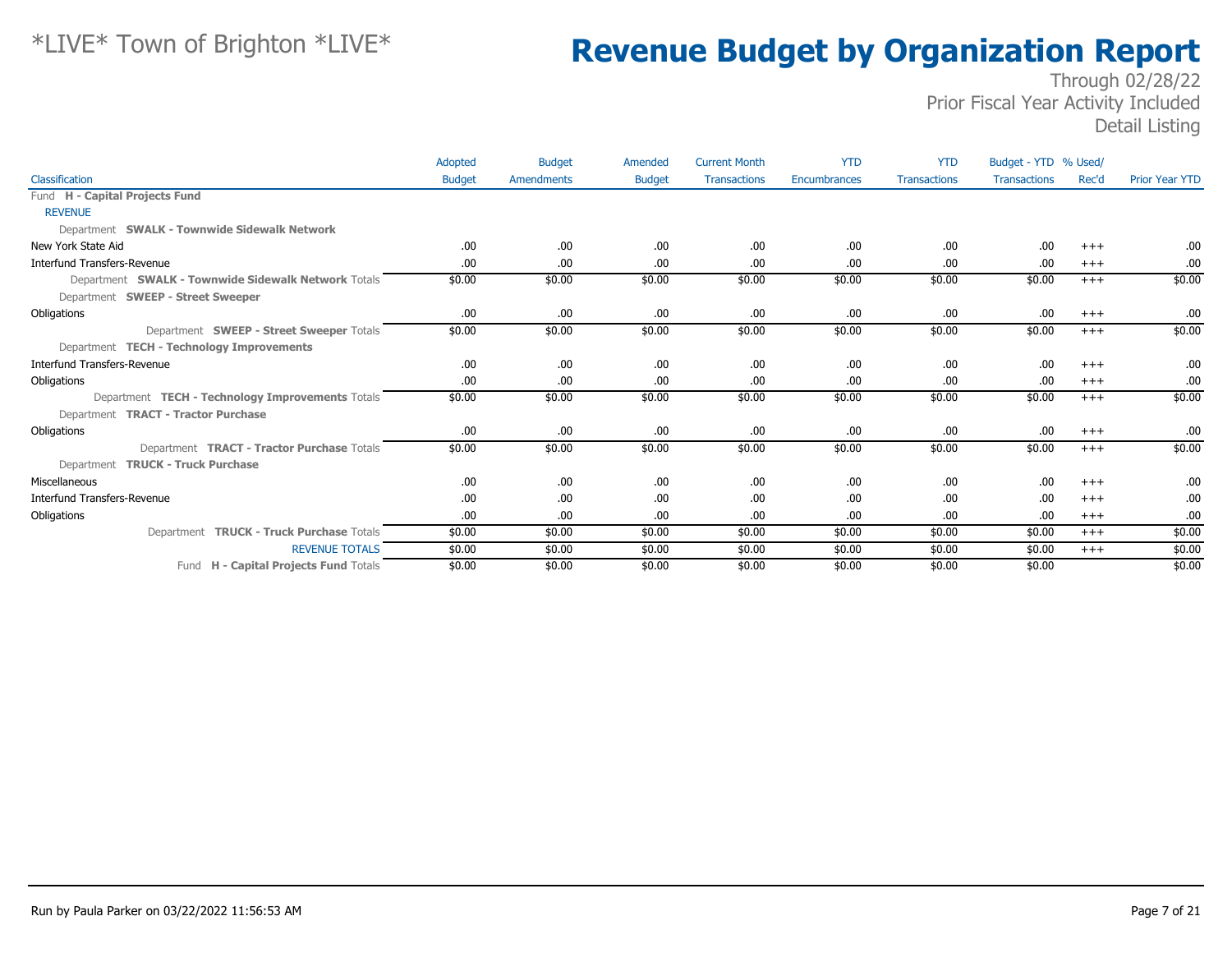*LIVE* Town of Brighton *LIVE*

# Revenue Budget by Organization Report

Through 02/28/22
Prior Fiscal Year Activity Included
Detail Listing

| Classification | Adopted Budget | Budget Amendments | Amended Budget | Current Month Transactions | YTD Encumbrances | YTD Transactions | Budget - YTD Transactions | % Used/ Rec'd | Prior Year YTD |
|---|---|---|---|---|---|---|---|---|---|
| Fund **H - Capital Projects Fund** | | | | | | | | | |
| REVENUE | | | | | | | | | |
| Department **SWALK - Townwide Sidewalk Network** | | | | | | | | | |
| New York State Aid | .00 | .00 | .00 | .00 | .00 | .00 | .00 | +++ | .00 |
| Interfund Transfers-Revenue | .00 | .00 | .00 | .00 | .00 | .00 | .00 | +++ | .00 |
| Department **SWALK - Townwide Sidewalk Network** Totals | $0.00 | $0.00 | $0.00 | $0.00 | $0.00 | $0.00 | $0.00 | +++ | $0.00 |
| Department **SWEEP - Street Sweeper** | | | | | | | | | |
| Obligations | .00 | .00 | .00 | .00 | .00 | .00 | .00 | +++ | .00 |
| Department **SWEEP - Street Sweeper** Totals | $0.00 | $0.00 | $0.00 | $0.00 | $0.00 | $0.00 | $0.00 | +++ | $0.00 |
| Department **TECH - Technology Improvements** | | | | | | | | | |
| Interfund Transfers-Revenue | .00 | .00 | .00 | .00 | .00 | .00 | .00 | +++ | .00 |
| Obligations | .00 | .00 | .00 | .00 | .00 | .00 | .00 | +++ | .00 |
| Department **TECH - Technology Improvements** Totals | $0.00 | $0.00 | $0.00 | $0.00 | $0.00 | $0.00 | $0.00 | +++ | $0.00 |
| Department **TRACT - Tractor Purchase** | | | | | | | | | |
| Obligations | .00 | .00 | .00 | .00 | .00 | .00 | .00 | +++ | .00 |
| Department **TRACT - Tractor Purchase** Totals | $0.00 | $0.00 | $0.00 | $0.00 | $0.00 | $0.00 | $0.00 | +++ | $0.00 |
| Department **TRUCK - Truck Purchase** | | | | | | | | | |
| Miscellaneous | .00 | .00 | .00 | .00 | .00 | .00 | .00 | +++ | .00 |
| Interfund Transfers-Revenue | .00 | .00 | .00 | .00 | .00 | .00 | .00 | +++ | .00 |
| Obligations | .00 | .00 | .00 | .00 | .00 | .00 | .00 | +++ | .00 |
| Department **TRUCK - Truck Purchase** Totals | $0.00 | $0.00 | $0.00 | $0.00 | $0.00 | $0.00 | $0.00 | +++ | $0.00 |
| REVENUE TOTALS | $0.00 | $0.00 | $0.00 | $0.00 | $0.00 | $0.00 | $0.00 | +++ | $0.00 |
| Fund **H - Capital Projects Fund** Totals | $0.00 | $0.00 | $0.00 | $0.00 | $0.00 | $0.00 | $0.00 | | $0.00 |

Run by Paula Parker on 03/22/2022 11:56:53 AM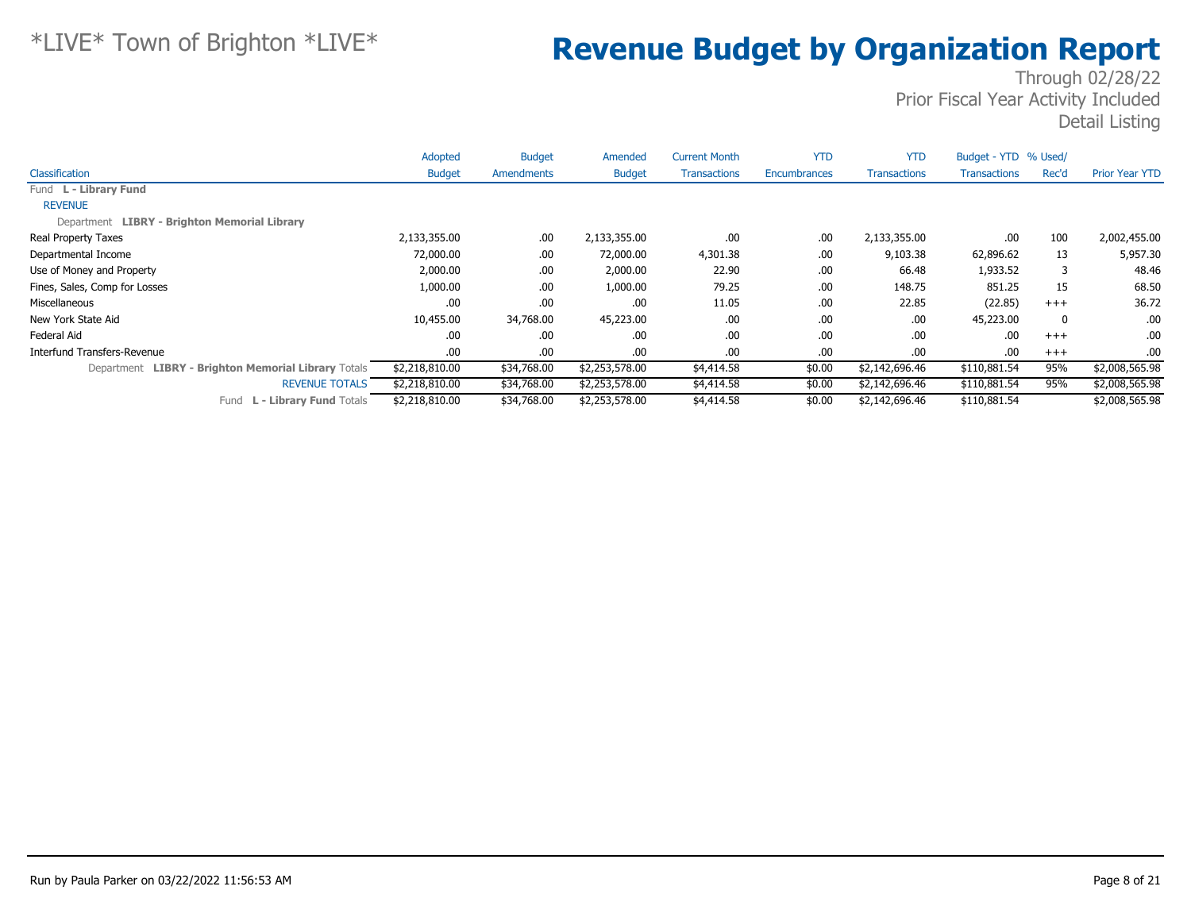*LIVE* Town of Brighton *LIVE*

# Revenue Budget by Organization Report

Through 02/28/22
Prior Fiscal Year Activity Included
Detail Listing

| Classification | Adopted Budget | Budget Amendments | Amended Budget | Current Month Transactions | YTD Encumbrances | YTD Transactions | Budget - YTD Transactions | % Used/ Rec'd | Prior Year YTD |
|---|---|---|---|---|---|---|---|---|---|
| Fund **L - Library Fund** | | | | | | | | | |
| REVENUE | | | | | | | | | |
| Department **LIBRY - Brighton Memorial Library** | | | | | | | | | |
| Real Property Taxes | 2,133,355.00 | .00 | 2,133,355.00 | .00 | .00 | 2,133,355.00 | .00 | 100 | 2,002,455.00 |
| Departmental Income | 72,000.00 | .00 | 72,000.00 | 4,301.38 | .00 | 9,103.38 | 62,896.62 | 13 | 5,957.30 |
| Use of Money and Property | 2,000.00 | .00 | 2,000.00 | 22.90 | .00 | 66.48 | 1,933.52 | 3 | 48.46 |
| Fines, Sales, Comp for Losses | 1,000.00 | .00 | 1,000.00 | 79.25 | .00 | 148.75 | 851.25 | 15 | 68.50 |
| Miscellaneous | .00 | .00 | .00 | 11.05 | .00 | 22.85 | (22.85) | +++ | 36.72 |
| New York State Aid | 10,455.00 | 34,768.00 | 45,223.00 | .00 | .00 | .00 | 45,223.00 | 0 | .00 |
| Federal Aid | .00 | .00 | .00 | .00 | .00 | .00 | .00 | +++ | .00 |
| Interfund Transfers-Revenue | .00 | .00 | .00 | .00 | .00 | .00 | .00 | +++ | .00 |
| Department **LIBRY - Brighton Memorial Library** Totals | $2,218,810.00 | $34,768.00 | $2,253,578.00 | $4,414.58 | $0.00 | $2,142,696.46 | $110,881.54 | 95% | $2,008,565.98 |
| REVENUE TOTALS | $2,218,810.00 | $34,768.00 | $2,253,578.00 | $4,414.58 | $0.00 | $2,142,696.46 | $110,881.54 | 95% | $2,008,565.98 |
| Fund **L - Library Fund** Totals | $2,218,810.00 | $34,768.00 | $2,253,578.00 | $4,414.58 | $0.00 | $2,142,696.46 | $110,881.54 | | $2,008,565.98 |

Run by Paula Parker on 03/22/2022 11:56:53 AM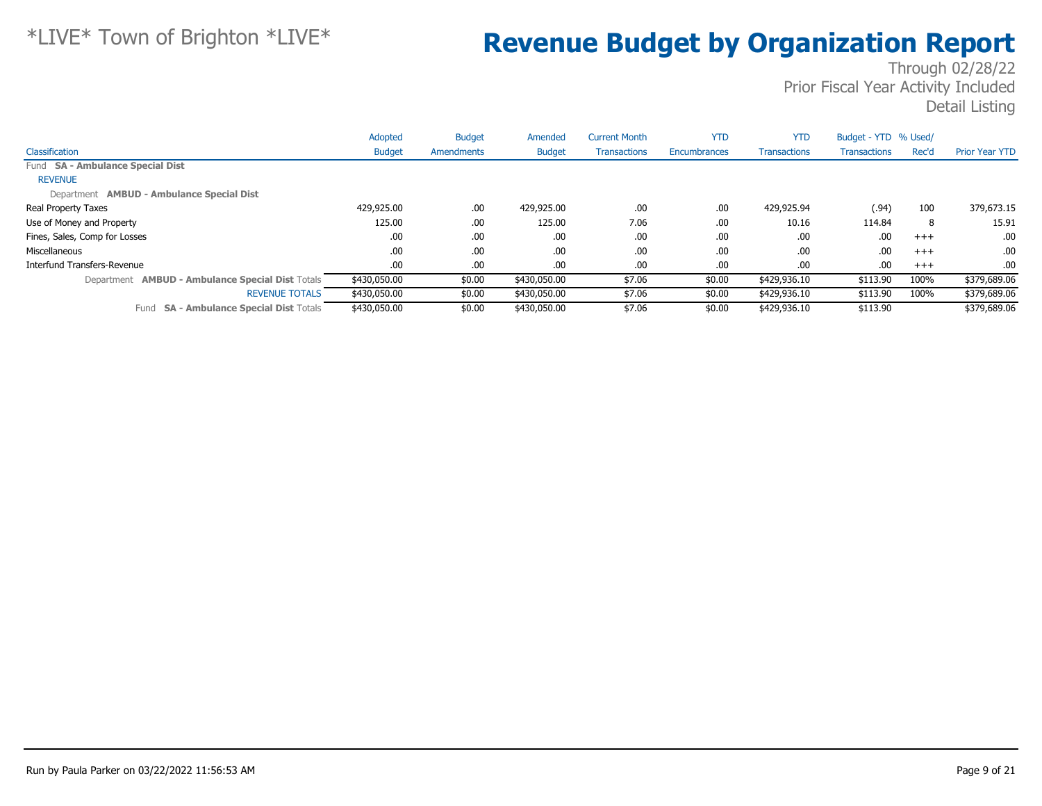# *LIVE* Town of Brighton *LIVE*

# Revenue Budget by Organization Report

Through 02/28/22
Prior Fiscal Year Activity Included
Detail Listing

| Classification | Adopted Budget | Budget Amendments | Amended Budget | Current Month Transactions | YTD Encumbrances | YTD Transactions | Budget - YTD Transactions | % Used/ Rec'd | Prior Year YTD |
|---|---|---|---|---|---|---|---|---|---|
| Fund **SA - Ambulance Special Dist** | | | | | | | | | |
| REVENUE | | | | | | | | | |
| Department **AMBUD - Ambulance Special Dist** | | | | | | | | | |
| Real Property Taxes | 429,925.00 | .00 | 429,925.00 | .00 | .00 | 429,925.94 | (.94) | 100 | 379,673.15 |
| Use of Money and Property | 125.00 | .00 | 125.00 | 7.06 | .00 | 10.16 | 114.84 | 8 | 15.91 |
| Fines, Sales, Comp for Losses | .00 | .00 | .00 | .00 | .00 | .00 | .00 | +++ | .00 |
| Miscellaneous | .00 | .00 | .00 | .00 | .00 | .00 | .00 | +++ | .00 |
| Interfund Transfers-Revenue | .00 | .00 | .00 | .00 | .00 | .00 | .00 | +++ | .00 |
| Department **AMBUD - Ambulance Special Dist** Totals | $430,050.00 | $0.00 | $430,050.00 | $7.06 | $0.00 | $429,936.10 | $113.90 | 100% | $379,689.06 |
| REVENUE TOTALS | $430,050.00 | $0.00 | $430,050.00 | $7.06 | $0.00 | $429,936.10 | $113.90 | 100% | $379,689.06 |
| Fund **SA - Ambulance Special Dist** Totals | $430,050.00 | $0.00 | $430,050.00 | $7.06 | $0.00 | $429,936.10 | $113.90 | | $379,689.06 |

Run by Paula Parker on 03/22/2022 11:56:53 AM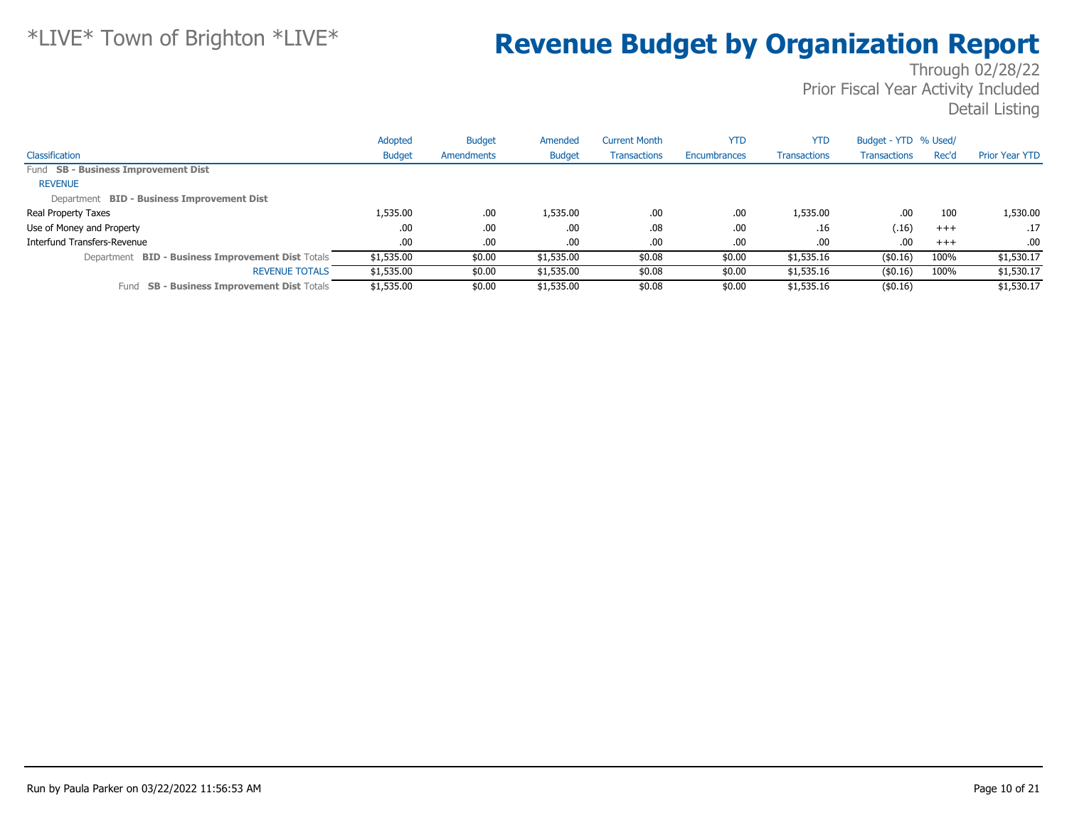# *LIVE* Town of Brighton *LIVE*

# Revenue Budget by Organization Report

Through 02/28/22
Prior Fiscal Year Activity Included
Detail Listing

| Classification | Adopted Budget | Budget Amendments | Amended Budget | Current Month Transactions | YTD Encumbrances | YTD Transactions | Budget - YTD Transactions | % Used/ Rec'd | Prior Year YTD |
|---|---|---|---|---|---|---|---|---|---|
| Fund **SB - Business Improvement Dist** | | | | | | | | | |
| REVENUE | | | | | | | | | |
| Department **BID - Business Improvement Dist** | | | | | | | | | |
| Real Property Taxes | 1,535.00 | .00 | 1,535.00 | .00 | .00 | 1,535.00 | .00 | 100 | 1,530.00 |
| Use of Money and Property | .00 | .00 | .00 | .08 | .00 | .16 | (.16) | +++ | .17 |
| Interfund Transfers-Revenue | .00 | .00 | .00 | .00 | .00 | .00 | .00 | +++ | .00 |
| Department **BID - Business Improvement Dist** Totals | $1,535.00 | $0.00 | $1,535.00 | $0.08 | $0.00 | $1,535.16 | ($0.16) | 100% | $1,530.17 |
| REVENUE TOTALS | $1,535.00 | $0.00 | $1,535.00 | $0.08 | $0.00 | $1,535.16 | ($0.16) | 100% | $1,530.17 |
| Fund **SB - Business Improvement Dist** Totals | $1,535.00 | $0.00 | $1,535.00 | $0.08 | $0.00 | $1,535.16 | ($0.16) | | $1,530.17 |

Run by Paula Parker on 03/22/2022 11:56:53 AM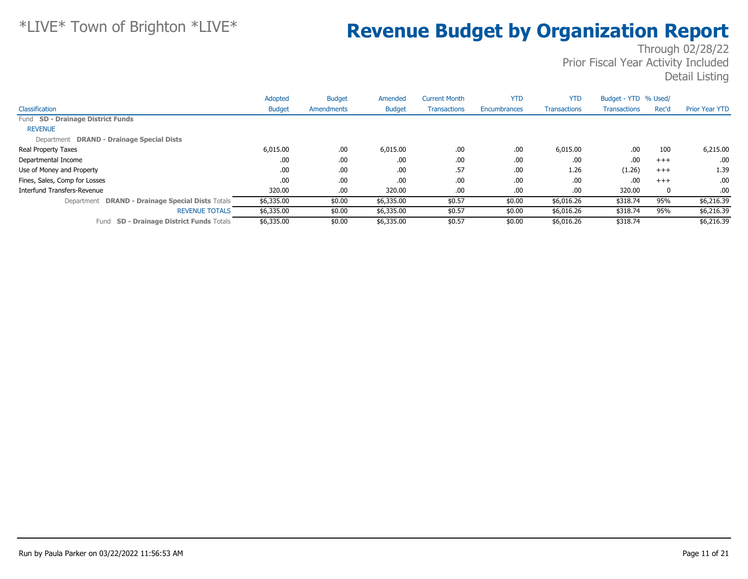*LIVE* Town of Brighton *LIVE*

# Revenue Budget by Organization Report

Through 02/28/22
Prior Fiscal Year Activity Included
Detail Listing

| Classification | Adopted Budget | Budget Amendments | Amended Budget | Current Month Transactions | YTD Encumbrances | YTD Transactions | Budget - YTD Transactions | % Used/ Rec'd | Prior Year YTD |
|---|---|---|---|---|---|---|---|---|---|
| Fund **SD - Drainage District Funds** | | | | | | | | | |
| REVENUE | | | | | | | | | |
| Department **DRAND - Drainage Special Dists** | | | | | | | | | |
| Real Property Taxes | 6,015.00 | .00 | 6,015.00 | .00 | .00 | 6,015.00 | .00 | 100 | 6,215.00 |
| Departmental Income | .00 | .00 | .00 | .00 | .00 | .00 | .00 | +++ | .00 |
| Use of Money and Property | .00 | .00 | .00 | .57 | .00 | 1.26 | (1.26) | +++ | 1.39 |
| Fines, Sales, Comp for Losses | .00 | .00 | .00 | .00 | .00 | .00 | .00 | +++ | .00 |
| Interfund Transfers-Revenue | 320.00 | .00 | 320.00 | .00 | .00 | .00 | 320.00 | 0 | .00 |
| Department **DRAND - Drainage Special Dists** Totals | $6,335.00 | $0.00 | $6,335.00 | $0.57 | $0.00 | $6,016.26 | $318.74 | 95% | $6,216.39 |
| REVENUE TOTALS | $6,335.00 | $0.00 | $6,335.00 | $0.57 | $0.00 | $6,016.26 | $318.74 | 95% | $6,216.39 |
| Fund **SD - Drainage District Funds** Totals | $6,335.00 | $0.00 | $6,335.00 | $0.57 | $0.00 | $6,016.26 | $318.74 | | $6,216.39 |

Run by Paula Parker on 03/22/2022 11:56:53 AM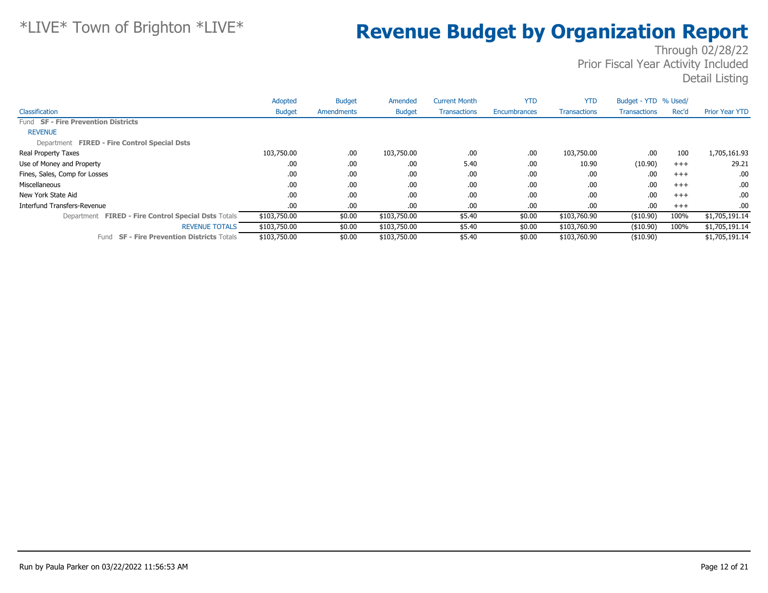*LIVE* Town of Brighton *LIVE*

# Revenue Budget by Organization Report

Through 02/28/22
Prior Fiscal Year Activity Included
Detail Listing

| Classification | Adopted Budget | Budget Amendments | Amended Budget | Current Month Transactions | YTD Encumbrances | YTD Transactions | Budget - YTD Transactions | % Used/ Rec'd | Prior Year YTD |
|---|---|---|---|---|---|---|---|---|---|
| Fund **SF - Fire Prevention Districts** | | | | | | | | | |
| REVENUE | | | | | | | | | |
| Department **FIRED - Fire Control Special Dsts** | | | | | | | | | |
| Real Property Taxes | 103,750.00 | .00 | 103,750.00 | .00 | .00 | 103,750.00 | .00 | 100 | 1,705,161.93 |
| Use of Money and Property | .00 | .00 | .00 | 5.40 | .00 | 10.90 | (10.90) | +++ | 29.21 |
| Fines, Sales, Comp for Losses | .00 | .00 | .00 | .00 | .00 | .00 | .00 | +++ | .00 |
| Miscellaneous | .00 | .00 | .00 | .00 | .00 | .00 | .00 | +++ | .00 |
| New York State Aid | .00 | .00 | .00 | .00 | .00 | .00 | .00 | +++ | .00 |
| Interfund Transfers-Revenue | .00 | .00 | .00 | .00 | .00 | .00 | .00 | +++ | .00 |
| Department **FIRED - Fire Control Special Dsts** Totals | $103,750.00 | $0.00 | $103,750.00 | $5.40 | $0.00 | $103,760.90 | ($10.90) | 100% | $1,705,191.14 |
| REVENUE TOTALS | $103,750.00 | $0.00 | $103,750.00 | $5.40 | $0.00 | $103,760.90 | ($10.90) | 100% | $1,705,191.14 |
| Fund **SF - Fire Prevention Districts** Totals | $103,750.00 | $0.00 | $103,750.00 | $5.40 | $0.00 | $103,760.90 | ($10.90) | | $1,705,191.14 |

Run by Paula Parker on 03/22/2022 11:56:53 AM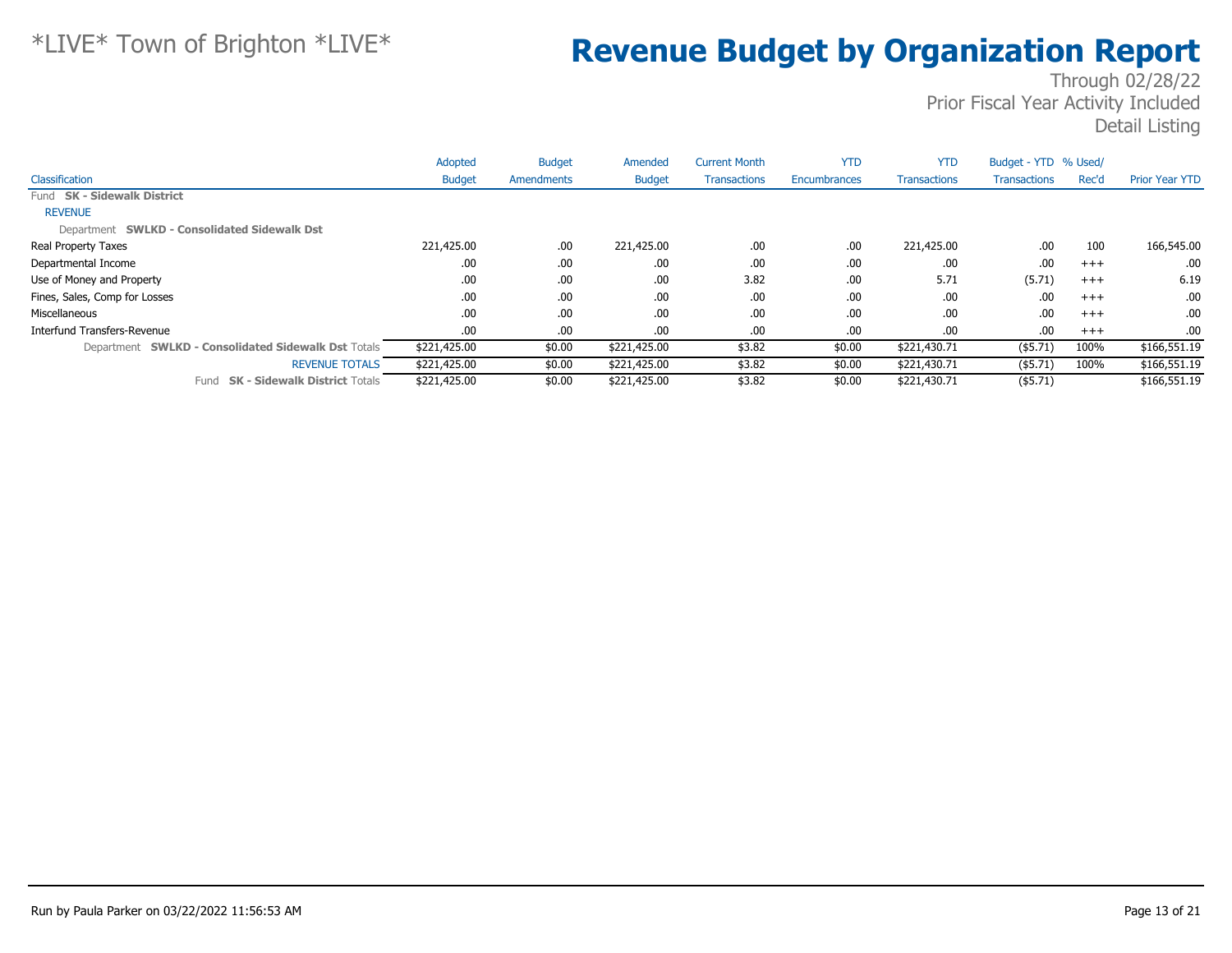# *LIVE* Town of Brighton *LIVE*

# Revenue Budget by Organization Report

Through 02/28/22
Prior Fiscal Year Activity Included
Detail Listing

| Classification | Adopted Budget | Budget Amendments | Amended Budget | Current Month Transactions | YTD Encumbrances | YTD Transactions | Budget - YTD Transactions | % Used/ Rec'd | Prior Year YTD |
|---|---|---|---|---|---|---|---|---|---|
| Fund **SK - Sidewalk District** | | | | | | | | | |
| REVENUE | | | | | | | | | |
| Department **SWLKD - Consolidated Sidewalk Dst** | | | | | | | | | |
| Real Property Taxes | 221,425.00 | .00 | 221,425.00 | .00 | .00 | 221,425.00 | .00 | 100 | 166,545.00 |
| Departmental Income | .00 | .00 | .00 | .00 | .00 | .00 | .00 | +++ | .00 |
| Use of Money and Property | .00 | .00 | .00 | 3.82 | .00 | 5.71 | (5.71) | +++ | 6.19 |
| Fines, Sales, Comp for Losses | .00 | .00 | .00 | .00 | .00 | .00 | .00 | +++ | .00 |
| Miscellaneous | .00 | .00 | .00 | .00 | .00 | .00 | .00 | +++ | .00 |
| Interfund Transfers-Revenue | .00 | .00 | .00 | .00 | .00 | .00 | .00 | +++ | .00 |
| Department **SWLKD - Consolidated Sidewalk Dst** Totals | $221,425.00 | $0.00 | $221,425.00 | $3.82 | $0.00 | $221,430.71 | ($5.71) | 100% | $166,551.19 |
| REVENUE TOTALS | $221,425.00 | $0.00 | $221,425.00 | $3.82 | $0.00 | $221,430.71 | ($5.71) | 100% | $166,551.19 |
| Fund **SK - Sidewalk District** Totals | $221,425.00 | $0.00 | $221,425.00 | $3.82 | $0.00 | $221,430.71 | ($5.71) | | $166,551.19 |

Run by Paula Parker on 03/22/2022 11:56:53 AM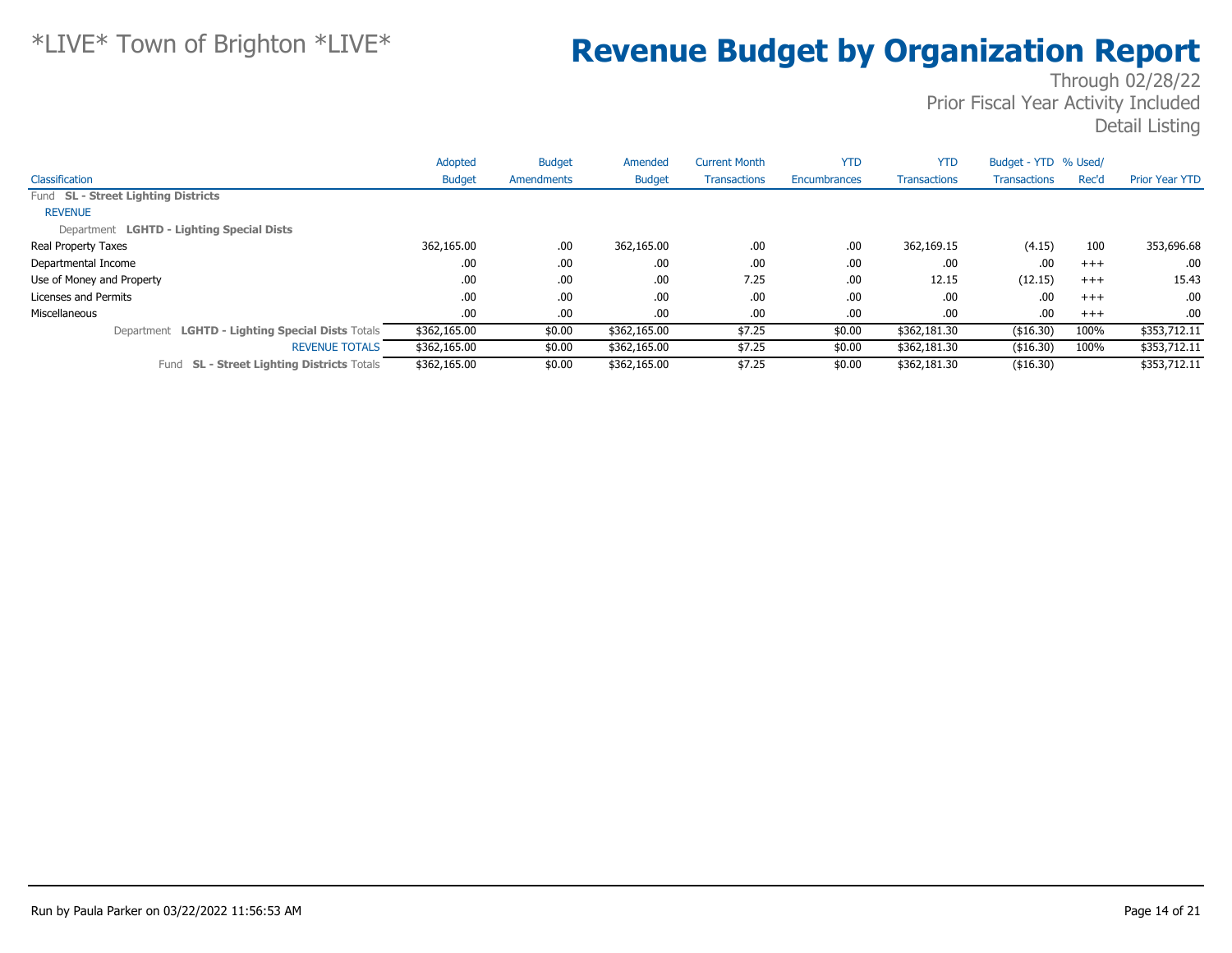# \*LIVE\* Town of Brighton \*LIVE\*

# Revenue Budget by Organization Report

Through 02/28/22
Prior Fiscal Year Activity Included
Detail Listing

| Classification | Adopted Budget | Budget Amendments | Amended Budget | Current Month Transactions | YTD Encumbrances | YTD Transactions | Budget - YTD Transactions | % Used/ Rec'd | Prior Year YTD |
|---|---|---|---|---|---|---|---|---|---|
| Fund **SL - Street Lighting Districts** | | | | | | | | | |
| REVENUE | | | | | | | | | |
| Department **LGHTD - Lighting Special Dists** | | | | | | | | | |
| Real Property Taxes | 362,165.00 | .00 | 362,165.00 | .00 | .00 | 362,169.15 | (4.15) | 100 | 353,696.68 |
| Departmental Income | .00 | .00 | .00 | .00 | .00 | .00 | .00 | +++ | .00 |
| Use of Money and Property | .00 | .00 | .00 | 7.25 | .00 | 12.15 | (12.15) | +++ | 15.43 |
| Licenses and Permits | .00 | .00 | .00 | .00 | .00 | .00 | .00 | +++ | .00 |
| Miscellaneous | .00 | .00 | .00 | .00 | .00 | .00 | .00 | +++ | .00 |
| Department **LGHTD - Lighting Special Dists** Totals | $362,165.00 | $0.00 | $362,165.00 | $7.25 | $0.00 | $362,181.30 | ($16.30) | 100% | $353,712.11 |
| REVENUE TOTALS | $362,165.00 | $0.00 | $362,165.00 | $7.25 | $0.00 | $362,181.30 | ($16.30) | 100% | $353,712.11 |
| Fund **SL - Street Lighting Districts** Totals | $362,165.00 | $0.00 | $362,165.00 | $7.25 | $0.00 | $362,181.30 | ($16.30) | | $353,712.11 |

Run by Paula Parker on 03/22/2022 11:56:53 AM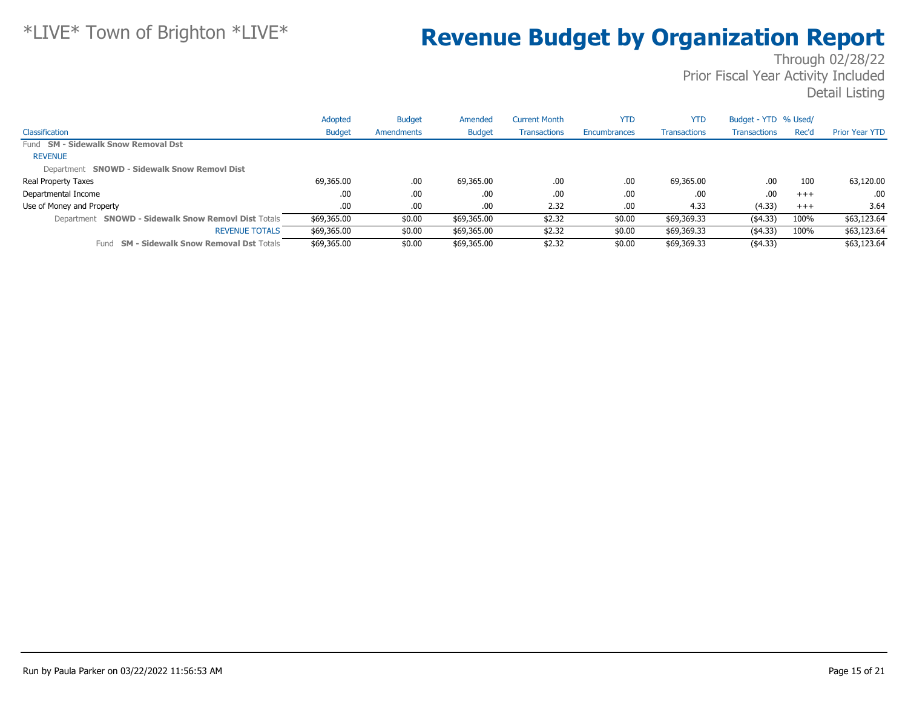\*LIVE\* Town of Brighton \*LIVE\*

# Revenue Budget by Organization Report

Through 02/28/22
Prior Fiscal Year Activity Included
Detail Listing

| Classification | Adopted Budget | Budget Amendments | Amended Budget | Current Month Transactions | YTD Encumbrances | YTD Transactions | Budget - YTD Transactions | % Used/ Rec'd | Prior Year YTD |
|---|---|---|---|---|---|---|---|---|---|
| Fund **SM - Sidewalk Snow Removal Dst** | | | | | | | | | |
| REVENUE | | | | | | | | | |
| Department **SNOWD - Sidewalk Snow Removl Dist** | | | | | | | | | |
| Real Property Taxes | 69,365.00 | .00 | 69,365.00 | .00 | .00 | 69,365.00 | .00 | 100 | 63,120.00 |
| Departmental Income | .00 | .00 | .00 | .00 | .00 | .00 | .00 | +++ | .00 |
| Use of Money and Property | .00 | .00 | .00 | 2.32 | .00 | 4.33 | (4.33) | +++ | 3.64 |
| Department **SNOWD - Sidewalk Snow Removl Dist** Totals | $69,365.00 | $0.00 | $69,365.00 | $2.32 | $0.00 | $69,369.33 | ($4.33) | 100% | $63,123.64 |
| REVENUE TOTALS | $69,365.00 | $0.00 | $69,365.00 | $2.32 | $0.00 | $69,369.33 | ($4.33) | 100% | $63,123.64 |
| Fund **SM - Sidewalk Snow Removal Dst** Totals | $69,365.00 | $0.00 | $69,365.00 | $2.32 | $0.00 | $69,369.33 | ($4.33) | | $63,123.64 |

Run by Paula Parker on 03/22/2022 11:56:53 AM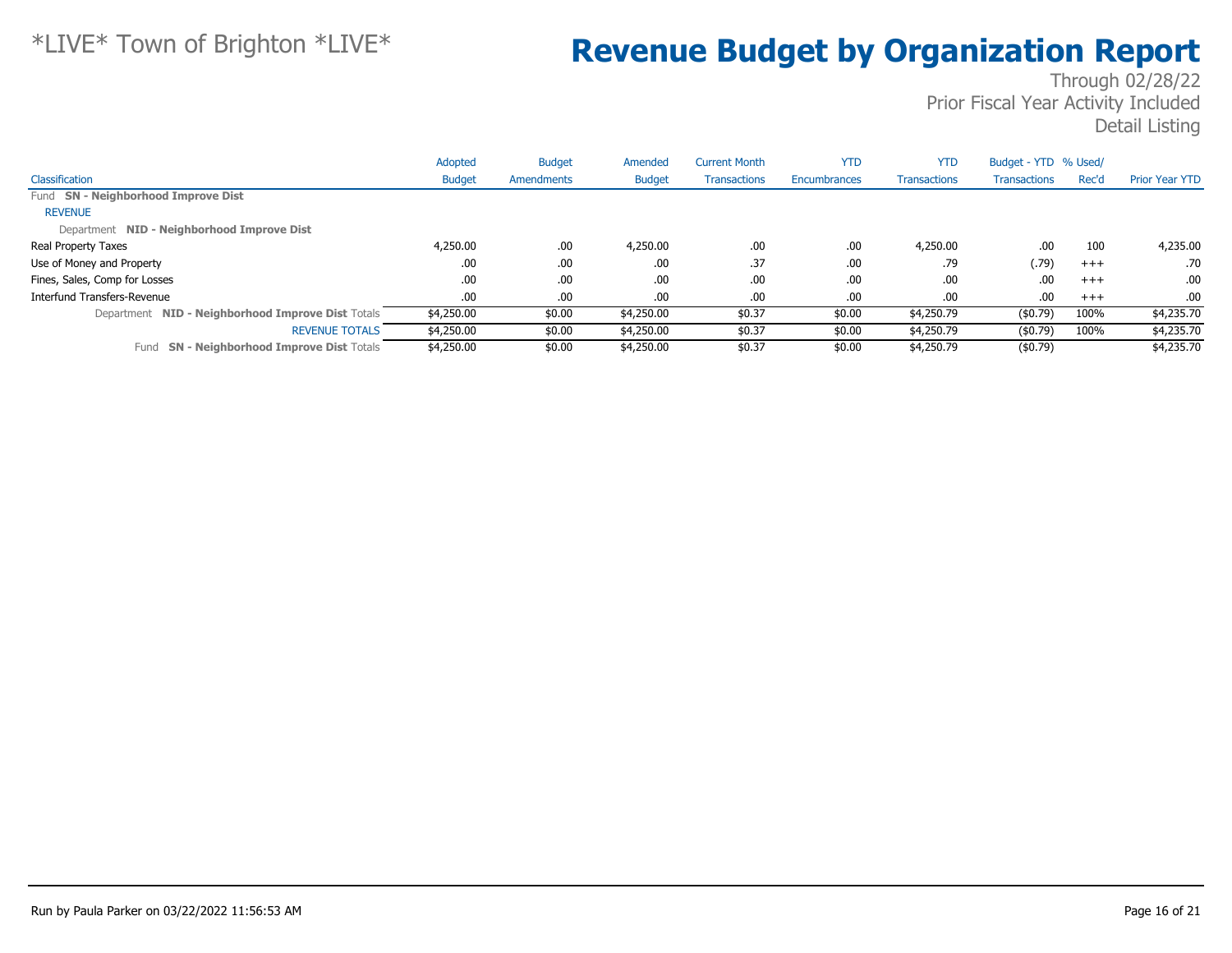*LIVE* Town of Brighton *LIVE*

# Revenue Budget by Organization Report

Through 02/28/22
Prior Fiscal Year Activity Included
Detail Listing

| Classification | Adopted Budget | Budget Amendments | Amended Budget | Current Month Transactions | YTD Encumbrances | YTD Transactions | Budget - YTD Transactions | % Used/ Rec'd | Prior Year YTD |
|---|---|---|---|---|---|---|---|---|---|
| Fund **SN - Neighborhood Improve Dist** | | | | | | | | | |
| REVENUE | | | | | | | | | |
| Department **NID - Neighborhood Improve Dist** | | | | | | | | | |
| Real Property Taxes | 4,250.00 | .00 | 4,250.00 | .00 | .00 | 4,250.00 | .00 | 100 | 4,235.00 |
| Use of Money and Property | .00 | .00 | .00 | .37 | .00 | .79 | (.79) | +++ | .70 |
| Fines, Sales, Comp for Losses | .00 | .00 | .00 | .00 | .00 | .00 | .00 | +++ | .00 |
| Interfund Transfers-Revenue | .00 | .00 | .00 | .00 | .00 | .00 | .00 | +++ | .00 |
| Department **NID - Neighborhood Improve Dist** Totals | $4,250.00 | $0.00 | $4,250.00 | $0.37 | $0.00 | $4,250.79 | ($0.79) | 100% | $4,235.70 |
| REVENUE TOTALS | $4,250.00 | $0.00 | $4,250.00 | $0.37 | $0.00 | $4,250.79 | ($0.79) | 100% | $4,235.70 |
| Fund **SN - Neighborhood Improve Dist** Totals | $4,250.00 | $0.00 | $4,250.00 | $0.37 | $0.00 | $4,250.79 | ($0.79) | | $4,235.70 |

Run by Paula Parker on 03/22/2022 11:56:53 AM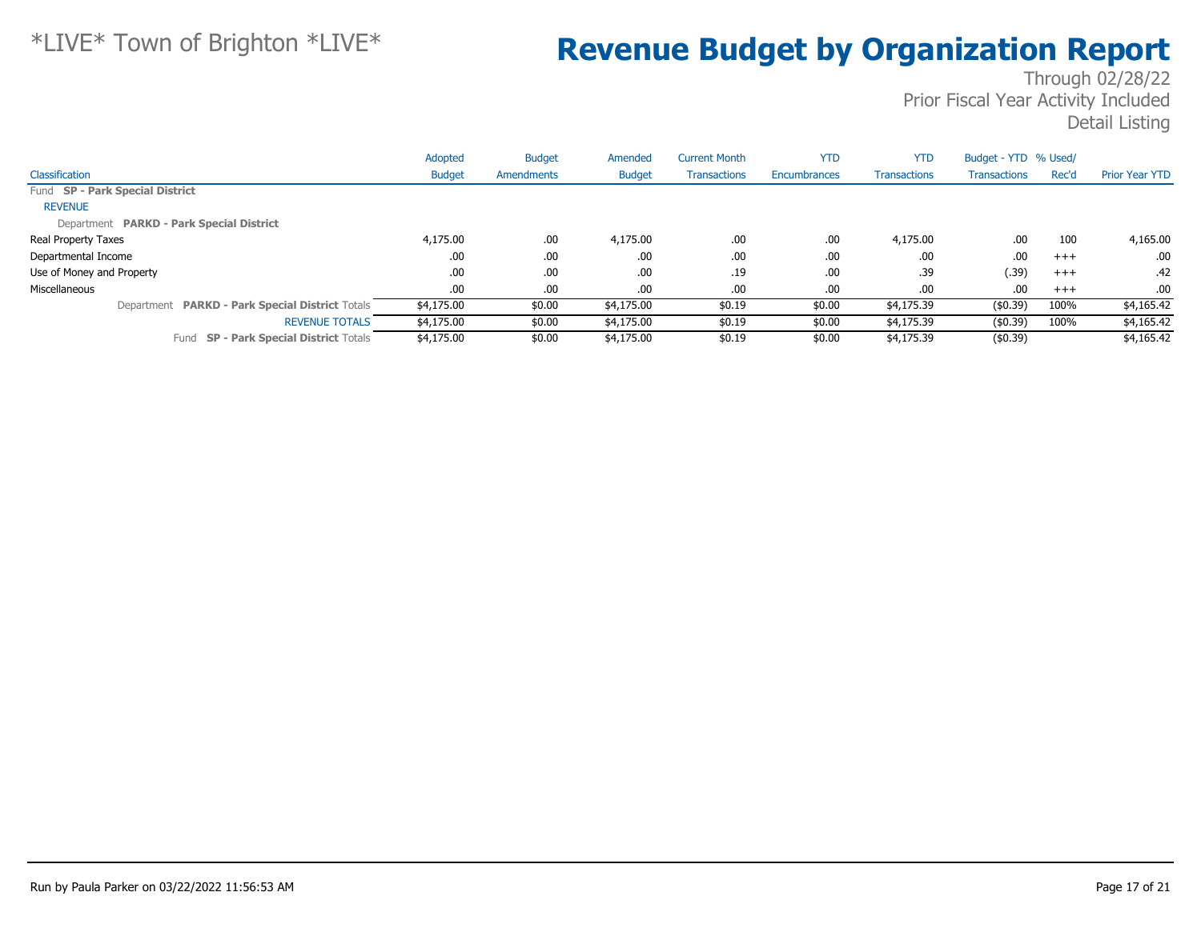*LIVE* Town of Brighton *LIVE*

# Revenue Budget by Organization Report

Through 02/28/22
Prior Fiscal Year Activity Included
Detail Listing

| Classification | Adopted Budget | Budget Amendments | Amended Budget | Current Month Transactions | YTD Encumbrances | YTD Transactions | Budget - YTD Transactions | % Used/ Rec'd | Prior Year YTD |
|---|---|---|---|---|---|---|---|---|---|
| Fund **SP - Park Special District** | | | | | | | | | |
| REVENUE | | | | | | | | | |
| Department **PARKD - Park Special District** | | | | | | | | | |
| Real Property Taxes | 4,175.00 | .00 | 4,175.00 | .00 | .00 | 4,175.00 | .00 | 100 | 4,165.00 |
| Departmental Income | .00 | .00 | .00 | .00 | .00 | .00 | .00 | +++ | .00 |
| Use of Money and Property | .00 | .00 | .00 | .19 | .00 | .39 | (.39) | +++ | .42 |
| Miscellaneous | .00 | .00 | .00 | .00 | .00 | .00 | .00 | +++ | .00 |
| Department **PARKD - Park Special District** Totals | $4,175.00 | $0.00 | $4,175.00 | $0.19 | $0.00 | $4,175.39 | ($0.39) | 100% | $4,165.42 |
| REVENUE TOTALS | $4,175.00 | $0.00 | $4,175.00 | $0.19 | $0.00 | $4,175.39 | ($0.39) | 100% | $4,165.42 |
| Fund **SP - Park Special District** Totals | $4,175.00 | $0.00 | $4,175.00 | $0.19 | $0.00 | $4,175.39 | ($0.39) | | $4,165.42 |

Run by Paula Parker on 03/22/2022 11:56:53 AM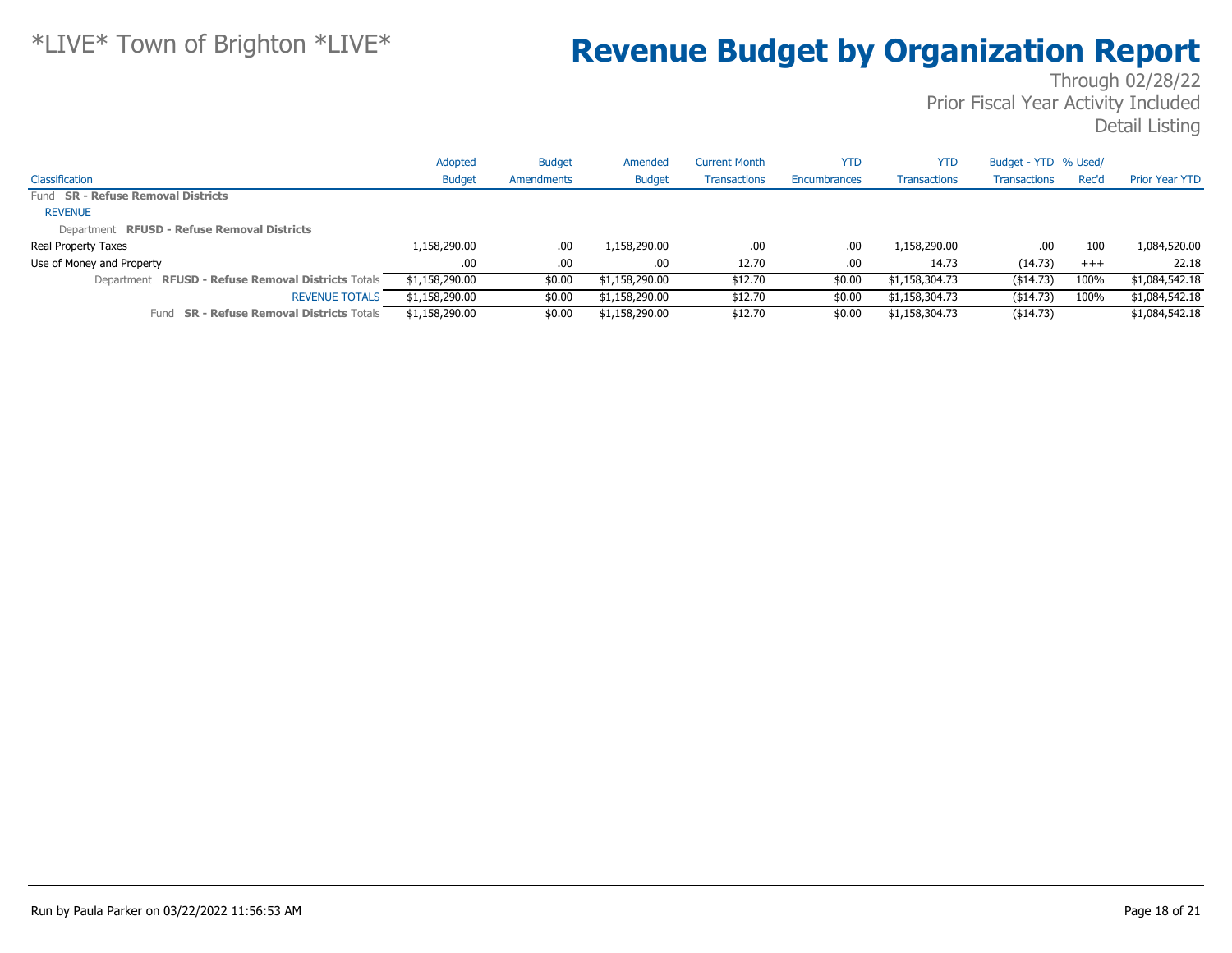# Revenue Budget by Organization Report

Through 02/28/22
Prior Fiscal Year Activity Included
Detail Listing

| Classification | Adopted Budget | Budget Amendments | Amended Budget | Current Month Transactions | YTD Encumbrances | YTD Transactions | Budget - YTD Transactions | % Used/ Rec'd | Prior Year YTD |
|---|---|---|---|---|---|---|---|---|---|
| Fund **SR - Refuse Removal Districts** | | | | | | | | | |
| REVENUE | | | | | | | | | |
| Department **RFUSD - Refuse Removal Districts** | | | | | | | | | |
| Real Property Taxes | 1,158,290.00 | .00 | 1,158,290.00 | .00 | .00 | 1,158,290.00 | .00 | 100 | 1,084,520.00 |
| Use of Money and Property | .00 | .00 | .00 | 12.70 | .00 | 14.73 | (14.73) | +++ | 22.18 |
| Department **RFUSD - Refuse Removal Districts** Totals | $1,158,290.00 | $0.00 | $1,158,290.00 | $12.70 | $0.00 | $1,158,304.73 | ($14.73) | 100% | $1,084,542.18 |
| REVENUE TOTALS | $1,158,290.00 | $0.00 | $1,158,290.00 | $12.70 | $0.00 | $1,158,304.73 | ($14.73) | 100% | $1,084,542.18 |
| Fund **SR - Refuse Removal Districts** Totals | $1,158,290.00 | $0.00 | $1,158,290.00 | $12.70 | $0.00 | $1,158,304.73 | ($14.73) | | $1,084,542.18 |

Run by Paula Parker on 03/22/2022 11:56:53 AM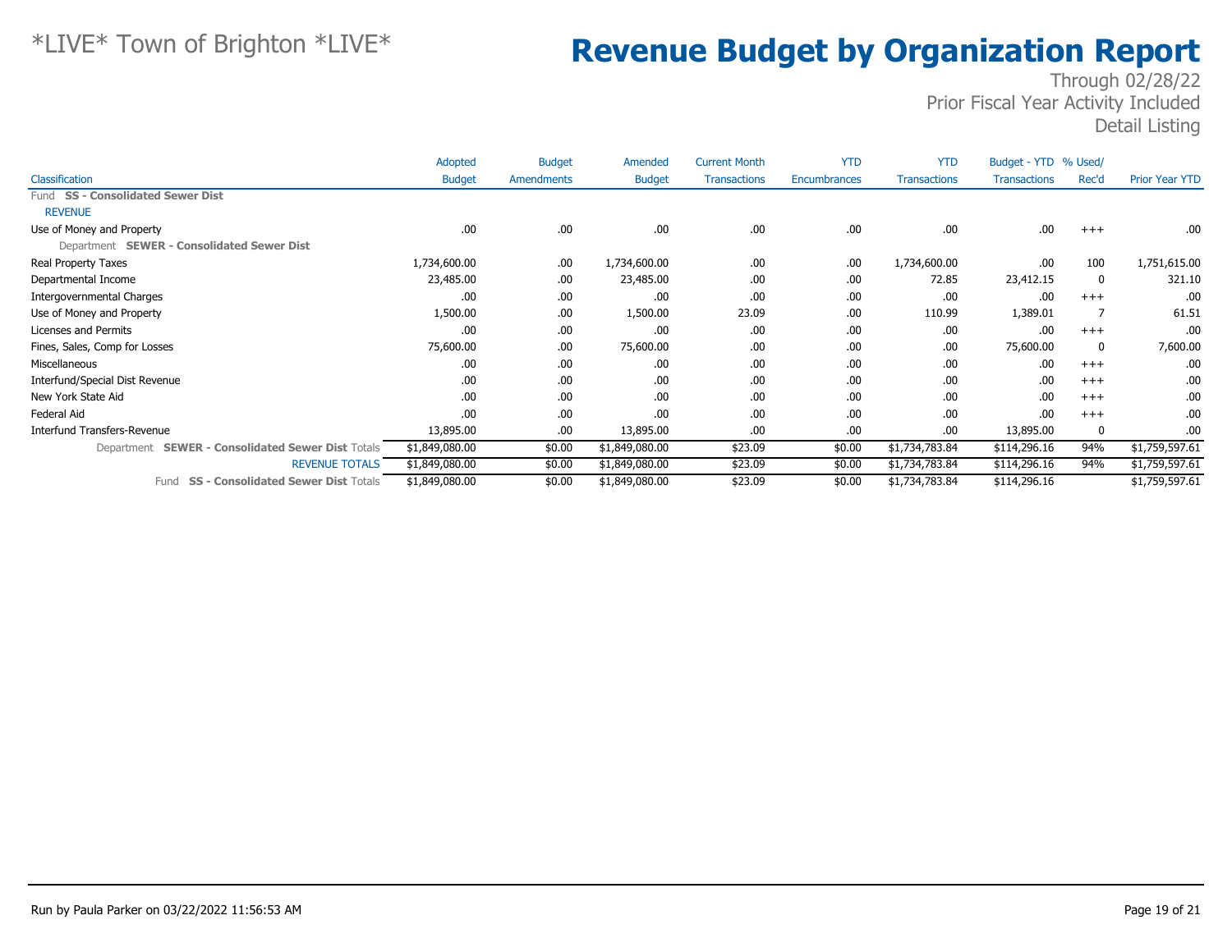# *LIVE* Town of Brighton *LIVE*

# Revenue Budget by Organization Report

Through 02/28/22
Prior Fiscal Year Activity Included
Detail Listing

| Classification | Adopted Budget | Budget Amendments | Amended Budget | Current Month Transactions | YTD Encumbrances | YTD Transactions | Budget - YTD Transactions | % Used/ Rec'd | Prior Year YTD |
|---|---|---|---|---|---|---|---|---|---|
| Fund **SS - Consolidated Sewer Dist** | | | | | | | | | |
| REVENUE | | | | | | | | | |
| Use of Money and Property | .00 | .00 | .00 | .00 | .00 | .00 | .00 | +++ | .00 |
| Department **SEWER - Consolidated Sewer Dist** | | | | | | | | | |
| Real Property Taxes | 1,734,600.00 | .00 | 1,734,600.00 | .00 | .00 | 1,734,600.00 | .00 | 100 | 1,751,615.00 |
| Departmental Income | 23,485.00 | .00 | 23,485.00 | .00 | .00 | 72.85 | 23,412.15 | 0 | 321.10 |
| Intergovernmental Charges | .00 | .00 | .00 | .00 | .00 | .00 | .00 | +++ | .00 |
| Use of Money and Property | 1,500.00 | .00 | 1,500.00 | 23.09 | .00 | 110.99 | 1,389.01 | 7 | 61.51 |
| Licenses and Permits | .00 | .00 | .00 | .00 | .00 | .00 | .00 | +++ | .00 |
| Fines, Sales, Comp for Losses | 75,600.00 | .00 | 75,600.00 | .00 | .00 | .00 | 75,600.00 | 0 | 7,600.00 |
| Miscellaneous | .00 | .00 | .00 | .00 | .00 | .00 | .00 | +++ | .00 |
| Interfund/Special Dist Revenue | .00 | .00 | .00 | .00 | .00 | .00 | .00 | +++ | .00 |
| New York State Aid | .00 | .00 | .00 | .00 | .00 | .00 | .00 | +++ | .00 |
| Federal Aid | .00 | .00 | .00 | .00 | .00 | .00 | .00 | +++ | .00 |
| Interfund Transfers-Revenue | 13,895.00 | .00 | 13,895.00 | .00 | .00 | .00 | 13,895.00 | 0 | .00 |
| Department **SEWER - Consolidated Sewer Dist** Totals | $1,849,080.00 | $0.00 | $1,849,080.00 | $23.09 | $0.00 | $1,734,783.84 | $114,296.16 | 94% | $1,759,597.61 |
| REVENUE TOTALS | $1,849,080.00 | $0.00 | $1,849,080.00 | $23.09 | $0.00 | $1,734,783.84 | $114,296.16 | 94% | $1,759,597.61 |
| Fund **SS - Consolidated Sewer Dist** Totals | $1,849,080.00 | $0.00 | $1,849,080.00 | $23.09 | $0.00 | $1,734,783.84 | $114,296.16 | | $1,759,597.61 |

Run by Paula Parker on 03/22/2022 11:56:53 AM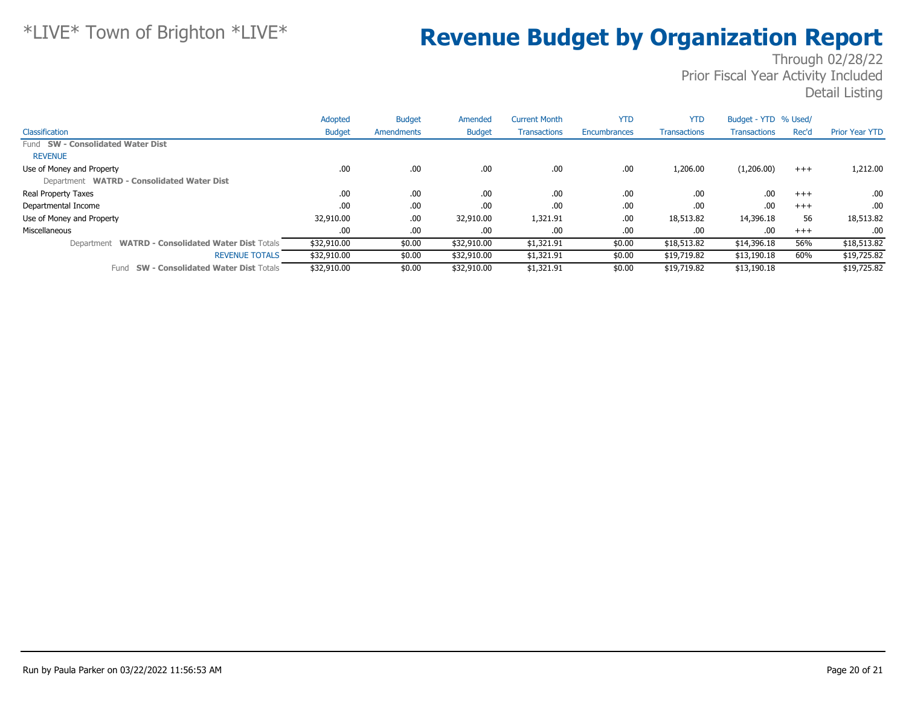# *LIVE* Town of Brighton *LIVE*

# Revenue Budget by Organization Report

Through 02/28/22
Prior Fiscal Year Activity Included
Detail Listing

| Classification | Adopted Budget | Budget Amendments | Amended Budget | Current Month Transactions | YTD Encumbrances | YTD Transactions | Budget - YTD Transactions | % Used/ Rec'd | Prior Year YTD |
|---|---|---|---|---|---|---|---|---|---|
| Fund **SW - Consolidated Water Dist** | | | | | | | | | |
| REVENUE | | | | | | | | | |
| Use of Money and Property | .00 | .00 | .00 | .00 | .00 | 1,206.00 | (1,206.00) | +++ | 1,212.00 |
| Department **WATRD - Consolidated Water Dist** | | | | | | | | | |
| Real Property Taxes | .00 | .00 | .00 | .00 | .00 | .00 | .00 | +++ | .00 |
| Departmental Income | .00 | .00 | .00 | .00 | .00 | .00 | .00 | +++ | .00 |
| Use of Money and Property | 32,910.00 | .00 | 32,910.00 | 1,321.91 | .00 | 18,513.82 | 14,396.18 | 56 | 18,513.82 |
| Miscellaneous | .00 | .00 | .00 | .00 | .00 | .00 | .00 | +++ | .00 |
| Department **WATRD - Consolidated Water Dist** Totals | $32,910.00 | $0.00 | $32,910.00 | $1,321.91 | $0.00 | $18,513.82 | $14,396.18 | 56% | $18,513.82 |
| REVENUE TOTALS | $32,910.00 | $0.00 | $32,910.00 | $1,321.91 | $0.00 | $19,719.82 | $13,190.18 | 60% | $19,725.82 |
| Fund **SW - Consolidated Water Dist** Totals | $32,910.00 | $0.00 | $32,910.00 | $1,321.91 | $0.00 | $19,719.82 | $13,190.18 | | $19,725.82 |

Run by Paula Parker on 03/22/2022 11:56:53 AM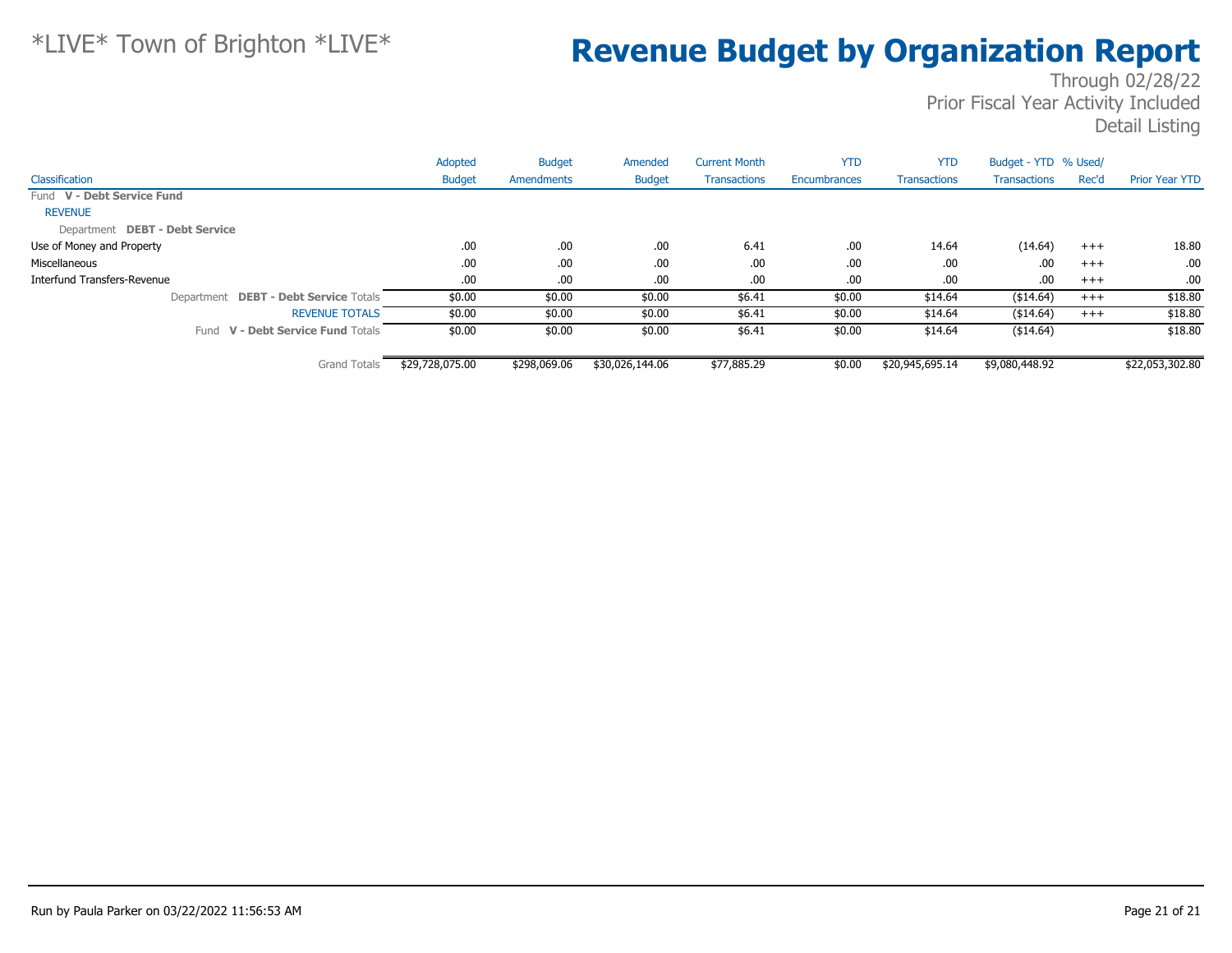# *LIVE* Town of Brighton *LIVE*

# Revenue Budget by Organization Report

Through 02/28/22
Prior Fiscal Year Activity Included
Detail Listing

| Classification | Adopted Budget | Budget Amendments | Amended Budget | Current Month Transactions | YTD Encumbrances | YTD Transactions | Budget - YTD Transactions | % Used/ Rec'd | Prior Year YTD |
|---|---|---|---|---|---|---|---|---|---|
| Fund **V - Debt Service Fund** | | | | | | | | | |
| REVENUE | | | | | | | | | |
| Department **DEBT - Debt Service** | | | | | | | | | |
| Use of Money and Property | .00 | .00 | .00 | 6.41 | .00 | 14.64 | (14.64) | +++ | 18.80 |
| Miscellaneous | .00 | .00 | .00 | .00 | .00 | .00 | .00 | +++ | .00 |
| Interfund Transfers-Revenue | .00 | .00 | .00 | .00 | .00 | .00 | .00 | +++ | .00 |
| Department **DEBT - Debt Service** Totals | $0.00 | $0.00 | $0.00 | $6.41 | $0.00 | $14.64 | ($14.64) | +++ | $18.80 |
| REVENUE TOTALS | $0.00 | $0.00 | $0.00 | $6.41 | $0.00 | $14.64 | ($14.64) | +++ | $18.80 |
| Fund **V - Debt Service Fund** Totals | $0.00 | $0.00 | $0.00 | $6.41 | $0.00 | $14.64 | ($14.64) | | $18.80 |
| Grand Totals | $29,728,075.00 | $298,069.06 | $30,026,144.06 | $77,885.29 | $0.00 | $20,945,695.14 | $9,080,448.92 | | $22,053,302.80 |

Run by Paula Parker on 03/22/2022 11:56:53 AM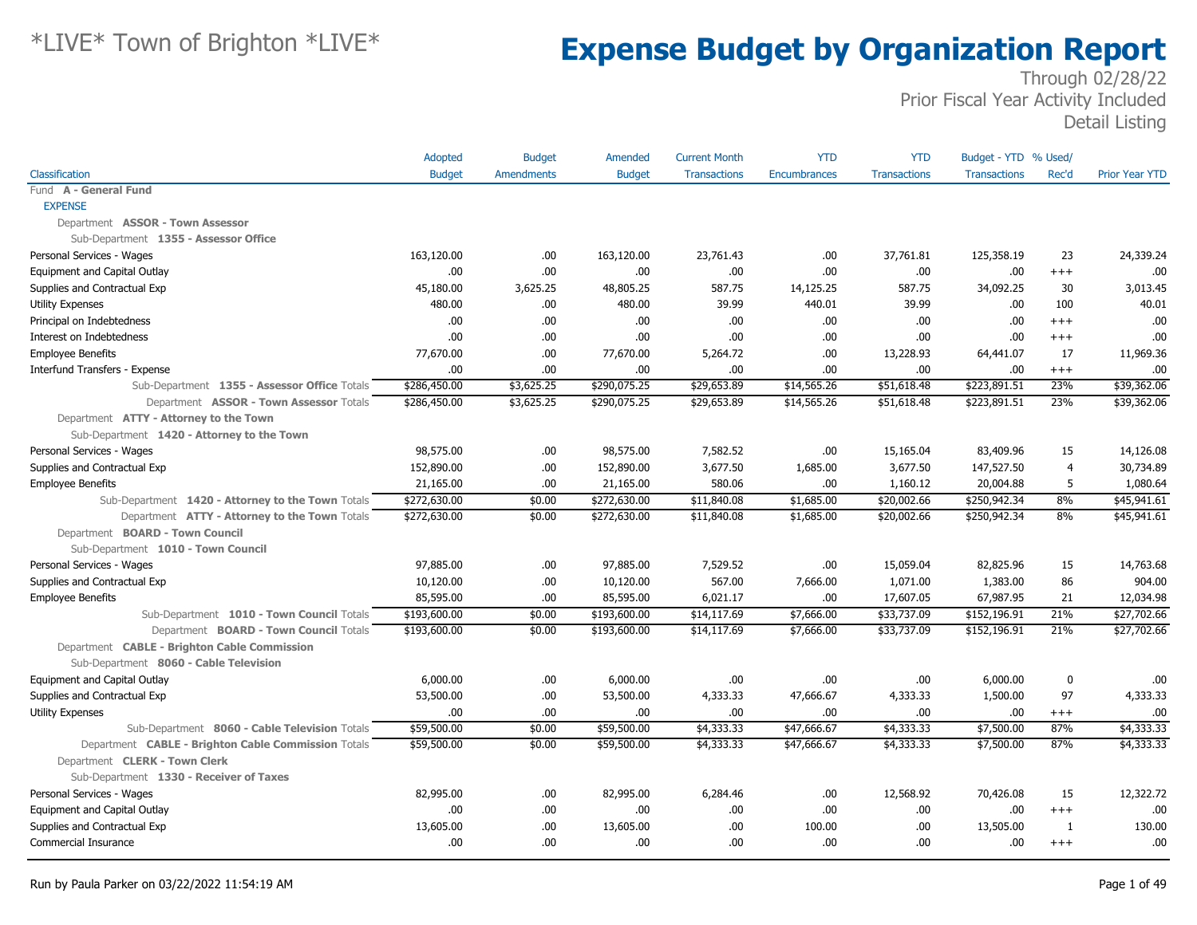# \*LIVE\* Town of Brighton \*LIVE\*

# Expense Budget by Organization Report

Through 02/28/22
Prior Fiscal Year Activity Included
Detail Listing

| Classification | Adopted Budget | Budget Amendments | Amended Budget | Current Month Transactions | YTD Encumbrances | YTD Transactions | Budget - YTD Transactions | % Used/ Rec'd | Prior Year YTD |
|---|---|---|---|---|---|---|---|---|---|
| Fund **A - General Fund** | | | | | | | | | |
| EXPENSE | | | | | | | | | |
| Department **ASSOR - Town Assessor** | | | | | | | | | |
| Sub-Department **1355 - Assessor Office** | | | | | | | | | |
| Personal Services - Wages | 163,120.00 | .00 | 163,120.00 | 23,761.43 | .00 | 37,761.81 | 125,358.19 | 23 | 24,339.24 |
| Equipment and Capital Outlay | .00 | .00 | .00 | .00 | .00 | .00 | .00 | +++ | .00 |
| Supplies and Contractual Exp | 45,180.00 | 3,625.25 | 48,805.25 | 587.75 | 14,125.25 | 587.75 | 34,092.25 | 30 | 3,013.45 |
| Utility Expenses | 480.00 | .00 | 480.00 | 39.99 | 440.01 | 39.99 | .00 | 100 | 40.01 |
| Principal on Indebtedness | .00 | .00 | .00 | .00 | .00 | .00 | .00 | +++ | .00 |
| Interest on Indebtedness | .00 | .00 | .00 | .00 | .00 | .00 | .00 | +++ | .00 |
| Employee Benefits | 77,670.00 | .00 | 77,670.00 | 5,264.72 | .00 | 13,228.93 | 64,441.07 | 17 | 11,969.36 |
| Interfund Transfers - Expense | .00 | .00 | .00 | .00 | .00 | .00 | .00 | +++ | .00 |
| Sub-Department **1355 - Assessor Office** Totals | $286,450.00 | $3,625.25 | $290,075.25 | $29,653.89 | $14,565.26 | $51,618.48 | $223,891.51 | 23% | $39,362.06 |
| Department **ASSOR - Town Assessor** Totals | $286,450.00 | $3,625.25 | $290,075.25 | $29,653.89 | $14,565.26 | $51,618.48 | $223,891.51 | 23% | $39,362.06 |
| Department **ATTY - Attorney to the Town** | | | | | | | | | |
| Sub-Department **1420 - Attorney to the Town** | | | | | | | | | |
| Personal Services - Wages | 98,575.00 | .00 | 98,575.00 | 7,582.52 | .00 | 15,165.04 | 83,409.96 | 15 | 14,126.08 |
| Supplies and Contractual Exp | 152,890.00 | .00 | 152,890.00 | 3,677.50 | 1,685.00 | 3,677.50 | 147,527.50 | 4 | 30,734.89 |
| Employee Benefits | 21,165.00 | .00 | 21,165.00 | 580.06 | .00 | 1,160.12 | 20,004.88 | 5 | 1,080.64 |
| Sub-Department **1420 - Attorney to the Town** Totals | $272,630.00 | $0.00 | $272,630.00 | $11,840.08 | $1,685.00 | $20,002.66 | $250,942.34 | 8% | $45,941.61 |
| Department **ATTY - Attorney to the Town** Totals | $272,630.00 | $0.00 | $272,630.00 | $11,840.08 | $1,685.00 | $20,002.66 | $250,942.34 | 8% | $45,941.61 |
| Department **BOARD - Town Council** | | | | | | | | | |
| Sub-Department **1010 - Town Council** | | | | | | | | | |
| Personal Services - Wages | 97,885.00 | .00 | 97,885.00 | 7,529.52 | .00 | 15,059.04 | 82,825.96 | 15 | 14,763.68 |
| Supplies and Contractual Exp | 10,120.00 | .00 | 10,120.00 | 567.00 | 7,666.00 | 1,071.00 | 1,383.00 | 86 | 904.00 |
| Employee Benefits | 85,595.00 | .00 | 85,595.00 | 6,021.17 | .00 | 17,607.05 | 67,987.95 | 21 | 12,034.98 |
| Sub-Department **1010 - Town Council** Totals | $193,600.00 | $0.00 | $193,600.00 | $14,117.69 | $7,666.00 | $33,737.09 | $152,196.91 | 21% | $27,702.66 |
| Department **BOARD - Town Council** Totals | $193,600.00 | $0.00 | $193,600.00 | $14,117.69 | $7,666.00 | $33,737.09 | $152,196.91 | 21% | $27,702.66 |
| Department **CABLE - Brighton Cable Commission** | | | | | | | | | |
| Sub-Department **8060 - Cable Television** | | | | | | | | | |
| Equipment and Capital Outlay | 6,000.00 | .00 | 6,000.00 | .00 | .00 | .00 | 6,000.00 | 0 | .00 |
| Supplies and Contractual Exp | 53,500.00 | .00 | 53,500.00 | 4,333.33 | 47,666.67 | 4,333.33 | 1,500.00 | 97 | 4,333.33 |
| Utility Expenses | .00 | .00 | .00 | .00 | .00 | .00 | .00 | +++ | .00 |
| Sub-Department **8060 - Cable Television** Totals | $59,500.00 | $0.00 | $59,500.00 | $4,333.33 | $47,666.67 | $4,333.33 | $7,500.00 | 87% | $4,333.33 |
| Department **CABLE - Brighton Cable Commission** Totals | $59,500.00 | $0.00 | $59,500.00 | $4,333.33 | $47,666.67 | $4,333.33 | $7,500.00 | 87% | $4,333.33 |
| Department **CLERK - Town Clerk** | | | | | | | | | |
| Sub-Department **1330 - Receiver of Taxes** | | | | | | | | | |
| Personal Services - Wages | 82,995.00 | .00 | 82,995.00 | 6,284.46 | .00 | 12,568.92 | 70,426.08 | 15 | 12,322.72 |
| Equipment and Capital Outlay | .00 | .00 | .00 | .00 | .00 | .00 | .00 | +++ | .00 |
| Supplies and Contractual Exp | 13,605.00 | .00 | 13,605.00 | .00 | 100.00 | .00 | 13,505.00 | 1 | 130.00 |
| Commercial Insurance | .00 | .00 | .00 | .00 | .00 | .00 | .00 | +++ | .00 |

Run by Paula Parker on 03/22/2022 11:54:19 AM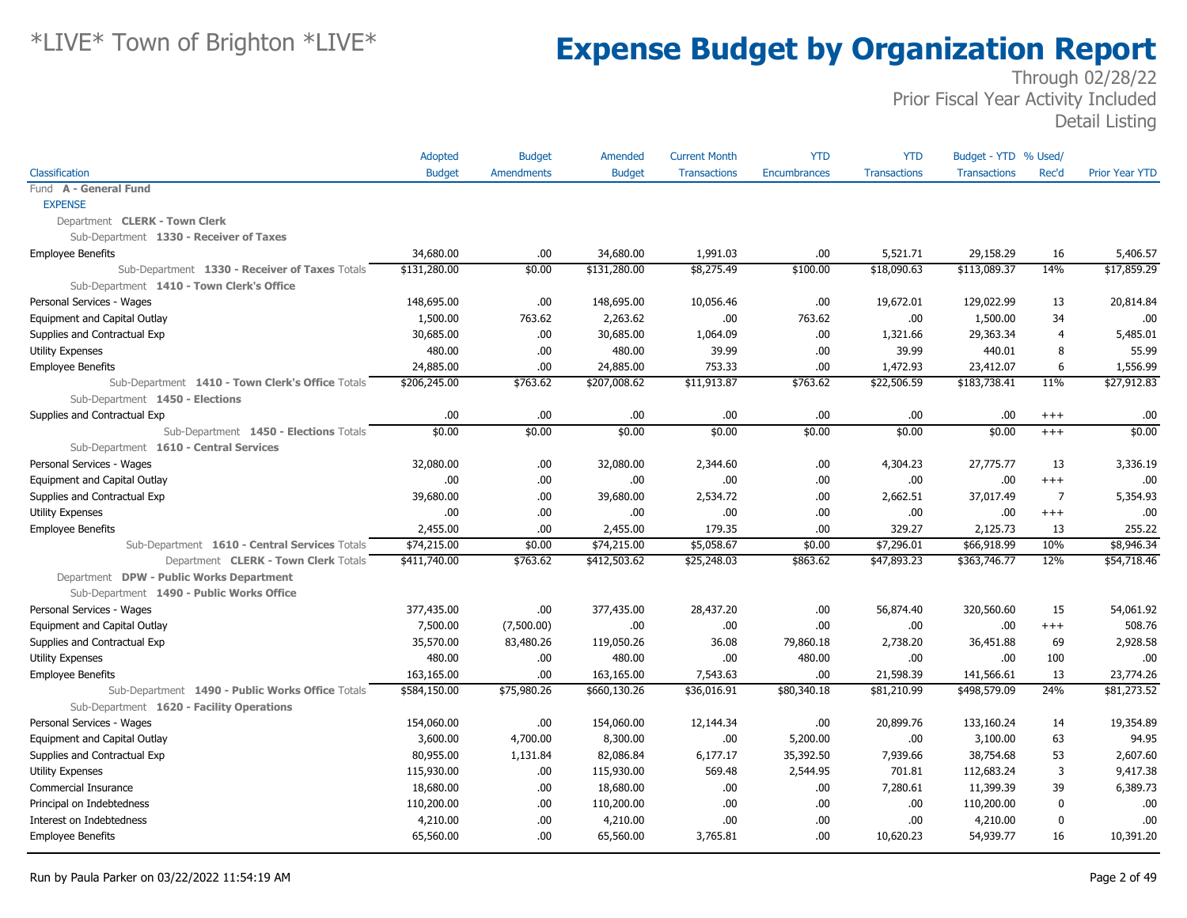# *LIVE* Town of Brighton *LIVE*

# Expense Budget by Organization Report

Through 02/28/22
Prior Fiscal Year Activity Included
Detail Listing

| Classification | Adopted Budget | Budget Amendments | Amended Budget | Current Month Transactions | YTD Encumbrances | YTD Transactions | Budget - YTD Transactions | % Used/ Rec'd | Prior Year YTD |
|---|---|---|---|---|---|---|---|---|---|
| Fund **A - General Fund** | | | | | | | | | |
| EXPENSE | | | | | | | | | |
| Department **CLERK - Town Clerk** | | | | | | | | | |
| Sub-Department **1330 - Receiver of Taxes** | | | | | | | | | |
| Employee Benefits | 34,680.00 | .00 | 34,680.00 | 1,991.03 | .00 | 5,521.71 | 29,158.29 | 16 | 5,406.57 |
| Sub-Department **1330 - Receiver of Taxes** Totals | $131,280.00 | $0.00 | $131,280.00 | $8,275.49 | $100.00 | $18,090.63 | $113,089.37 | 14% | $17,859.29 |
| Sub-Department **1410 - Town Clerk's Office** | | | | | | | | | |
| Personal Services - Wages | 148,695.00 | .00 | 148,695.00 | 10,056.46 | .00 | 19,672.01 | 129,022.99 | 13 | 20,814.84 |
| Equipment and Capital Outlay | 1,500.00 | 763.62 | 2,263.62 | .00 | 763.62 | .00 | 1,500.00 | 34 | .00 |
| Supplies and Contractual Exp | 30,685.00 | .00 | 30,685.00 | 1,064.09 | .00 | 1,321.66 | 29,363.34 | 4 | 5,485.01 |
| Utility Expenses | 480.00 | .00 | 480.00 | 39.99 | .00 | 39.99 | 440.01 | 8 | 55.99 |
| Employee Benefits | 24,885.00 | .00 | 24,885.00 | 753.33 | .00 | 1,472.93 | 23,412.07 | 6 | 1,556.99 |
| Sub-Department **1410 - Town Clerk's Office** Totals | $206,245.00 | $763.62 | $207,008.62 | $11,913.87 | $763.62 | $22,506.59 | $183,738.41 | 11% | $27,912.83 |
| Sub-Department **1450 - Elections** | | | | | | | | | |
| Supplies and Contractual Exp | .00 | .00 | .00 | .00 | .00 | .00 | .00 | +++ | .00 |
| Sub-Department **1450 - Elections** Totals | $0.00 | $0.00 | $0.00 | $0.00 | $0.00 | $0.00 | $0.00 | +++ | $0.00 |
| Sub-Department **1610 - Central Services** | | | | | | | | | |
| Personal Services - Wages | 32,080.00 | .00 | 32,080.00 | 2,344.60 | .00 | 4,304.23 | 27,775.77 | 13 | 3,336.19 |
| Equipment and Capital Outlay | .00 | .00 | .00 | .00 | .00 | .00 | .00 | +++ | .00 |
| Supplies and Contractual Exp | 39,680.00 | .00 | 39,680.00 | 2,534.72 | .00 | 2,662.51 | 37,017.49 | 7 | 5,354.93 |
| Utility Expenses | .00 | .00 | .00 | .00 | .00 | .00 | .00 | +++ | .00 |
| Employee Benefits | 2,455.00 | .00 | 2,455.00 | 179.35 | .00 | 329.27 | 2,125.73 | 13 | 255.22 |
| Sub-Department **1610 - Central Services** Totals | $74,215.00 | $0.00 | $74,215.00 | $5,058.67 | $0.00 | $7,296.01 | $66,918.99 | 10% | $8,946.34 |
| Department **CLERK - Town Clerk** Totals | $411,740.00 | $763.62 | $412,503.62 | $25,248.03 | $863.62 | $47,893.23 | $363,746.77 | 12% | $54,718.46 |
| Department **DPW - Public Works Department** | | | | | | | | | |
| Sub-Department **1490 - Public Works Office** | | | | | | | | | |
| Personal Services - Wages | 377,435.00 | .00 | 377,435.00 | 28,437.20 | .00 | 56,874.40 | 320,560.60 | 15 | 54,061.92 |
| Equipment and Capital Outlay | 7,500.00 | (7,500.00) | .00 | .00 | .00 | .00 | .00 | +++ | 508.76 |
| Supplies and Contractual Exp | 35,570.00 | 83,480.26 | 119,050.26 | 36.08 | 79,860.18 | 2,738.20 | 36,451.88 | 69 | 2,928.58 |
| Utility Expenses | 480.00 | .00 | 480.00 | .00 | 480.00 | .00 | .00 | 100 | .00 |
| Employee Benefits | 163,165.00 | .00 | 163,165.00 | 7,543.63 | .00 | 21,598.39 | 141,566.61 | 13 | 23,774.26 |
| Sub-Department **1490 - Public Works Office** Totals | $584,150.00 | $75,980.26 | $660,130.26 | $36,016.91 | $80,340.18 | $81,210.99 | $498,579.09 | 24% | $81,273.52 |
| Sub-Department **1620 - Facility Operations** | | | | | | | | | |
| Personal Services - Wages | 154,060.00 | .00 | 154,060.00 | 12,144.34 | .00 | 20,899.76 | 133,160.24 | 14 | 19,354.89 |
| Equipment and Capital Outlay | 3,600.00 | 4,700.00 | 8,300.00 | .00 | 5,200.00 | .00 | 3,100.00 | 63 | 94.95 |
| Supplies and Contractual Exp | 80,955.00 | 1,131.84 | 82,086.84 | 6,177.17 | 35,392.50 | 7,939.66 | 38,754.68 | 53 | 2,607.60 |
| Utility Expenses | 115,930.00 | .00 | 115,930.00 | 569.48 | 2,544.95 | 701.81 | 112,683.24 | 3 | 9,417.38 |
| Commercial Insurance | 18,680.00 | .00 | 18,680.00 | .00 | .00 | 7,280.61 | 11,399.39 | 39 | 6,389.73 |
| Principal on Indebtedness | 110,200.00 | .00 | 110,200.00 | .00 | .00 | .00 | 110,200.00 | 0 | .00 |
| Interest on Indebtedness | 4,210.00 | .00 | 4,210.00 | .00 | .00 | .00 | 4,210.00 | 0 | .00 |
| Employee Benefits | 65,560.00 | .00 | 65,560.00 | 3,765.81 | .00 | 10,620.23 | 54,939.77 | 16 | 10,391.20 |

Run by Paula Parker on 03/22/2022 11:54:19 AM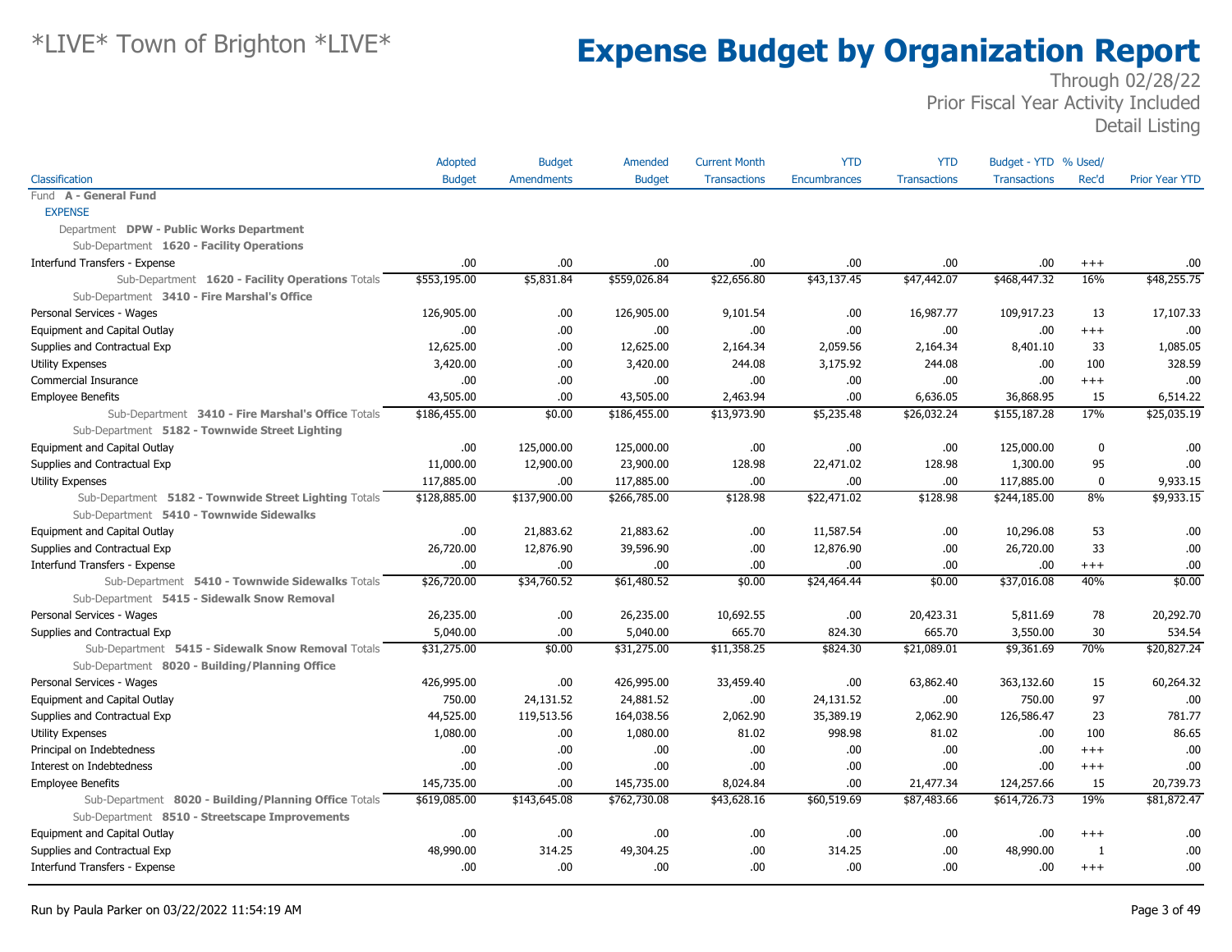# *LIVE* Town of Brighton *LIVE*

# Expense Budget by Organization Report

Through 02/28/22
Prior Fiscal Year Activity Included
Detail Listing

| Classification | Adopted Budget | Budget Amendments | Amended Budget | Current Month Transactions | YTD Encumbrances | YTD Transactions | Budget - YTD Transactions | % Used/ Rec'd | Prior Year YTD |
|---|---|---|---|---|---|---|---|---|---|
| Fund **A - General Fund** | | | | | | | | | |
| EXPENSE | | | | | | | | | |
| Department **DPW - Public Works Department** | | | | | | | | | |
| Sub-Department **1620 - Facility Operations** | | | | | | | | | |
| Interfund Transfers - Expense | .00 | .00 | .00 | .00 | .00 | .00 | .00 | +++ | .00 |
| Sub-Department **1620 - Facility Operations** Totals | $553,195.00 | $5,831.84 | $559,026.84 | $22,656.80 | $43,137.45 | $47,442.07 | $468,447.32 | 16% | $48,255.75 |
| Sub-Department **3410 - Fire Marshal's Office** | | | | | | | | | |
| Personal Services - Wages | 126,905.00 | .00 | 126,905.00 | 9,101.54 | .00 | 16,987.77 | 109,917.23 | 13 | 17,107.33 |
| Equipment and Capital Outlay | .00 | .00 | .00 | .00 | .00 | .00 | .00 | +++ | .00 |
| Supplies and Contractual Exp | 12,625.00 | .00 | 12,625.00 | 2,164.34 | 2,059.56 | 2,164.34 | 8,401.10 | 33 | 1,085.05 |
| Utility Expenses | 3,420.00 | .00 | 3,420.00 | 244.08 | 3,175.92 | 244.08 | .00 | 100 | 328.59 |
| Commercial Insurance | .00 | .00 | .00 | .00 | .00 | .00 | .00 | +++ | .00 |
| Employee Benefits | 43,505.00 | .00 | 43,505.00 | 2,463.94 | .00 | 6,636.05 | 36,868.95 | 15 | 6,514.22 |
| Sub-Department **3410 - Fire Marshal's Office** Totals | $186,455.00 | $0.00 | $186,455.00 | $13,973.90 | $5,235.48 | $26,032.24 | $155,187.28 | 17% | $25,035.19 |
| Sub-Department **5182 - Townwide Street Lighting** | | | | | | | | | |
| Equipment and Capital Outlay | .00 | 125,000.00 | 125,000.00 | .00 | .00 | .00 | 125,000.00 | 0 | .00 |
| Supplies and Contractual Exp | 11,000.00 | 12,900.00 | 23,900.00 | 128.98 | 22,471.02 | 128.98 | 1,300.00 | 95 | .00 |
| Utility Expenses | 117,885.00 | .00 | 117,885.00 | .00 | .00 | .00 | 117,885.00 | 0 | 9,933.15 |
| Sub-Department **5182 - Townwide Street Lighting** Totals | $128,885.00 | $137,900.00 | $266,785.00 | $128.98 | $22,471.02 | $128.98 | $244,185.00 | 8% | $9,933.15 |
| Sub-Department **5410 - Townwide Sidewalks** | | | | | | | | | |
| Equipment and Capital Outlay | .00 | 21,883.62 | 21,883.62 | .00 | 11,587.54 | .00 | 10,296.08 | 53 | .00 |
| Supplies and Contractual Exp | 26,720.00 | 12,876.90 | 39,596.90 | .00 | 12,876.90 | .00 | 26,720.00 | 33 | .00 |
| Interfund Transfers - Expense | .00 | .00 | .00 | .00 | .00 | .00 | .00 | +++ | .00 |
| Sub-Department **5410 - Townwide Sidewalks** Totals | $26,720.00 | $34,760.52 | $61,480.52 | $0.00 | $24,464.44 | $0.00 | $37,016.08 | 40% | $0.00 |
| Sub-Department **5415 - Sidewalk Snow Removal** | | | | | | | | | |
| Personal Services - Wages | 26,235.00 | .00 | 26,235.00 | 10,692.55 | .00 | 20,423.31 | 5,811.69 | 78 | 20,292.70 |
| Supplies and Contractual Exp | 5,040.00 | .00 | 5,040.00 | 665.70 | 824.30 | 665.70 | 3,550.00 | 30 | 534.54 |
| Sub-Department **5415 - Sidewalk Snow Removal** Totals | $31,275.00 | $0.00 | $31,275.00 | $11,358.25 | $824.30 | $21,089.01 | $9,361.69 | 70% | $20,827.24 |
| Sub-Department **8020 - Building/Planning Office** | | | | | | | | | |
| Personal Services - Wages | 426,995.00 | .00 | 426,995.00 | 33,459.40 | .00 | 63,862.40 | 363,132.60 | 15 | 60,264.32 |
| Equipment and Capital Outlay | 750.00 | 24,131.52 | 24,881.52 | .00 | 24,131.52 | .00 | 750.00 | 97 | .00 |
| Supplies and Contractual Exp | 44,525.00 | 119,513.56 | 164,038.56 | 2,062.90 | 35,389.19 | 2,062.90 | 126,586.47 | 23 | 781.77 |
| Utility Expenses | 1,080.00 | .00 | 1,080.00 | 81.02 | 998.98 | 81.02 | .00 | 100 | 86.65 |
| Principal on Indebtedness | .00 | .00 | .00 | .00 | .00 | .00 | .00 | +++ | .00 |
| Interest on Indebtedness | .00 | .00 | .00 | .00 | .00 | .00 | .00 | +++ | .00 |
| Employee Benefits | 145,735.00 | .00 | 145,735.00 | 8,024.84 | .00 | 21,477.34 | 124,257.66 | 15 | 20,739.73 |
| Sub-Department **8020 - Building/Planning Office** Totals | $619,085.00 | $143,645.08 | $762,730.08 | $43,628.16 | $60,519.69 | $87,483.66 | $614,726.73 | 19% | $81,872.47 |
| Sub-Department **8510 - Streetscape Improvements** | | | | | | | | | |
| Equipment and Capital Outlay | .00 | .00 | .00 | .00 | .00 | .00 | .00 | +++ | .00 |
| Supplies and Contractual Exp | 48,990.00 | 314.25 | 49,304.25 | .00 | 314.25 | .00 | 48,990.00 | 1 | .00 |
| Interfund Transfers - Expense | .00 | .00 | .00 | .00 | .00 | .00 | .00 | +++ | .00 |

Run by Paula Parker on 03/22/2022 11:54:19 AM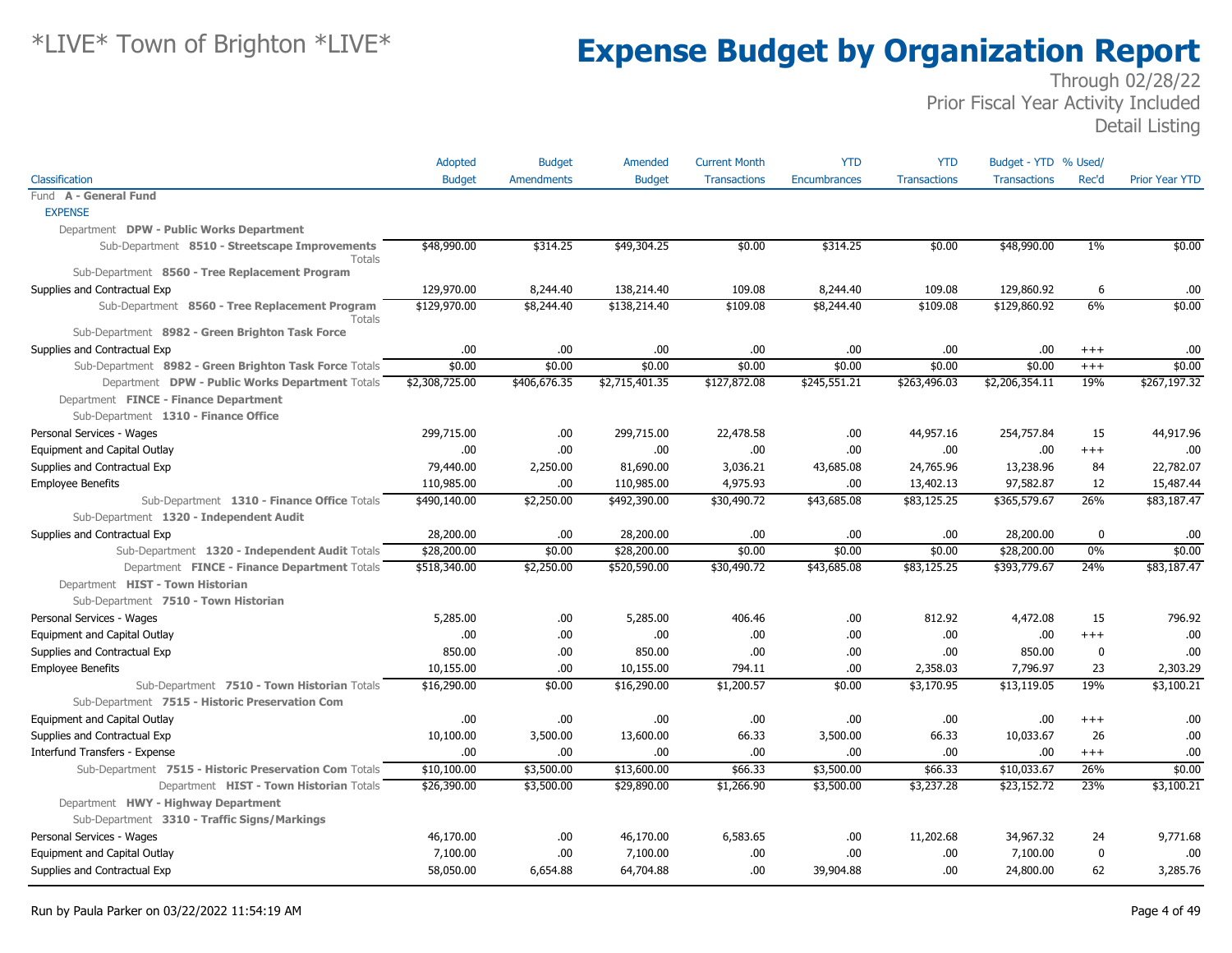# Expense Budget by Organization Report

Through 02/28/22
Prior Fiscal Year Activity Included
Detail Listing

| Classification | Adopted Budget | Budget Amendments | Amended Budget | Current Month Transactions | YTD Encumbrances | YTD Transactions | Budget - YTD Transactions | % Used/ Rec'd | Prior Year YTD |
|---|---|---|---|---|---|---|---|---|---|
| Fund **A - General Fund** | | | | | | | | | |
| EXPENSE | | | | | | | | | |
| Department **DPW - Public Works Department** | | | | | | | | | |
| Sub-Department **8510 - Streetscape Improvements** Totals | $48,990.00 | $314.25 | $49,304.25 | $0.00 | $314.25 | $0.00 | $48,990.00 | 1% | $0.00 |
| Sub-Department **8560 - Tree Replacement Program** | | | | | | | | | |
| Supplies and Contractual Exp | 129,970.00 | 8,244.40 | 138,214.40 | 109.08 | 8,244.40 | 109.08 | 129,860.92 | 6 | .00 |
| Sub-Department **8560 - Tree Replacement Program** Totals | $129,970.00 | $8,244.40 | $138,214.40 | $109.08 | $8,244.40 | $109.08 | $129,860.92 | 6% | $0.00 |
| Sub-Department **8982 - Green Brighton Task Force** | | | | | | | | | |
| Supplies and Contractual Exp | .00 | .00 | .00 | .00 | .00 | .00 | .00 | +++ | .00 |
| Sub-Department **8982 - Green Brighton Task Force** Totals | $0.00 | $0.00 | $0.00 | $0.00 | $0.00 | $0.00 | $0.00 | +++ | $0.00 |
| Department **DPW - Public Works Department** Totals | $2,308,725.00 | $406,676.35 | $2,715,401.35 | $127,872.08 | $245,551.21 | $263,496.03 | $2,206,354.11 | 19% | $267,197.32 |
| Department **FINCE - Finance Department** | | | | | | | | | |
| Sub-Department **1310 - Finance Office** | | | | | | | | | |
| Personal Services - Wages | 299,715.00 | .00 | 299,715.00 | 22,478.58 | .00 | 44,957.16 | 254,757.84 | 15 | 44,917.96 |
| Equipment and Capital Outlay | .00 | .00 | .00 | .00 | .00 | .00 | .00 | +++ | .00 |
| Supplies and Contractual Exp | 79,440.00 | 2,250.00 | 81,690.00 | 3,036.21 | 43,685.08 | 24,765.96 | 13,238.96 | 84 | 22,782.07 |
| Employee Benefits | 110,985.00 | .00 | 110,985.00 | 4,975.93 | .00 | 13,402.13 | 97,582.87 | 12 | 15,487.44 |
| Sub-Department **1310 - Finance Office** Totals | $490,140.00 | $2,250.00 | $492,390.00 | $30,490.72 | $43,685.08 | $83,125.25 | $365,579.67 | 26% | $83,187.47 |
| Sub-Department **1320 - Independent Audit** | | | | | | | | | |
| Supplies and Contractual Exp | 28,200.00 | .00 | 28,200.00 | .00 | .00 | .00 | 28,200.00 | 0 | .00 |
| Sub-Department **1320 - Independent Audit** Totals | $28,200.00 | $0.00 | $28,200.00 | $0.00 | $0.00 | $0.00 | $28,200.00 | 0% | $0.00 |
| Department **FINCE - Finance Department** Totals | $518,340.00 | $2,250.00 | $520,590.00 | $30,490.72 | $43,685.08 | $83,125.25 | $393,779.67 | 24% | $83,187.47 |
| Department **HIST - Town Historian** | | | | | | | | | |
| Sub-Department **7510 - Town Historian** | | | | | | | | | |
| Personal Services - Wages | 5,285.00 | .00 | 5,285.00 | 406.46 | .00 | 812.92 | 4,472.08 | 15 | 796.92 |
| Equipment and Capital Outlay | .00 | .00 | .00 | .00 | .00 | .00 | .00 | +++ | .00 |
| Supplies and Contractual Exp | 850.00 | .00 | 850.00 | .00 | .00 | .00 | 850.00 | 0 | .00 |
| Employee Benefits | 10,155.00 | .00 | 10,155.00 | 794.11 | .00 | 2,358.03 | 7,796.97 | 23 | 2,303.29 |
| Sub-Department **7510 - Town Historian** Totals | $16,290.00 | $0.00 | $16,290.00 | $1,200.57 | $0.00 | $3,170.95 | $13,119.05 | 19% | $3,100.21 |
| Sub-Department **7515 - Historic Preservation Com** | | | | | | | | | |
| Equipment and Capital Outlay | .00 | .00 | .00 | .00 | .00 | .00 | .00 | +++ | .00 |
| Supplies and Contractual Exp | 10,100.00 | 3,500.00 | 13,600.00 | 66.33 | 3,500.00 | 66.33 | 10,033.67 | 26 | .00 |
| Interfund Transfers - Expense | .00 | .00 | .00 | .00 | .00 | .00 | .00 | +++ | .00 |
| Sub-Department **7515 - Historic Preservation Com** Totals | $10,100.00 | $3,500.00 | $13,600.00 | $66.33 | $3,500.00 | $66.33 | $10,033.67 | 26% | $0.00 |
| Department **HIST - Town Historian** Totals | $26,390.00 | $3,500.00 | $29,890.00 | $1,266.90 | $3,500.00 | $3,237.28 | $23,152.72 | 23% | $3,100.21 |
| Department **HWY - Highway Department** | | | | | | | | | |
| Sub-Department **3310 - Traffic Signs/Markings** | | | | | | | | | |
| Personal Services - Wages | 46,170.00 | .00 | 46,170.00 | 6,583.65 | .00 | 11,202.68 | 34,967.32 | 24 | 9,771.68 |
| Equipment and Capital Outlay | 7,100.00 | .00 | 7,100.00 | .00 | .00 | .00 | 7,100.00 | 0 | .00 |
| Supplies and Contractual Exp | 58,050.00 | 6,654.88 | 64,704.88 | .00 | 39,904.88 | .00 | 24,800.00 | 62 | 3,285.76 |

Run by Paula Parker on 03/22/2022 11:54:19 AM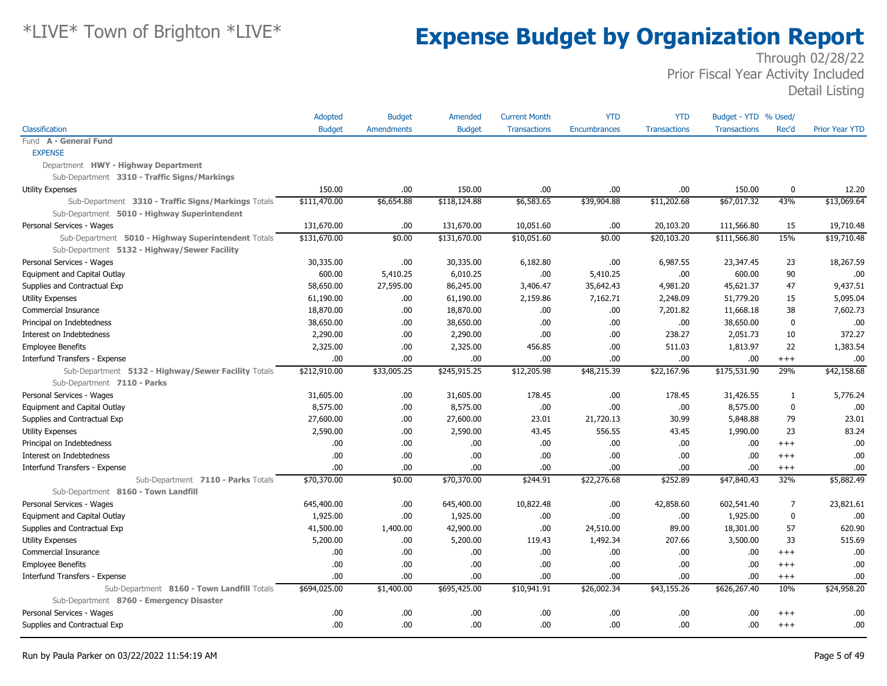# Expense Budget by Organization Report

*LIVE* Town of Brighton *LIVE*

Through 02/28/22
Prior Fiscal Year Activity Included
Detail Listing

| Classification | Adopted Budget | Budget Amendments | Amended Budget | Current Month Transactions | YTD Encumbrances | YTD Transactions | Budget - YTD Transactions | % Used/ Rec'd | Prior Year YTD |
|---|---|---|---|---|---|---|---|---|---|
| Fund **A - General Fund** | | | | | | | | | |
| EXPENSE | | | | | | | | | |
| Department **HWY - Highway Department** | | | | | | | | | |
| Sub-Department **3310 - Traffic Signs/Markings** | | | | | | | | | |
| Utility Expenses | 150.00 | .00 | 150.00 | .00 | .00 | .00 | 150.00 | 0 | 12.20 |
| Sub-Department **3310 - Traffic Signs/Markings** Totals | $111,470.00 | $6,654.88 | $118,124.88 | $6,583.65 | $39,904.88 | $11,202.68 | $67,017.32 | 43% | $13,069.64 |
| Sub-Department **5010 - Highway Superintendent** | | | | | | | | | |
| Personal Services - Wages | 131,670.00 | .00 | 131,670.00 | 10,051.60 | .00 | 20,103.20 | 111,566.80 | 15 | 19,710.48 |
| Sub-Department **5010 - Highway Superintendent** Totals | $131,670.00 | $0.00 | $131,670.00 | $10,051.60 | $0.00 | $20,103.20 | $111,566.80 | 15% | $19,710.48 |
| Sub-Department **5132 - Highway/Sewer Facility** | | | | | | | | | |
| Personal Services - Wages | 30,335.00 | .00 | 30,335.00 | 6,182.80 | .00 | 6,987.55 | 23,347.45 | 23 | 18,267.59 |
| Equipment and Capital Outlay | 600.00 | 5,410.25 | 6,010.25 | .00 | 5,410.25 | .00 | 600.00 | 90 | .00 |
| Supplies and Contractual Exp | 58,650.00 | 27,595.00 | 86,245.00 | 3,406.47 | 35,642.43 | 4,981.20 | 45,621.37 | 47 | 9,437.51 |
| Utility Expenses | 61,190.00 | .00 | 61,190.00 | 2,159.86 | 7,162.71 | 2,248.09 | 51,779.20 | 15 | 5,095.04 |
| Commercial Insurance | 18,870.00 | .00 | 18,870.00 | .00 | .00 | 7,201.82 | 11,668.18 | 38 | 7,602.73 |
| Principal on Indebtedness | 38,650.00 | .00 | 38,650.00 | .00 | .00 | .00 | 38,650.00 | 0 | .00 |
| Interest on Indebtedness | 2,290.00 | .00 | 2,290.00 | .00 | .00 | 238.27 | 2,051.73 | 10 | 372.27 |
| Employee Benefits | 2,325.00 | .00 | 2,325.00 | 456.85 | .00 | 511.03 | 1,813.97 | 22 | 1,383.54 |
| Interfund Transfers - Expense | .00 | .00 | .00 | .00 | .00 | .00 | .00 | +++ | .00 |
| Sub-Department **5132 - Highway/Sewer Facility** Totals | $212,910.00 | $33,005.25 | $245,915.25 | $12,205.98 | $48,215.39 | $22,167.96 | $175,531.90 | 29% | $42,158.68 |
| Sub-Department **7110 - Parks** | | | | | | | | | |
| Personal Services - Wages | 31,605.00 | .00 | 31,605.00 | 178.45 | .00 | 178.45 | 31,426.55 | 1 | 5,776.24 |
| Equipment and Capital Outlay | 8,575.00 | .00 | 8,575.00 | .00 | .00 | .00 | 8,575.00 | 0 | .00 |
| Supplies and Contractual Exp | 27,600.00 | .00 | 27,600.00 | 23.01 | 21,720.13 | 30.99 | 5,848.88 | 79 | 23.01 |
| Utility Expenses | 2,590.00 | .00 | 2,590.00 | 43.45 | 556.55 | 43.45 | 1,990.00 | 23 | 83.24 |
| Principal on Indebtedness | .00 | .00 | .00 | .00 | .00 | .00 | .00 | +++ | .00 |
| Interest on Indebtedness | .00 | .00 | .00 | .00 | .00 | .00 | .00 | +++ | .00 |
| Interfund Transfers - Expense | .00 | .00 | .00 | .00 | .00 | .00 | .00 | +++ | .00 |
| Sub-Department **7110 - Parks** Totals | $70,370.00 | $0.00 | $70,370.00 | $244.91 | $22,276.68 | $252.89 | $47,840.43 | 32% | $5,882.49 |
| Sub-Department **8160 - Town Landfill** | | | | | | | | | |
| Personal Services - Wages | 645,400.00 | .00 | 645,400.00 | 10,822.48 | .00 | 42,858.60 | 602,541.40 | 7 | 23,821.61 |
| Equipment and Capital Outlay | 1,925.00 | .00 | 1,925.00 | .00 | .00 | .00 | 1,925.00 | 0 | .00 |
| Supplies and Contractual Exp | 41,500.00 | 1,400.00 | 42,900.00 | .00 | 24,510.00 | 89.00 | 18,301.00 | 57 | 620.90 |
| Utility Expenses | 5,200.00 | .00 | 5,200.00 | 119.43 | 1,492.34 | 207.66 | 3,500.00 | 33 | 515.69 |
| Commercial Insurance | .00 | .00 | .00 | .00 | .00 | .00 | .00 | +++ | .00 |
| Employee Benefits | .00 | .00 | .00 | .00 | .00 | .00 | .00 | +++ | .00 |
| Interfund Transfers - Expense | .00 | .00 | .00 | .00 | .00 | .00 | .00 | +++ | .00 |
| Sub-Department **8160 - Town Landfill** Totals | $694,025.00 | $1,400.00 | $695,425.00 | $10,941.91 | $26,002.34 | $43,155.26 | $626,267.40 | 10% | $24,958.20 |
| Sub-Department **8760 - Emergency Disaster** | | | | | | | | | |
| Personal Services - Wages | .00 | .00 | .00 | .00 | .00 | .00 | .00 | +++ | .00 |
| Supplies and Contractual Exp | .00 | .00 | .00 | .00 | .00 | .00 | .00 | +++ | .00 |

Run by Paula Parker on 03/22/2022 11:54:19 AM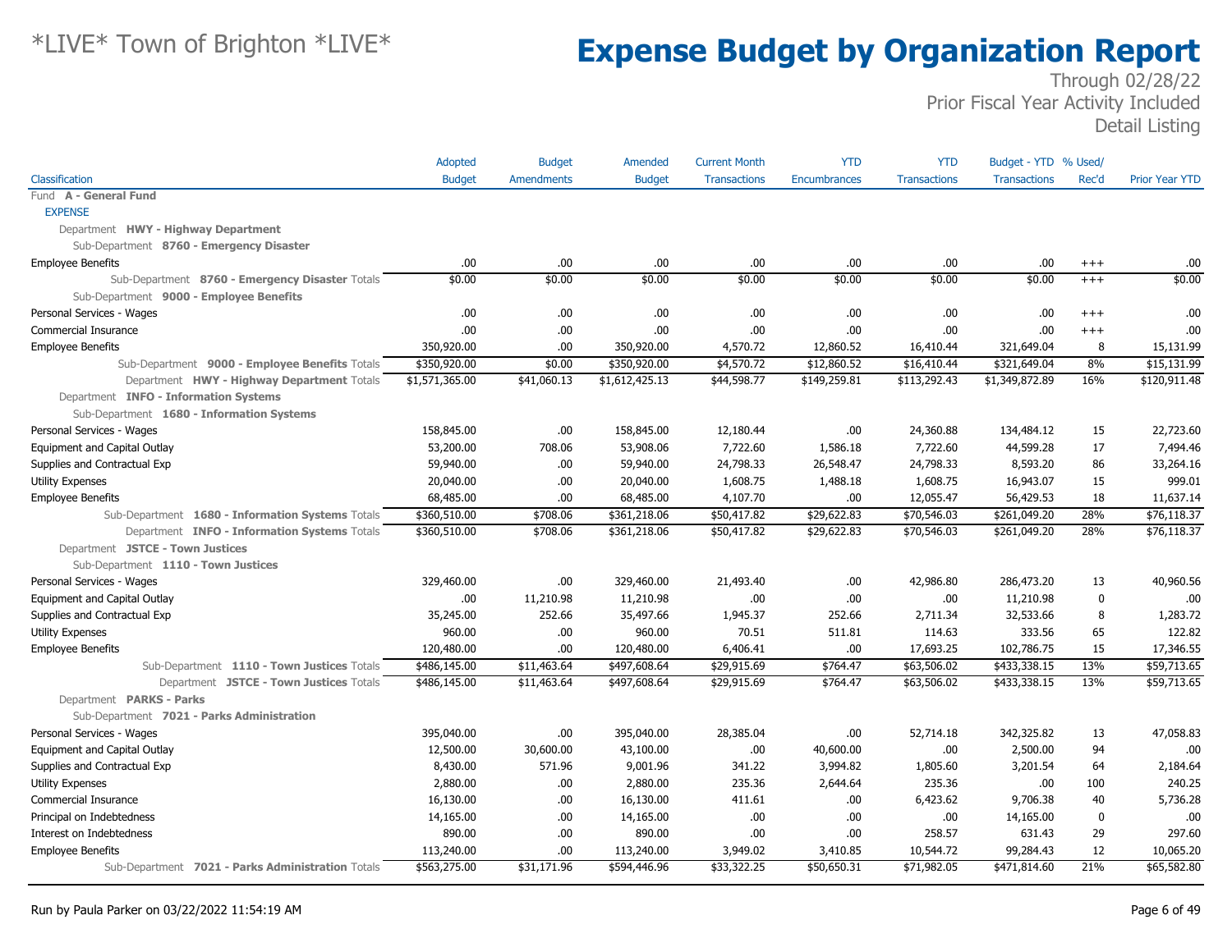# Expense Budget by Organization Report

*LIVE* Town of Brighton *LIVE*

Through 02/28/22
Prior Fiscal Year Activity Included
Detail Listing

| Classification | Adopted Budget | Budget Amendments | Amended Budget | Current Month Transactions | YTD Encumbrances | YTD Transactions | Budget - YTD Transactions | % Used/ Rec'd | Prior Year YTD |
|---|---|---|---|---|---|---|---|---|---|
| Fund **A - General Fund** | | | | | | | | | |
| EXPENSE | | | | | | | | | |
| Department **HWY - Highway Department** | | | | | | | | | |
| Sub-Department **8760 - Emergency Disaster** | | | | | | | | | |
| Employee Benefits | .00 | .00 | .00 | .00 | .00 | .00 | .00 | +++ | .00 |
| Sub-Department **8760 - Emergency Disaster** Totals | $0.00 | $0.00 | $0.00 | $0.00 | $0.00 | $0.00 | $0.00 | +++ | $0.00 |
| Sub-Department **9000 - Employee Benefits** | | | | | | | | | |
| Personal Services - Wages | .00 | .00 | .00 | .00 | .00 | .00 | .00 | +++ | .00 |
| Commercial Insurance | .00 | .00 | .00 | .00 | .00 | .00 | .00 | +++ | .00 |
| Employee Benefits | 350,920.00 | .00 | 350,920.00 | 4,570.72 | 12,860.52 | 16,410.44 | 321,649.04 | 8 | 15,131.99 |
| Sub-Department **9000 - Employee Benefits** Totals | $350,920.00 | $0.00 | $350,920.00 | $4,570.72 | $12,860.52 | $16,410.44 | $321,649.04 | 8% | $15,131.99 |
| Department **HWY - Highway Department** Totals | $1,571,365.00 | $41,060.13 | $1,612,425.13 | $44,598.77 | $149,259.81 | $113,292.43 | $1,349,872.89 | 16% | $120,911.48 |
| Department **INFO - Information Systems** | | | | | | | | | |
| Sub-Department **1680 - Information Systems** | | | | | | | | | |
| Personal Services - Wages | 158,845.00 | .00 | 158,845.00 | 12,180.44 | .00 | 24,360.88 | 134,484.12 | 15 | 22,723.60 |
| Equipment and Capital Outlay | 53,200.00 | 708.06 | 53,908.06 | 7,722.60 | 1,586.18 | 7,722.60 | 44,599.28 | 17 | 7,494.46 |
| Supplies and Contractual Exp | 59,940.00 | .00 | 59,940.00 | 24,798.33 | 26,548.47 | 24,798.33 | 8,593.20 | 86 | 33,264.16 |
| Utility Expenses | 20,040.00 | .00 | 20,040.00 | 1,608.75 | 1,488.18 | 1,608.75 | 16,943.07 | 15 | 999.01 |
| Employee Benefits | 68,485.00 | .00 | 68,485.00 | 4,107.70 | .00 | 12,055.47 | 56,429.53 | 18 | 11,637.14 |
| Sub-Department **1680 - Information Systems** Totals | $360,510.00 | $708.06 | $361,218.06 | $50,417.82 | $29,622.83 | $70,546.03 | $261,049.20 | 28% | $76,118.37 |
| Department **INFO - Information Systems** Totals | $360,510.00 | $708.06 | $361,218.06 | $50,417.82 | $29,622.83 | $70,546.03 | $261,049.20 | 28% | $76,118.37 |
| Department **JSTCE - Town Justices** | | | | | | | | | |
| Sub-Department **1110 - Town Justices** | | | | | | | | | |
| Personal Services - Wages | 329,460.00 | .00 | 329,460.00 | 21,493.40 | .00 | 42,986.80 | 286,473.20 | 13 | 40,960.56 |
| Equipment and Capital Outlay | .00 | 11,210.98 | 11,210.98 | .00 | .00 | .00 | 11,210.98 | 0 | .00 |
| Supplies and Contractual Exp | 35,245.00 | 252.66 | 35,497.66 | 1,945.37 | 252.66 | 2,711.34 | 32,533.66 | 8 | 1,283.72 |
| Utility Expenses | 960.00 | .00 | 960.00 | 70.51 | 511.81 | 114.63 | 333.56 | 65 | 122.82 |
| Employee Benefits | 120,480.00 | .00 | 120,480.00 | 6,406.41 | .00 | 17,693.25 | 102,786.75 | 15 | 17,346.55 |
| Sub-Department **1110 - Town Justices** Totals | $486,145.00 | $11,463.64 | $497,608.64 | $29,915.69 | $764.47 | $63,506.02 | $433,338.15 | 13% | $59,713.65 |
| Department **JSTCE - Town Justices** Totals | $486,145.00 | $11,463.64 | $497,608.64 | $29,915.69 | $764.47 | $63,506.02 | $433,338.15 | 13% | $59,713.65 |
| Department **PARKS - Parks** | | | | | | | | | |
| Sub-Department **7021 - Parks Administration** | | | | | | | | | |
| Personal Services - Wages | 395,040.00 | .00 | 395,040.00 | 28,385.04 | .00 | 52,714.18 | 342,325.82 | 13 | 47,058.83 |
| Equipment and Capital Outlay | 12,500.00 | 30,600.00 | 43,100.00 | .00 | 40,600.00 | .00 | 2,500.00 | 94 | .00 |
| Supplies and Contractual Exp | 8,430.00 | 571.96 | 9,001.96 | 341.22 | 3,994.82 | 1,805.60 | 3,201.54 | 64 | 2,184.64 |
| Utility Expenses | 2,880.00 | .00 | 2,880.00 | 235.36 | 2,644.64 | 235.36 | .00 | 100 | 240.25 |
| Commercial Insurance | 16,130.00 | .00 | 16,130.00 | 411.61 | .00 | 6,423.62 | 9,706.38 | 40 | 5,736.28 |
| Principal on Indebtedness | 14,165.00 | .00 | 14,165.00 | .00 | .00 | .00 | 14,165.00 | 0 | .00 |
| Interest on Indebtedness | 890.00 | .00 | 890.00 | .00 | .00 | 258.57 | 631.43 | 29 | 297.60 |
| Employee Benefits | 113,240.00 | .00 | 113,240.00 | 3,949.02 | 3,410.85 | 10,544.72 | 99,284.43 | 12 | 10,065.20 |
| Sub-Department **7021 - Parks Administration** Totals | $563,275.00 | $31,171.96 | $594,446.96 | $33,322.25 | $50,650.31 | $71,982.05 | $471,814.60 | 21% | $65,582.80 |

Run by Paula Parker on 03/22/2022 11:54:19 AM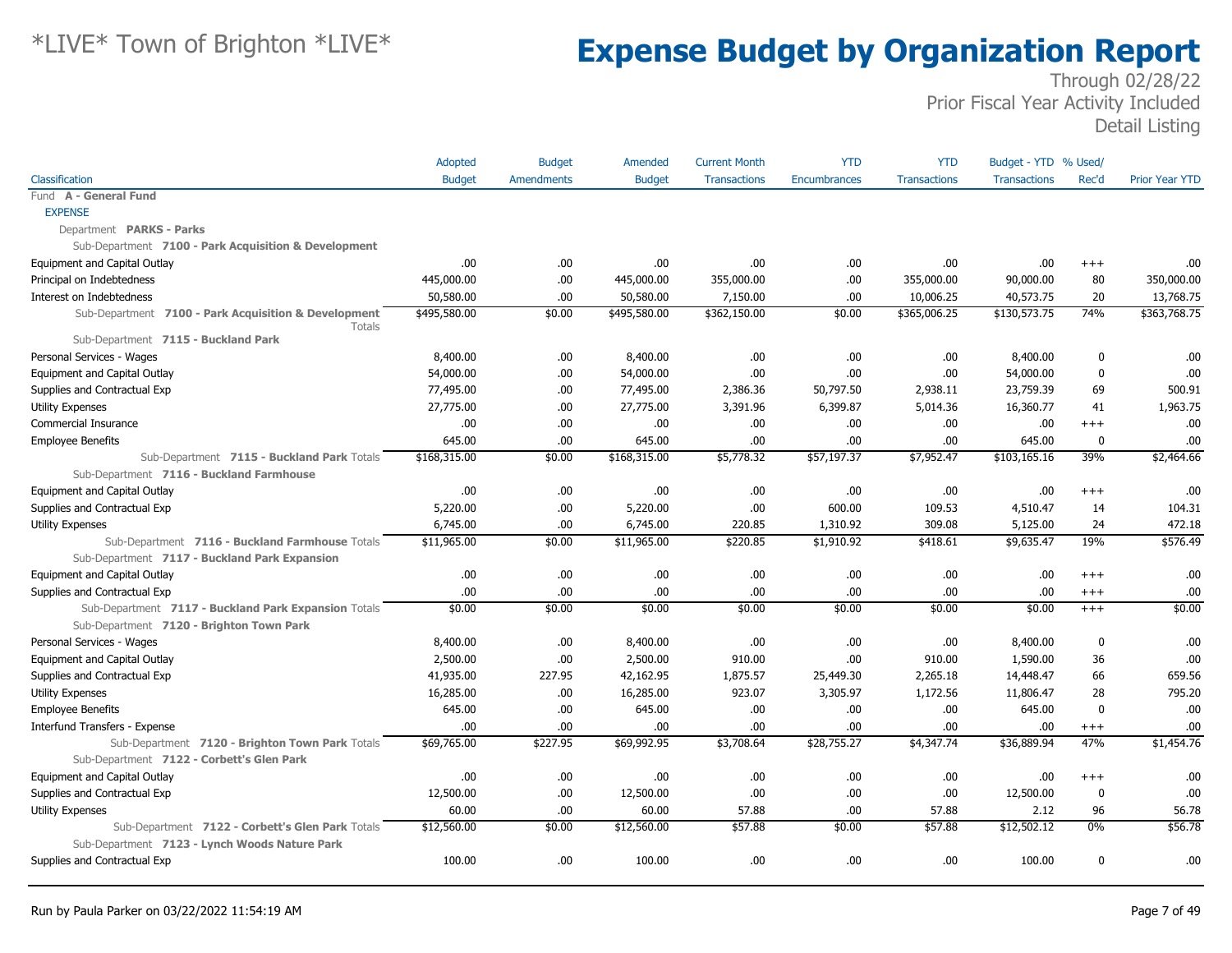# *LIVE* Town of Brighton *LIVE*

# Expense Budget by Organization Report

Through 02/28/22
Prior Fiscal Year Activity Included
Detail Listing

| Classification | Adopted Budget | Budget Amendments | Amended Budget | Current Month Transactions | YTD Encumbrances | YTD Transactions | Budget - YTD Transactions | % Used/ Rec'd | Prior Year YTD |
|---|---|---|---|---|---|---|---|---|---|
| Fund **A - General Fund** | | | | | | | | | |
| EXPENSE | | | | | | | | | |
| Department **PARKS - Parks** | | | | | | | | | |
| Sub-Department **7100 - Park Acquisition & Development** | | | | | | | | | |
| Equipment and Capital Outlay | .00 | .00 | .00 | .00 | .00 | .00 | .00 | +++ | .00 |
| Principal on Indebtedness | 445,000.00 | .00 | 445,000.00 | 355,000.00 | .00 | 355,000.00 | 90,000.00 | 80 | 350,000.00 |
| Interest on Indebtedness | 50,580.00 | .00 | 50,580.00 | 7,150.00 | .00 | 10,006.25 | 40,573.75 | 20 | 13,768.75 |
| Sub-Department **7100 - Park Acquisition & Development** Totals | $495,580.00 | $0.00 | $495,580.00 | $362,150.00 | $0.00 | $365,006.25 | $130,573.75 | 74% | $363,768.75 |
| Sub-Department **7115 - Buckland Park** | | | | | | | | | |
| Personal Services - Wages | 8,400.00 | .00 | 8,400.00 | .00 | .00 | .00 | 8,400.00 | 0 | .00 |
| Equipment and Capital Outlay | 54,000.00 | .00 | 54,000.00 | .00 | .00 | .00 | 54,000.00 | 0 | .00 |
| Supplies and Contractual Exp | 77,495.00 | .00 | 77,495.00 | 2,386.36 | 50,797.50 | 2,938.11 | 23,759.39 | 69 | 500.91 |
| Utility Expenses | 27,775.00 | .00 | 27,775.00 | 3,391.96 | 6,399.87 | 5,014.36 | 16,360.77 | 41 | 1,963.75 |
| Commercial Insurance | .00 | .00 | .00 | .00 | .00 | .00 | .00 | +++ | .00 |
| Employee Benefits | 645.00 | .00 | 645.00 | .00 | .00 | .00 | 645.00 | 0 | .00 |
| Sub-Department **7115 - Buckland Park** Totals | $168,315.00 | $0.00 | $168,315.00 | $5,778.32 | $57,197.37 | $7,952.47 | $103,165.16 | 39% | $2,464.66 |
| Sub-Department **7116 - Buckland Farmhouse** | | | | | | | | | |
| Equipment and Capital Outlay | .00 | .00 | .00 | .00 | .00 | .00 | .00 | +++ | .00 |
| Supplies and Contractual Exp | 5,220.00 | .00 | 5,220.00 | .00 | 600.00 | 109.53 | 4,510.47 | 14 | 104.31 |
| Utility Expenses | 6,745.00 | .00 | 6,745.00 | 220.85 | 1,310.92 | 309.08 | 5,125.00 | 24 | 472.18 |
| Sub-Department **7116 - Buckland Farmhouse** Totals | $11,965.00 | $0.00 | $11,965.00 | $220.85 | $1,910.92 | $418.61 | $9,635.47 | 19% | $576.49 |
| Sub-Department **7117 - Buckland Park Expansion** | | | | | | | | | |
| Equipment and Capital Outlay | .00 | .00 | .00 | .00 | .00 | .00 | .00 | +++ | .00 |
| Supplies and Contractual Exp | .00 | .00 | .00 | .00 | .00 | .00 | .00 | +++ | .00 |
| Sub-Department **7117 - Buckland Park Expansion** Totals | $0.00 | $0.00 | $0.00 | $0.00 | $0.00 | $0.00 | $0.00 | +++ | $0.00 |
| Sub-Department **7120 - Brighton Town Park** | | | | | | | | | |
| Personal Services - Wages | 8,400.00 | .00 | 8,400.00 | .00 | .00 | .00 | 8,400.00 | 0 | .00 |
| Equipment and Capital Outlay | 2,500.00 | .00 | 2,500.00 | 910.00 | .00 | 910.00 | 1,590.00 | 36 | .00 |
| Supplies and Contractual Exp | 41,935.00 | 227.95 | 42,162.95 | 1,875.57 | 25,449.30 | 2,265.18 | 14,448.47 | 66 | 659.56 |
| Utility Expenses | 16,285.00 | .00 | 16,285.00 | 923.07 | 3,305.97 | 1,172.56 | 11,806.47 | 28 | 795.20 |
| Employee Benefits | 645.00 | .00 | 645.00 | .00 | .00 | .00 | 645.00 | 0 | .00 |
| Interfund Transfers - Expense | .00 | .00 | .00 | .00 | .00 | .00 | .00 | +++ | .00 |
| Sub-Department **7120 - Brighton Town Park** Totals | $69,765.00 | $227.95 | $69,992.95 | $3,708.64 | $28,755.27 | $4,347.74 | $36,889.94 | 47% | $1,454.76 |
| Sub-Department **7122 - Corbett's Glen Park** | | | | | | | | | |
| Equipment and Capital Outlay | .00 | .00 | .00 | .00 | .00 | .00 | .00 | +++ | .00 |
| Supplies and Contractual Exp | 12,500.00 | .00 | 12,500.00 | .00 | .00 | .00 | 12,500.00 | 0 | .00 |
| Utility Expenses | 60.00 | .00 | 60.00 | 57.88 | .00 | 57.88 | 2.12 | 96 | 56.78 |
| Sub-Department **7122 - Corbett's Glen Park** Totals | $12,560.00 | $0.00 | $12,560.00 | $57.88 | $0.00 | $57.88 | $12,502.12 | 0% | $56.78 |
| Sub-Department **7123 - Lynch Woods Nature Park** | | | | | | | | | |
| Supplies and Contractual Exp | 100.00 | .00 | 100.00 | .00 | .00 | .00 | 100.00 | 0 | .00 |

Run by Paula Parker on 03/22/2022 11:54:19 AM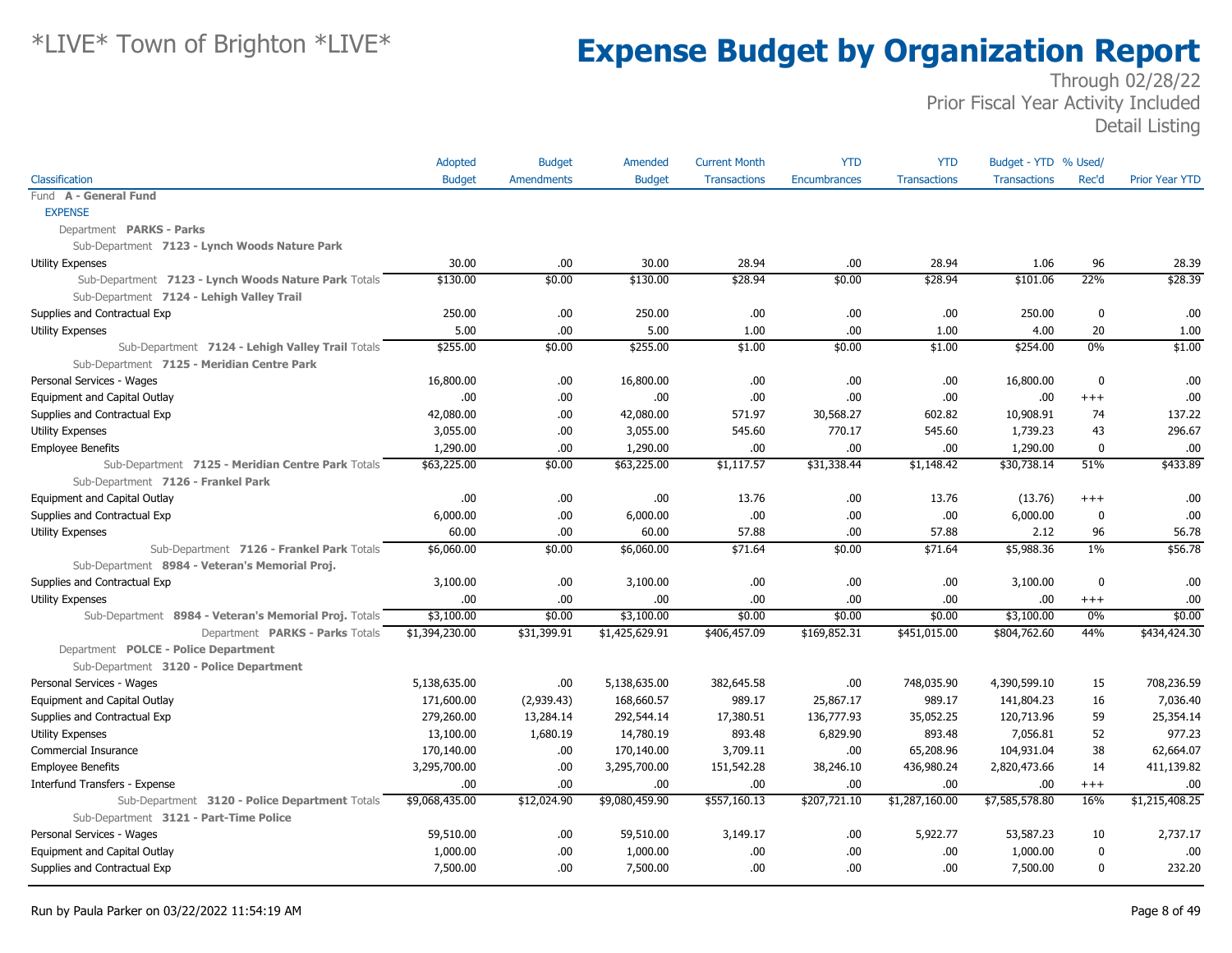# *LIVE* Town of Brighton *LIVE*

# Expense Budget by Organization Report

Through 02/28/22
Prior Fiscal Year Activity Included
Detail Listing

| Classification | Adopted Budget | Budget Amendments | Amended Budget | Current Month Transactions | YTD Encumbrances | YTD Transactions | Budget - YTD Transactions | % Used/ Rec'd | Prior Year YTD |
|---|---|---|---|---|---|---|---|---|---|
| Fund **A - General Fund** | | | | | | | | | |
| EXPENSE | | | | | | | | | |
| Department **PARKS - Parks** | | | | | | | | | |
| Sub-Department **7123 - Lynch Woods Nature Park** | | | | | | | | | |
| Utility Expenses | 30.00 | .00 | 30.00 | 28.94 | .00 | 28.94 | 1.06 | 96 | 28.39 |
| Sub-Department **7123 - Lynch Woods Nature Park** Totals | $130.00 | $0.00 | $130.00 | $28.94 | $0.00 | $28.94 | $101.06 | 22% | $28.39 |
| Sub-Department **7124 - Lehigh Valley Trail** | | | | | | | | | |
| Supplies and Contractual Exp | 250.00 | .00 | 250.00 | .00 | .00 | .00 | 250.00 | 0 | .00 |
| Utility Expenses | 5.00 | .00 | 5.00 | 1.00 | .00 | 1.00 | 4.00 | 20 | 1.00 |
| Sub-Department **7124 - Lehigh Valley Trail** Totals | $255.00 | $0.00 | $255.00 | $1.00 | $0.00 | $1.00 | $254.00 | 0% | $1.00 |
| Sub-Department **7125 - Meridian Centre Park** | | | | | | | | | |
| Personal Services - Wages | 16,800.00 | .00 | 16,800.00 | .00 | .00 | .00 | 16,800.00 | 0 | .00 |
| Equipment and Capital Outlay | .00 | .00 | .00 | .00 | .00 | .00 | .00 | +++ | .00 |
| Supplies and Contractual Exp | 42,080.00 | .00 | 42,080.00 | 571.97 | 30,568.27 | 602.82 | 10,908.91 | 74 | 137.22 |
| Utility Expenses | 3,055.00 | .00 | 3,055.00 | 545.60 | 770.17 | 545.60 | 1,739.23 | 43 | 296.67 |
| Employee Benefits | 1,290.00 | .00 | 1,290.00 | .00 | .00 | .00 | 1,290.00 | 0 | .00 |
| Sub-Department **7125 - Meridian Centre Park** Totals | $63,225.00 | $0.00 | $63,225.00 | $1,117.57 | $31,338.44 | $1,148.42 | $30,738.14 | 51% | $433.89 |
| Sub-Department **7126 - Frankel Park** | | | | | | | | | |
| Equipment and Capital Outlay | .00 | .00 | .00 | 13.76 | .00 | 13.76 | (13.76) | +++ | .00 |
| Supplies and Contractual Exp | 6,000.00 | .00 | 6,000.00 | .00 | .00 | .00 | 6,000.00 | 0 | .00 |
| Utility Expenses | 60.00 | .00 | 60.00 | 57.88 | .00 | 57.88 | 2.12 | 96 | 56.78 |
| Sub-Department **7126 - Frankel Park** Totals | $6,060.00 | $0.00 | $6,060.00 | $71.64 | $0.00 | $71.64 | $5,988.36 | 1% | $56.78 |
| Sub-Department **8984 - Veteran's Memorial Proj.** | | | | | | | | | |
| Supplies and Contractual Exp | 3,100.00 | .00 | 3,100.00 | .00 | .00 | .00 | 3,100.00 | 0 | .00 |
| Utility Expenses | .00 | .00 | .00 | .00 | .00 | .00 | .00 | +++ | .00 |
| Sub-Department **8984 - Veteran's Memorial Proj.** Totals | $3,100.00 | $0.00 | $3,100.00 | $0.00 | $0.00 | $0.00 | $3,100.00 | 0% | $0.00 |
| Department **PARKS - Parks** Totals | $1,394,230.00 | $31,399.91 | $1,425,629.91 | $406,457.09 | $169,852.31 | $451,015.00 | $804,762.60 | 44% | $434,424.30 |
| Department **POLCE - Police Department** | | | | | | | | | |
| Sub-Department **3120 - Police Department** | | | | | | | | | |
| Personal Services - Wages | 5,138,635.00 | .00 | 5,138,635.00 | 382,645.58 | .00 | 748,035.90 | 4,390,599.10 | 15 | 708,236.59 |
| Equipment and Capital Outlay | 171,600.00 | (2,939.43) | 168,660.57 | 989.17 | 25,867.17 | 989.17 | 141,804.23 | 16 | 7,036.40 |
| Supplies and Contractual Exp | 279,260.00 | 13,284.14 | 292,544.14 | 17,380.51 | 136,777.93 | 35,052.25 | 120,713.96 | 59 | 25,354.14 |
| Utility Expenses | 13,100.00 | 1,680.19 | 14,780.19 | 893.48 | 6,829.90 | 893.48 | 7,056.81 | 52 | 977.23 |
| Commercial Insurance | 170,140.00 | .00 | 170,140.00 | 3,709.11 | .00 | 65,208.96 | 104,931.04 | 38 | 62,664.07 |
| Employee Benefits | 3,295,700.00 | .00 | 3,295,700.00 | 151,542.28 | 38,246.10 | 436,980.24 | 2,820,473.66 | 14 | 411,139.82 |
| Interfund Transfers - Expense | .00 | .00 | .00 | .00 | .00 | .00 | .00 | +++ | .00 |
| Sub-Department **3120 - Police Department** Totals | $9,068,435.00 | $12,024.90 | $9,080,459.90 | $557,160.13 | $207,721.10 | $1,287,160.00 | $7,585,578.80 | 16% | $1,215,408.25 |
| Sub-Department **3121 - Part-Time Police** | | | | | | | | | |
| Personal Services - Wages | 59,510.00 | .00 | 59,510.00 | 3,149.17 | .00 | 5,922.77 | 53,587.23 | 10 | 2,737.17 |
| Equipment and Capital Outlay | 1,000.00 | .00 | 1,000.00 | .00 | .00 | .00 | 1,000.00 | 0 | .00 |
| Supplies and Contractual Exp | 7,500.00 | .00 | 7,500.00 | .00 | .00 | .00 | 7,500.00 | 0 | 232.20 |

Run by Paula Parker on 03/22/2022 11:54:19 AM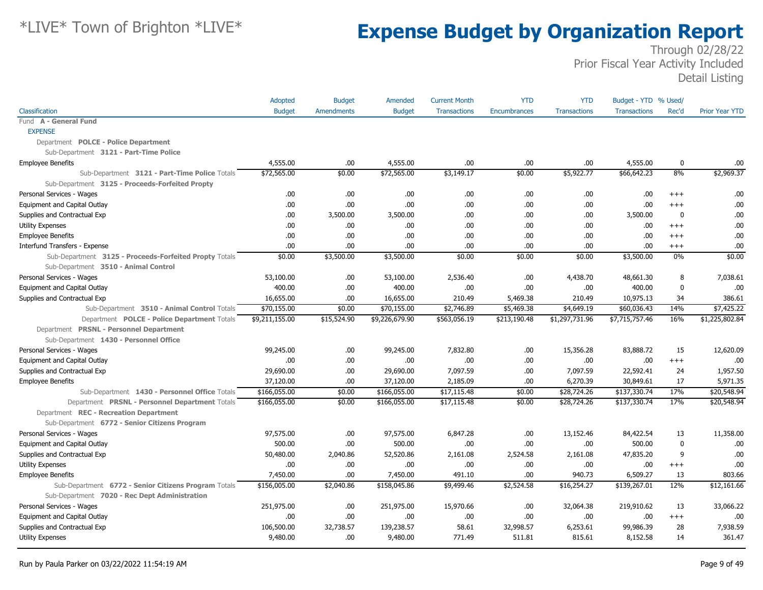# Expense Budget by Organization Report

*LIVE* Town of Brighton *LIVE*

Through 02/28/22
Prior Fiscal Year Activity Included
Detail Listing

| Classification | Adopted Budget | Budget Amendments | Amended Budget | Current Month Transactions | YTD Encumbrances | YTD Transactions | Budget - YTD Transactions | % Used/ Rec'd | Prior Year YTD |
|---|---|---|---|---|---|---|---|---|---|
| Fund **A - General Fund** | | | | | | | | | |
| EXPENSE | | | | | | | | | |
| Department **POLCE - Police Department** | | | | | | | | | |
| Sub-Department **3121 - Part-Time Police** | | | | | | | | | |
| Employee Benefits | 4,555.00 | .00 | 4,555.00 | .00 | .00 | .00 | 4,555.00 | 0 | .00 |
| Sub-Department **3121 - Part-Time Police** Totals | $72,565.00 | $0.00 | $72,565.00 | $3,149.17 | $0.00 | $5,922.77 | $66,642.23 | 8% | $2,969.37 |
| Sub-Department **3125 - Proceeds-Forfeited Propty** | | | | | | | | | |
| Personal Services - Wages | .00 | .00 | .00 | .00 | .00 | .00 | .00 | +++ | .00 |
| Equipment and Capital Outlay | .00 | .00 | .00 | .00 | .00 | .00 | .00 | +++ | .00 |
| Supplies and Contractual Exp | .00 | 3,500.00 | 3,500.00 | .00 | .00 | .00 | 3,500.00 | 0 | .00 |
| Utility Expenses | .00 | .00 | .00 | .00 | .00 | .00 | .00 | +++ | .00 |
| Employee Benefits | .00 | .00 | .00 | .00 | .00 | .00 | .00 | +++ | .00 |
| Interfund Transfers - Expense | .00 | .00 | .00 | .00 | .00 | .00 | .00 | +++ | .00 |
| Sub-Department **3125 - Proceeds-Forfeited Propty** Totals | $0.00 | $3,500.00 | $3,500.00 | $0.00 | $0.00 | $0.00 | $3,500.00 | 0% | $0.00 |
| Sub-Department **3510 - Animal Control** | | | | | | | | | |
| Personal Services - Wages | 53,100.00 | .00 | 53,100.00 | 2,536.40 | .00 | 4,438.70 | 48,661.30 | 8 | 7,038.61 |
| Equipment and Capital Outlay | 400.00 | .00 | 400.00 | .00 | .00 | .00 | 400.00 | 0 | .00 |
| Supplies and Contractual Exp | 16,655.00 | .00 | 16,655.00 | 210.49 | 5,469.38 | 210.49 | 10,975.13 | 34 | 386.61 |
| Sub-Department **3510 - Animal Control** Totals | $70,155.00 | $0.00 | $70,155.00 | $2,746.89 | $5,469.38 | $4,649.19 | $60,036.43 | 14% | $7,425.22 |
| Department **POLCE - Police Department** Totals | $9,211,155.00 | $15,524.90 | $9,226,679.90 | $563,056.19 | $213,190.48 | $1,297,731.96 | $7,715,757.46 | 16% | $1,225,802.84 |
| Department **PRSNL - Personnel Department** | | | | | | | | | |
| Sub-Department **1430 - Personnel Office** | | | | | | | | | |
| Personal Services - Wages | 99,245.00 | .00 | 99,245.00 | 7,832.80 | .00 | 15,356.28 | 83,888.72 | 15 | 12,620.09 |
| Equipment and Capital Outlay | .00 | .00 | .00 | .00 | .00 | .00 | .00 | +++ | .00 |
| Supplies and Contractual Exp | 29,690.00 | .00 | 29,690.00 | 7,097.59 | .00 | 7,097.59 | 22,592.41 | 24 | 1,957.50 |
| Employee Benefits | 37,120.00 | .00 | 37,120.00 | 2,185.09 | .00 | 6,270.39 | 30,849.61 | 17 | 5,971.35 |
| Sub-Department **1430 - Personnel Office** Totals | $166,055.00 | $0.00 | $166,055.00 | $17,115.48 | $0.00 | $28,724.26 | $137,330.74 | 17% | $20,548.94 |
| Department **PRSNL - Personnel Department** Totals | $166,055.00 | $0.00 | $166,055.00 | $17,115.48 | $0.00 | $28,724.26 | $137,330.74 | 17% | $20,548.94 |
| Department **REC - Recreation Department** | | | | | | | | | |
| Sub-Department **6772 - Senior Citizens Program** | | | | | | | | | |
| Personal Services - Wages | 97,575.00 | .00 | 97,575.00 | 6,847.28 | .00 | 13,152.46 | 84,422.54 | 13 | 11,358.00 |
| Equipment and Capital Outlay | 500.00 | .00 | 500.00 | .00 | .00 | .00 | 500.00 | 0 | .00 |
| Supplies and Contractual Exp | 50,480.00 | 2,040.86 | 52,520.86 | 2,161.08 | 2,524.58 | 2,161.08 | 47,835.20 | 9 | .00 |
| Utility Expenses | .00 | .00 | .00 | .00 | .00 | .00 | .00 | +++ | .00 |
| Employee Benefits | 7,450.00 | .00 | 7,450.00 | 491.10 | .00 | 940.73 | 6,509.27 | 13 | 803.66 |
| Sub-Department **6772 - Senior Citizens Program** Totals | $156,005.00 | $2,040.86 | $158,045.86 | $9,499.46 | $2,524.58 | $16,254.27 | $139,267.01 | 12% | $12,161.66 |
| Sub-Department **7020 - Rec Dept Administration** | | | | | | | | | |
| Personal Services - Wages | 251,975.00 | .00 | 251,975.00 | 15,970.66 | .00 | 32,064.38 | 219,910.62 | 13 | 33,066.22 |
| Equipment and Capital Outlay | .00 | .00 | .00 | .00 | .00 | .00 | .00 | +++ | .00 |
| Supplies and Contractual Exp | 106,500.00 | 32,738.57 | 139,238.57 | 58.61 | 32,998.57 | 6,253.61 | 99,986.39 | 28 | 7,938.59 |
| Utility Expenses | 9,480.00 | .00 | 9,480.00 | 771.49 | 511.81 | 815.61 | 8,152.58 | 14 | 361.47 |

Run by Paula Parker on 03/22/2022 11:54:19 AM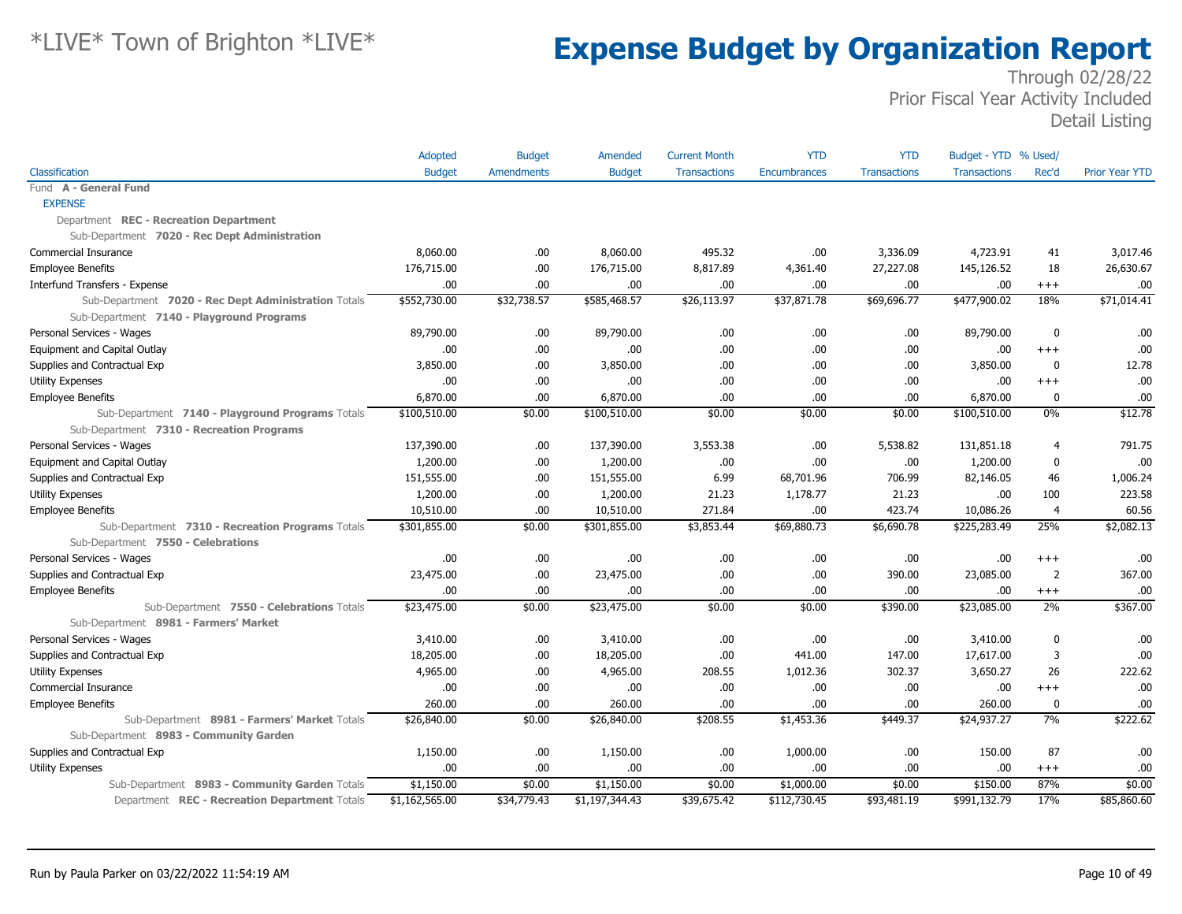# Expense Budget by Organization Report

*LIVE* Town of Brighton *LIVE*

Through 02/28/22
Prior Fiscal Year Activity Included
Detail Listing

| Classification | Adopted Budget | Budget Amendments | Amended Budget | Current Month Transactions | YTD Encumbrances | YTD Transactions | Budget - YTD Transactions | % Used/ Rec'd | Prior Year YTD |
|---|---|---|---|---|---|---|---|---|---|
| Fund **A - General Fund** | | | | | | | | | |
| EXPENSE | | | | | | | | | |
| Department **REC - Recreation Department** | | | | | | | | | |
| Sub-Department **7020 - Rec Dept Administration** | | | | | | | | | |
| Commercial Insurance | 8,060.00 | .00 | 8,060.00 | 495.32 | .00 | 3,336.09 | 4,723.91 | 41 | 3,017.46 |
| Employee Benefits | 176,715.00 | .00 | 176,715.00 | 8,817.89 | 4,361.40 | 27,227.08 | 145,126.52 | 18 | 26,630.67 |
| Interfund Transfers - Expense | .00 | .00 | .00 | .00 | .00 | .00 | .00 | +++ | .00 |
| Sub-Department **7020 - Rec Dept Administration** Totals | $552,730.00 | $32,738.57 | $585,468.57 | $26,113.97 | $37,871.78 | $69,696.77 | $477,900.02 | 18% | $71,014.41 |
| Sub-Department **7140 - Playground Programs** | | | | | | | | | |
| Personal Services - Wages | 89,790.00 | .00 | 89,790.00 | .00 | .00 | .00 | 89,790.00 | 0 | .00 |
| Equipment and Capital Outlay | .00 | .00 | .00 | .00 | .00 | .00 | .00 | +++ | .00 |
| Supplies and Contractual Exp | 3,850.00 | .00 | 3,850.00 | .00 | .00 | .00 | 3,850.00 | 0 | 12.78 |
| Utility Expenses | .00 | .00 | .00 | .00 | .00 | .00 | .00 | +++ | .00 |
| Employee Benefits | 6,870.00 | .00 | 6,870.00 | .00 | .00 | .00 | 6,870.00 | 0 | .00 |
| Sub-Department **7140 - Playground Programs** Totals | $100,510.00 | $0.00 | $100,510.00 | $0.00 | $0.00 | $0.00 | $100,510.00 | 0% | $12.78 |
| Sub-Department **7310 - Recreation Programs** | | | | | | | | | |
| Personal Services - Wages | 137,390.00 | .00 | 137,390.00 | 3,553.38 | .00 | 5,538.82 | 131,851.18 | 4 | 791.75 |
| Equipment and Capital Outlay | 1,200.00 | .00 | 1,200.00 | .00 | .00 | .00 | 1,200.00 | 0 | .00 |
| Supplies and Contractual Exp | 151,555.00 | .00 | 151,555.00 | 6.99 | 68,701.96 | 706.99 | 82,146.05 | 46 | 1,006.24 |
| Utility Expenses | 1,200.00 | .00 | 1,200.00 | 21.23 | 1,178.77 | 21.23 | .00 | 100 | 223.58 |
| Employee Benefits | 10,510.00 | .00 | 10,510.00 | 271.84 | .00 | 423.74 | 10,086.26 | 4 | 60.56 |
| Sub-Department **7310 - Recreation Programs** Totals | $301,855.00 | $0.00 | $301,855.00 | $3,853.44 | $69,880.73 | $6,690.78 | $225,283.49 | 25% | $2,082.13 |
| Sub-Department **7550 - Celebrations** | | | | | | | | | |
| Personal Services - Wages | .00 | .00 | .00 | .00 | .00 | .00 | .00 | +++ | .00 |
| Supplies and Contractual Exp | 23,475.00 | .00 | 23,475.00 | .00 | .00 | 390.00 | 23,085.00 | 2 | 367.00 |
| Employee Benefits | .00 | .00 | .00 | .00 | .00 | .00 | .00 | +++ | .00 |
| Sub-Department **7550 - Celebrations** Totals | $23,475.00 | $0.00 | $23,475.00 | $0.00 | $0.00 | $390.00 | $23,085.00 | 2% | $367.00 |
| Sub-Department **8981 - Farmers' Market** | | | | | | | | | |
| Personal Services - Wages | 3,410.00 | .00 | 3,410.00 | .00 | .00 | .00 | 3,410.00 | 0 | .00 |
| Supplies and Contractual Exp | 18,205.00 | .00 | 18,205.00 | .00 | 441.00 | 147.00 | 17,617.00 | 3 | .00 |
| Utility Expenses | 4,965.00 | .00 | 4,965.00 | 208.55 | 1,012.36 | 302.37 | 3,650.27 | 26 | 222.62 |
| Commercial Insurance | .00 | .00 | .00 | .00 | .00 | .00 | .00 | +++ | .00 |
| Employee Benefits | 260.00 | .00 | 260.00 | .00 | .00 | .00 | 260.00 | 0 | .00 |
| Sub-Department **8981 - Farmers' Market** Totals | $26,840.00 | $0.00 | $26,840.00 | $208.55 | $1,453.36 | $449.37 | $24,937.27 | 7% | $222.62 |
| Sub-Department **8983 - Community Garden** | | | | | | | | | |
| Supplies and Contractual Exp | 1,150.00 | .00 | 1,150.00 | .00 | 1,000.00 | .00 | 150.00 | 87 | .00 |
| Utility Expenses | .00 | .00 | .00 | .00 | .00 | .00 | .00 | +++ | .00 |
| Sub-Department **8983 - Community Garden** Totals | $1,150.00 | $0.00 | $1,150.00 | $0.00 | $1,000.00 | $0.00 | $150.00 | 87% | $0.00 |
| Department **REC - Recreation Department** Totals | $1,162,565.00 | $34,779.43 | $1,197,344.43 | $39,675.42 | $112,730.45 | $93,481.19 | $991,132.79 | 17% | $85,860.60 |

Run by Paula Parker on 03/22/2022 11:54:19 AM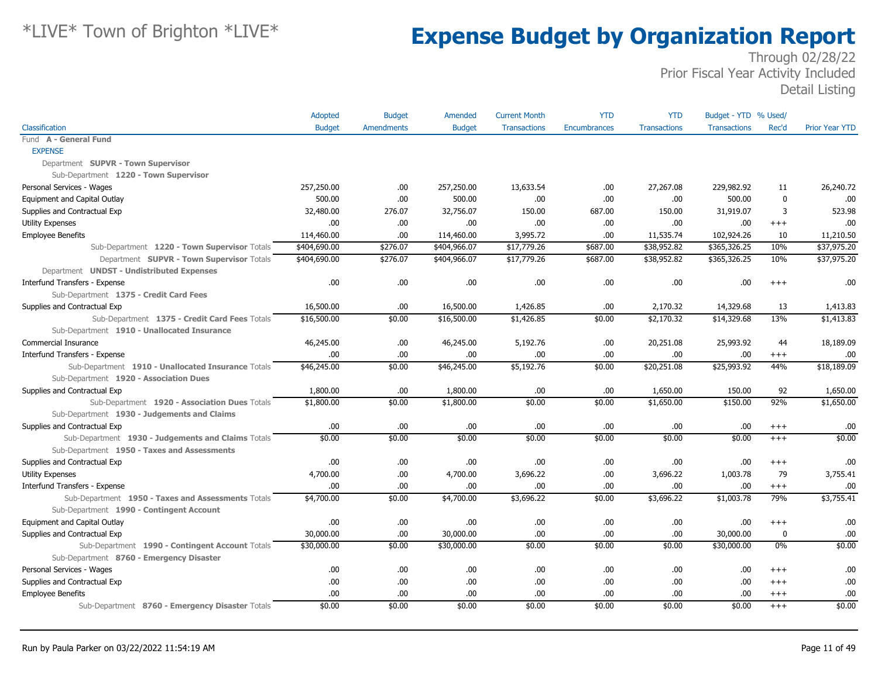# *LIVE* Town of Brighton *LIVE*

# Expense Budget by Organization Report

Through 02/28/22
Prior Fiscal Year Activity Included
Detail Listing

| Classification | Adopted Budget | Budget Amendments | Amended Budget | Current Month Transactions | YTD Encumbrances | YTD Transactions | Budget - YTD Transactions | % Used/ Rec'd | Prior Year YTD |
|---|---|---|---|---|---|---|---|---|---|
| Fund **A - General Fund** | | | | | | | | | |
| EXPENSE | | | | | | | | | |
| Department **SUPVR - Town Supervisor** | | | | | | | | | |
| Sub-Department **1220 - Town Supervisor** | | | | | | | | | |
| Personal Services - Wages | 257,250.00 | .00 | 257,250.00 | 13,633.54 | .00 | 27,267.08 | 229,982.92 | 11 | 26,240.72 |
| Equipment and Capital Outlay | 500.00 | .00 | 500.00 | .00 | .00 | .00 | 500.00 | 0 | .00 |
| Supplies and Contractual Exp | 32,480.00 | 276.07 | 32,756.07 | 150.00 | 687.00 | 150.00 | 31,919.07 | 3 | 523.98 |
| Utility Expenses | .00 | .00 | .00 | .00 | .00 | .00 | .00 | +++ | .00 |
| Employee Benefits | 114,460.00 | .00 | 114,460.00 | 3,995.72 | .00 | 11,535.74 | 102,924.26 | 10 | 11,210.50 |
| Sub-Department **1220 - Town Supervisor** Totals | $404,690.00 | $276.07 | $404,966.07 | $17,779.26 | $687.00 | $38,952.82 | $365,326.25 | 10% | $37,975.20 |
| Department **SUPVR - Town Supervisor** Totals | $404,690.00 | $276.07 | $404,966.07 | $17,779.26 | $687.00 | $38,952.82 | $365,326.25 | 10% | $37,975.20 |
| Department **UNDST - Undistributed Expenses** | | | | | | | | | |
| Interfund Transfers - Expense | .00 | .00 | .00 | .00 | .00 | .00 | .00 | +++ | .00 |
| Sub-Department **1375 - Credit Card Fees** | | | | | | | | | |
| Supplies and Contractual Exp | 16,500.00 | .00 | 16,500.00 | 1,426.85 | .00 | 2,170.32 | 14,329.68 | 13 | 1,413.83 |
| Sub-Department **1375 - Credit Card Fees** Totals | $16,500.00 | $0.00 | $16,500.00 | $1,426.85 | $0.00 | $2,170.32 | $14,329.68 | 13% | $1,413.83 |
| Sub-Department **1910 - Unallocated Insurance** | | | | | | | | | |
| Commercial Insurance | 46,245.00 | .00 | 46,245.00 | 5,192.76 | .00 | 20,251.08 | 25,993.92 | 44 | 18,189.09 |
| Interfund Transfers - Expense | .00 | .00 | .00 | .00 | .00 | .00 | .00 | +++ | .00 |
| Sub-Department **1910 - Unallocated Insurance** Totals | $46,245.00 | $0.00 | $46,245.00 | $5,192.76 | $0.00 | $20,251.08 | $25,993.92 | 44% | $18,189.09 |
| Sub-Department **1920 - Association Dues** | | | | | | | | | |
| Supplies and Contractual Exp | 1,800.00 | .00 | 1,800.00 | .00 | .00 | 1,650.00 | 150.00 | 92 | 1,650.00 |
| Sub-Department **1920 - Association Dues** Totals | $1,800.00 | $0.00 | $1,800.00 | $0.00 | $0.00 | $1,650.00 | $150.00 | 92% | $1,650.00 |
| Sub-Department **1930 - Judgements and Claims** | | | | | | | | | |
| Supplies and Contractual Exp | .00 | .00 | .00 | .00 | .00 | .00 | .00 | +++ | .00 |
| Sub-Department **1930 - Judgements and Claims** Totals | $0.00 | $0.00 | $0.00 | $0.00 | $0.00 | $0.00 | $0.00 | +++ | $0.00 |
| Sub-Department **1950 - Taxes and Assessments** | | | | | | | | | |
| Supplies and Contractual Exp | .00 | .00 | .00 | .00 | .00 | .00 | .00 | +++ | .00 |
| Utility Expenses | 4,700.00 | .00 | 4,700.00 | 3,696.22 | .00 | 3,696.22 | 1,003.78 | 79 | 3,755.41 |
| Interfund Transfers - Expense | .00 | .00 | .00 | .00 | .00 | .00 | .00 | +++ | .00 |
| Sub-Department **1950 - Taxes and Assessments** Totals | $4,700.00 | $0.00 | $4,700.00 | $3,696.22 | $0.00 | $3,696.22 | $1,003.78 | 79% | $3,755.41 |
| Sub-Department **1990 - Contingent Account** | | | | | | | | | |
| Equipment and Capital Outlay | .00 | .00 | .00 | .00 | .00 | .00 | .00 | +++ | .00 |
| Supplies and Contractual Exp | 30,000.00 | .00 | 30,000.00 | .00 | .00 | .00 | 30,000.00 | 0 | .00 |
| Sub-Department **1990 - Contingent Account** Totals | $30,000.00 | $0.00 | $30,000.00 | $0.00 | $0.00 | $0.00 | $30,000.00 | 0% | $0.00 |
| Sub-Department **8760 - Emergency Disaster** | | | | | | | | | |
| Personal Services - Wages | .00 | .00 | .00 | .00 | .00 | .00 | .00 | +++ | .00 |
| Supplies and Contractual Exp | .00 | .00 | .00 | .00 | .00 | .00 | .00 | +++ | .00 |
| Employee Benefits | .00 | .00 | .00 | .00 | .00 | .00 | .00 | +++ | .00 |
| Sub-Department **8760 - Emergency Disaster** Totals | $0.00 | $0.00 | $0.00 | $0.00 | $0.00 | $0.00 | $0.00 | +++ | $0.00 |

Run by Paula Parker on 03/22/2022 11:54:19 AM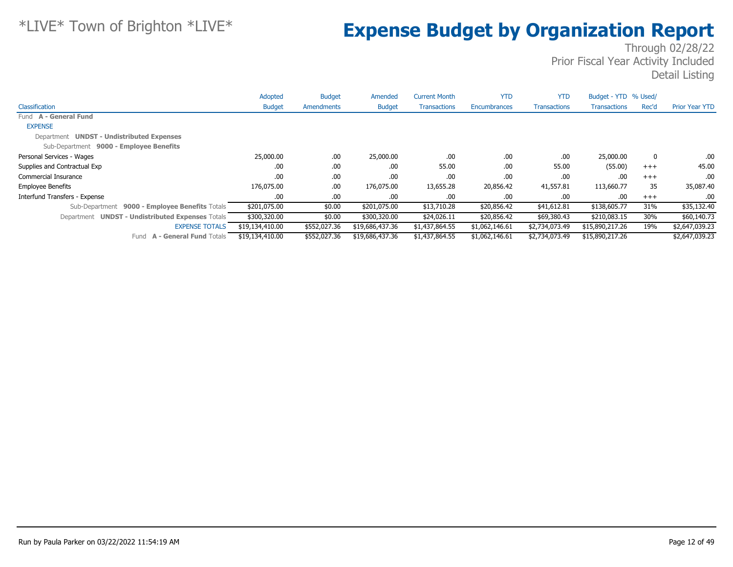*LIVE* Town of Brighton *LIVE*

# Expense Budget by Organization Report

Through 02/28/22
Prior Fiscal Year Activity Included
Detail Listing

| Classification | Adopted Budget | Budget Amendments | Amended Budget | Current Month Transactions | YTD Encumbrances | YTD Transactions | Budget - YTD Transactions | % Used/ Rec'd | Prior Year YTD |
|---|---|---|---|---|---|---|---|---|---|
| Fund **A - General Fund** | | | | | | | | | |
| EXPENSE | | | | | | | | | |
| Department **UNDST - Undistributed Expenses** | | | | | | | | | |
| Sub-Department **9000 - Employee Benefits** | | | | | | | | | |
| Personal Services - Wages | 25,000.00 | .00 | 25,000.00 | .00 | .00 | .00 | 25,000.00 | 0 | .00 |
| Supplies and Contractual Exp | .00 | .00 | .00 | 55.00 | .00 | 55.00 | (55.00) | +++ | 45.00 |
| Commercial Insurance | .00 | .00 | .00 | .00 | .00 | .00 | .00 | +++ | .00 |
| Employee Benefits | 176,075.00 | .00 | 176,075.00 | 13,655.28 | 20,856.42 | 41,557.81 | 113,660.77 | 35 | 35,087.40 |
| Interfund Transfers - Expense | .00 | .00 | .00 | .00 | .00 | .00 | .00 | +++ | .00 |
| Sub-Department **9000 - Employee Benefits** Totals | $201,075.00 | $0.00 | $201,075.00 | $13,710.28 | $20,856.42 | $41,612.81 | $138,605.77 | 31% | $35,132.40 |
| Department **UNDST - Undistributed Expenses** Totals | $300,320.00 | $0.00 | $300,320.00 | $24,026.11 | $20,856.42 | $69,380.43 | $210,083.15 | 30% | $60,140.73 |
| EXPENSE TOTALS | $19,134,410.00 | $552,027.36 | $19,686,437.36 | $1,437,864.55 | $1,062,146.61 | $2,734,073.49 | $15,890,217.26 | 19% | $2,647,039.23 |
| Fund **A - General Fund** Totals | $19,134,410.00 | $552,027.36 | $19,686,437.36 | $1,437,864.55 | $1,062,146.61 | $2,734,073.49 | $15,890,217.26 | | $2,647,039.23 |

Run by Paula Parker on 03/22/2022 11:54:19 AM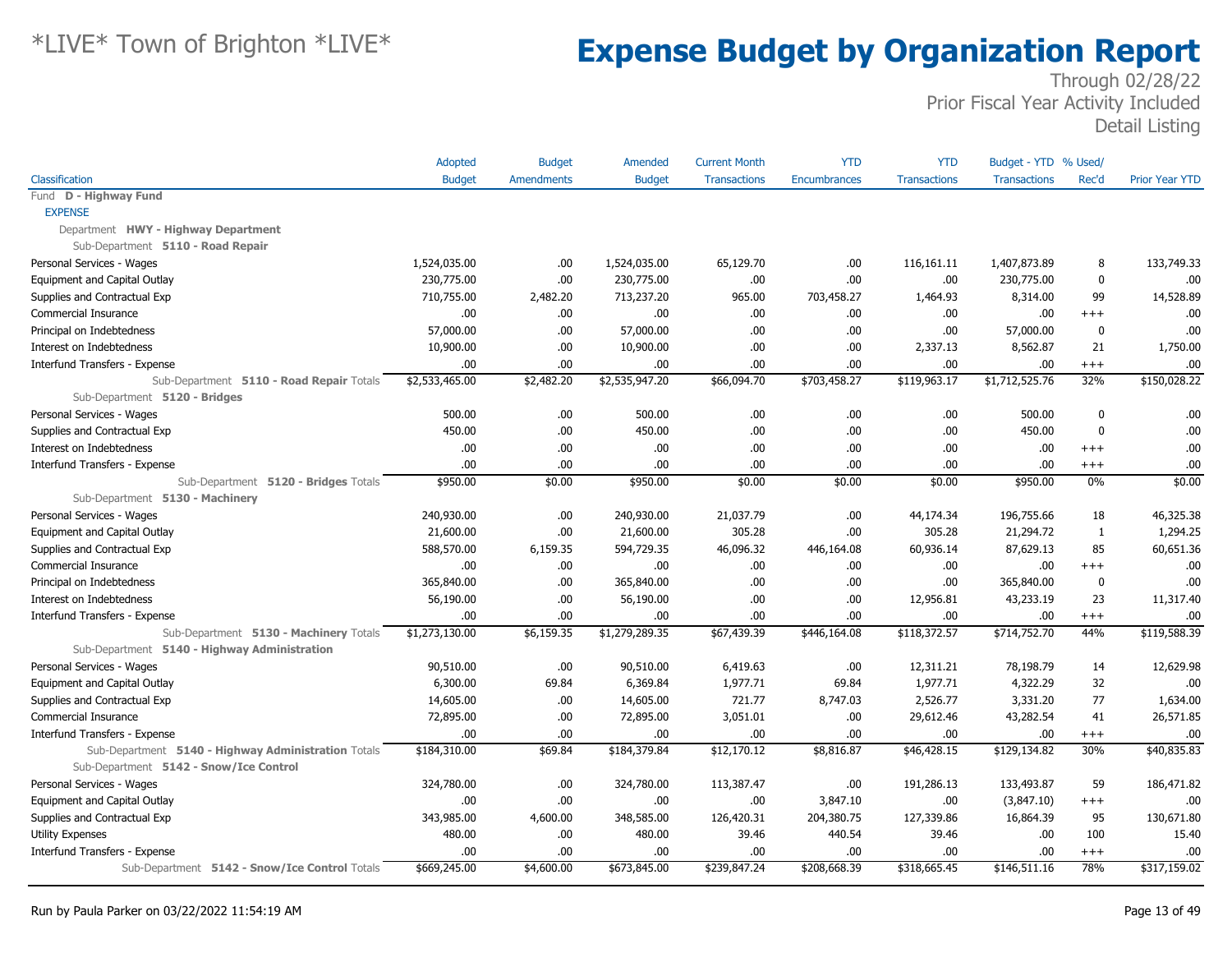# *LIVE* Town of Brighton *LIVE*

# Expense Budget by Organization Report

Through 02/28/22
Prior Fiscal Year Activity Included
Detail Listing

| Classification | Adopted Budget | Budget Amendments | Amended Budget | Current Month Transactions | YTD Encumbrances | YTD Transactions | Budget - YTD Transactions | % Used/ Rec'd | Prior Year YTD |
|---|---|---|---|---|---|---|---|---|---|
| Fund **D - Highway Fund** | | | | | | | | | |
| EXPENSE | | | | | | | | | |
| Department **HWY - Highway Department** | | | | | | | | | |
| Sub-Department **5110 - Road Repair** | | | | | | | | | |
| Personal Services - Wages | 1,524,035.00 | .00 | 1,524,035.00 | 65,129.70 | .00 | 116,161.11 | 1,407,873.89 | 8 | 133,749.33 |
| Equipment and Capital Outlay | 230,775.00 | .00 | 230,775.00 | .00 | .00 | .00 | 230,775.00 | 0 | .00 |
| Supplies and Contractual Exp | 710,755.00 | 2,482.20 | 713,237.20 | 965.00 | 703,458.27 | 1,464.93 | 8,314.00 | 99 | 14,528.89 |
| Commercial Insurance | .00 | .00 | .00 | .00 | .00 | .00 | .00 | +++ | .00 |
| Principal on Indebtedness | 57,000.00 | .00 | 57,000.00 | .00 | .00 | .00 | 57,000.00 | 0 | .00 |
| Interest on Indebtedness | 10,900.00 | .00 | 10,900.00 | .00 | .00 | 2,337.13 | 8,562.87 | 21 | 1,750.00 |
| Interfund Transfers - Expense | .00 | .00 | .00 | .00 | .00 | .00 | .00 | +++ | .00 |
| Sub-Department **5110 - Road Repair** Totals | $2,533,465.00 | $2,482.20 | $2,535,947.20 | $66,094.70 | $703,458.27 | $119,963.17 | $1,712,525.76 | 32% | $150,028.22 |
| Sub-Department **5120 - Bridges** | | | | | | | | | |
| Personal Services - Wages | 500.00 | .00 | 500.00 | .00 | .00 | .00 | 500.00 | 0 | .00 |
| Supplies and Contractual Exp | 450.00 | .00 | 450.00 | .00 | .00 | .00 | 450.00 | 0 | .00 |
| Interest on Indebtedness | .00 | .00 | .00 | .00 | .00 | .00 | .00 | +++ | .00 |
| Interfund Transfers - Expense | .00 | .00 | .00 | .00 | .00 | .00 | .00 | +++ | .00 |
| Sub-Department **5120 - Bridges** Totals | $950.00 | $0.00 | $950.00 | $0.00 | $0.00 | $0.00 | $950.00 | 0% | $0.00 |
| Sub-Department **5130 - Machinery** | | | | | | | | | |
| Personal Services - Wages | 240,930.00 | .00 | 240,930.00 | 21,037.79 | .00 | 44,174.34 | 196,755.66 | 18 | 46,325.38 |
| Equipment and Capital Outlay | 21,600.00 | .00 | 21,600.00 | 305.28 | .00 | 305.28 | 21,294.72 | 1 | 1,294.25 |
| Supplies and Contractual Exp | 588,570.00 | 6,159.35 | 594,729.35 | 46,096.32 | 446,164.08 | 60,936.14 | 87,629.13 | 85 | 60,651.36 |
| Commercial Insurance | .00 | .00 | .00 | .00 | .00 | .00 | .00 | +++ | .00 |
| Principal on Indebtedness | 365,840.00 | .00 | 365,840.00 | .00 | .00 | .00 | 365,840.00 | 0 | .00 |
| Interest on Indebtedness | 56,190.00 | .00 | 56,190.00 | .00 | .00 | 12,956.81 | 43,233.19 | 23 | 11,317.40 |
| Interfund Transfers - Expense | .00 | .00 | .00 | .00 | .00 | .00 | .00 | +++ | .00 |
| Sub-Department **5130 - Machinery** Totals | $1,273,130.00 | $6,159.35 | $1,279,289.35 | $67,439.39 | $446,164.08 | $118,372.57 | $714,752.70 | 44% | $119,588.39 |
| Sub-Department **5140 - Highway Administration** | | | | | | | | | |
| Personal Services - Wages | 90,510.00 | .00 | 90,510.00 | 6,419.63 | .00 | 12,311.21 | 78,198.79 | 14 | 12,629.98 |
| Equipment and Capital Outlay | 6,300.00 | 69.84 | 6,369.84 | 1,977.71 | 69.84 | 1,977.71 | 4,322.29 | 32 | .00 |
| Supplies and Contractual Exp | 14,605.00 | .00 | 14,605.00 | 721.77 | 8,747.03 | 2,526.77 | 3,331.20 | 77 | 1,634.00 |
| Commercial Insurance | 72,895.00 | .00 | 72,895.00 | 3,051.01 | .00 | 29,612.46 | 43,282.54 | 41 | 26,571.85 |
| Interfund Transfers - Expense | .00 | .00 | .00 | .00 | .00 | .00 | .00 | +++ | .00 |
| Sub-Department **5140 - Highway Administration** Totals | $184,310.00 | $69.84 | $184,379.84 | $12,170.12 | $8,816.87 | $46,428.15 | $129,134.82 | 30% | $40,835.83 |
| Sub-Department **5142 - Snow/Ice Control** | | | | | | | | | |
| Personal Services - Wages | 324,780.00 | .00 | 324,780.00 | 113,387.47 | .00 | 191,286.13 | 133,493.87 | 59 | 186,471.82 |
| Equipment and Capital Outlay | .00 | .00 | .00 | .00 | 3,847.10 | .00 | (3,847.10) | +++ | .00 |
| Supplies and Contractual Exp | 343,985.00 | 4,600.00 | 348,585.00 | 126,420.31 | 204,380.75 | 127,339.86 | 16,864.39 | 95 | 130,671.80 |
| Utility Expenses | 480.00 | .00 | 480.00 | 39.46 | 440.54 | 39.46 | .00 | 100 | 15.40 |
| Interfund Transfers - Expense | .00 | .00 | .00 | .00 | .00 | .00 | .00 | +++ | .00 |
| Sub-Department **5142 - Snow/Ice Control** Totals | $669,245.00 | $4,600.00 | $673,845.00 | $239,847.24 | $208,668.39 | $318,665.45 | $146,511.16 | 78% | $317,159.02 |

Run by Paula Parker on 03/22/2022 11:54:19 AM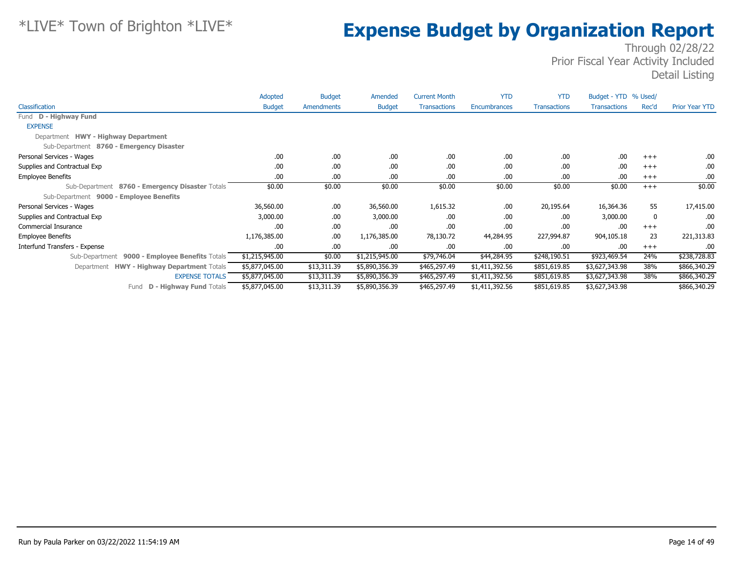*LIVE* Town of Brighton *LIVE*

# Expense Budget by Organization Report

Through 02/28/22
Prior Fiscal Year Activity Included
Detail Listing

| Classification | Adopted Budget | Budget Amendments | Amended Budget | Current Month Transactions | YTD Encumbrances | YTD Transactions | Budget - YTD Transactions | % Used/ Rec'd | Prior Year YTD |
|---|---|---|---|---|---|---|---|---|---|
| Fund **D - Highway Fund** | | | | | | | | | |
| EXPENSE | | | | | | | | | |
| Department **HWY - Highway Department** | | | | | | | | | |
| Sub-Department **8760 - Emergency Disaster** | | | | | | | | | |
| Personal Services - Wages | .00 | .00 | .00 | .00 | .00 | .00 | .00 | +++ | .00 |
| Supplies and Contractual Exp | .00 | .00 | .00 | .00 | .00 | .00 | .00 | +++ | .00 |
| Employee Benefits | .00 | .00 | .00 | .00 | .00 | .00 | .00 | +++ | .00 |
| Sub-Department **8760 - Emergency Disaster** Totals | $0.00 | $0.00 | $0.00 | $0.00 | $0.00 | $0.00 | $0.00 | +++ | $0.00 |
| Sub-Department **9000 - Employee Benefits** | | | | | | | | | |
| Personal Services - Wages | 36,560.00 | .00 | 36,560.00 | 1,615.32 | .00 | 20,195.64 | 16,364.36 | 55 | 17,415.00 |
| Supplies and Contractual Exp | 3,000.00 | .00 | 3,000.00 | .00 | .00 | .00 | 3,000.00 | 0 | .00 |
| Commercial Insurance | .00 | .00 | .00 | .00 | .00 | .00 | .00 | +++ | .00 |
| Employee Benefits | 1,176,385.00 | .00 | 1,176,385.00 | 78,130.72 | 44,284.95 | 227,994.87 | 904,105.18 | 23 | 221,313.83 |
| Interfund Transfers - Expense | .00 | .00 | .00 | .00 | .00 | .00 | .00 | +++ | .00 |
| Sub-Department **9000 - Employee Benefits** Totals | $1,215,945.00 | $0.00 | $1,215,945.00 | $79,746.04 | $44,284.95 | $248,190.51 | $923,469.54 | 24% | $238,728.83 |
| Department **HWY - Highway Department** Totals | $5,877,045.00 | $13,311.39 | $5,890,356.39 | $465,297.49 | $1,411,392.56 | $851,619.85 | $3,627,343.98 | 38% | $866,340.29 |
| EXPENSE TOTALS | $5,877,045.00 | $13,311.39 | $5,890,356.39 | $465,297.49 | $1,411,392.56 | $851,619.85 | $3,627,343.98 | 38% | $866,340.29 |
| Fund **D - Highway Fund** Totals | $5,877,045.00 | $13,311.39 | $5,890,356.39 | $465,297.49 | $1,411,392.56 | $851,619.85 | $3,627,343.98 | | $866,340.29 |

Run by Paula Parker on 03/22/2022 11:54:19 AM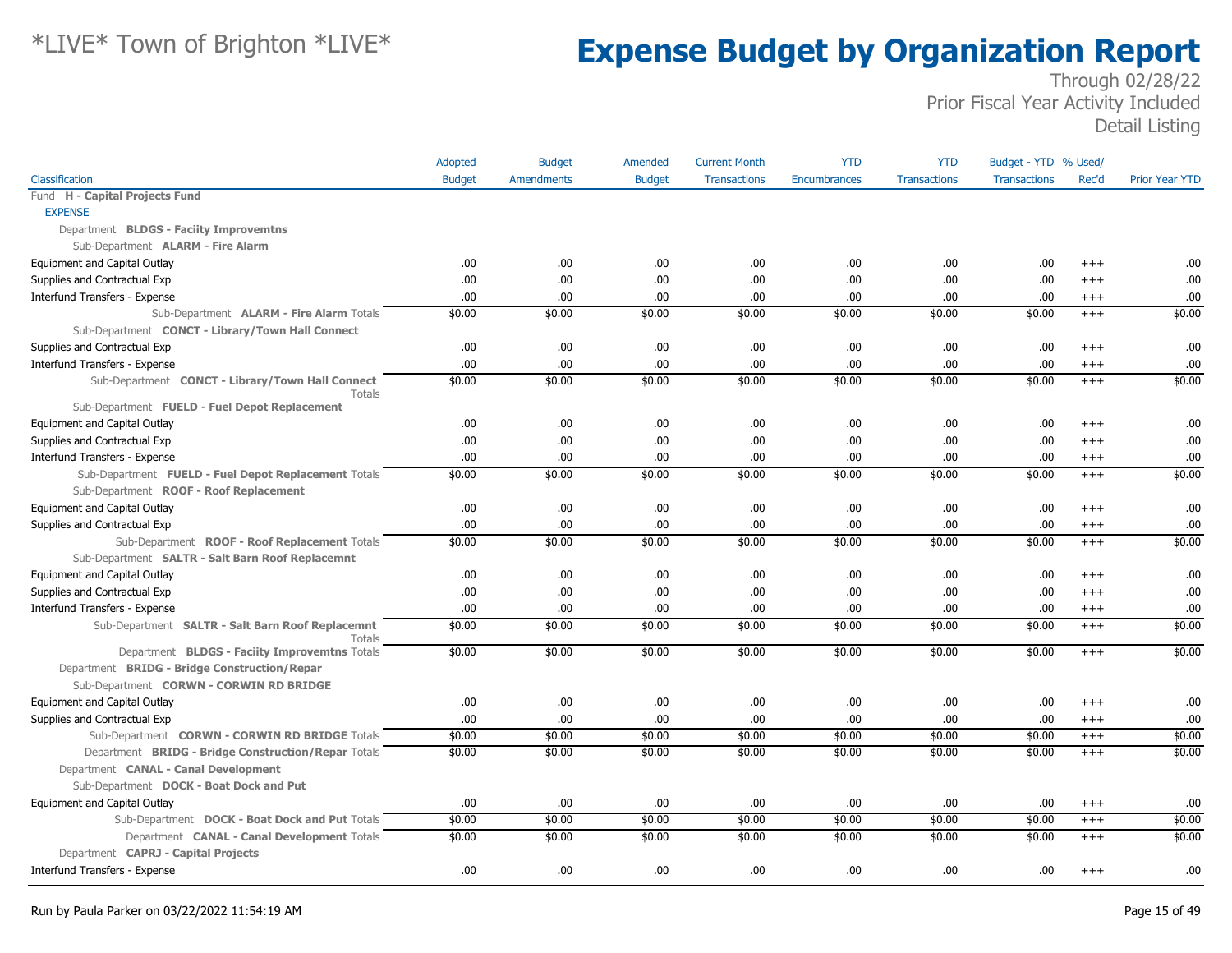# *LIVE* Town of Brighton *LIVE*

# Expense Budget by Organization Report

Through 02/28/22
Prior Fiscal Year Activity Included
Detail Listing

| Classification | Adopted Budget | Budget Amendments | Amended Budget | Current Month Transactions | YTD Encumbrances | YTD Transactions | Budget - YTD Transactions | % Used/ Rec'd | Prior Year YTD |
|---|---|---|---|---|---|---|---|---|---|
| Fund **H - Capital Projects Fund** | | | | | | | | | |
| EXPENSE | | | | | | | | | |
| Department **BLDGS - Faciity Improvemtns** | | | | | | | | | |
| Sub-Department **ALARM - Fire Alarm** | | | | | | | | | |
| Equipment and Capital Outlay | .00 | .00 | .00 | .00 | .00 | .00 | .00 | +++ | .00 |
| Supplies and Contractual Exp | .00 | .00 | .00 | .00 | .00 | .00 | .00 | +++ | .00 |
| Interfund Transfers - Expense | .00 | .00 | .00 | .00 | .00 | .00 | .00 | +++ | .00 |
| Sub-Department **ALARM - Fire Alarm** Totals | $0.00 | $0.00 | $0.00 | $0.00 | $0.00 | $0.00 | $0.00 | +++ | $0.00 |
| Sub-Department **CONCT - Library/Town Hall Connect** | | | | | | | | | |
| Supplies and Contractual Exp | .00 | .00 | .00 | .00 | .00 | .00 | .00 | +++ | .00 |
| Interfund Transfers - Expense | .00 | .00 | .00 | .00 | .00 | .00 | .00 | +++ | .00 |
| Sub-Department **CONCT - Library/Town Hall Connect** Totals | $0.00 | $0.00 | $0.00 | $0.00 | $0.00 | $0.00 | $0.00 | +++ | $0.00 |
| Sub-Department **FUELD - Fuel Depot Replacement** | | | | | | | | | |
| Equipment and Capital Outlay | .00 | .00 | .00 | .00 | .00 | .00 | .00 | +++ | .00 |
| Supplies and Contractual Exp | .00 | .00 | .00 | .00 | .00 | .00 | .00 | +++ | .00 |
| Interfund Transfers - Expense | .00 | .00 | .00 | .00 | .00 | .00 | .00 | +++ | .00 |
| Sub-Department **FUELD - Fuel Depot Replacement** Totals | $0.00 | $0.00 | $0.00 | $0.00 | $0.00 | $0.00 | $0.00 | +++ | $0.00 |
| Sub-Department **ROOF - Roof Replacement** | | | | | | | | | |
| Equipment and Capital Outlay | .00 | .00 | .00 | .00 | .00 | .00 | .00 | +++ | .00 |
| Supplies and Contractual Exp | .00 | .00 | .00 | .00 | .00 | .00 | .00 | +++ | .00 |
| Sub-Department **ROOF - Roof Replacement** Totals | $0.00 | $0.00 | $0.00 | $0.00 | $0.00 | $0.00 | $0.00 | +++ | $0.00 |
| Sub-Department **SALTR - Salt Barn Roof Replacemnt** | | | | | | | | | |
| Equipment and Capital Outlay | .00 | .00 | .00 | .00 | .00 | .00 | .00 | +++ | .00 |
| Supplies and Contractual Exp | .00 | .00 | .00 | .00 | .00 | .00 | .00 | +++ | .00 |
| Interfund Transfers - Expense | .00 | .00 | .00 | .00 | .00 | .00 | .00 | +++ | .00 |
| Sub-Department **SALTR - Salt Barn Roof Replacemnt** Totals | $0.00 | $0.00 | $0.00 | $0.00 | $0.00 | $0.00 | $0.00 | +++ | $0.00 |
| Department **BLDGS - Faciity Improvemtns** Totals | $0.00 | $0.00 | $0.00 | $0.00 | $0.00 | $0.00 | $0.00 | +++ | $0.00 |
| Department **BRIDG - Bridge Construction/Repar** | | | | | | | | | |
| Sub-Department **CORWN - CORWIN RD BRIDGE** | | | | | | | | | |
| Equipment and Capital Outlay | .00 | .00 | .00 | .00 | .00 | .00 | .00 | +++ | .00 |
| Supplies and Contractual Exp | .00 | .00 | .00 | .00 | .00 | .00 | .00 | +++ | .00 |
| Sub-Department **CORWN - CORWIN RD BRIDGE** Totals | $0.00 | $0.00 | $0.00 | $0.00 | $0.00 | $0.00 | $0.00 | +++ | $0.00 |
| Department **BRIDG - Bridge Construction/Repar** Totals | $0.00 | $0.00 | $0.00 | $0.00 | $0.00 | $0.00 | $0.00 | +++ | $0.00 |
| Department **CANAL - Canal Development** | | | | | | | | | |
| Sub-Department **DOCK - Boat Dock and Put** | | | | | | | | | |
| Equipment and Capital Outlay | .00 | .00 | .00 | .00 | .00 | .00 | .00 | +++ | .00 |
| Sub-Department **DOCK - Boat Dock and Put** Totals | $0.00 | $0.00 | $0.00 | $0.00 | $0.00 | $0.00 | $0.00 | +++ | $0.00 |
| Department **CANAL - Canal Development** Totals | $0.00 | $0.00 | $0.00 | $0.00 | $0.00 | $0.00 | $0.00 | +++ | $0.00 |
| Department **CAPRJ - Capital Projects** | | | | | | | | | |
| Interfund Transfers - Expense | .00 | .00 | .00 | .00 | .00 | .00 | .00 | +++ | .00 |

Run by Paula Parker on 03/22/2022 11:54:19 AM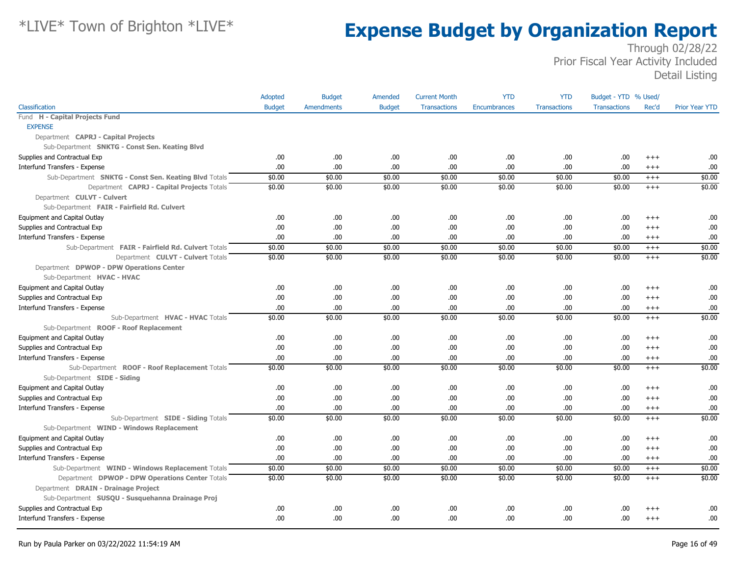# *LIVE* Town of Brighton *LIVE*

# Expense Budget by Organization Report

Through 02/28/22
Prior Fiscal Year Activity Included
Detail Listing

| Classification | Adopted Budget | Budget Amendments | Amended Budget | Current Month Transactions | YTD Encumbrances | YTD Transactions | Budget - YTD Transactions | % Used/ Rec'd | Prior Year YTD |
|---|---|---|---|---|---|---|---|---|---|
| Fund **H - Capital Projects Fund** | | | | | | | | | |
| EXPENSE | | | | | | | | | |
| Department **CAPRJ - Capital Projects** | | | | | | | | | |
| Sub-Department **SNKTG - Const Sen. Keating Blvd** | | | | | | | | | |
| Supplies and Contractual Exp | .00 | .00 | .00 | .00 | .00 | .00 | .00 | +++ | .00 |
| Interfund Transfers - Expense | .00 | .00 | .00 | .00 | .00 | .00 | .00 | +++ | .00 |
| Sub-Department **SNKTG - Const Sen. Keating Blvd** Totals | $0.00 | $0.00 | $0.00 | $0.00 | $0.00 | $0.00 | $0.00 | +++ | $0.00 |
| Department **CAPRJ - Capital Projects** Totals | $0.00 | $0.00 | $0.00 | $0.00 | $0.00 | $0.00 | $0.00 | +++ | $0.00 |
| Department **CULVT - Culvert** | | | | | | | | | |
| Sub-Department **FAIR - Fairfield Rd. Culvert** | | | | | | | | | |
| Equipment and Capital Outlay | .00 | .00 | .00 | .00 | .00 | .00 | .00 | +++ | .00 |
| Supplies and Contractual Exp | .00 | .00 | .00 | .00 | .00 | .00 | .00 | +++ | .00 |
| Interfund Transfers - Expense | .00 | .00 | .00 | .00 | .00 | .00 | .00 | +++ | .00 |
| Sub-Department **FAIR - Fairfield Rd. Culvert** Totals | $0.00 | $0.00 | $0.00 | $0.00 | $0.00 | $0.00 | $0.00 | +++ | $0.00 |
| Department **CULVT - Culvert** Totals | $0.00 | $0.00 | $0.00 | $0.00 | $0.00 | $0.00 | $0.00 | +++ | $0.00 |
| Department **DPWOP - DPW Operations Center** | | | | | | | | | |
| Sub-Department **HVAC - HVAC** | | | | | | | | | |
| Equipment and Capital Outlay | .00 | .00 | .00 | .00 | .00 | .00 | .00 | +++ | .00 |
| Supplies and Contractual Exp | .00 | .00 | .00 | .00 | .00 | .00 | .00 | +++ | .00 |
| Interfund Transfers - Expense | .00 | .00 | .00 | .00 | .00 | .00 | .00 | +++ | .00 |
| Sub-Department **HVAC - HVAC** Totals | $0.00 | $0.00 | $0.00 | $0.00 | $0.00 | $0.00 | $0.00 | +++ | $0.00 |
| Sub-Department **ROOF - Roof Replacement** | | | | | | | | | |
| Equipment and Capital Outlay | .00 | .00 | .00 | .00 | .00 | .00 | .00 | +++ | .00 |
| Supplies and Contractual Exp | .00 | .00 | .00 | .00 | .00 | .00 | .00 | +++ | .00 |
| Interfund Transfers - Expense | .00 | .00 | .00 | .00 | .00 | .00 | .00 | +++ | .00 |
| Sub-Department **ROOF - Roof Replacement** Totals | $0.00 | $0.00 | $0.00 | $0.00 | $0.00 | $0.00 | $0.00 | +++ | $0.00 |
| Sub-Department **SIDE - Siding** | | | | | | | | | |
| Equipment and Capital Outlay | .00 | .00 | .00 | .00 | .00 | .00 | .00 | +++ | .00 |
| Supplies and Contractual Exp | .00 | .00 | .00 | .00 | .00 | .00 | .00 | +++ | .00 |
| Interfund Transfers - Expense | .00 | .00 | .00 | .00 | .00 | .00 | .00 | +++ | .00 |
| Sub-Department **SIDE - Siding** Totals | $0.00 | $0.00 | $0.00 | $0.00 | $0.00 | $0.00 | $0.00 | +++ | $0.00 |
| Sub-Department **WIND - Windows Replacement** | | | | | | | | | |
| Equipment and Capital Outlay | .00 | .00 | .00 | .00 | .00 | .00 | .00 | +++ | .00 |
| Supplies and Contractual Exp | .00 | .00 | .00 | .00 | .00 | .00 | .00 | +++ | .00 |
| Interfund Transfers - Expense | .00 | .00 | .00 | .00 | .00 | .00 | .00 | +++ | .00 |
| Sub-Department **WIND - Windows Replacement** Totals | $0.00 | $0.00 | $0.00 | $0.00 | $0.00 | $0.00 | $0.00 | +++ | $0.00 |
| Department **DPWOP - DPW Operations Center** Totals | $0.00 | $0.00 | $0.00 | $0.00 | $0.00 | $0.00 | $0.00 | +++ | $0.00 |
| Department **DRAIN - Drainage Project** | | | | | | | | | |
| Sub-Department **SUSQU - Susquehanna Drainage Proj** | | | | | | | | | |
| Supplies and Contractual Exp | .00 | .00 | .00 | .00 | .00 | .00 | .00 | +++ | .00 |
| Interfund Transfers - Expense | .00 | .00 | .00 | .00 | .00 | .00 | .00 | +++ | .00 |

Run by Paula Parker on 03/22/2022 11:54:19 AM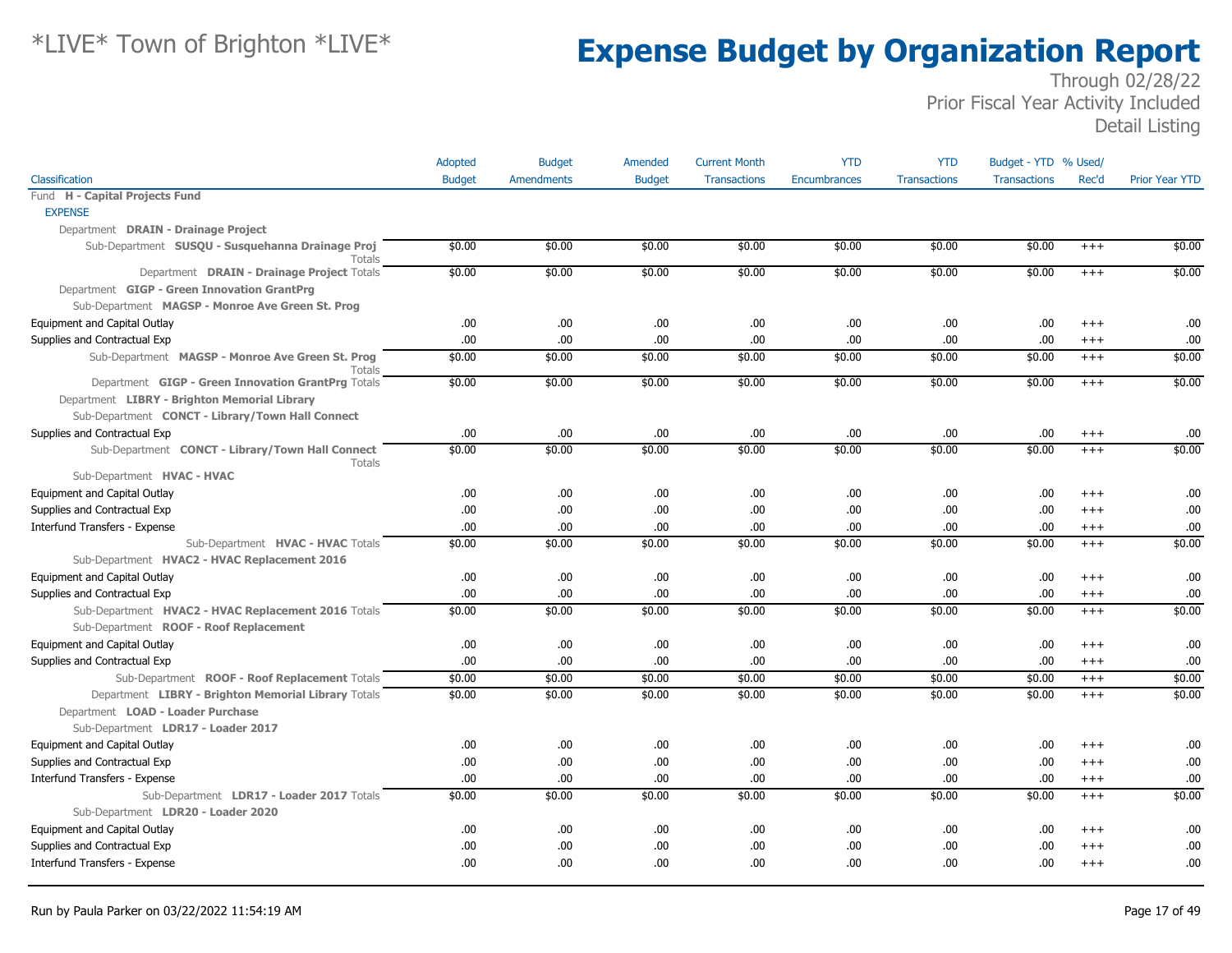# *LIVE* Town of Brighton *LIVE*

# Expense Budget by Organization Report

Through 02/28/22
Prior Fiscal Year Activity Included
Detail Listing

| Classification | Adopted Budget | Budget Amendments | Amended Budget | Current Month Transactions | YTD Encumbrances | YTD Transactions | Budget - YTD Transactions | % Used/ Rec'd | Prior Year YTD |
|---|---|---|---|---|---|---|---|---|---|
| Fund **H - Capital Projects Fund** | | | | | | | | | |
| EXPENSE | | | | | | | | | |
| Department **DRAIN - Drainage Project** | | | | | | | | | |
| Sub-Department **SUSQU - Susquehanna Drainage Proj** Totals | $0.00 | $0.00 | $0.00 | $0.00 | $0.00 | $0.00 | $0.00 | +++ | $0.00 |
| Department **DRAIN - Drainage Project** Totals | $0.00 | $0.00 | $0.00 | $0.00 | $0.00 | $0.00 | $0.00 | +++ | $0.00 |
| Department **GIGP - Green Innovation GrantPrg** | | | | | | | | | |
| Sub-Department **MAGSP - Monroe Ave Green St. Prog** | | | | | | | | | |
| Equipment and Capital Outlay | .00 | .00 | .00 | .00 | .00 | .00 | .00 | +++ | .00 |
| Supplies and Contractual Exp | .00 | .00 | .00 | .00 | .00 | .00 | .00 | +++ | .00 |
| Sub-Department **MAGSP - Monroe Ave Green St. Prog** Totals | $0.00 | $0.00 | $0.00 | $0.00 | $0.00 | $0.00 | $0.00 | +++ | $0.00 |
| Department **GIGP - Green Innovation GrantPrg** Totals | $0.00 | $0.00 | $0.00 | $0.00 | $0.00 | $0.00 | $0.00 | +++ | $0.00 |
| Department **LIBRY - Brighton Memorial Library** | | | | | | | | | |
| Sub-Department **CONCT - Library/Town Hall Connect** | | | | | | | | | |
| Supplies and Contractual Exp | .00 | .00 | .00 | .00 | .00 | .00 | .00 | +++ | .00 |
| Sub-Department **CONCT - Library/Town Hall Connect** Totals | $0.00 | $0.00 | $0.00 | $0.00 | $0.00 | $0.00 | $0.00 | +++ | $0.00 |
| Sub-Department **HVAC - HVAC** | | | | | | | | | |
| Equipment and Capital Outlay | .00 | .00 | .00 | .00 | .00 | .00 | .00 | +++ | .00 |
| Supplies and Contractual Exp | .00 | .00 | .00 | .00 | .00 | .00 | .00 | +++ | .00 |
| Interfund Transfers - Expense | .00 | .00 | .00 | .00 | .00 | .00 | .00 | +++ | .00 |
| Sub-Department **HVAC - HVAC** Totals | $0.00 | $0.00 | $0.00 | $0.00 | $0.00 | $0.00 | $0.00 | +++ | $0.00 |
| Sub-Department **HVAC2 - HVAC Replacement 2016** | | | | | | | | | |
| Equipment and Capital Outlay | .00 | .00 | .00 | .00 | .00 | .00 | .00 | +++ | .00 |
| Supplies and Contractual Exp | .00 | .00 | .00 | .00 | .00 | .00 | .00 | +++ | .00 |
| Sub-Department **HVAC2 - HVAC Replacement 2016** Totals | $0.00 | $0.00 | $0.00 | $0.00 | $0.00 | $0.00 | $0.00 | +++ | $0.00 |
| Sub-Department **ROOF - Roof Replacement** | | | | | | | | | |
| Equipment and Capital Outlay | .00 | .00 | .00 | .00 | .00 | .00 | .00 | +++ | .00 |
| Supplies and Contractual Exp | .00 | .00 | .00 | .00 | .00 | .00 | .00 | +++ | .00 |
| Sub-Department **ROOF - Roof Replacement** Totals | $0.00 | $0.00 | $0.00 | $0.00 | $0.00 | $0.00 | $0.00 | +++ | $0.00 |
| Department **LIBRY - Brighton Memorial Library** Totals | $0.00 | $0.00 | $0.00 | $0.00 | $0.00 | $0.00 | $0.00 | +++ | $0.00 |
| Department **LOAD - Loader Purchase** | | | | | | | | | |
| Sub-Department **LDR17 - Loader 2017** | | | | | | | | | |
| Equipment and Capital Outlay | .00 | .00 | .00 | .00 | .00 | .00 | .00 | +++ | .00 |
| Supplies and Contractual Exp | .00 | .00 | .00 | .00 | .00 | .00 | .00 | +++ | .00 |
| Interfund Transfers - Expense | .00 | .00 | .00 | .00 | .00 | .00 | .00 | +++ | .00 |
| Sub-Department **LDR17 - Loader 2017** Totals | $0.00 | $0.00 | $0.00 | $0.00 | $0.00 | $0.00 | $0.00 | +++ | $0.00 |
| Sub-Department **LDR20 - Loader 2020** | | | | | | | | | |
| Equipment and Capital Outlay | .00 | .00 | .00 | .00 | .00 | .00 | .00 | +++ | .00 |
| Supplies and Contractual Exp | .00 | .00 | .00 | .00 | .00 | .00 | .00 | +++ | .00 |
| Interfund Transfers - Expense | .00 | .00 | .00 | .00 | .00 | .00 | .00 | +++ | .00 |

Run by Paula Parker on 03/22/2022 11:54:19 AM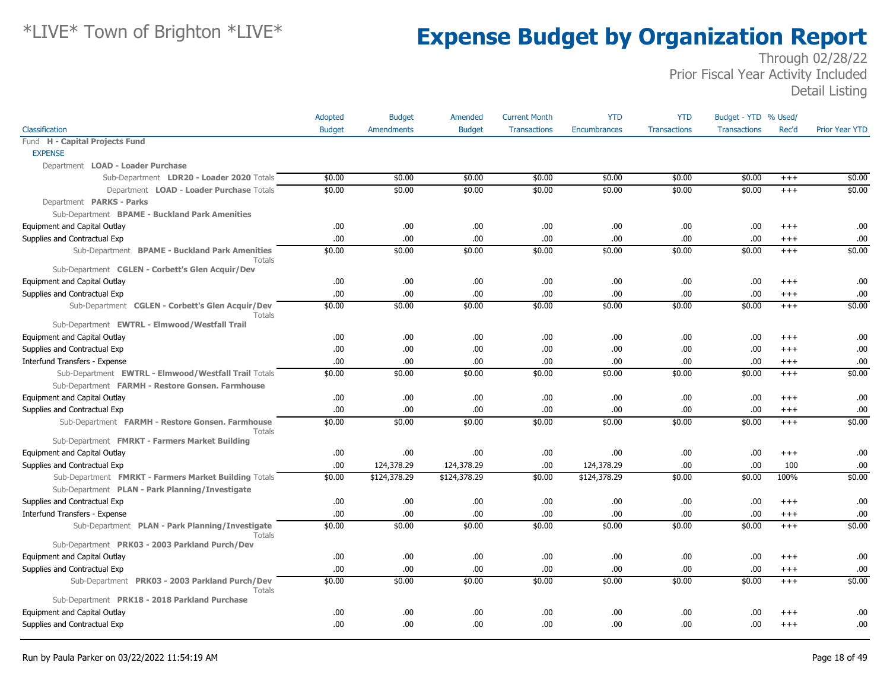# Expense Budget by Organization Report

*LIVE* Town of Brighton *LIVE*

Through 02/28/22
Prior Fiscal Year Activity Included
Detail Listing

| Classification | Adopted Budget | Budget Amendments | Amended Budget | Current Month Transactions | YTD Encumbrances | YTD Transactions | Budget - YTD Transactions | % Used/ Rec'd | Prior Year YTD |
|---|---|---|---|---|---|---|---|---|---|
| Fund **H - Capital Projects Fund** | | | | | | | | | |
| EXPENSE | | | | | | | | | |
| Department **LOAD - Loader Purchase** | | | | | | | | | |
| Sub-Department **LDR20 - Loader 2020** Totals | $0.00 | $0.00 | $0.00 | $0.00 | $0.00 | $0.00 | $0.00 | +++ | $0.00 |
| Department **LOAD - Loader Purchase** Totals | $0.00 | $0.00 | $0.00 | $0.00 | $0.00 | $0.00 | $0.00 | +++ | $0.00 |
| Department **PARKS - Parks** | | | | | | | | | |
| Sub-Department **BPAME - Buckland Park Amenities** | | | | | | | | | |
| Equipment and Capital Outlay | .00 | .00 | .00 | .00 | .00 | .00 | .00 | +++ | .00 |
| Supplies and Contractual Exp | .00 | .00 | .00 | .00 | .00 | .00 | .00 | +++ | .00 |
| Sub-Department **BPAME - Buckland Park Amenities** Totals | $0.00 | $0.00 | $0.00 | $0.00 | $0.00 | $0.00 | $0.00 | +++ | $0.00 |
| Sub-Department **CGLEN - Corbett's Glen Acquir/Dev** | | | | | | | | | |
| Equipment and Capital Outlay | .00 | .00 | .00 | .00 | .00 | .00 | .00 | +++ | .00 |
| Supplies and Contractual Exp | .00 | .00 | .00 | .00 | .00 | .00 | .00 | +++ | .00 |
| Sub-Department **CGLEN - Corbett's Glen Acquir/Dev** Totals | $0.00 | $0.00 | $0.00 | $0.00 | $0.00 | $0.00 | $0.00 | +++ | $0.00 |
| Sub-Department **EWTRL - Elmwood/Westfall Trail** | | | | | | | | | |
| Equipment and Capital Outlay | .00 | .00 | .00 | .00 | .00 | .00 | .00 | +++ | .00 |
| Supplies and Contractual Exp | .00 | .00 | .00 | .00 | .00 | .00 | .00 | +++ | .00 |
| Interfund Transfers - Expense | .00 | .00 | .00 | .00 | .00 | .00 | .00 | +++ | .00 |
| Sub-Department **EWTRL - Elmwood/Westfall Trail** Totals | $0.00 | $0.00 | $0.00 | $0.00 | $0.00 | $0.00 | $0.00 | +++ | $0.00 |
| Sub-Department **FARMH - Restore Gonsen. Farmhouse** | | | | | | | | | |
| Equipment and Capital Outlay | .00 | .00 | .00 | .00 | .00 | .00 | .00 | +++ | .00 |
| Supplies and Contractual Exp | .00 | .00 | .00 | .00 | .00 | .00 | .00 | +++ | .00 |
| Sub-Department **FARMH - Restore Gonsen. Farmhouse** Totals | $0.00 | $0.00 | $0.00 | $0.00 | $0.00 | $0.00 | $0.00 | +++ | $0.00 |
| Sub-Department **FMRKT - Farmers Market Building** | | | | | | | | | |
| Equipment and Capital Outlay | .00 | .00 | .00 | .00 | .00 | .00 | .00 | +++ | .00 |
| Supplies and Contractual Exp | .00 | 124,378.29 | 124,378.29 | .00 | 124,378.29 | .00 | .00 | 100 | .00 |
| Sub-Department **FMRKT - Farmers Market Building** Totals | $0.00 | $124,378.29 | $124,378.29 | $0.00 | $124,378.29 | $0.00 | $0.00 | 100% | $0.00 |
| Sub-Department **PLAN - Park Planning/Investigate** | | | | | | | | | |
| Supplies and Contractual Exp | .00 | .00 | .00 | .00 | .00 | .00 | .00 | +++ | .00 |
| Interfund Transfers - Expense | .00 | .00 | .00 | .00 | .00 | .00 | .00 | +++ | .00 |
| Sub-Department **PLAN - Park Planning/Investigate** Totals | $0.00 | $0.00 | $0.00 | $0.00 | $0.00 | $0.00 | $0.00 | +++ | $0.00 |
| Sub-Department **PRK03 - 2003 Parkland Purch/Dev** | | | | | | | | | |
| Equipment and Capital Outlay | .00 | .00 | .00 | .00 | .00 | .00 | .00 | +++ | .00 |
| Supplies and Contractual Exp | .00 | .00 | .00 | .00 | .00 | .00 | .00 | +++ | .00 |
| Sub-Department **PRK03 - 2003 Parkland Purch/Dev** Totals | $0.00 | $0.00 | $0.00 | $0.00 | $0.00 | $0.00 | $0.00 | +++ | $0.00 |
| Sub-Department **PRK18 - 2018 Parkland Purchase** | | | | | | | | | |
| Equipment and Capital Outlay | .00 | .00 | .00 | .00 | .00 | .00 | .00 | +++ | .00 |
| Supplies and Contractual Exp | .00 | .00 | .00 | .00 | .00 | .00 | .00 | +++ | .00 |

Run by Paula Parker on 03/22/2022 11:54:19 AM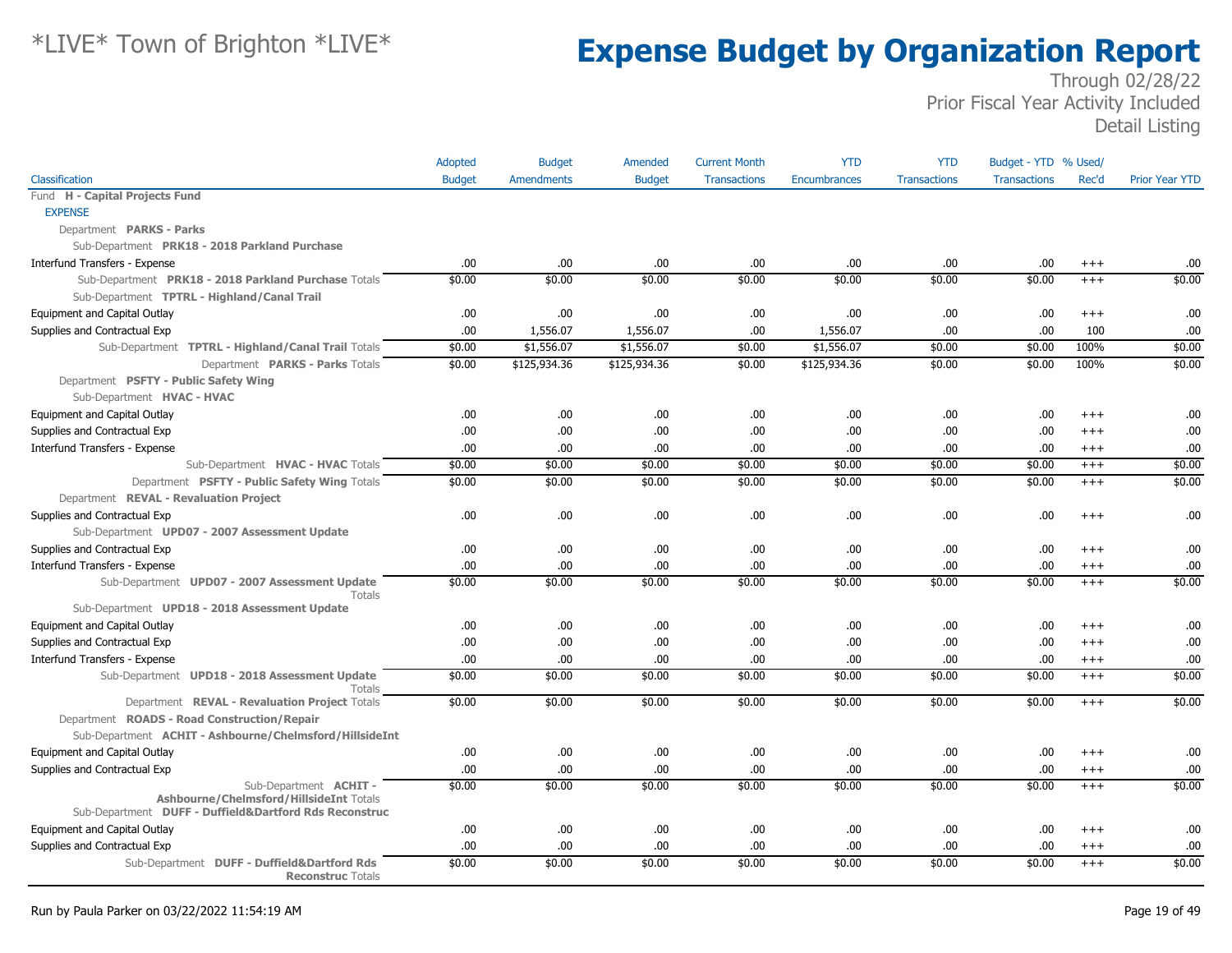# Expense Budget by Organization Report

*LIVE* Town of Brighton *LIVE*

Through 02/28/22
Prior Fiscal Year Activity Included
Detail Listing

| Classification | Adopted Budget | Budget Amendments | Amended Budget | Current Month Transactions | YTD Encumbrances | YTD Transactions | Budget - YTD Transactions | % Used/ Rec'd | Prior Year YTD |
|---|---|---|---|---|---|---|---|---|---|
| Fund **H - Capital Projects Fund** | | | | | | | | | |
| EXPENSE | | | | | | | | | |
| Department **PARKS - Parks** | | | | | | | | | |
| Sub-Department **PRK18 - 2018 Parkland Purchase** | | | | | | | | | |
| Interfund Transfers - Expense | .00 | .00 | .00 | .00 | .00 | .00 | .00 | +++ | .00 |
| Sub-Department **PRK18 - 2018 Parkland Purchase** Totals | $0.00 | $0.00 | $0.00 | $0.00 | $0.00 | $0.00 | $0.00 | +++ | $0.00 |
| Sub-Department **TPTRL - Highland/Canal Trail** | | | | | | | | | |
| Equipment and Capital Outlay | .00 | .00 | .00 | .00 | .00 | .00 | .00 | +++ | .00 |
| Supplies and Contractual Exp | .00 | 1,556.07 | 1,556.07 | .00 | 1,556.07 | .00 | .00 | 100 | .00 |
| Sub-Department **TPTRL - Highland/Canal Trail** Totals | $0.00 | $1,556.07 | $1,556.07 | $0.00 | $1,556.07 | $0.00 | $0.00 | 100% | $0.00 |
| Department **PARKS - Parks** Totals | $0.00 | $125,934.36 | $125,934.36 | $0.00 | $125,934.36 | $0.00 | $0.00 | 100% | $0.00 |
| Department **PSFTY - Public Safety Wing** | | | | | | | | | |
| Sub-Department **HVAC - HVAC** | | | | | | | | | |
| Equipment and Capital Outlay | .00 | .00 | .00 | .00 | .00 | .00 | .00 | +++ | .00 |
| Supplies and Contractual Exp | .00 | .00 | .00 | .00 | .00 | .00 | .00 | +++ | .00 |
| Interfund Transfers - Expense | .00 | .00 | .00 | .00 | .00 | .00 | .00 | +++ | .00 |
| Sub-Department **HVAC - HVAC** Totals | $0.00 | $0.00 | $0.00 | $0.00 | $0.00 | $0.00 | $0.00 | +++ | $0.00 |
| Department **PSFTY - Public Safety Wing** Totals | $0.00 | $0.00 | $0.00 | $0.00 | $0.00 | $0.00 | $0.00 | +++ | $0.00 |
| Department **REVAL - Revaluation Project** | | | | | | | | | |
| Supplies and Contractual Exp | .00 | .00 | .00 | .00 | .00 | .00 | .00 | +++ | .00 |
| Sub-Department **UPD07 - 2007 Assessment Update** | | | | | | | | | |
| Supplies and Contractual Exp | .00 | .00 | .00 | .00 | .00 | .00 | .00 | +++ | .00 |
| Interfund Transfers - Expense | .00 | .00 | .00 | .00 | .00 | .00 | .00 | +++ | .00 |
| Sub-Department **UPD07 - 2007 Assessment Update** Totals | $0.00 | $0.00 | $0.00 | $0.00 | $0.00 | $0.00 | $0.00 | +++ | $0.00 |
| Sub-Department **UPD18 - 2018 Assessment Update** | | | | | | | | | |
| Equipment and Capital Outlay | .00 | .00 | .00 | .00 | .00 | .00 | .00 | +++ | .00 |
| Supplies and Contractual Exp | .00 | .00 | .00 | .00 | .00 | .00 | .00 | +++ | .00 |
| Interfund Transfers - Expense | .00 | .00 | .00 | .00 | .00 | .00 | .00 | +++ | .00 |
| Sub-Department **UPD18 - 2018 Assessment Update** Totals | $0.00 | $0.00 | $0.00 | $0.00 | $0.00 | $0.00 | $0.00 | +++ | $0.00 |
| Department **REVAL - Revaluation Project** Totals | $0.00 | $0.00 | $0.00 | $0.00 | $0.00 | $0.00 | $0.00 | +++ | $0.00 |
| Department **ROADS - Road Construction/Repair** | | | | | | | | | |
| Sub-Department **ACHIT - Ashbourne/Chelmsford/HillsideInt** | | | | | | | | | |
| Equipment and Capital Outlay | .00 | .00 | .00 | .00 | .00 | .00 | .00 | +++ | .00 |
| Supplies and Contractual Exp | .00 | .00 | .00 | .00 | .00 | .00 | .00 | +++ | .00 |
| Sub-Department **ACHIT - Ashbourne/Chelmsford/HillsideInt** Totals | $0.00 | $0.00 | $0.00 | $0.00 | $0.00 | $0.00 | $0.00 | +++ | $0.00 |
| Sub-Department **DUFF - Duffield&Dartford Rds Reconstruc** | | | | | | | | | |
| Equipment and Capital Outlay | .00 | .00 | .00 | .00 | .00 | .00 | .00 | +++ | .00 |
| Supplies and Contractual Exp | .00 | .00 | .00 | .00 | .00 | .00 | .00 | +++ | .00 |
| Sub-Department **DUFF - Duffield&Dartford Rds Reconstruc** Totals | $0.00 | $0.00 | $0.00 | $0.00 | $0.00 | $0.00 | $0.00 | +++ | $0.00 |

Run by Paula Parker on 03/22/2022 11:54:19 AM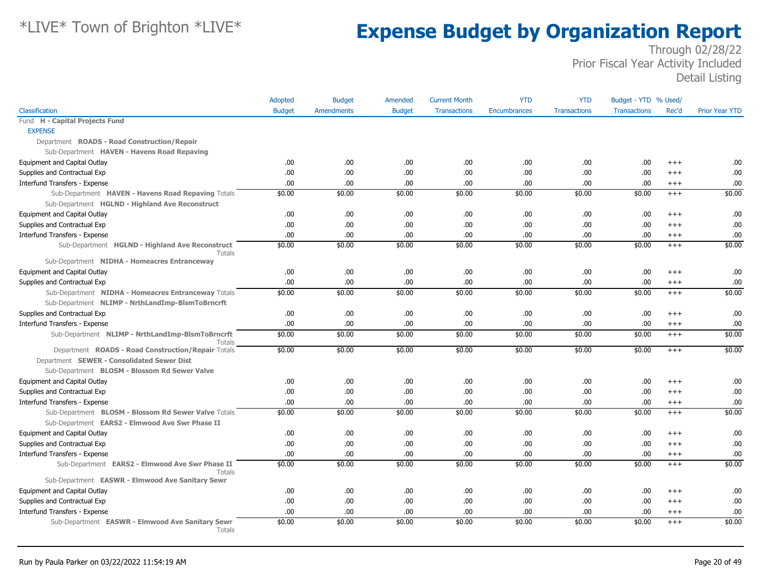# *LIVE* Town of Brighton *LIVE*

# Expense Budget by Organization Report

Through 02/28/22
Prior Fiscal Year Activity Included
Detail Listing

| Classification | Adopted Budget | Budget Amendments | Amended Budget | Current Month Transactions | YTD Encumbrances | YTD Transactions | Budget - YTD Transactions | % Used/ Rec'd | Prior Year YTD |
|---|---|---|---|---|---|---|---|---|---|
| Fund **H - Capital Projects Fund** | | | | | | | | | |
| EXPENSE | | | | | | | | | |
| Department **ROADS - Road Construction/Repair** | | | | | | | | | |
| Sub-Department **HAVEN - Havens Road Repaving** | | | | | | | | | |
| Equipment and Capital Outlay | .00 | .00 | .00 | .00 | .00 | .00 | .00 | +++ | .00 |
| Supplies and Contractual Exp | .00 | .00 | .00 | .00 | .00 | .00 | .00 | +++ | .00 |
| Interfund Transfers - Expense | .00 | .00 | .00 | .00 | .00 | .00 | .00 | +++ | .00 |
| Sub-Department **HAVEN - Havens Road Repaving** Totals | $0.00 | $0.00 | $0.00 | $0.00 | $0.00 | $0.00 | $0.00 | +++ | $0.00 |
| Sub-Department **HGLND - Highland Ave Reconstruct** | | | | | | | | | |
| Equipment and Capital Outlay | .00 | .00 | .00 | .00 | .00 | .00 | .00 | +++ | .00 |
| Supplies and Contractual Exp | .00 | .00 | .00 | .00 | .00 | .00 | .00 | +++ | .00 |
| Interfund Transfers - Expense | .00 | .00 | .00 | .00 | .00 | .00 | .00 | +++ | .00 |
| Sub-Department **HGLND - Highland Ave Reconstruct** Totals | $0.00 | $0.00 | $0.00 | $0.00 | $0.00 | $0.00 | $0.00 | +++ | $0.00 |
| Sub-Department **NIDHA - Homeacres Entranceway** | | | | | | | | | |
| Equipment and Capital Outlay | .00 | .00 | .00 | .00 | .00 | .00 | .00 | +++ | .00 |
| Supplies and Contractual Exp | .00 | .00 | .00 | .00 | .00 | .00 | .00 | +++ | .00 |
| Sub-Department **NIDHA - Homeacres Entranceway** Totals | $0.00 | $0.00 | $0.00 | $0.00 | $0.00 | $0.00 | $0.00 | +++ | $0.00 |
| Sub-Department **NLIMP - NrthLandImp-BlsmToBrncrft** | | | | | | | | | |
| Supplies and Contractual Exp | .00 | .00 | .00 | .00 | .00 | .00 | .00 | +++ | .00 |
| Interfund Transfers - Expense | .00 | .00 | .00 | .00 | .00 | .00 | .00 | +++ | .00 |
| Sub-Department **NLIMP - NrthLandImp-BlsmToBrncrft** Totals | $0.00 | $0.00 | $0.00 | $0.00 | $0.00 | $0.00 | $0.00 | +++ | $0.00 |
| Department **ROADS - Road Construction/Repair** Totals | $0.00 | $0.00 | $0.00 | $0.00 | $0.00 | $0.00 | $0.00 | +++ | $0.00 |
| Department **SEWER - Consolidated Sewer Dist** | | | | | | | | | |
| Sub-Department **BLOSM - Blossom Rd Sewer Valve** | | | | | | | | | |
| Equipment and Capital Outlay | .00 | .00 | .00 | .00 | .00 | .00 | .00 | +++ | .00 |
| Supplies and Contractual Exp | .00 | .00 | .00 | .00 | .00 | .00 | .00 | +++ | .00 |
| Interfund Transfers - Expense | .00 | .00 | .00 | .00 | .00 | .00 | .00 | +++ | .00 |
| Sub-Department **BLOSM - Blossom Rd Sewer Valve** Totals | $0.00 | $0.00 | $0.00 | $0.00 | $0.00 | $0.00 | $0.00 | +++ | $0.00 |
| Sub-Department **EARS2 - Elmwood Ave Swr Phase II** | | | | | | | | | |
| Equipment and Capital Outlay | .00 | .00 | .00 | .00 | .00 | .00 | .00 | +++ | .00 |
| Supplies and Contractual Exp | .00 | .00 | .00 | .00 | .00 | .00 | .00 | +++ | .00 |
| Interfund Transfers - Expense | .00 | .00 | .00 | .00 | .00 | .00 | .00 | +++ | .00 |
| Sub-Department **EARS2 - Elmwood Ave Swr Phase II** Totals | $0.00 | $0.00 | $0.00 | $0.00 | $0.00 | $0.00 | $0.00 | +++ | $0.00 |
| Sub-Department **EASWR - Elmwood Ave Sanitary Sewr** | | | | | | | | | |
| Equipment and Capital Outlay | .00 | .00 | .00 | .00 | .00 | .00 | .00 | +++ | .00 |
| Supplies and Contractual Exp | .00 | .00 | .00 | .00 | .00 | .00 | .00 | +++ | .00 |
| Interfund Transfers - Expense | .00 | .00 | .00 | .00 | .00 | .00 | .00 | +++ | .00 |
| Sub-Department **EASWR - Elmwood Ave Sanitary Sewr** Totals | $0.00 | $0.00 | $0.00 | $0.00 | $0.00 | $0.00 | $0.00 | +++ | $0.00 |

Run by Paula Parker on 03/22/2022 11:54:19 AM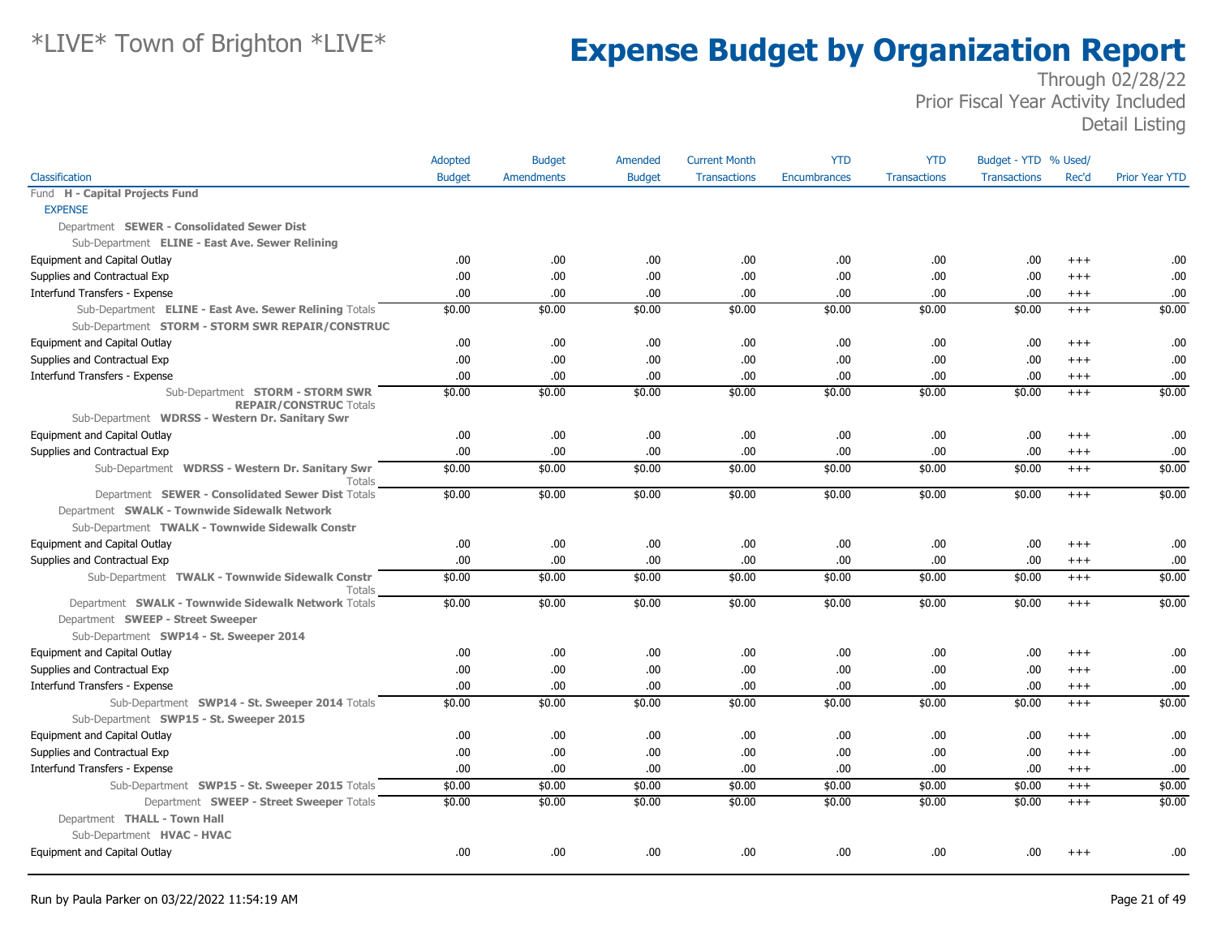# *LIVE* Town of Brighton *LIVE*

# Expense Budget by Organization Report

Through 02/28/22
Prior Fiscal Year Activity Included
Detail Listing

| Classification | Adopted Budget | Budget Amendments | Amended Budget | Current Month Transactions | YTD Encumbrances | YTD Transactions | Budget - YTD Transactions | % Used/ Rec'd | Prior Year YTD |
|---|---|---|---|---|---|---|---|---|---|
| Fund **H - Capital Projects Fund** | | | | | | | | | |
| EXPENSE | | | | | | | | | |
| Department **SEWER - Consolidated Sewer Dist** | | | | | | | | | |
| Sub-Department **ELINE - East Ave. Sewer Relining** | | | | | | | | | |
| Equipment and Capital Outlay | .00 | .00 | .00 | .00 | .00 | .00 | .00 | +++ | .00 |
| Supplies and Contractual Exp | .00 | .00 | .00 | .00 | .00 | .00 | .00 | +++ | .00 |
| Interfund Transfers - Expense | .00 | .00 | .00 | .00 | .00 | .00 | .00 | +++ | .00 |
| Sub-Department **ELINE - East Ave. Sewer Relining** Totals | $0.00 | $0.00 | $0.00 | $0.00 | $0.00 | $0.00 | $0.00 | +++ | $0.00 |
| Sub-Department **STORM - STORM SWR REPAIR/CONSTRUC** | | | | | | | | | |
| Equipment and Capital Outlay | .00 | .00 | .00 | .00 | .00 | .00 | .00 | +++ | .00 |
| Supplies and Contractual Exp | .00 | .00 | .00 | .00 | .00 | .00 | .00 | +++ | .00 |
| Interfund Transfers - Expense | .00 | .00 | .00 | .00 | .00 | .00 | .00 | +++ | .00 |
| Sub-Department **STORM - STORM SWR REPAIR/CONSTRUC** Totals | $0.00 | $0.00 | $0.00 | $0.00 | $0.00 | $0.00 | $0.00 | +++ | $0.00 |
| Sub-Department **WDRSS - Western Dr. Sanitary Swr** | | | | | | | | | |
| Equipment and Capital Outlay | .00 | .00 | .00 | .00 | .00 | .00 | .00 | +++ | .00 |
| Supplies and Contractual Exp | .00 | .00 | .00 | .00 | .00 | .00 | .00 | +++ | .00 |
| Sub-Department **WDRSS - Western Dr. Sanitary Swr** Totals | $0.00 | $0.00 | $0.00 | $0.00 | $0.00 | $0.00 | $0.00 | +++ | $0.00 |
| Department **SEWER - Consolidated Sewer Dist** Totals | $0.00 | $0.00 | $0.00 | $0.00 | $0.00 | $0.00 | $0.00 | +++ | $0.00 |
| Department **SWALK - Townwide Sidewalk Network** | | | | | | | | | |
| Sub-Department **TWALK - Townwide Sidewalk Constr** | | | | | | | | | |
| Equipment and Capital Outlay | .00 | .00 | .00 | .00 | .00 | .00 | .00 | +++ | .00 |
| Supplies and Contractual Exp | .00 | .00 | .00 | .00 | .00 | .00 | .00 | +++ | .00 |
| Sub-Department **TWALK - Townwide Sidewalk Constr** Totals | $0.00 | $0.00 | $0.00 | $0.00 | $0.00 | $0.00 | $0.00 | +++ | $0.00 |
| Department **SWALK - Townwide Sidewalk Network** Totals | $0.00 | $0.00 | $0.00 | $0.00 | $0.00 | $0.00 | $0.00 | +++ | $0.00 |
| Department **SWEEP - Street Sweeper** | | | | | | | | | |
| Sub-Department **SWP14 - St. Sweeper 2014** | | | | | | | | | |
| Equipment and Capital Outlay | .00 | .00 | .00 | .00 | .00 | .00 | .00 | +++ | .00 |
| Supplies and Contractual Exp | .00 | .00 | .00 | .00 | .00 | .00 | .00 | +++ | .00 |
| Interfund Transfers - Expense | .00 | .00 | .00 | .00 | .00 | .00 | .00 | +++ | .00 |
| Sub-Department **SWP14 - St. Sweeper 2014** Totals | $0.00 | $0.00 | $0.00 | $0.00 | $0.00 | $0.00 | $0.00 | +++ | $0.00 |
| Sub-Department **SWP15 - St. Sweeper 2015** | | | | | | | | | |
| Equipment and Capital Outlay | .00 | .00 | .00 | .00 | .00 | .00 | .00 | +++ | .00 |
| Supplies and Contractual Exp | .00 | .00 | .00 | .00 | .00 | .00 | .00 | +++ | .00 |
| Interfund Transfers - Expense | .00 | .00 | .00 | .00 | .00 | .00 | .00 | +++ | .00 |
| Sub-Department **SWP15 - St. Sweeper 2015** Totals | $0.00 | $0.00 | $0.00 | $0.00 | $0.00 | $0.00 | $0.00 | +++ | $0.00 |
| Department **SWEEP - Street Sweeper** Totals | $0.00 | $0.00 | $0.00 | $0.00 | $0.00 | $0.00 | $0.00 | +++ | $0.00 |
| Department **THALL - Town Hall** | | | | | | | | | |
| Sub-Department **HVAC - HVAC** | | | | | | | | | |
| Equipment and Capital Outlay | .00 | .00 | .00 | .00 | .00 | .00 | .00 | +++ | .00 |

Run by Paula Parker on 03/22/2022 11:54:19 AM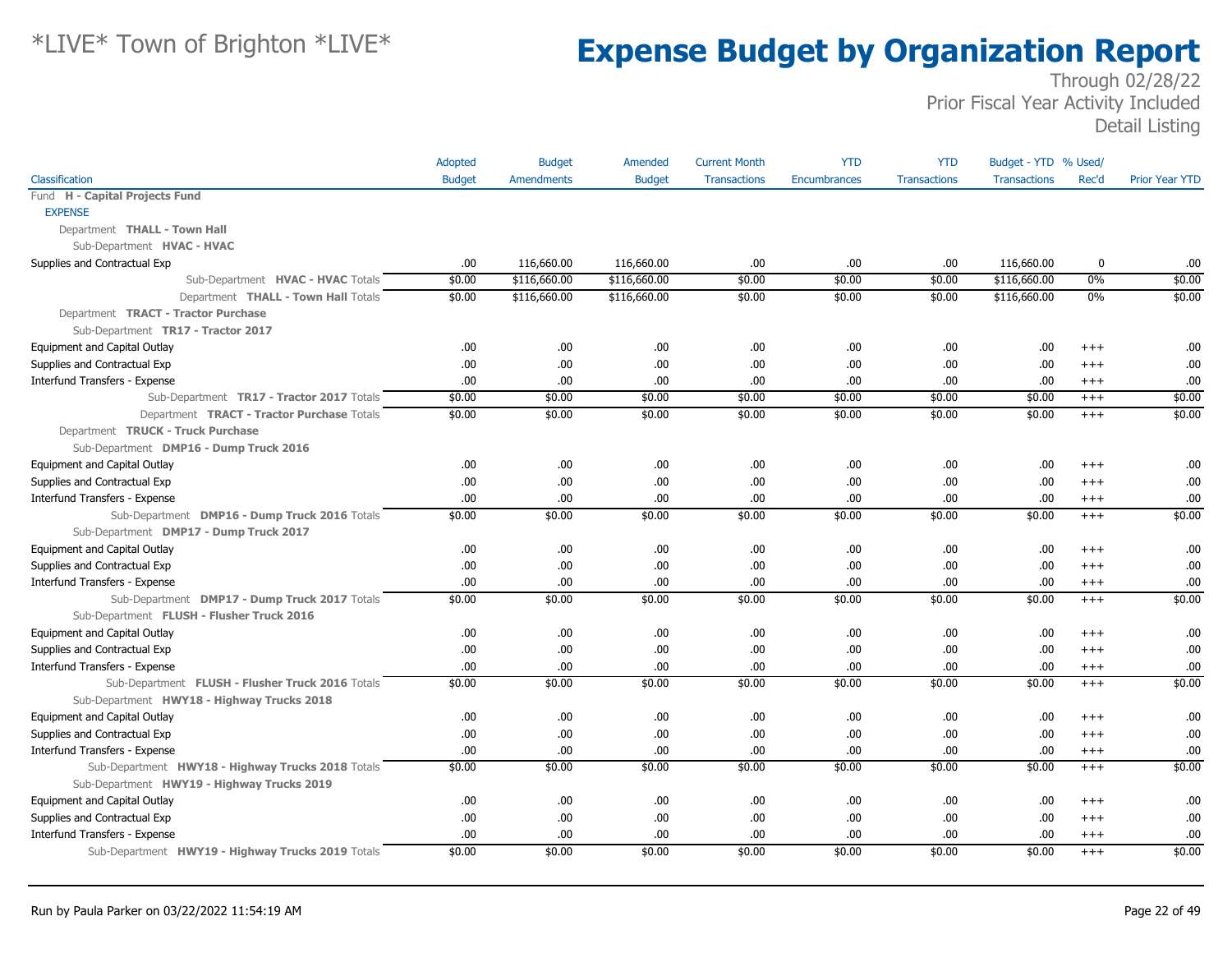# Expense Budget by Organization Report

*LIVE* Town of Brighton *LIVE*

Through 02/28/22
Prior Fiscal Year Activity Included
Detail Listing

| Classification | Adopted Budget | Budget Amendments | Amended Budget | Current Month Transactions | YTD Encumbrances | YTD Transactions | Budget - YTD Transactions | % Used/ Rec'd | Prior Year YTD |
|---|---|---|---|---|---|---|---|---|---|
| Fund **H - Capital Projects Fund** | | | | | | | | | |
| EXPENSE | | | | | | | | | |
| Department **THALL - Town Hall** | | | | | | | | | |
| Sub-Department **HVAC - HVAC** | | | | | | | | | |
| Supplies and Contractual Exp | .00 | 116,660.00 | 116,660.00 | .00 | .00 | .00 | 116,660.00 | 0 | .00 |
| Sub-Department **HVAC - HVAC** Totals | $0.00 | $116,660.00 | $116,660.00 | $0.00 | $0.00 | $0.00 | $116,660.00 | 0% | $0.00 |
| Department **THALL - Town Hall** Totals | $0.00 | $116,660.00 | $116,660.00 | $0.00 | $0.00 | $0.00 | $116,660.00 | 0% | $0.00 |
| Department **TRACT - Tractor Purchase** | | | | | | | | | |
| Sub-Department **TR17 - Tractor 2017** | | | | | | | | | |
| Equipment and Capital Outlay | .00 | .00 | .00 | .00 | .00 | .00 | .00 | +++ | .00 |
| Supplies and Contractual Exp | .00 | .00 | .00 | .00 | .00 | .00 | .00 | +++ | .00 |
| Interfund Transfers - Expense | .00 | .00 | .00 | .00 | .00 | .00 | .00 | +++ | .00 |
| Sub-Department **TR17 - Tractor 2017** Totals | $0.00 | $0.00 | $0.00 | $0.00 | $0.00 | $0.00 | $0.00 | +++ | $0.00 |
| Department **TRACT - Tractor Purchase** Totals | $0.00 | $0.00 | $0.00 | $0.00 | $0.00 | $0.00 | $0.00 | +++ | $0.00 |
| Department **TRUCK - Truck Purchase** | | | | | | | | | |
| Sub-Department **DMP16 - Dump Truck 2016** | | | | | | | | | |
| Equipment and Capital Outlay | .00 | .00 | .00 | .00 | .00 | .00 | .00 | +++ | .00 |
| Supplies and Contractual Exp | .00 | .00 | .00 | .00 | .00 | .00 | .00 | +++ | .00 |
| Interfund Transfers - Expense | .00 | .00 | .00 | .00 | .00 | .00 | .00 | +++ | .00 |
| Sub-Department **DMP16 - Dump Truck 2016** Totals | $0.00 | $0.00 | $0.00 | $0.00 | $0.00 | $0.00 | $0.00 | +++ | $0.00 |
| Sub-Department **DMP17 - Dump Truck 2017** | | | | | | | | | |
| Equipment and Capital Outlay | .00 | .00 | .00 | .00 | .00 | .00 | .00 | +++ | .00 |
| Supplies and Contractual Exp | .00 | .00 | .00 | .00 | .00 | .00 | .00 | +++ | .00 |
| Interfund Transfers - Expense | .00 | .00 | .00 | .00 | .00 | .00 | .00 | +++ | .00 |
| Sub-Department **DMP17 - Dump Truck 2017** Totals | $0.00 | $0.00 | $0.00 | $0.00 | $0.00 | $0.00 | $0.00 | +++ | $0.00 |
| Sub-Department **FLUSH - Flusher Truck 2016** | | | | | | | | | |
| Equipment and Capital Outlay | .00 | .00 | .00 | .00 | .00 | .00 | .00 | +++ | .00 |
| Supplies and Contractual Exp | .00 | .00 | .00 | .00 | .00 | .00 | .00 | +++ | .00 |
| Interfund Transfers - Expense | .00 | .00 | .00 | .00 | .00 | .00 | .00 | +++ | .00 |
| Sub-Department **FLUSH - Flusher Truck 2016** Totals | $0.00 | $0.00 | $0.00 | $0.00 | $0.00 | $0.00 | $0.00 | +++ | $0.00 |
| Sub-Department **HWY18 - Highway Trucks 2018** | | | | | | | | | |
| Equipment and Capital Outlay | .00 | .00 | .00 | .00 | .00 | .00 | .00 | +++ | .00 |
| Supplies and Contractual Exp | .00 | .00 | .00 | .00 | .00 | .00 | .00 | +++ | .00 |
| Interfund Transfers - Expense | .00 | .00 | .00 | .00 | .00 | .00 | .00 | +++ | .00 |
| Sub-Department **HWY18 - Highway Trucks 2018** Totals | $0.00 | $0.00 | $0.00 | $0.00 | $0.00 | $0.00 | $0.00 | +++ | $0.00 |
| Sub-Department **HWY19 - Highway Trucks 2019** | | | | | | | | | |
| Equipment and Capital Outlay | .00 | .00 | .00 | .00 | .00 | .00 | .00 | +++ | .00 |
| Supplies and Contractual Exp | .00 | .00 | .00 | .00 | .00 | .00 | .00 | +++ | .00 |
| Interfund Transfers - Expense | .00 | .00 | .00 | .00 | .00 | .00 | .00 | +++ | .00 |
| Sub-Department **HWY19 - Highway Trucks 2019** Totals | $0.00 | $0.00 | $0.00 | $0.00 | $0.00 | $0.00 | $0.00 | +++ | $0.00 |

Run by Paula Parker on 03/22/2022 11:54:19 AM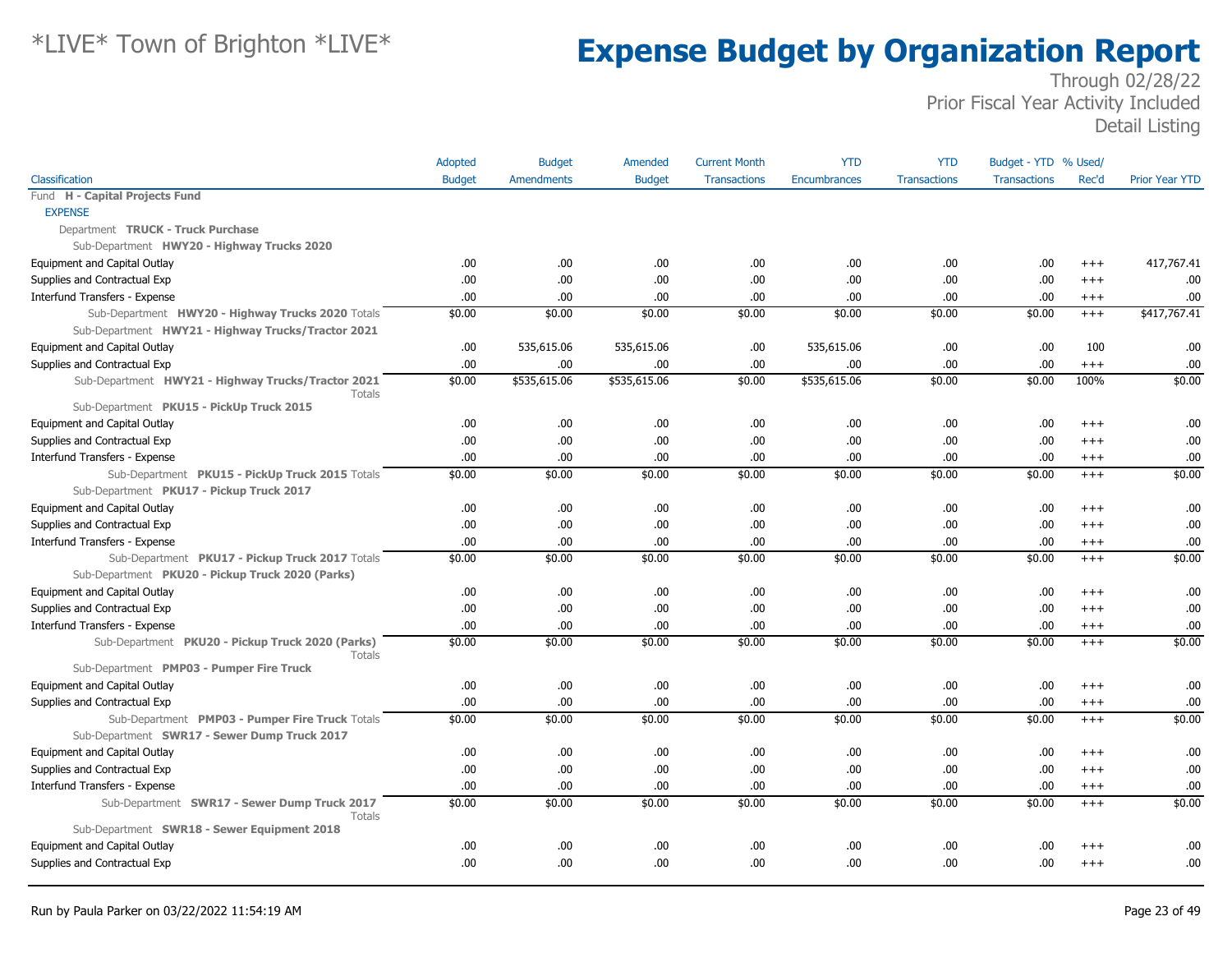# *LIVE* Town of Brighton *LIVE*

# Expense Budget by Organization Report

Through 02/28/22
Prior Fiscal Year Activity Included
Detail Listing

| Classification | Adopted Budget | Budget Amendments | Amended Budget | Current Month Transactions | YTD Encumbrances | YTD Transactions | Budget - YTD Transactions | % Used/ Rec'd | Prior Year YTD |
|---|---|---|---|---|---|---|---|---|---|
| Fund **H - Capital Projects Fund** | | | | | | | | | |
| EXPENSE | | | | | | | | | |
| Department **TRUCK - Truck Purchase** | | | | | | | | | |
| Sub-Department **HWY20 - Highway Trucks 2020** | | | | | | | | | |
| Equipment and Capital Outlay | .00 | .00 | .00 | .00 | .00 | .00 | .00 | +++ | 417,767.41 |
| Supplies and Contractual Exp | .00 | .00 | .00 | .00 | .00 | .00 | .00 | +++ | .00 |
| Interfund Transfers - Expense | .00 | .00 | .00 | .00 | .00 | .00 | .00 | +++ | .00 |
| Sub-Department **HWY20 - Highway Trucks 2020** Totals | $0.00 | $0.00 | $0.00 | $0.00 | $0.00 | $0.00 | $0.00 | +++ | $417,767.41 |
| Sub-Department **HWY21 - Highway Trucks/Tractor 2021** | | | | | | | | | |
| Equipment and Capital Outlay | .00 | 535,615.06 | 535,615.06 | .00 | 535,615.06 | .00 | .00 | 100 | .00 |
| Supplies and Contractual Exp | .00 | .00 | .00 | .00 | .00 | .00 | .00 | +++ | .00 |
| Sub-Department **HWY21 - Highway Trucks/Tractor 2021** Totals | $0.00 | $535,615.06 | $535,615.06 | $0.00 | $535,615.06 | $0.00 | $0.00 | 100% | $0.00 |
| Sub-Department **PKU15 - PickUp Truck 2015** | | | | | | | | | |
| Equipment and Capital Outlay | .00 | .00 | .00 | .00 | .00 | .00 | .00 | +++ | .00 |
| Supplies and Contractual Exp | .00 | .00 | .00 | .00 | .00 | .00 | .00 | +++ | .00 |
| Interfund Transfers - Expense | .00 | .00 | .00 | .00 | .00 | .00 | .00 | +++ | .00 |
| Sub-Department **PKU15 - PickUp Truck 2015** Totals | $0.00 | $0.00 | $0.00 | $0.00 | $0.00 | $0.00 | $0.00 | +++ | $0.00 |
| Sub-Department **PKU17 - Pickup Truck 2017** | | | | | | | | | |
| Equipment and Capital Outlay | .00 | .00 | .00 | .00 | .00 | .00 | .00 | +++ | .00 |
| Supplies and Contractual Exp | .00 | .00 | .00 | .00 | .00 | .00 | .00 | +++ | .00 |
| Interfund Transfers - Expense | .00 | .00 | .00 | .00 | .00 | .00 | .00 | +++ | .00 |
| Sub-Department **PKU17 - Pickup Truck 2017** Totals | $0.00 | $0.00 | $0.00 | $0.00 | $0.00 | $0.00 | $0.00 | +++ | $0.00 |
| Sub-Department **PKU20 - Pickup Truck 2020 (Parks)** | | | | | | | | | |
| Equipment and Capital Outlay | .00 | .00 | .00 | .00 | .00 | .00 | .00 | +++ | .00 |
| Supplies and Contractual Exp | .00 | .00 | .00 | .00 | .00 | .00 | .00 | +++ | .00 |
| Interfund Transfers - Expense | .00 | .00 | .00 | .00 | .00 | .00 | .00 | +++ | .00 |
| Sub-Department **PKU20 - Pickup Truck 2020 (Parks)** Totals | $0.00 | $0.00 | $0.00 | $0.00 | $0.00 | $0.00 | $0.00 | +++ | $0.00 |
| Sub-Department **PMP03 - Pumper Fire Truck** | | | | | | | | | |
| Equipment and Capital Outlay | .00 | .00 | .00 | .00 | .00 | .00 | .00 | +++ | .00 |
| Supplies and Contractual Exp | .00 | .00 | .00 | .00 | .00 | .00 | .00 | +++ | .00 |
| Sub-Department **PMP03 - Pumper Fire Truck** Totals | $0.00 | $0.00 | $0.00 | $0.00 | $0.00 | $0.00 | $0.00 | +++ | $0.00 |
| Sub-Department **SWR17 - Sewer Dump Truck 2017** | | | | | | | | | |
| Equipment and Capital Outlay | .00 | .00 | .00 | .00 | .00 | .00 | .00 | +++ | .00 |
| Supplies and Contractual Exp | .00 | .00 | .00 | .00 | .00 | .00 | .00 | +++ | .00 |
| Interfund Transfers - Expense | .00 | .00 | .00 | .00 | .00 | .00 | .00 | +++ | .00 |
| Sub-Department **SWR17 - Sewer Dump Truck 2017** Totals | $0.00 | $0.00 | $0.00 | $0.00 | $0.00 | $0.00 | $0.00 | +++ | $0.00 |
| Sub-Department **SWR18 - Sewer Equipment 2018** | | | | | | | | | |
| Equipment and Capital Outlay | .00 | .00 | .00 | .00 | .00 | .00 | .00 | +++ | .00 |
| Supplies and Contractual Exp | .00 | .00 | .00 | .00 | .00 | .00 | .00 | +++ | .00 |

Run by Paula Parker on 03/22/2022 11:54:19 AM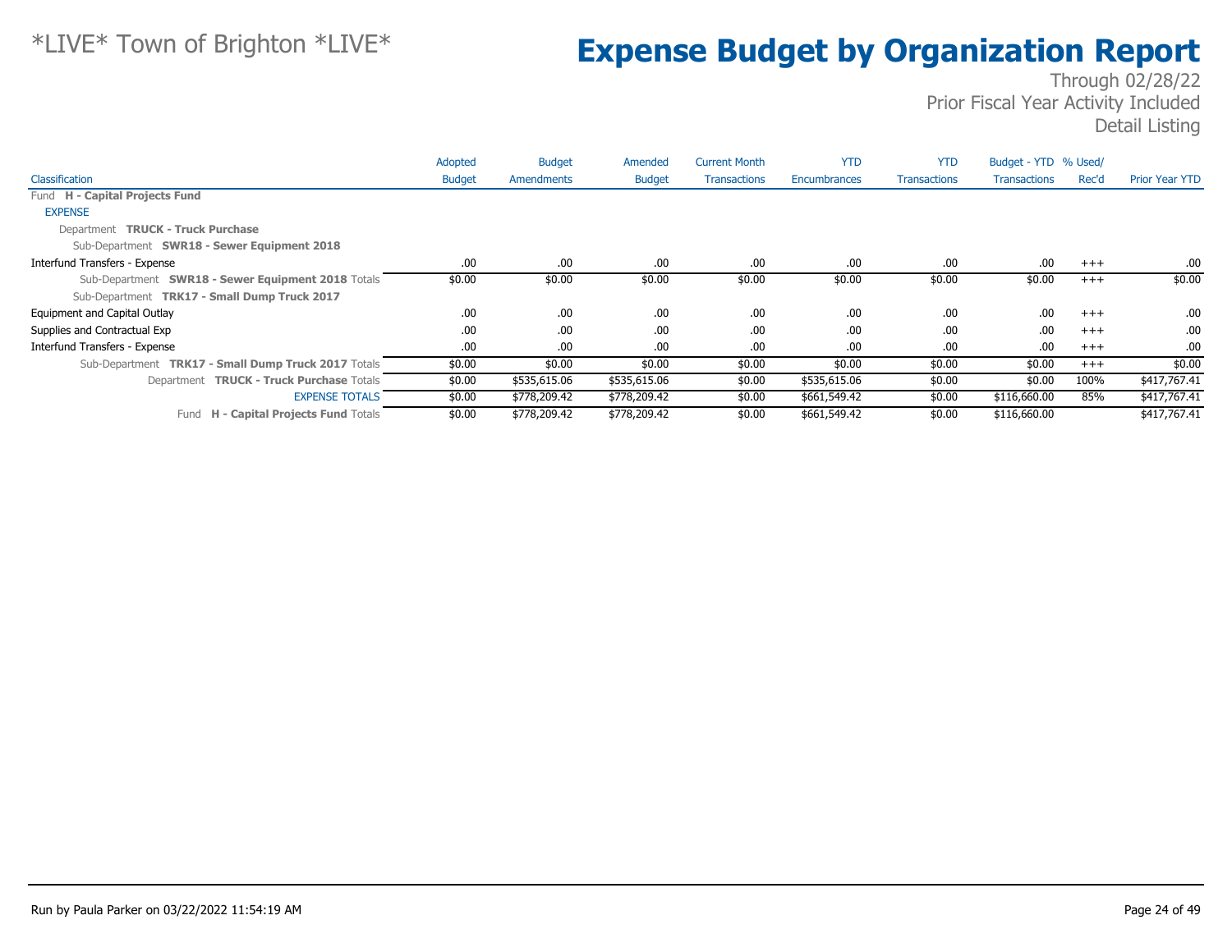# *LIVE* Town of Brighton *LIVE*

# Expense Budget by Organization Report

Through 02/28/22
Prior Fiscal Year Activity Included
Detail Listing

| Classification | Adopted Budget | Budget Amendments | Amended Budget | Current Month Transactions | YTD Encumbrances | YTD Transactions | Budget - YTD Transactions | % Used/ Rec'd | Prior Year YTD |
|---|---|---|---|---|---|---|---|---|---|
| Fund **H - Capital Projects Fund** | | | | | | | | | |
| EXPENSE | | | | | | | | | |
| Department **TRUCK - Truck Purchase** | | | | | | | | | |
| Sub-Department **SWR18 - Sewer Equipment 2018** | | | | | | | | | |
| Interfund Transfers - Expense | .00 | .00 | .00 | .00 | .00 | .00 | .00 | +++ | .00 |
| Sub-Department **SWR18 - Sewer Equipment 2018** Totals | $0.00 | $0.00 | $0.00 | $0.00 | $0.00 | $0.00 | $0.00 | +++ | $0.00 |
| Sub-Department **TRK17 - Small Dump Truck 2017** | | | | | | | | | |
| Equipment and Capital Outlay | .00 | .00 | .00 | .00 | .00 | .00 | .00 | +++ | .00 |
| Supplies and Contractual Exp | .00 | .00 | .00 | .00 | .00 | .00 | .00 | +++ | .00 |
| Interfund Transfers - Expense | .00 | .00 | .00 | .00 | .00 | .00 | .00 | +++ | .00 |
| Sub-Department **TRK17 - Small Dump Truck 2017** Totals | $0.00 | $0.00 | $0.00 | $0.00 | $0.00 | $0.00 | $0.00 | +++ | $0.00 |
| Department **TRUCK - Truck Purchase** Totals | $0.00 | $535,615.06 | $535,615.06 | $0.00 | $535,615.06 | $0.00 | $0.00 | 100% | $417,767.41 |
| EXPENSE TOTALS | $0.00 | $778,209.42 | $778,209.42 | $0.00 | $661,549.42 | $0.00 | $116,660.00 | 85% | $417,767.41 |
| Fund **H - Capital Projects Fund** Totals | $0.00 | $778,209.42 | $778,209.42 | $0.00 | $661,549.42 | $0.00 | $116,660.00 | | $417,767.41 |

Run by Paula Parker on 03/22/2022 11:54:19 AM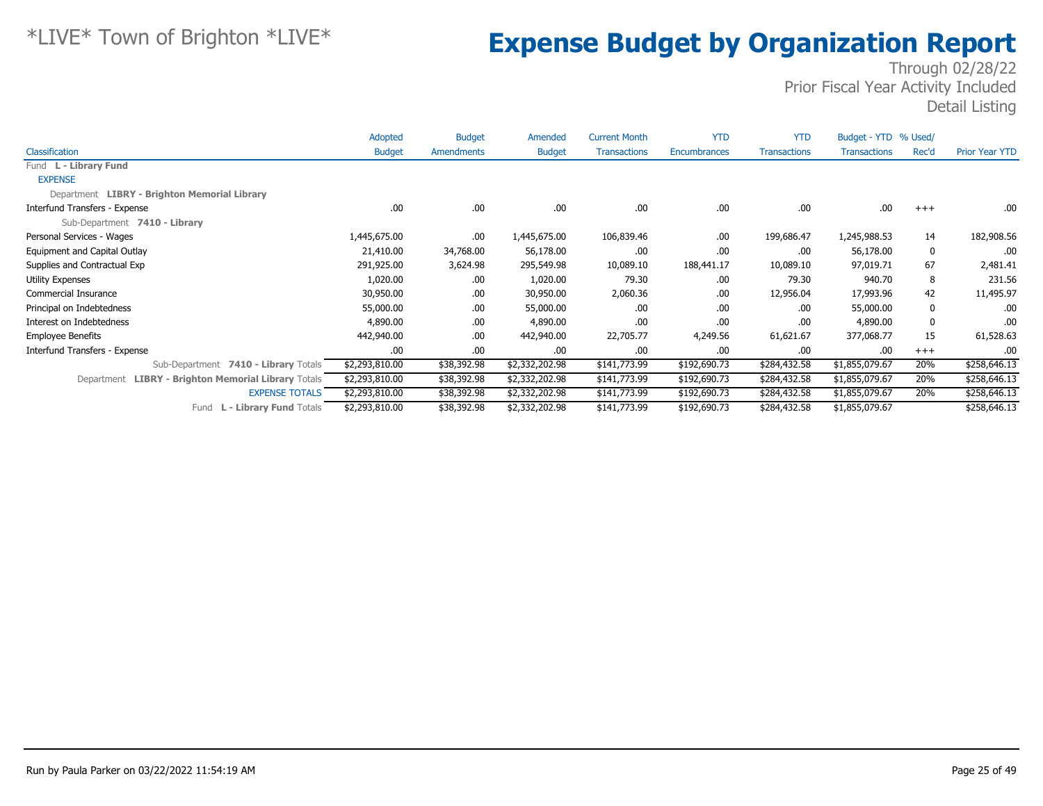# *LIVE* Town of Brighton *LIVE*

# Expense Budget by Organization Report

Through 02/28/22
Prior Fiscal Year Activity Included
Detail Listing

| Classification | Adopted Budget | Budget Amendments | Amended Budget | Current Month Transactions | YTD Encumbrances | YTD Transactions | Budget - YTD Transactions | % Used/ Rec'd | Prior Year YTD |
|---|---|---|---|---|---|---|---|---|---|
| Fund **L - Library Fund** | | | | | | | | | |
| EXPENSE | | | | | | | | | |
| Department **LIBRY - Brighton Memorial Library** | | | | | | | | | |
| Interfund Transfers - Expense | .00 | .00 | .00 | .00 | .00 | .00 | .00 | +++ | .00 |
| Sub-Department **7410 - Library** | | | | | | | | | |
| Personal Services - Wages | 1,445,675.00 | .00 | 1,445,675.00 | 106,839.46 | .00 | 199,686.47 | 1,245,988.53 | 14 | 182,908.56 |
| Equipment and Capital Outlay | 21,410.00 | 34,768.00 | 56,178.00 | .00 | .00 | .00 | 56,178.00 | 0 | .00 |
| Supplies and Contractual Exp | 291,925.00 | 3,624.98 | 295,549.98 | 10,089.10 | 188,441.17 | 10,089.10 | 97,019.71 | 67 | 2,481.41 |
| Utility Expenses | 1,020.00 | .00 | 1,020.00 | 79.30 | .00 | 79.30 | 940.70 | 8 | 231.56 |
| Commercial Insurance | 30,950.00 | .00 | 30,950.00 | 2,060.36 | .00 | 12,956.04 | 17,993.96 | 42 | 11,495.97 |
| Principal on Indebtedness | 55,000.00 | .00 | 55,000.00 | .00 | .00 | .00 | 55,000.00 | 0 | .00 |
| Interest on Indebtedness | 4,890.00 | .00 | 4,890.00 | .00 | .00 | .00 | 4,890.00 | 0 | .00 |
| Employee Benefits | 442,940.00 | .00 | 442,940.00 | 22,705.77 | 4,249.56 | 61,621.67 | 377,068.77 | 15 | 61,528.63 |
| Interfund Transfers - Expense | .00 | .00 | .00 | .00 | .00 | .00 | .00 | +++ | .00 |
| Sub-Department **7410 - Library** Totals | $2,293,810.00 | $38,392.98 | $2,332,202.98 | $141,773.99 | $192,690.73 | $284,432.58 | $1,855,079.67 | 20% | $258,646.13 |
| Department **LIBRY - Brighton Memorial Library** Totals | $2,293,810.00 | $38,392.98 | $2,332,202.98 | $141,773.99 | $192,690.73 | $284,432.58 | $1,855,079.67 | 20% | $258,646.13 |
| EXPENSE TOTALS | $2,293,810.00 | $38,392.98 | $2,332,202.98 | $141,773.99 | $192,690.73 | $284,432.58 | $1,855,079.67 | 20% | $258,646.13 |
| Fund **L - Library Fund** Totals | $2,293,810.00 | $38,392.98 | $2,332,202.98 | $141,773.99 | $192,690.73 | $284,432.58 | $1,855,079.67 | | $258,646.13 |

Run by Paula Parker on 03/22/2022 11:54:19 AM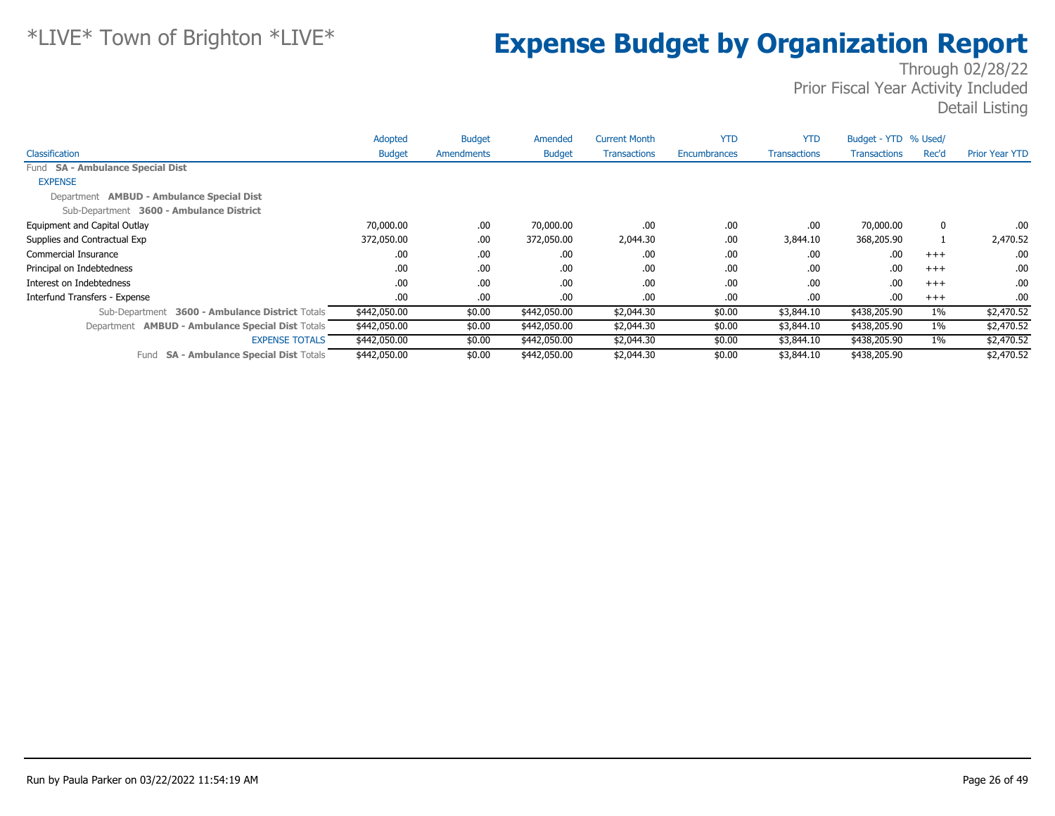# *LIVE* Town of Brighton *LIVE*

# Expense Budget by Organization Report

Through 02/28/22
Prior Fiscal Year Activity Included
Detail Listing

| Classification | Adopted Budget | Budget Amendments | Amended Budget | Current Month Transactions | YTD Encumbrances | YTD Transactions | Budget - YTD Transactions | % Used/ Rec'd | Prior Year YTD |
|---|---|---|---|---|---|---|---|---|---|
| Fund **SA - Ambulance Special Dist** | | | | | | | | | |
| EXPENSE | | | | | | | | | |
| Department **AMBUD - Ambulance Special Dist** | | | | | | | | | |
| Sub-Department **3600 - Ambulance District** | | | | | | | | | |
| Equipment and Capital Outlay | 70,000.00 | .00 | 70,000.00 | .00 | .00 | .00 | 70,000.00 | 0 | .00 |
| Supplies and Contractual Exp | 372,050.00 | .00 | 372,050.00 | 2,044.30 | .00 | 3,844.10 | 368,205.90 | 1 | 2,470.52 |
| Commercial Insurance | .00 | .00 | .00 | .00 | .00 | .00 | .00 | +++ | .00 |
| Principal on Indebtedness | .00 | .00 | .00 | .00 | .00 | .00 | .00 | +++ | .00 |
| Interest on Indebtedness | .00 | .00 | .00 | .00 | .00 | .00 | .00 | +++ | .00 |
| Interfund Transfers - Expense | .00 | .00 | .00 | .00 | .00 | .00 | .00 | +++ | .00 |
| Sub-Department **3600 - Ambulance District** Totals | $442,050.00 | $0.00 | $442,050.00 | $2,044.30 | $0.00 | $3,844.10 | $438,205.90 | 1% | $2,470.52 |
| Department **AMBUD - Ambulance Special Dist** Totals | $442,050.00 | $0.00 | $442,050.00 | $2,044.30 | $0.00 | $3,844.10 | $438,205.90 | 1% | $2,470.52 |
| EXPENSE TOTALS | $442,050.00 | $0.00 | $442,050.00 | $2,044.30 | $0.00 | $3,844.10 | $438,205.90 | 1% | $2,470.52 |
| Fund **SA - Ambulance Special Dist** Totals | $442,050.00 | $0.00 | $442,050.00 | $2,044.30 | $0.00 | $3,844.10 | $438,205.90 | | $2,470.52 |

Run by Paula Parker on 03/22/2022 11:54:19 AM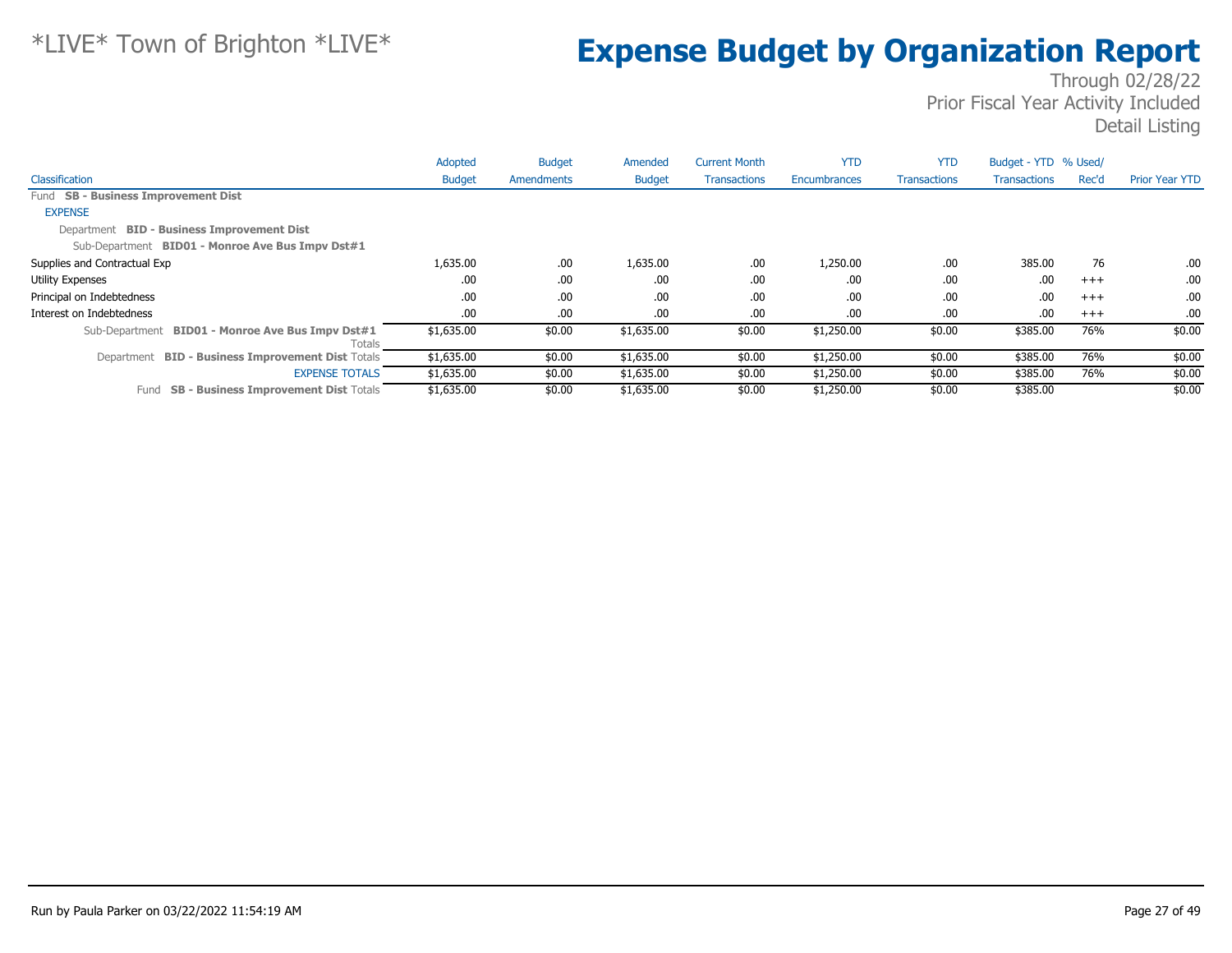# *LIVE* Town of Brighton *LIVE*

# Expense Budget by Organization Report

Through 02/28/22
Prior Fiscal Year Activity Included
Detail Listing

| Classification | Adopted Budget | Budget Amendments | Amended Budget | Current Month Transactions | YTD Encumbrances | YTD Transactions | Budget - YTD Transactions | % Used/ Rec'd | Prior Year YTD |
|---|---|---|---|---|---|---|---|---|---|
| Fund **SB - Business Improvement Dist** | | | | | | | | | |
| EXPENSE | | | | | | | | | |
| Department **BID - Business Improvement Dist** | | | | | | | | | |
| Sub-Department **BID01 - Monroe Ave Bus Impv Dst#1** | | | | | | | | | |
| Supplies and Contractual Exp | 1,635.00 | .00 | 1,635.00 | .00 | 1,250.00 | .00 | 385.00 | 76 | .00 |
| Utility Expenses | .00 | .00 | .00 | .00 | .00 | .00 | .00 | +++ | .00 |
| Principal on Indebtedness | .00 | .00 | .00 | .00 | .00 | .00 | .00 | +++ | .00 |
| Interest on Indebtedness | .00 | .00 | .00 | .00 | .00 | .00 | .00 | +++ | .00 |
| Sub-Department **BID01 - Monroe Ave Bus Impv Dst#1** Totals | $1,635.00 | $0.00 | $1,635.00 | $0.00 | $1,250.00 | $0.00 | $385.00 | 76% | $0.00 |
| Department **BID - Business Improvement Dist** Totals | $1,635.00 | $0.00 | $1,635.00 | $0.00 | $1,250.00 | $0.00 | $385.00 | 76% | $0.00 |
| EXPENSE TOTALS | $1,635.00 | $0.00 | $1,635.00 | $0.00 | $1,250.00 | $0.00 | $385.00 | 76% | $0.00 |
| Fund **SB - Business Improvement Dist** Totals | $1,635.00 | $0.00 | $1,635.00 | $0.00 | $1,250.00 | $0.00 | $385.00 | | $0.00 |

Run by Paula Parker on 03/22/2022 11:54:19 AM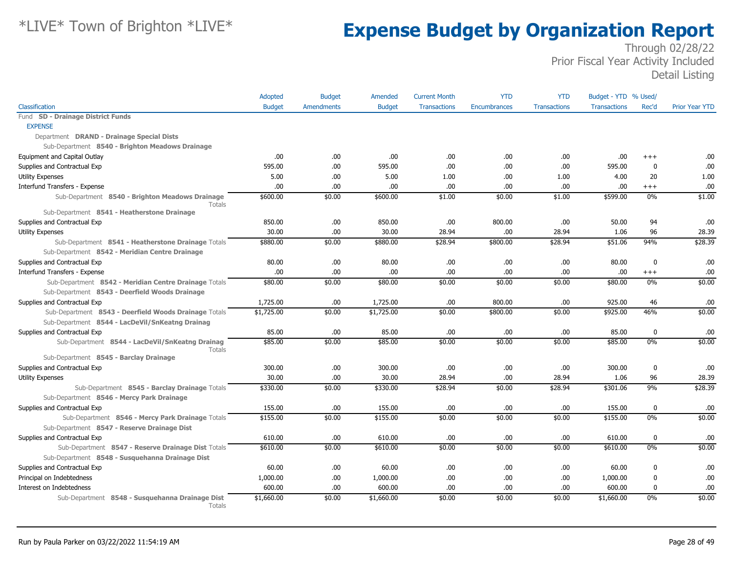*LIVE* Town of Brighton *LIVE*

# Expense Budget by Organization Report

Through 02/28/22
Prior Fiscal Year Activity Included
Detail Listing

| Classification | Adopted Budget | Budget Amendments | Amended Budget | Current Month Transactions | YTD Encumbrances | YTD Transactions | Budget - YTD Transactions | % Used/ Rec'd | Prior Year YTD |
|---|---|---|---|---|---|---|---|---|---|
| Fund **SD - Drainage District Funds** | | | | | | | | | |
| EXPENSE | | | | | | | | | |
| Department **DRAND - Drainage Special Dists** | | | | | | | | | |
| Sub-Department **8540 - Brighton Meadows Drainage** | | | | | | | | | |
| Equipment and Capital Outlay | .00 | .00 | .00 | .00 | .00 | .00 | .00 | +++ | .00 |
| Supplies and Contractual Exp | 595.00 | .00 | 595.00 | .00 | .00 | .00 | 595.00 | 0 | .00 |
| Utility Expenses | 5.00 | .00 | 5.00 | 1.00 | .00 | 1.00 | 4.00 | 20 | 1.00 |
| Interfund Transfers - Expense | .00 | .00 | .00 | .00 | .00 | .00 | .00 | +++ | .00 |
| Sub-Department **8540 - Brighton Meadows Drainage** Totals | $600.00 | $0.00 | $600.00 | $1.00 | $0.00 | $1.00 | $599.00 | 0% | $1.00 |
| Sub-Department **8541 - Heatherstone Drainage** | | | | | | | | | |
| Supplies and Contractual Exp | 850.00 | .00 | 850.00 | .00 | 800.00 | .00 | 50.00 | 94 | .00 |
| Utility Expenses | 30.00 | .00 | 30.00 | 28.94 | .00 | 28.94 | 1.06 | 96 | 28.39 |
| Sub-Department **8541 - Heatherstone Drainage** Totals | $880.00 | $0.00 | $880.00 | $28.94 | $800.00 | $28.94 | $51.06 | 94% | $28.39 |
| Sub-Department **8542 - Meridian Centre Drainage** | | | | | | | | | |
| Supplies and Contractual Exp | 80.00 | .00 | 80.00 | .00 | .00 | .00 | 80.00 | 0 | .00 |
| Interfund Transfers - Expense | .00 | .00 | .00 | .00 | .00 | .00 | .00 | +++ | .00 |
| Sub-Department **8542 - Meridian Centre Drainage** Totals | $80.00 | $0.00 | $80.00 | $0.00 | $0.00 | $0.00 | $80.00 | 0% | $0.00 |
| Sub-Department **8543 - Deerfield Woods Drainage** | | | | | | | | | |
| Supplies and Contractual Exp | 1,725.00 | .00 | 1,725.00 | .00 | 800.00 | .00 | 925.00 | 46 | .00 |
| Sub-Department **8543 - Deerfield Woods Drainage** Totals | $1,725.00 | $0.00 | $1,725.00 | $0.00 | $800.00 | $0.00 | $925.00 | 46% | $0.00 |
| Sub-Department **8544 - LacDeVil/SnKeatng Drainag** | | | | | | | | | |
| Supplies and Contractual Exp | 85.00 | .00 | 85.00 | .00 | .00 | .00 | 85.00 | 0 | .00 |
| Sub-Department **8544 - LacDeVil/SnKeatng Drainag** Totals | $85.00 | $0.00 | $85.00 | $0.00 | $0.00 | $0.00 | $85.00 | 0% | $0.00 |
| Sub-Department **8545 - Barclay Drainage** | | | | | | | | | |
| Supplies and Contractual Exp | 300.00 | .00 | 300.00 | .00 | .00 | .00 | 300.00 | 0 | .00 |
| Utility Expenses | 30.00 | .00 | 30.00 | 28.94 | .00 | 28.94 | 1.06 | 96 | 28.39 |
| Sub-Department **8545 - Barclay Drainage** Totals | $330.00 | $0.00 | $330.00 | $28.94 | $0.00 | $28.94 | $301.06 | 9% | $28.39 |
| Sub-Department **8546 - Mercy Park Drainage** | | | | | | | | | |
| Supplies and Contractual Exp | 155.00 | .00 | 155.00 | .00 | .00 | .00 | 155.00 | 0 | .00 |
| Sub-Department **8546 - Mercy Park Drainage** Totals | $155.00 | $0.00 | $155.00 | $0.00 | $0.00 | $0.00 | $155.00 | 0% | $0.00 |
| Sub-Department **8547 - Reserve Drainage Dist** | | | | | | | | | |
| Supplies and Contractual Exp | 610.00 | .00 | 610.00 | .00 | .00 | .00 | 610.00 | 0 | .00 |
| Sub-Department **8547 - Reserve Drainage Dist** Totals | $610.00 | $0.00 | $610.00 | $0.00 | $0.00 | $0.00 | $610.00 | 0% | $0.00 |
| Sub-Department **8548 - Susquehanna Drainage Dist** | | | | | | | | | |
| Supplies and Contractual Exp | 60.00 | .00 | 60.00 | .00 | .00 | .00 | 60.00 | 0 | .00 |
| Principal on Indebtedness | 1,000.00 | .00 | 1,000.00 | .00 | .00 | .00 | 1,000.00 | 0 | .00 |
| Interest on Indebtedness | 600.00 | .00 | 600.00 | .00 | .00 | .00 | 600.00 | 0 | .00 |
| Sub-Department **8548 - Susquehanna Drainage Dist** Totals | $1,660.00 | $0.00 | $1,660.00 | $0.00 | $0.00 | $0.00 | $1,660.00 | 0% | $0.00 |

Run by Paula Parker on 03/22/2022 11:54:19 AM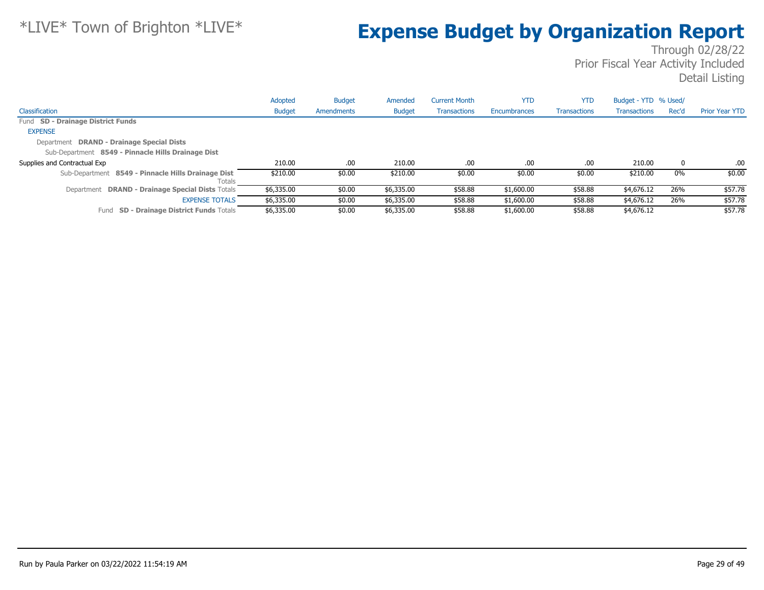# *LIVE* Town of Brighton *LIVE*

# Expense Budget by Organization Report

Through 02/28/22
Prior Fiscal Year Activity Included
Detail Listing

| Classification | Adopted Budget | Budget Amendments | Amended Budget | Current Month Transactions | YTD Encumbrances | YTD Transactions | Budget - YTD Transactions | % Used/ Rec'd | Prior Year YTD |
|---|---|---|---|---|---|---|---|---|---|
| Fund **SD - Drainage District Funds** | | | | | | | | | |
| EXPENSE | | | | | | | | | |
| Department **DRAND - Drainage Special Dists** | | | | | | | | | |
| Sub-Department **8549 - Pinnacle Hills Drainage Dist** | | | | | | | | | |
| Supplies and Contractual Exp | 210.00 | .00 | 210.00 | .00 | .00 | .00 | 210.00 | 0 | .00 |
| Sub-Department **8549 - Pinnacle Hills Drainage Dist** Totals | $210.00 | $0.00 | $210.00 | $0.00 | $0.00 | $0.00 | $210.00 | 0% | $0.00 |
| Department **DRAND - Drainage Special Dists** Totals | $6,335.00 | $0.00 | $6,335.00 | $58.88 | $1,600.00 | $58.88 | $4,676.12 | 26% | $57.78 |
| EXPENSE TOTALS | $6,335.00 | $0.00 | $6,335.00 | $58.88 | $1,600.00 | $58.88 | $4,676.12 | 26% | $57.78 |
| Fund **SD - Drainage District Funds** Totals | $6,335.00 | $0.00 | $6,335.00 | $58.88 | $1,600.00 | $58.88 | $4,676.12 | | $57.78 |

Run by Paula Parker on 03/22/2022 11:54:19 AM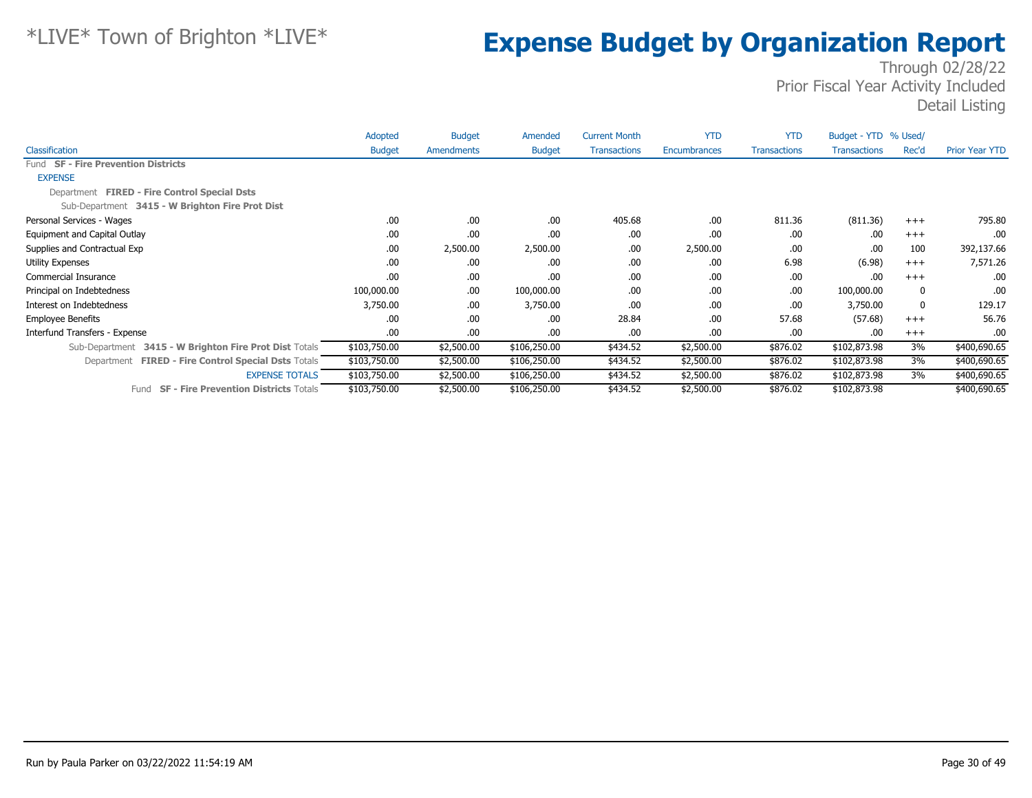# *LIVE* Town of Brighton *LIVE*

# Expense Budget by Organization Report

Through 02/28/22
Prior Fiscal Year Activity Included
Detail Listing

| Classification | Adopted Budget | Budget Amendments | Amended Budget | Current Month Transactions | YTD Encumbrances | YTD Transactions | Budget - YTD Transactions | % Used/ Rec'd | Prior Year YTD |
|---|---|---|---|---|---|---|---|---|---|
| Fund **SF - Fire Prevention Districts** | | | | | | | | | |
| EXPENSE | | | | | | | | | |
| Department **FIRED - Fire Control Special Dsts** | | | | | | | | | |
| Sub-Department **3415 - W Brighton Fire Prot Dist** | | | | | | | | | |
| Personal Services - Wages | .00 | .00 | .00 | 405.68 | .00 | 811.36 | (811.36) | +++ | 795.80 |
| Equipment and Capital Outlay | .00 | .00 | .00 | .00 | .00 | .00 | .00 | +++ | .00 |
| Supplies and Contractual Exp | .00 | 2,500.00 | 2,500.00 | .00 | 2,500.00 | .00 | .00 | 100 | 392,137.66 |
| Utility Expenses | .00 | .00 | .00 | .00 | .00 | 6.98 | (6.98) | +++ | 7,571.26 |
| Commercial Insurance | .00 | .00 | .00 | .00 | .00 | .00 | .00 | +++ | .00 |
| Principal on Indebtedness | 100,000.00 | .00 | 100,000.00 | .00 | .00 | .00 | 100,000.00 | 0 | .00 |
| Interest on Indebtedness | 3,750.00 | .00 | 3,750.00 | .00 | .00 | .00 | 3,750.00 | 0 | 129.17 |
| Employee Benefits | .00 | .00 | .00 | 28.84 | .00 | 57.68 | (57.68) | +++ | 56.76 |
| Interfund Transfers - Expense | .00 | .00 | .00 | .00 | .00 | .00 | .00 | +++ | .00 |
| Sub-Department **3415 - W Brighton Fire Prot Dist** Totals | $103,750.00 | $2,500.00 | $106,250.00 | $434.52 | $2,500.00 | $876.02 | $102,873.98 | 3% | $400,690.65 |
| Department **FIRED - Fire Control Special Dsts** Totals | $103,750.00 | $2,500.00 | $106,250.00 | $434.52 | $2,500.00 | $876.02 | $102,873.98 | 3% | $400,690.65 |
| EXPENSE TOTALS | $103,750.00 | $2,500.00 | $106,250.00 | $434.52 | $2,500.00 | $876.02 | $102,873.98 | 3% | $400,690.65 |
| Fund **SF - Fire Prevention Districts** Totals | $103,750.00 | $2,500.00 | $106,250.00 | $434.52 | $2,500.00 | $876.02 | $102,873.98 | | $400,690.65 |

Run by Paula Parker on 03/22/2022 11:54:19 AM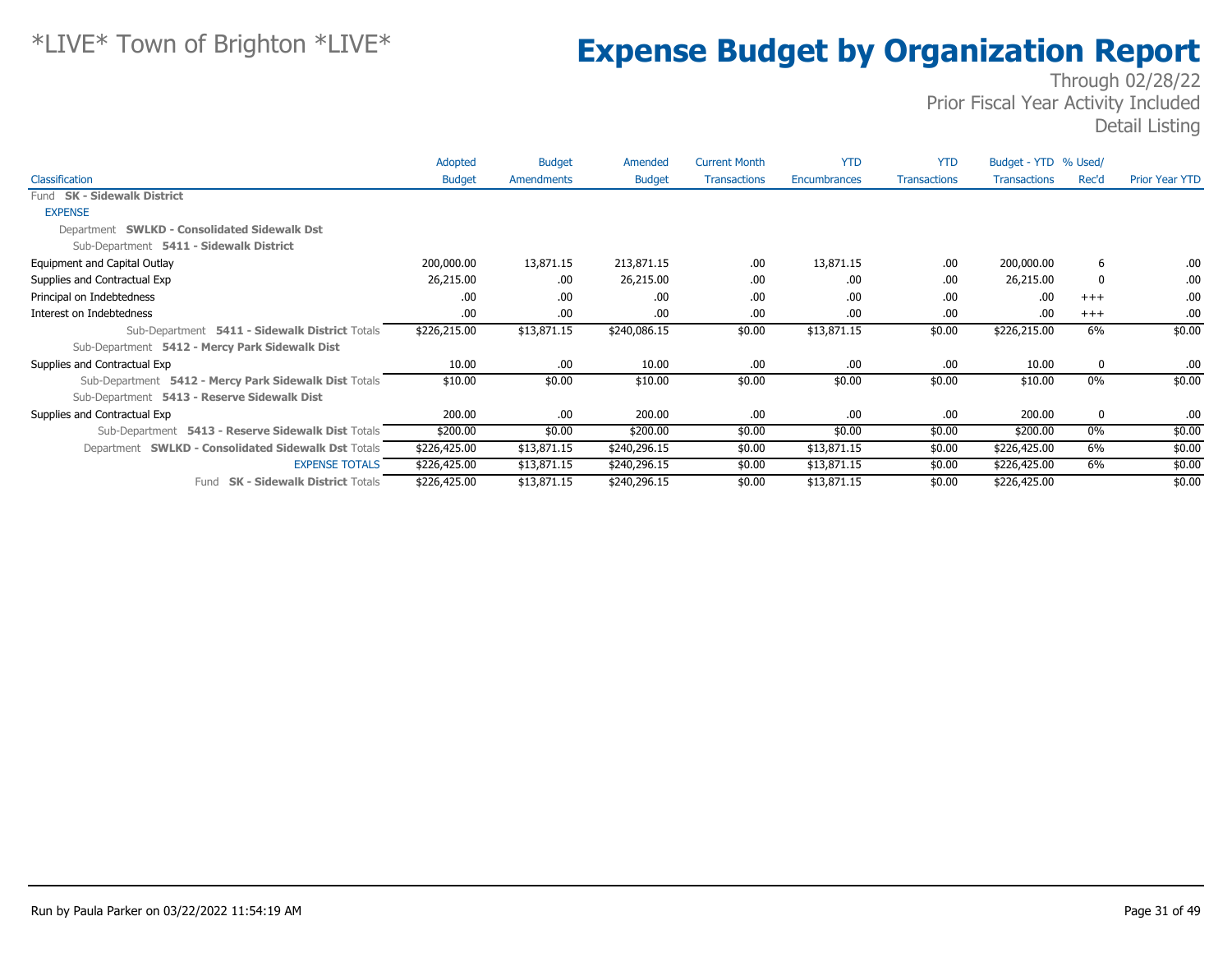# *LIVE* Town of Brighton *LIVE*

# Expense Budget by Organization Report

Through 02/28/22
Prior Fiscal Year Activity Included
Detail Listing

| Classification | Adopted Budget | Budget Amendments | Amended Budget | Current Month Transactions | YTD Encumbrances | YTD Transactions | Budget - YTD Transactions | % Used/ Rec'd | Prior Year YTD |
|---|---|---|---|---|---|---|---|---|---|
| Fund **SK - Sidewalk District** | | | | | | | | | |
| EXPENSE | | | | | | | | | |
| Department **SWLKD - Consolidated Sidewalk Dst** | | | | | | | | | |
| Sub-Department **5411 - Sidewalk District** | | | | | | | | | |
| Equipment and Capital Outlay | 200,000.00 | 13,871.15 | 213,871.15 | .00 | 13,871.15 | .00 | 200,000.00 | 6 | .00 |
| Supplies and Contractual Exp | 26,215.00 | .00 | 26,215.00 | .00 | .00 | .00 | 26,215.00 | 0 | .00 |
| Principal on Indebtedness | .00 | .00 | .00 | .00 | .00 | .00 | .00 | +++ | .00 |
| Interest on Indebtedness | .00 | .00 | .00 | .00 | .00 | .00 | .00 | +++ | .00 |
| Sub-Department **5411 - Sidewalk District** Totals | $226,215.00 | $13,871.15 | $240,086.15 | $0.00 | $13,871.15 | $0.00 | $226,215.00 | 6% | $0.00 |
| Sub-Department **5412 - Mercy Park Sidewalk Dist** | | | | | | | | | |
| Supplies and Contractual Exp | 10.00 | .00 | 10.00 | .00 | .00 | .00 | 10.00 | 0 | .00 |
| Sub-Department **5412 - Mercy Park Sidewalk Dist** Totals | $10.00 | $0.00 | $10.00 | $0.00 | $0.00 | $0.00 | $10.00 | 0% | $0.00 |
| Sub-Department **5413 - Reserve Sidewalk Dist** | | | | | | | | | |
| Supplies and Contractual Exp | 200.00 | .00 | 200.00 | .00 | .00 | .00 | 200.00 | 0 | .00 |
| Sub-Department **5413 - Reserve Sidewalk Dist** Totals | $200.00 | $0.00 | $200.00 | $0.00 | $0.00 | $0.00 | $200.00 | 0% | $0.00 |
| Department **SWLKD - Consolidated Sidewalk Dst** Totals | $226,425.00 | $13,871.15 | $240,296.15 | $0.00 | $13,871.15 | $0.00 | $226,425.00 | 6% | $0.00 |
| EXPENSE TOTALS | $226,425.00 | $13,871.15 | $240,296.15 | $0.00 | $13,871.15 | $0.00 | $226,425.00 | 6% | $0.00 |
| Fund **SK - Sidewalk District** Totals | $226,425.00 | $13,871.15 | $240,296.15 | $0.00 | $13,871.15 | $0.00 | $226,425.00 | | $0.00 |

Run by Paula Parker on 03/22/2022 11:54:19 AM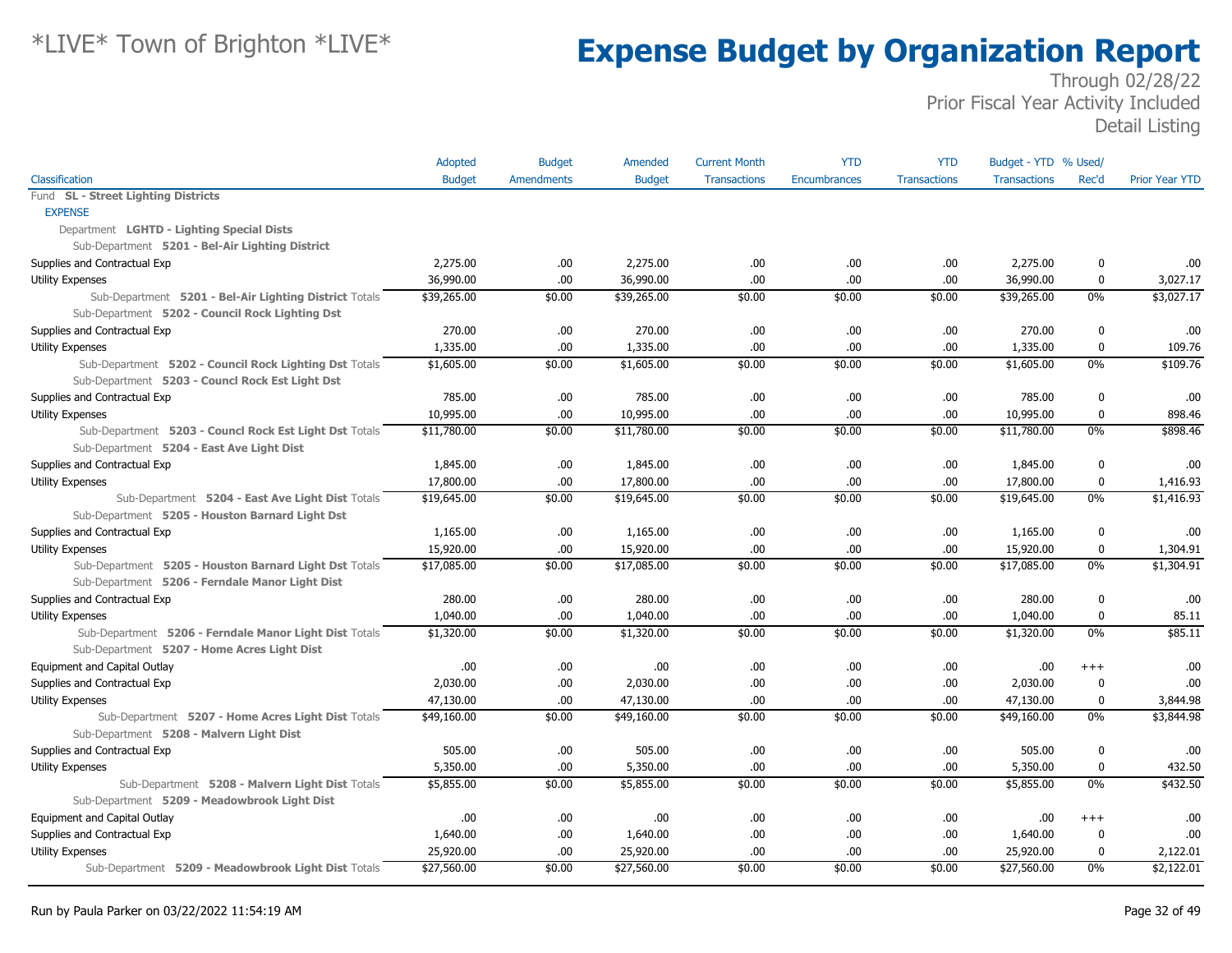# Expense Budget by Organization Report

*LIVE* Town of Brighton *LIVE*

Through 02/28/22
Prior Fiscal Year Activity Included
Detail Listing

| Classification | Adopted Budget | Budget Amendments | Amended Budget | Current Month Transactions | YTD Encumbrances | YTD Transactions | Budget - YTD Transactions | % Used/ Rec'd | Prior Year YTD |
|---|---|---|---|---|---|---|---|---|---|
| Fund **SL - Street Lighting Districts** | | | | | | | | | |
| EXPENSE | | | | | | | | | |
| Department **LGHTD - Lighting Special Dists** | | | | | | | | | |
| Sub-Department **5201 - Bel-Air Lighting District** | | | | | | | | | |
| Supplies and Contractual Exp | 2,275.00 | .00 | 2,275.00 | .00 | .00 | .00 | 2,275.00 | 0 | .00 |
| Utility Expenses | 36,990.00 | .00 | 36,990.00 | .00 | .00 | .00 | 36,990.00 | 0 | 3,027.17 |
| Sub-Department **5201 - Bel-Air Lighting District** Totals | $39,265.00 | $0.00 | $39,265.00 | $0.00 | $0.00 | $0.00 | $39,265.00 | 0% | $3,027.17 |
| Sub-Department **5202 - Council Rock Lighting Dst** | | | | | | | | | |
| Supplies and Contractual Exp | 270.00 | .00 | 270.00 | .00 | .00 | .00 | 270.00 | 0 | .00 |
| Utility Expenses | 1,335.00 | .00 | 1,335.00 | .00 | .00 | .00 | 1,335.00 | 0 | 109.76 |
| Sub-Department **5202 - Council Rock Lighting Dst** Totals | $1,605.00 | $0.00 | $1,605.00 | $0.00 | $0.00 | $0.00 | $1,605.00 | 0% | $109.76 |
| Sub-Department **5203 - Councl Rock Est Light Dst** | | | | | | | | | |
| Supplies and Contractual Exp | 785.00 | .00 | 785.00 | .00 | .00 | .00 | 785.00 | 0 | .00 |
| Utility Expenses | 10,995.00 | .00 | 10,995.00 | .00 | .00 | .00 | 10,995.00 | 0 | 898.46 |
| Sub-Department **5203 - Councl Rock Est Light Dst** Totals | $11,780.00 | $0.00 | $11,780.00 | $0.00 | $0.00 | $0.00 | $11,780.00 | 0% | $898.46 |
| Sub-Department **5204 - East Ave Light Dist** | | | | | | | | | |
| Supplies and Contractual Exp | 1,845.00 | .00 | 1,845.00 | .00 | .00 | .00 | 1,845.00 | 0 | .00 |
| Utility Expenses | 17,800.00 | .00 | 17,800.00 | .00 | .00 | .00 | 17,800.00 | 0 | 1,416.93 |
| Sub-Department **5204 - East Ave Light Dist** Totals | $19,645.00 | $0.00 | $19,645.00 | $0.00 | $0.00 | $0.00 | $19,645.00 | 0% | $1,416.93 |
| Sub-Department **5205 - Houston Barnard Light Dst** | | | | | | | | | |
| Supplies and Contractual Exp | 1,165.00 | .00 | 1,165.00 | .00 | .00 | .00 | 1,165.00 | 0 | .00 |
| Utility Expenses | 15,920.00 | .00 | 15,920.00 | .00 | .00 | .00 | 15,920.00 | 0 | 1,304.91 |
| Sub-Department **5205 - Houston Barnard Light Dst** Totals | $17,085.00 | $0.00 | $17,085.00 | $0.00 | $0.00 | $0.00 | $17,085.00 | 0% | $1,304.91 |
| Sub-Department **5206 - Ferndale Manor Light Dist** | | | | | | | | | |
| Supplies and Contractual Exp | 280.00 | .00 | 280.00 | .00 | .00 | .00 | 280.00 | 0 | .00 |
| Utility Expenses | 1,040.00 | .00 | 1,040.00 | .00 | .00 | .00 | 1,040.00 | 0 | 85.11 |
| Sub-Department **5206 - Ferndale Manor Light Dist** Totals | $1,320.00 | $0.00 | $1,320.00 | $0.00 | $0.00 | $0.00 | $1,320.00 | 0% | $85.11 |
| Sub-Department **5207 - Home Acres Light Dist** | | | | | | | | | |
| Equipment and Capital Outlay | .00 | .00 | .00 | .00 | .00 | .00 | .00 | +++ | .00 |
| Supplies and Contractual Exp | 2,030.00 | .00 | 2,030.00 | .00 | .00 | .00 | 2,030.00 | 0 | .00 |
| Utility Expenses | 47,130.00 | .00 | 47,130.00 | .00 | .00 | .00 | 47,130.00 | 0 | 3,844.98 |
| Sub-Department **5207 - Home Acres Light Dist** Totals | $49,160.00 | $0.00 | $49,160.00 | $0.00 | $0.00 | $0.00 | $49,160.00 | 0% | $3,844.98 |
| Sub-Department **5208 - Malvern Light Dist** | | | | | | | | | |
| Supplies and Contractual Exp | 505.00 | .00 | 505.00 | .00 | .00 | .00 | 505.00 | 0 | .00 |
| Utility Expenses | 5,350.00 | .00 | 5,350.00 | .00 | .00 | .00 | 5,350.00 | 0 | 432.50 |
| Sub-Department **5208 - Malvern Light Dist** Totals | $5,855.00 | $0.00 | $5,855.00 | $0.00 | $0.00 | $0.00 | $5,855.00 | 0% | $432.50 |
| Sub-Department **5209 - Meadowbrook Light Dist** | | | | | | | | | |
| Equipment and Capital Outlay | .00 | .00 | .00 | .00 | .00 | .00 | .00 | +++ | .00 |
| Supplies and Contractual Exp | 1,640.00 | .00 | 1,640.00 | .00 | .00 | .00 | 1,640.00 | 0 | .00 |
| Utility Expenses | 25,920.00 | .00 | 25,920.00 | .00 | .00 | .00 | 25,920.00 | 0 | 2,122.01 |
| Sub-Department **5209 - Meadowbrook Light Dist** Totals | $27,560.00 | $0.00 | $27,560.00 | $0.00 | $0.00 | $0.00 | $27,560.00 | 0% | $2,122.01 |

Run by Paula Parker on 03/22/2022 11:54:19 AM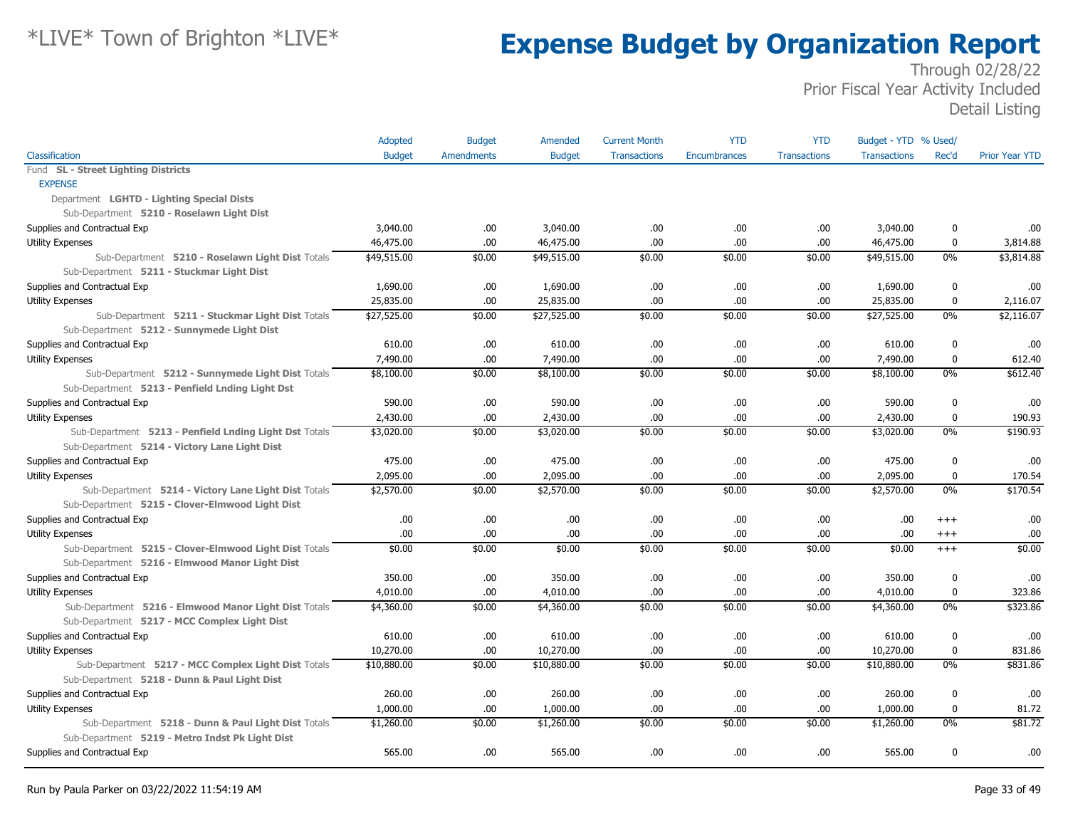# Expense Budget by Organization Report

Through 02/28/22
Prior Fiscal Year Activity Included
Detail Listing

| Classification | Adopted Budget | Budget Amendments | Amended Budget | Current Month Transactions | YTD Encumbrances | YTD Transactions | Budget - YTD Transactions | % Used/ Rec'd | Prior Year YTD |
|---|---|---|---|---|---|---|---|---|---|
| Fund **SL - Street Lighting Districts** | | | | | | | | | |
| EXPENSE | | | | | | | | | |
| Department **LGHTD - Lighting Special Dists** | | | | | | | | | |
| Sub-Department **5210 - Roselawn Light Dist** | | | | | | | | | |
| Supplies and Contractual Exp | 3,040.00 | .00 | 3,040.00 | .00 | .00 | .00 | 3,040.00 | 0 | .00 |
| Utility Expenses | 46,475.00 | .00 | 46,475.00 | .00 | .00 | .00 | 46,475.00 | 0 | 3,814.88 |
| Sub-Department **5210 - Roselawn Light Dist** Totals | $49,515.00 | $0.00 | $49,515.00 | $0.00 | $0.00 | $0.00 | $49,515.00 | 0% | $3,814.88 |
| Sub-Department **5211 - Stuckmar Light Dist** | | | | | | | | | |
| Supplies and Contractual Exp | 1,690.00 | .00 | 1,690.00 | .00 | .00 | .00 | 1,690.00 | 0 | .00 |
| Utility Expenses | 25,835.00 | .00 | 25,835.00 | .00 | .00 | .00 | 25,835.00 | 0 | 2,116.07 |
| Sub-Department **5211 - Stuckmar Light Dist** Totals | $27,525.00 | $0.00 | $27,525.00 | $0.00 | $0.00 | $0.00 | $27,525.00 | 0% | $2,116.07 |
| Sub-Department **5212 - Sunnymede Light Dist** | | | | | | | | | |
| Supplies and Contractual Exp | 610.00 | .00 | 610.00 | .00 | .00 | .00 | 610.00 | 0 | .00 |
| Utility Expenses | 7,490.00 | .00 | 7,490.00 | .00 | .00 | .00 | 7,490.00 | 0 | 612.40 |
| Sub-Department **5212 - Sunnymede Light Dist** Totals | $8,100.00 | $0.00 | $8,100.00 | $0.00 | $0.00 | $0.00 | $8,100.00 | 0% | $612.40 |
| Sub-Department **5213 - Penfield Lnding Light Dst** | | | | | | | | | |
| Supplies and Contractual Exp | 590.00 | .00 | 590.00 | .00 | .00 | .00 | 590.00 | 0 | .00 |
| Utility Expenses | 2,430.00 | .00 | 2,430.00 | .00 | .00 | .00 | 2,430.00 | 0 | 190.93 |
| Sub-Department **5213 - Penfield Lnding Light Dst** Totals | $3,020.00 | $0.00 | $3,020.00 | $0.00 | $0.00 | $0.00 | $3,020.00 | 0% | $190.93 |
| Sub-Department **5214 - Victory Lane Light Dist** | | | | | | | | | |
| Supplies and Contractual Exp | 475.00 | .00 | 475.00 | .00 | .00 | .00 | 475.00 | 0 | .00 |
| Utility Expenses | 2,095.00 | .00 | 2,095.00 | .00 | .00 | .00 | 2,095.00 | 0 | 170.54 |
| Sub-Department **5214 - Victory Lane Light Dist** Totals | $2,570.00 | $0.00 | $2,570.00 | $0.00 | $0.00 | $0.00 | $2,570.00 | 0% | $170.54 |
| Sub-Department **5215 - Clover-Elmwood Light Dist** | | | | | | | | | |
| Supplies and Contractual Exp | .00 | .00 | .00 | .00 | .00 | .00 | .00 | +++ | .00 |
| Utility Expenses | .00 | .00 | .00 | .00 | .00 | .00 | .00 | +++ | .00 |
| Sub-Department **5215 - Clover-Elmwood Light Dist** Totals | $0.00 | $0.00 | $0.00 | $0.00 | $0.00 | $0.00 | $0.00 | +++ | $0.00 |
| Sub-Department **5216 - Elmwood Manor Light Dist** | | | | | | | | | |
| Supplies and Contractual Exp | 350.00 | .00 | 350.00 | .00 | .00 | .00 | 350.00 | 0 | .00 |
| Utility Expenses | 4,010.00 | .00 | 4,010.00 | .00 | .00 | .00 | 4,010.00 | 0 | 323.86 |
| Sub-Department **5216 - Elmwood Manor Light Dist** Totals | $4,360.00 | $0.00 | $4,360.00 | $0.00 | $0.00 | $0.00 | $4,360.00 | 0% | $323.86 |
| Sub-Department **5217 - MCC Complex Light Dist** | | | | | | | | | |
| Supplies and Contractual Exp | 610.00 | .00 | 610.00 | .00 | .00 | .00 | 610.00 | 0 | .00 |
| Utility Expenses | 10,270.00 | .00 | 10,270.00 | .00 | .00 | .00 | 10,270.00 | 0 | 831.86 |
| Sub-Department **5217 - MCC Complex Light Dist** Totals | $10,880.00 | $0.00 | $10,880.00 | $0.00 | $0.00 | $0.00 | $10,880.00 | 0% | $831.86 |
| Sub-Department **5218 - Dunn & Paul Light Dist** | | | | | | | | | |
| Supplies and Contractual Exp | 260.00 | .00 | 260.00 | .00 | .00 | .00 | 260.00 | 0 | .00 |
| Utility Expenses | 1,000.00 | .00 | 1,000.00 | .00 | .00 | .00 | 1,000.00 | 0 | 81.72 |
| Sub-Department **5218 - Dunn & Paul Light Dist** Totals | $1,260.00 | $0.00 | $1,260.00 | $0.00 | $0.00 | $0.00 | $1,260.00 | 0% | $81.72 |
| Sub-Department **5219 - Metro Indst Pk Light Dist** | | | | | | | | | |
| Supplies and Contractual Exp | 565.00 | .00 | 565.00 | .00 | .00 | .00 | 565.00 | 0 | .00 |

Run by Paula Parker on 03/22/2022 11:54:19 AM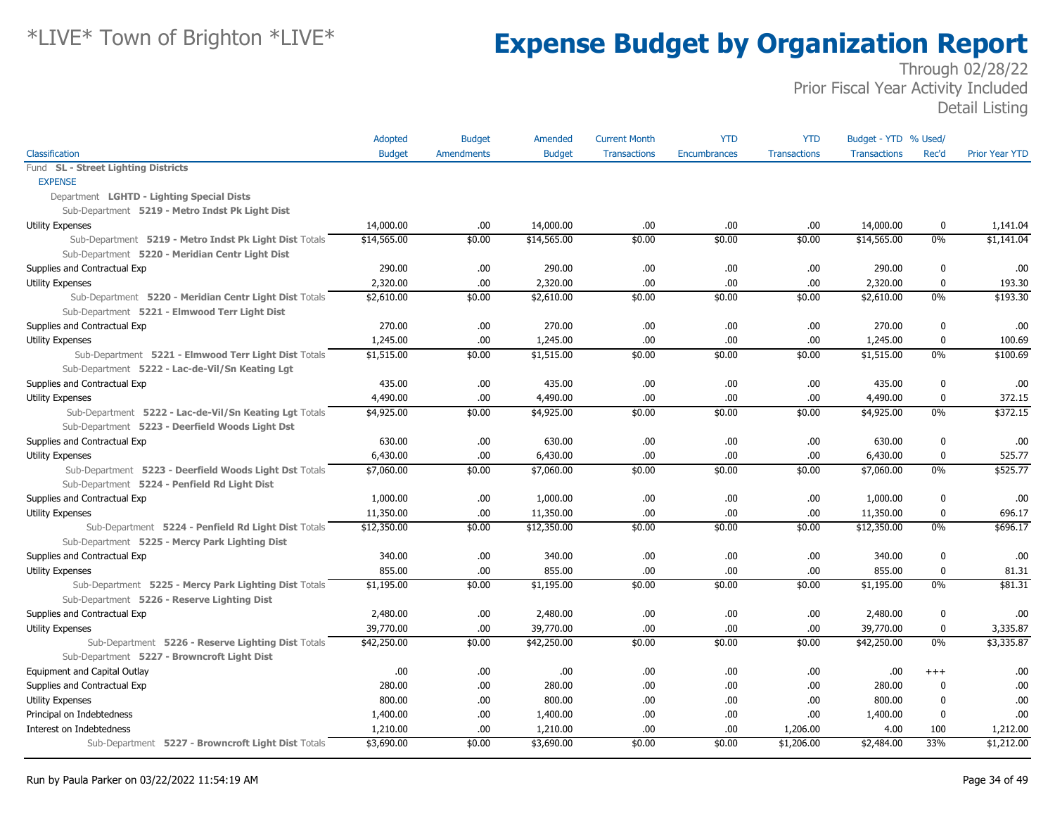# *LIVE* Town of Brighton *LIVE*

# Expense Budget by Organization Report

Through 02/28/22
Prior Fiscal Year Activity Included
Detail Listing

| Classification | Adopted Budget | Budget Amendments | Amended Budget | Current Month Transactions | YTD Encumbrances | YTD Transactions | Budget - YTD Transactions | % Used/ Rec'd | Prior Year YTD |
|---|---|---|---|---|---|---|---|---|---|
| Fund **SL - Street Lighting Districts** | | | | | | | | | |
| EXPENSE | | | | | | | | | |
| Department **LGHTD - Lighting Special Dists** | | | | | | | | | |
| Sub-Department **5219 - Metro Indst Pk Light Dist** | | | | | | | | | |
| Utility Expenses | 14,000.00 | .00 | 14,000.00 | .00 | .00 | .00 | 14,000.00 | 0 | 1,141.04 |
| Sub-Department **5219 - Metro Indst Pk Light Dist** Totals | $14,565.00 | $0.00 | $14,565.00 | $0.00 | $0.00 | $0.00 | $14,565.00 | 0% | $1,141.04 |
| Sub-Department **5220 - Meridian Centr Light Dist** | | | | | | | | | |
| Supplies and Contractual Exp | 290.00 | .00 | 290.00 | .00 | .00 | .00 | 290.00 | 0 | .00 |
| Utility Expenses | 2,320.00 | .00 | 2,320.00 | .00 | .00 | .00 | 2,320.00 | 0 | 193.30 |
| Sub-Department **5220 - Meridian Centr Light Dist** Totals | $2,610.00 | $0.00 | $2,610.00 | $0.00 | $0.00 | $0.00 | $2,610.00 | 0% | $193.30 |
| Sub-Department **5221 - Elmwood Terr Light Dist** | | | | | | | | | |
| Supplies and Contractual Exp | 270.00 | .00 | 270.00 | .00 | .00 | .00 | 270.00 | 0 | .00 |
| Utility Expenses | 1,245.00 | .00 | 1,245.00 | .00 | .00 | .00 | 1,245.00 | 0 | 100.69 |
| Sub-Department **5221 - Elmwood Terr Light Dist** Totals | $1,515.00 | $0.00 | $1,515.00 | $0.00 | $0.00 | $0.00 | $1,515.00 | 0% | $100.69 |
| Sub-Department **5222 - Lac-de-Vil/Sn Keating Lgt** | | | | | | | | | |
| Supplies and Contractual Exp | 435.00 | .00 | 435.00 | .00 | .00 | .00 | 435.00 | 0 | .00 |
| Utility Expenses | 4,490.00 | .00 | 4,490.00 | .00 | .00 | .00 | 4,490.00 | 0 | 372.15 |
| Sub-Department **5222 - Lac-de-Vil/Sn Keating Lgt** Totals | $4,925.00 | $0.00 | $4,925.00 | $0.00 | $0.00 | $0.00 | $4,925.00 | 0% | $372.15 |
| Sub-Department **5223 - Deerfield Woods Light Dst** | | | | | | | | | |
| Supplies and Contractual Exp | 630.00 | .00 | 630.00 | .00 | .00 | .00 | 630.00 | 0 | .00 |
| Utility Expenses | 6,430.00 | .00 | 6,430.00 | .00 | .00 | .00 | 6,430.00 | 0 | 525.77 |
| Sub-Department **5223 - Deerfield Woods Light Dst** Totals | $7,060.00 | $0.00 | $7,060.00 | $0.00 | $0.00 | $0.00 | $7,060.00 | 0% | $525.77 |
| Sub-Department **5224 - Penfield Rd Light Dist** | | | | | | | | | |
| Supplies and Contractual Exp | 1,000.00 | .00 | 1,000.00 | .00 | .00 | .00 | 1,000.00 | 0 | .00 |
| Utility Expenses | 11,350.00 | .00 | 11,350.00 | .00 | .00 | .00 | 11,350.00 | 0 | 696.17 |
| Sub-Department **5224 - Penfield Rd Light Dist** Totals | $12,350.00 | $0.00 | $12,350.00 | $0.00 | $0.00 | $0.00 | $12,350.00 | 0% | $696.17 |
| Sub-Department **5225 - Mercy Park Lighting Dist** | | | | | | | | | |
| Supplies and Contractual Exp | 340.00 | .00 | 340.00 | .00 | .00 | .00 | 340.00 | 0 | .00 |
| Utility Expenses | 855.00 | .00 | 855.00 | .00 | .00 | .00 | 855.00 | 0 | 81.31 |
| Sub-Department **5225 - Mercy Park Lighting Dist** Totals | $1,195.00 | $0.00 | $1,195.00 | $0.00 | $0.00 | $0.00 | $1,195.00 | 0% | $81.31 |
| Sub-Department **5226 - Reserve Lighting Dist** | | | | | | | | | |
| Supplies and Contractual Exp | 2,480.00 | .00 | 2,480.00 | .00 | .00 | .00 | 2,480.00 | 0 | .00 |
| Utility Expenses | 39,770.00 | .00 | 39,770.00 | .00 | .00 | .00 | 39,770.00 | 0 | 3,335.87 |
| Sub-Department **5226 - Reserve Lighting Dist** Totals | $42,250.00 | $0.00 | $42,250.00 | $0.00 | $0.00 | $0.00 | $42,250.00 | 0% | $3,335.87 |
| Sub-Department **5227 - Browncroft Light Dist** | | | | | | | | | |
| Equipment and Capital Outlay | .00 | .00 | .00 | .00 | .00 | .00 | .00 | +++ | .00 |
| Supplies and Contractual Exp | 280.00 | .00 | 280.00 | .00 | .00 | .00 | 280.00 | 0 | .00 |
| Utility Expenses | 800.00 | .00 | 800.00 | .00 | .00 | .00 | 800.00 | 0 | .00 |
| Principal on Indebtedness | 1,400.00 | .00 | 1,400.00 | .00 | .00 | .00 | 1,400.00 | 0 | .00 |
| Interest on Indebtedness | 1,210.00 | .00 | 1,210.00 | .00 | .00 | 1,206.00 | 4.00 | 100 | 1,212.00 |
| Sub-Department **5227 - Browncroft Light Dist** Totals | $3,690.00 | $0.00 | $3,690.00 | $0.00 | $0.00 | $1,206.00 | $2,484.00 | 33% | $1,212.00 |

Run by Paula Parker on 03/22/2022 11:54:19 AM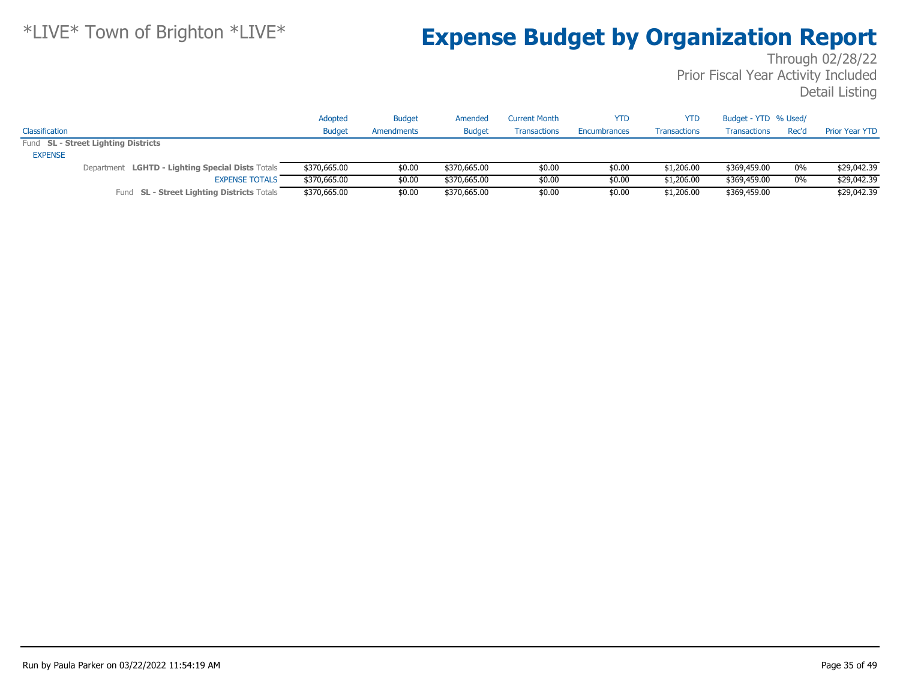*LIVE* Town of Brighton *LIVE*

# Expense Budget by Organization Report

Through 02/28/22
Prior Fiscal Year Activity Included
Detail Listing

| Classification | Adopted Budget | Budget Amendments | Amended Budget | Current Month Transactions | YTD Encumbrances | YTD Transactions | Budget - YTD Transactions | % Used/ Rec'd | Prior Year YTD |
|---|---|---|---|---|---|---|---|---|---|
| Fund **SL - Street Lighting Districts** | | | | | | | | | |
| EXPENSE | | | | | | | | | |
| Department **LGHTD - Lighting Special Dists** Totals | $370,665.00 | $0.00 | $370,665.00 | $0.00 | $0.00 | $1,206.00 | $369,459.00 | 0% | $29,042.39 |
| EXPENSE TOTALS | $370,665.00 | $0.00 | $370,665.00 | $0.00 | $0.00 | $1,206.00 | $369,459.00 | 0% | $29,042.39 |
| Fund **SL - Street Lighting Districts** Totals | $370,665.00 | $0.00 | $370,665.00 | $0.00 | $0.00 | $1,206.00 | $369,459.00 | | $29,042.39 |

Run by Paula Parker on 03/22/2022 11:54:19 AM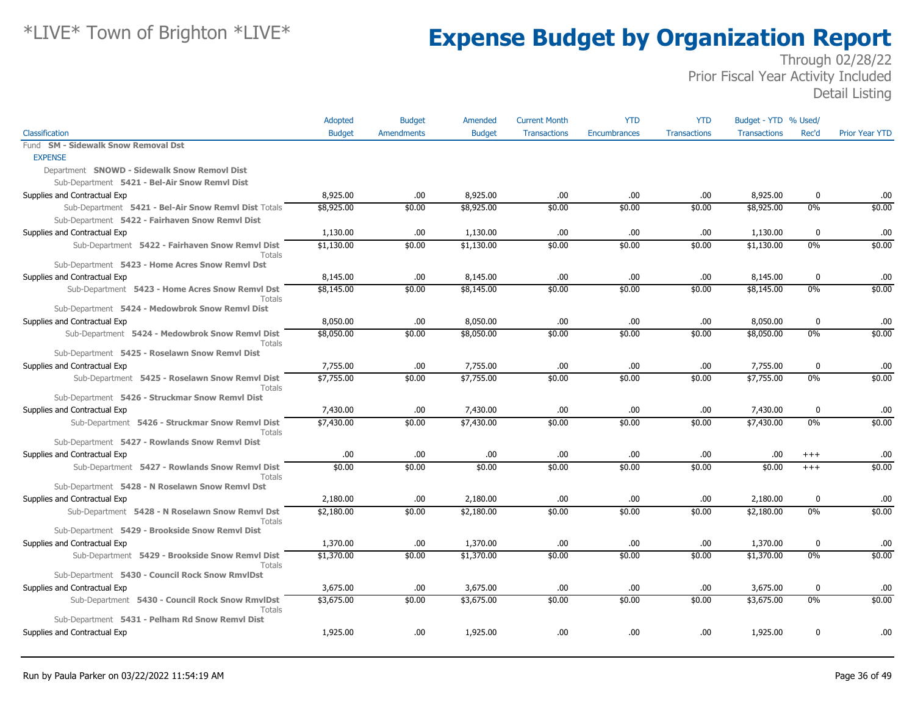# *LIVE* Town of Brighton *LIVE*

# Expense Budget by Organization Report

Through 02/28/22
Prior Fiscal Year Activity Included
Detail Listing

| Classification | Adopted Budget | Budget Amendments | Amended Budget | Current Month Transactions | YTD Encumbrances | YTD Transactions | Budget - YTD Transactions | % Used/ Rec'd | Prior Year YTD |
|---|---|---|---|---|---|---|---|---|---|
| Fund **SM - Sidewalk Snow Removal Dst** | | | | | | | | | |
| EXPENSE | | | | | | | | | |
| Department **SNOWD - Sidewalk Snow Removl Dist** | | | | | | | | | |
| Sub-Department **5421 - Bel-Air Snow Remvl Dist** | | | | | | | | | |
| Supplies and Contractual Exp | 8,925.00 | .00 | 8,925.00 | .00 | .00 | .00 | 8,925.00 | 0 | .00 |
| Sub-Department **5421 - Bel-Air Snow Remvl Dist** Totals | $8,925.00 | $0.00 | $8,925.00 | $0.00 | $0.00 | $0.00 | $8,925.00 | 0% | $0.00 |
| Sub-Department **5422 - Fairhaven Snow Remvl Dist** | | | | | | | | | |
| Supplies and Contractual Exp | 1,130.00 | .00 | 1,130.00 | .00 | .00 | .00 | 1,130.00 | 0 | .00 |
| Sub-Department **5422 - Fairhaven Snow Remvl Dist** Totals | $1,130.00 | $0.00 | $1,130.00 | $0.00 | $0.00 | $0.00 | $1,130.00 | 0% | $0.00 |
| Sub-Department **5423 - Home Acres Snow Remvl Dst** | | | | | | | | | |
| Supplies and Contractual Exp | 8,145.00 | .00 | 8,145.00 | .00 | .00 | .00 | 8,145.00 | 0 | .00 |
| Sub-Department **5423 - Home Acres Snow Remvl Dst** Totals | $8,145.00 | $0.00 | $8,145.00 | $0.00 | $0.00 | $0.00 | $8,145.00 | 0% | $0.00 |
| Sub-Department **5424 - Medowbrok Snow Remvl Dist** | | | | | | | | | |
| Supplies and Contractual Exp | 8,050.00 | .00 | 8,050.00 | .00 | .00 | .00 | 8,050.00 | 0 | .00 |
| Sub-Department **5424 - Medowbrok Snow Remvl Dist** Totals | $8,050.00 | $0.00 | $8,050.00 | $0.00 | $0.00 | $0.00 | $8,050.00 | 0% | $0.00 |
| Sub-Department **5425 - Roselawn Snow Remvl Dist** | | | | | | | | | |
| Supplies and Contractual Exp | 7,755.00 | .00 | 7,755.00 | .00 | .00 | .00 | 7,755.00 | 0 | .00 |
| Sub-Department **5425 - Roselawn Snow Remvl Dist** Totals | $7,755.00 | $0.00 | $7,755.00 | $0.00 | $0.00 | $0.00 | $7,755.00 | 0% | $0.00 |
| Sub-Department **5426 - Struckmar Snow Remvl Dist** | | | | | | | | | |
| Supplies and Contractual Exp | 7,430.00 | .00 | 7,430.00 | .00 | .00 | .00 | 7,430.00 | 0 | .00 |
| Sub-Department **5426 - Struckmar Snow Remvl Dist** Totals | $7,430.00 | $0.00 | $7,430.00 | $0.00 | $0.00 | $0.00 | $7,430.00 | 0% | $0.00 |
| Sub-Department **5427 - Rowlands Snow Remvl Dist** | | | | | | | | | |
| Supplies and Contractual Exp | .00 | .00 | .00 | .00 | .00 | .00 | .00 | +++ | .00 |
| Sub-Department **5427 - Rowlands Snow Remvl Dist** Totals | $0.00 | $0.00 | $0.00 | $0.00 | $0.00 | $0.00 | $0.00 | +++ | $0.00 |
| Sub-Department **5428 - N Roselawn Snow Remvl Dst** | | | | | | | | | |
| Supplies and Contractual Exp | 2,180.00 | .00 | 2,180.00 | .00 | .00 | .00 | 2,180.00 | 0 | .00 |
| Sub-Department **5428 - N Roselawn Snow Remvl Dst** Totals | $2,180.00 | $0.00 | $2,180.00 | $0.00 | $0.00 | $0.00 | $2,180.00 | 0% | $0.00 |
| Sub-Department **5429 - Brookside Snow Remvl Dist** | | | | | | | | | |
| Supplies and Contractual Exp | 1,370.00 | .00 | 1,370.00 | .00 | .00 | .00 | 1,370.00 | 0 | .00 |
| Sub-Department **5429 - Brookside Snow Remvl Dist** Totals | $1,370.00 | $0.00 | $1,370.00 | $0.00 | $0.00 | $0.00 | $1,370.00 | 0% | $0.00 |
| Sub-Department **5430 - Council Rock Snow RmvlDst** | | | | | | | | | |
| Supplies and Contractual Exp | 3,675.00 | .00 | 3,675.00 | .00 | .00 | .00 | 3,675.00 | 0 | .00 |
| Sub-Department **5430 - Council Rock Snow RmvlDst** Totals | $3,675.00 | $0.00 | $3,675.00 | $0.00 | $0.00 | $0.00 | $3,675.00 | 0% | $0.00 |
| Sub-Department **5431 - Pelham Rd Snow Remvl Dist** | | | | | | | | | |
| Supplies and Contractual Exp | 1,925.00 | .00 | 1,925.00 | .00 | .00 | .00 | 1,925.00 | 0 | .00 |

Run by Paula Parker on 03/22/2022 11:54:19 AM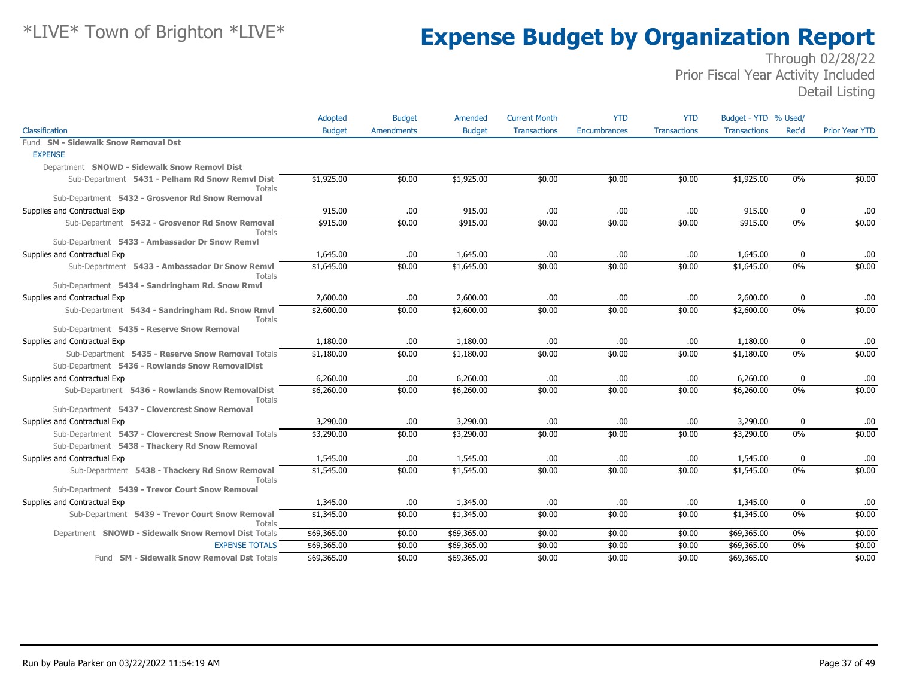# *LIVE* Town of Brighton *LIVE*

# Expense Budget by Organization Report

Through 02/28/22
Prior Fiscal Year Activity Included
Detail Listing

| Classification | Adopted Budget | Budget Amendments | Amended Budget | Current Month Transactions | YTD Encumbrances | YTD Transactions | Budget - YTD Transactions | % Used/ Rec'd | Prior Year YTD |
|---|---|---|---|---|---|---|---|---|---|
| Fund **SM - Sidewalk Snow Removal Dst** | | | | | | | | | |
| EXPENSE | | | | | | | | | |
| Department **SNOWD - Sidewalk Snow Removl Dist** | | | | | | | | | |
| Sub-Department **5431 - Pelham Rd Snow Remvl Dist** Totals | $1,925.00 | $0.00 | $1,925.00 | $0.00 | $0.00 | $0.00 | $1,925.00 | 0% | $0.00 |
| Sub-Department **5432 - Grosvenor Rd Snow Removal** | | | | | | | | | |
| Supplies and Contractual Exp | 915.00 | .00 | 915.00 | .00 | .00 | .00 | 915.00 | 0 | .00 |
| Sub-Department **5432 - Grosvenor Rd Snow Removal** Totals | $915.00 | $0.00 | $915.00 | $0.00 | $0.00 | $0.00 | $915.00 | 0% | $0.00 |
| Sub-Department **5433 - Ambassador Dr Snow Remvl** | | | | | | | | | |
| Supplies and Contractual Exp | 1,645.00 | .00 | 1,645.00 | .00 | .00 | .00 | 1,645.00 | 0 | .00 |
| Sub-Department **5433 - Ambassador Dr Snow Remvl** Totals | $1,645.00 | $0.00 | $1,645.00 | $0.00 | $0.00 | $0.00 | $1,645.00 | 0% | $0.00 |
| Sub-Department **5434 - Sandringham Rd. Snow Rmvl** | | | | | | | | | |
| Supplies and Contractual Exp | 2,600.00 | .00 | 2,600.00 | .00 | .00 | .00 | 2,600.00 | 0 | .00 |
| Sub-Department **5434 - Sandringham Rd. Snow Rmvl** Totals | $2,600.00 | $0.00 | $2,600.00 | $0.00 | $0.00 | $0.00 | $2,600.00 | 0% | $0.00 |
| Sub-Department **5435 - Reserve Snow Removal** | | | | | | | | | |
| Supplies and Contractual Exp | 1,180.00 | .00 | 1,180.00 | .00 | .00 | .00 | 1,180.00 | 0 | .00 |
| Sub-Department **5435 - Reserve Snow Removal** Totals | $1,180.00 | $0.00 | $1,180.00 | $0.00 | $0.00 | $0.00 | $1,180.00 | 0% | $0.00 |
| Sub-Department **5436 - Rowlands Snow RemovalDist** | | | | | | | | | |
| Supplies and Contractual Exp | 6,260.00 | .00 | 6,260.00 | .00 | .00 | .00 | 6,260.00 | 0 | .00 |
| Sub-Department **5436 - Rowlands Snow RemovalDist** Totals | $6,260.00 | $0.00 | $6,260.00 | $0.00 | $0.00 | $0.00 | $6,260.00 | 0% | $0.00 |
| Sub-Department **5437 - Clovercrest Snow Removal** | | | | | | | | | |
| Supplies and Contractual Exp | 3,290.00 | .00 | 3,290.00 | .00 | .00 | .00 | 3,290.00 | 0 | .00 |
| Sub-Department **5437 - Clovercrest Snow Removal** Totals | $3,290.00 | $0.00 | $3,290.00 | $0.00 | $0.00 | $0.00 | $3,290.00 | 0% | $0.00 |
| Sub-Department **5438 - Thackery Rd Snow Removal** | | | | | | | | | |
| Supplies and Contractual Exp | 1,545.00 | .00 | 1,545.00 | .00 | .00 | .00 | 1,545.00 | 0 | .00 |
| Sub-Department **5438 - Thackery Rd Snow Removal** Totals | $1,545.00 | $0.00 | $1,545.00 | $0.00 | $0.00 | $0.00 | $1,545.00 | 0% | $0.00 |
| Sub-Department **5439 - Trevor Court Snow Removal** | | | | | | | | | |
| Supplies and Contractual Exp | 1,345.00 | .00 | 1,345.00 | .00 | .00 | .00 | 1,345.00 | 0 | .00 |
| Sub-Department **5439 - Trevor Court Snow Removal** Totals | $1,345.00 | $0.00 | $1,345.00 | $0.00 | $0.00 | $0.00 | $1,345.00 | 0% | $0.00 |
| Department **SNOWD - Sidewalk Snow Removl Dist** Totals | $69,365.00 | $0.00 | $69,365.00 | $0.00 | $0.00 | $0.00 | $69,365.00 | 0% | $0.00 |
| EXPENSE TOTALS | $69,365.00 | $0.00 | $69,365.00 | $0.00 | $0.00 | $0.00 | $69,365.00 | 0% | $0.00 |
| Fund **SM - Sidewalk Snow Removal Dst** Totals | $69,365.00 | $0.00 | $69,365.00 | $0.00 | $0.00 | $0.00 | $69,365.00 | | $0.00 |

Run by Paula Parker on 03/22/2022 11:54:19 AM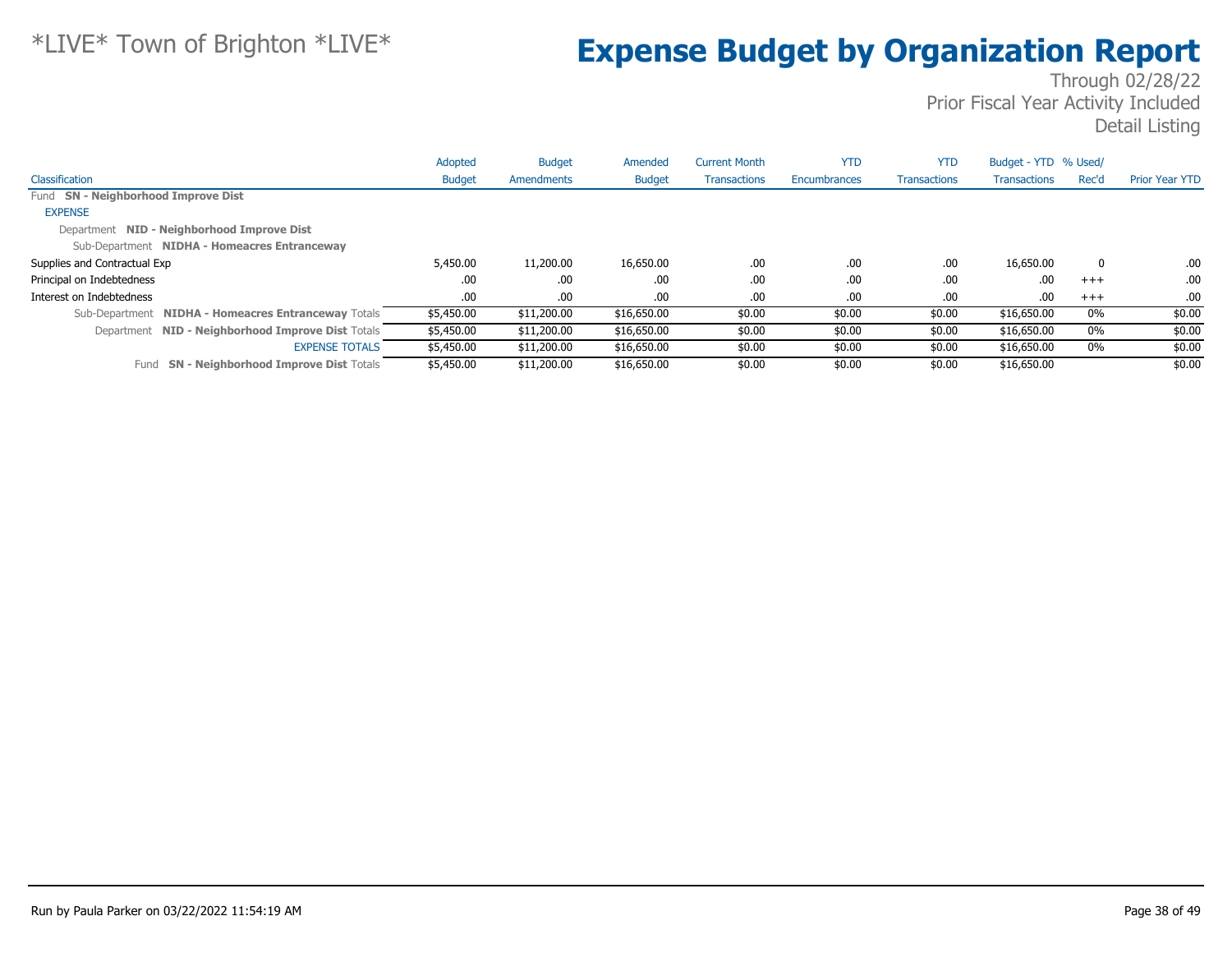# *LIVE* Town of Brighton *LIVE*

# Expense Budget by Organization Report

Through 02/28/22
Prior Fiscal Year Activity Included
Detail Listing

| Classification | Adopted Budget | Budget Amendments | Amended Budget | Current Month Transactions | YTD Encumbrances | YTD Transactions | Budget - YTD Transactions | % Used/ Rec'd | Prior Year YTD |
|---|---|---|---|---|---|---|---|---|---|
| Fund **SN - Neighborhood Improve Dist** | | | | | | | | | |
| EXPENSE | | | | | | | | | |
| Department **NID - Neighborhood Improve Dist** | | | | | | | | | |
| Sub-Department **NIDHA - Homeacres Entranceway** | | | | | | | | | |
| Supplies and Contractual Exp | 5,450.00 | 11,200.00 | 16,650.00 | .00 | .00 | .00 | 16,650.00 | 0 | .00 |
| Principal on Indebtedness | .00 | .00 | .00 | .00 | .00 | .00 | .00 | +++ | .00 |
| Interest on Indebtedness | .00 | .00 | .00 | .00 | .00 | .00 | .00 | +++ | .00 |
| Sub-Department **NIDHA - Homeacres Entranceway** Totals | $5,450.00 | $11,200.00 | $16,650.00 | $0.00 | $0.00 | $0.00 | $16,650.00 | 0% | $0.00 |
| Department **NID - Neighborhood Improve Dist** Totals | $5,450.00 | $11,200.00 | $16,650.00 | $0.00 | $0.00 | $0.00 | $16,650.00 | 0% | $0.00 |
| EXPENSE TOTALS | $5,450.00 | $11,200.00 | $16,650.00 | $0.00 | $0.00 | $0.00 | $16,650.00 | 0% | $0.00 |
| Fund **SN - Neighborhood Improve Dist** Totals | $5,450.00 | $11,200.00 | $16,650.00 | $0.00 | $0.00 | $0.00 | $16,650.00 | | $0.00 |

Run by Paula Parker on 03/22/2022 11:54:19 AM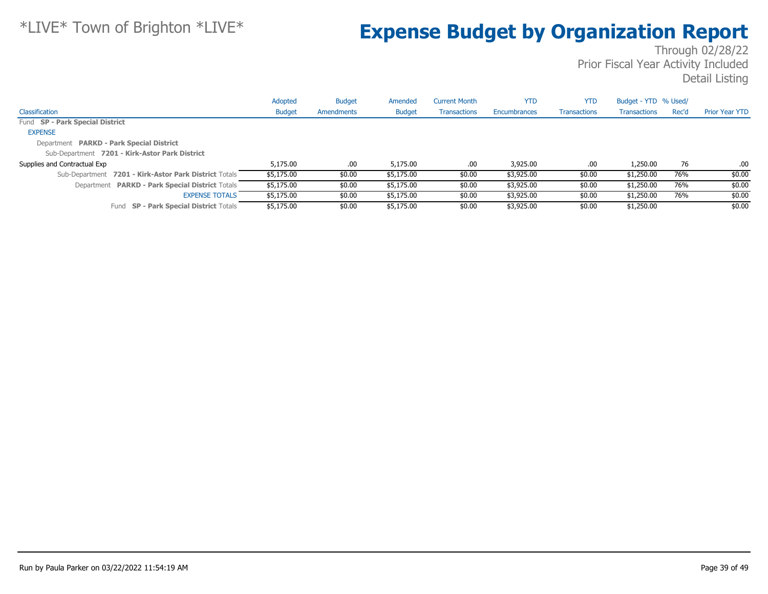*LIVE* Town of Brighton *LIVE*

# Expense Budget by Organization Report

Through 02/28/22
Prior Fiscal Year Activity Included
Detail Listing

| Classification | Adopted Budget | Budget Amendments | Amended Budget | Current Month Transactions | YTD Encumbrances | YTD Transactions | Budget - YTD Transactions | % Used/ Rec'd | Prior Year YTD |
|---|---|---|---|---|---|---|---|---|---|
| Fund **SP - Park Special District** | | | | | | | | | |
| EXPENSE | | | | | | | | | |
| Department **PARKD - Park Special District** | | | | | | | | | |
| Sub-Department **7201 - Kirk-Astor Park District** | | | | | | | | | |
| Supplies and Contractual Exp | 5,175.00 | .00 | 5,175.00 | .00 | 3,925.00 | .00 | 1,250.00 | 76 | .00 |
| Sub-Department **7201 - Kirk-Astor Park District** Totals | $5,175.00 | $0.00 | $5,175.00 | $0.00 | $3,925.00 | $0.00 | $1,250.00 | 76% | $0.00 |
| Department **PARKD - Park Special District** Totals | $5,175.00 | $0.00 | $5,175.00 | $0.00 | $3,925.00 | $0.00 | $1,250.00 | 76% | $0.00 |
| EXPENSE TOTALS | $5,175.00 | $0.00 | $5,175.00 | $0.00 | $3,925.00 | $0.00 | $1,250.00 | 76% | $0.00 |
| Fund **SP - Park Special District** Totals | $5,175.00 | $0.00 | $5,175.00 | $0.00 | $3,925.00 | $0.00 | $1,250.00 | | $0.00 |

Run by Paula Parker on 03/22/2022 11:54:19 AM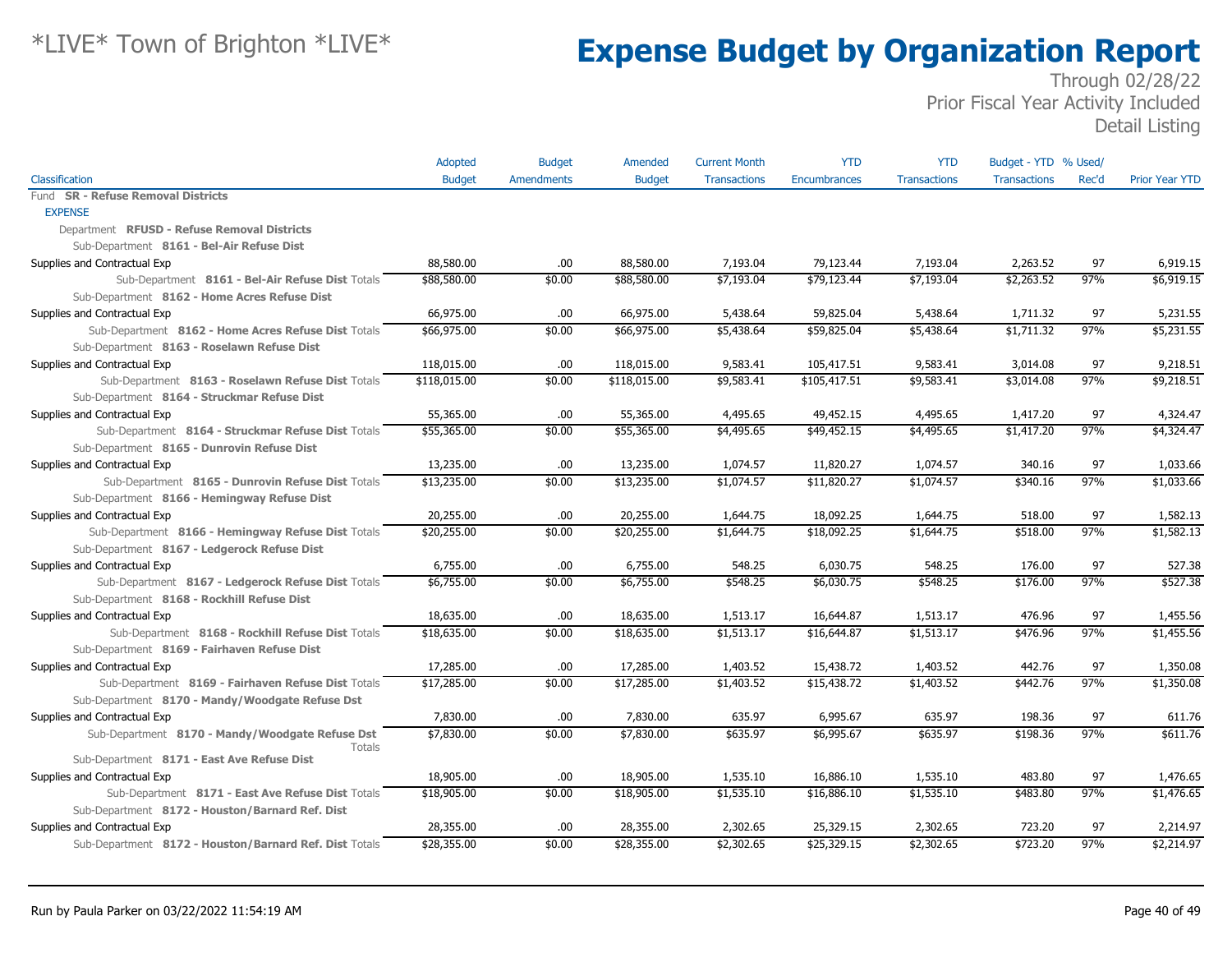# *LIVE* Town of Brighton *LIVE*

# Expense Budget by Organization Report

Through 02/28/22
Prior Fiscal Year Activity Included
Detail Listing

| Classification | Adopted Budget | Budget Amendments | Amended Budget | Current Month Transactions | YTD Encumbrances | YTD Transactions | Budget - YTD Transactions | % Used/ Rec'd | Prior Year YTD |
|---|---|---|---|---|---|---|---|---|---|
| Fund **SR - Refuse Removal Districts** | | | | | | | | | |
| EXPENSE | | | | | | | | | |
| Department **RFUSD - Refuse Removal Districts** | | | | | | | | | |
| Sub-Department **8161 - Bel-Air Refuse Dist** | | | | | | | | | |
| Supplies and Contractual Exp | 88,580.00 | .00 | 88,580.00 | 7,193.04 | 79,123.44 | 7,193.04 | 2,263.52 | 97 | 6,919.15 |
| Sub-Department **8161 - Bel-Air Refuse Dist** Totals | $88,580.00 | $0.00 | $88,580.00 | $7,193.04 | $79,123.44 | $7,193.04 | $2,263.52 | 97% | $6,919.15 |
| Sub-Department **8162 - Home Acres Refuse Dist** | | | | | | | | | |
| Supplies and Contractual Exp | 66,975.00 | .00 | 66,975.00 | 5,438.64 | 59,825.04 | 5,438.64 | 1,711.32 | 97 | 5,231.55 |
| Sub-Department **8162 - Home Acres Refuse Dist** Totals | $66,975.00 | $0.00 | $66,975.00 | $5,438.64 | $59,825.04 | $5,438.64 | $1,711.32 | 97% | $5,231.55 |
| Sub-Department **8163 - Roselawn Refuse Dist** | | | | | | | | | |
| Supplies and Contractual Exp | 118,015.00 | .00 | 118,015.00 | 9,583.41 | 105,417.51 | 9,583.41 | 3,014.08 | 97 | 9,218.51 |
| Sub-Department **8163 - Roselawn Refuse Dist** Totals | $118,015.00 | $0.00 | $118,015.00 | $9,583.41 | $105,417.51 | $9,583.41 | $3,014.08 | 97% | $9,218.51 |
| Sub-Department **8164 - Struckmar Refuse Dist** | | | | | | | | | |
| Supplies and Contractual Exp | 55,365.00 | .00 | 55,365.00 | 4,495.65 | 49,452.15 | 4,495.65 | 1,417.20 | 97 | 4,324.47 |
| Sub-Department **8164 - Struckmar Refuse Dist** Totals | $55,365.00 | $0.00 | $55,365.00 | $4,495.65 | $49,452.15 | $4,495.65 | $1,417.20 | 97% | $4,324.47 |
| Sub-Department **8165 - Dunrovin Refuse Dist** | | | | | | | | | |
| Supplies and Contractual Exp | 13,235.00 | .00 | 13,235.00 | 1,074.57 | 11,820.27 | 1,074.57 | 340.16 | 97 | 1,033.66 |
| Sub-Department **8165 - Dunrovin Refuse Dist** Totals | $13,235.00 | $0.00 | $13,235.00 | $1,074.57 | $11,820.27 | $1,074.57 | $340.16 | 97% | $1,033.66 |
| Sub-Department **8166 - Hemingway Refuse Dist** | | | | | | | | | |
| Supplies and Contractual Exp | 20,255.00 | .00 | 20,255.00 | 1,644.75 | 18,092.25 | 1,644.75 | 518.00 | 97 | 1,582.13 |
| Sub-Department **8166 - Hemingway Refuse Dist** Totals | $20,255.00 | $0.00 | $20,255.00 | $1,644.75 | $18,092.25 | $1,644.75 | $518.00 | 97% | $1,582.13 |
| Sub-Department **8167 - Ledgerock Refuse Dist** | | | | | | | | | |
| Supplies and Contractual Exp | 6,755.00 | .00 | 6,755.00 | 548.25 | 6,030.75 | 548.25 | 176.00 | 97 | 527.38 |
| Sub-Department **8167 - Ledgerock Refuse Dist** Totals | $6,755.00 | $0.00 | $6,755.00 | $548.25 | $6,030.75 | $548.25 | $176.00 | 97% | $527.38 |
| Sub-Department **8168 - Rockhill Refuse Dist** | | | | | | | | | |
| Supplies and Contractual Exp | 18,635.00 | .00 | 18,635.00 | 1,513.17 | 16,644.87 | 1,513.17 | 476.96 | 97 | 1,455.56 |
| Sub-Department **8168 - Rockhill Refuse Dist** Totals | $18,635.00 | $0.00 | $18,635.00 | $1,513.17 | $16,644.87 | $1,513.17 | $476.96 | 97% | $1,455.56 |
| Sub-Department **8169 - Fairhaven Refuse Dist** | | | | | | | | | |
| Supplies and Contractual Exp | 17,285.00 | .00 | 17,285.00 | 1,403.52 | 15,438.72 | 1,403.52 | 442.76 | 97 | 1,350.08 |
| Sub-Department **8169 - Fairhaven Refuse Dist** Totals | $17,285.00 | $0.00 | $17,285.00 | $1,403.52 | $15,438.72 | $1,403.52 | $442.76 | 97% | $1,350.08 |
| Sub-Department **8170 - Mandy/Woodgate Refuse Dst** | | | | | | | | | |
| Supplies and Contractual Exp | 7,830.00 | .00 | 7,830.00 | 635.97 | 6,995.67 | 635.97 | 198.36 | 97 | 611.76 |
| Sub-Department **8170 - Mandy/Woodgate Refuse Dst** Totals | $7,830.00 | $0.00 | $7,830.00 | $635.97 | $6,995.67 | $635.97 | $198.36 | 97% | $611.76 |
| Sub-Department **8171 - East Ave Refuse Dist** | | | | | | | | | |
| Supplies and Contractual Exp | 18,905.00 | .00 | 18,905.00 | 1,535.10 | 16,886.10 | 1,535.10 | 483.80 | 97 | 1,476.65 |
| Sub-Department **8171 - East Ave Refuse Dist** Totals | $18,905.00 | $0.00 | $18,905.00 | $1,535.10 | $16,886.10 | $1,535.10 | $483.80 | 97% | $1,476.65 |
| Sub-Department **8172 - Houston/Barnard Ref. Dist** | | | | | | | | | |
| Supplies and Contractual Exp | 28,355.00 | .00 | 28,355.00 | 2,302.65 | 25,329.15 | 2,302.65 | 723.20 | 97 | 2,214.97 |
| Sub-Department **8172 - Houston/Barnard Ref. Dist** Totals | $28,355.00 | $0.00 | $28,355.00 | $2,302.65 | $25,329.15 | $2,302.65 | $723.20 | 97% | $2,214.97 |

Run by Paula Parker on 03/22/2022 11:54:19 AM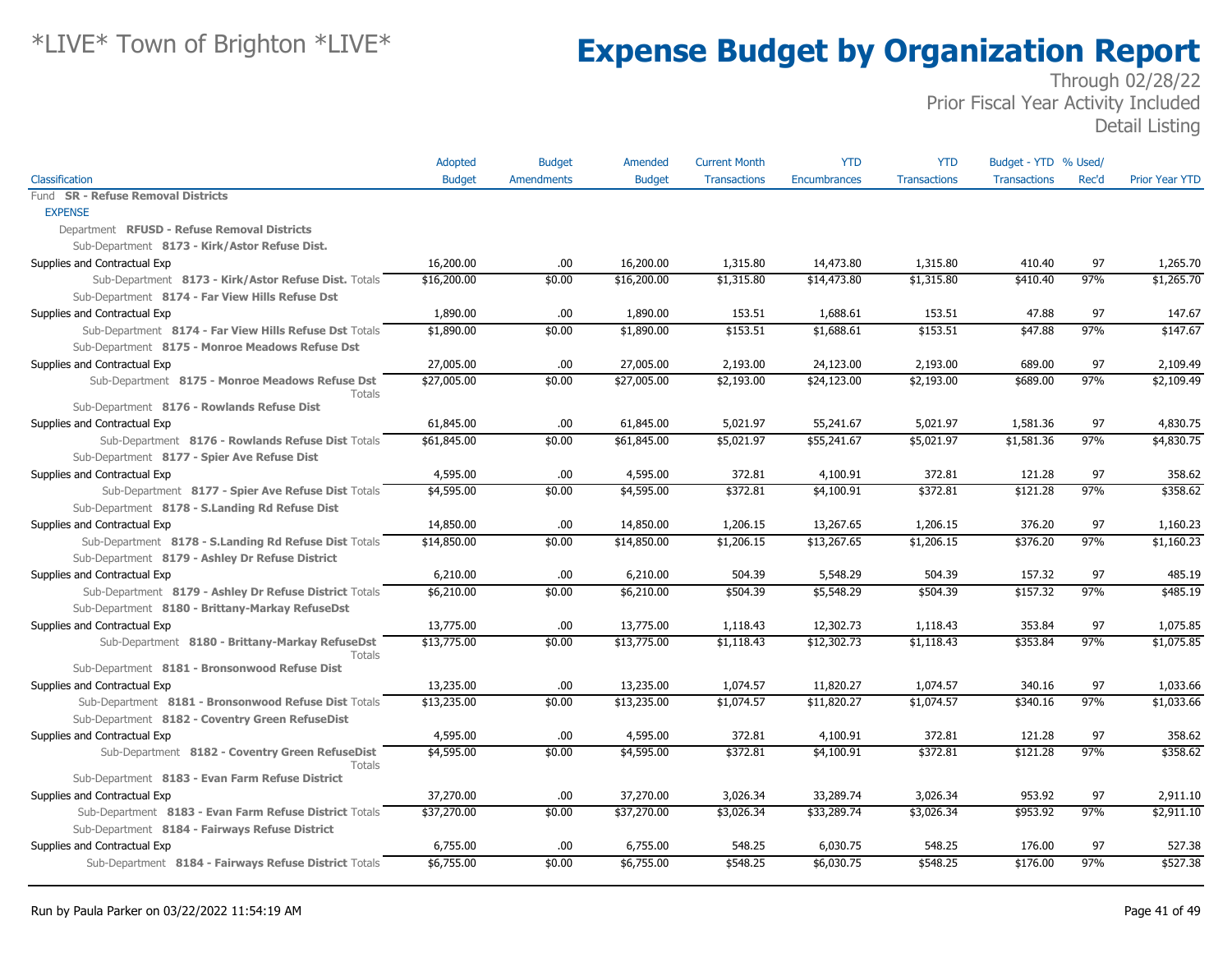# *LIVE* Town of Brighton *LIVE*

# Expense Budget by Organization Report

Through 02/28/22
Prior Fiscal Year Activity Included
Detail Listing

| Classification | Adopted Budget | Budget Amendments | Amended Budget | Current Month Transactions | YTD Encumbrances | YTD Transactions | Budget - YTD Transactions | % Used/ Rec'd | Prior Year YTD |
|---|---|---|---|---|---|---|---|---|---|
| Fund **SR - Refuse Removal Districts** | | | | | | | | | |
| EXPENSE | | | | | | | | | |
| Department **RFUSD - Refuse Removal Districts** | | | | | | | | | |
| Sub-Department **8173 - Kirk/Astor Refuse Dist.** | | | | | | | | | |
| Supplies and Contractual Exp | 16,200.00 | .00 | 16,200.00 | 1,315.80 | 14,473.80 | 1,315.80 | 410.40 | 97 | 1,265.70 |
| Sub-Department **8173 - Kirk/Astor Refuse Dist.** Totals | $16,200.00 | $0.00 | $16,200.00 | $1,315.80 | $14,473.80 | $1,315.80 | $410.40 | 97% | $1,265.70 |
| Sub-Department **8174 - Far View Hills Refuse Dst** | | | | | | | | | |
| Supplies and Contractual Exp | 1,890.00 | .00 | 1,890.00 | 153.51 | 1,688.61 | 153.51 | 47.88 | 97 | 147.67 |
| Sub-Department **8174 - Far View Hills Refuse Dst** Totals | $1,890.00 | $0.00 | $1,890.00 | $153.51 | $1,688.61 | $153.51 | $47.88 | 97% | $147.67 |
| Sub-Department **8175 - Monroe Meadows Refuse Dst** | | | | | | | | | |
| Supplies and Contractual Exp | 27,005.00 | .00 | 27,005.00 | 2,193.00 | 24,123.00 | 2,193.00 | 689.00 | 97 | 2,109.49 |
| Sub-Department **8175 - Monroe Meadows Refuse Dst** Totals | $27,005.00 | $0.00 | $27,005.00 | $2,193.00 | $24,123.00 | $2,193.00 | $689.00 | 97% | $2,109.49 |
| Sub-Department **8176 - Rowlands Refuse Dist** | | | | | | | | | |
| Supplies and Contractual Exp | 61,845.00 | .00 | 61,845.00 | 5,021.97 | 55,241.67 | 5,021.97 | 1,581.36 | 97 | 4,830.75 |
| Sub-Department **8176 - Rowlands Refuse Dist** Totals | $61,845.00 | $0.00 | $61,845.00 | $5,021.97 | $55,241.67 | $5,021.97 | $1,581.36 | 97% | $4,830.75 |
| Sub-Department **8177 - Spier Ave Refuse Dist** | | | | | | | | | |
| Supplies and Contractual Exp | 4,595.00 | .00 | 4,595.00 | 372.81 | 4,100.91 | 372.81 | 121.28 | 97 | 358.62 |
| Sub-Department **8177 - Spier Ave Refuse Dist** Totals | $4,595.00 | $0.00 | $4,595.00 | $372.81 | $4,100.91 | $372.81 | $121.28 | 97% | $358.62 |
| Sub-Department **8178 - S.Landing Rd Refuse Dist** | | | | | | | | | |
| Supplies and Contractual Exp | 14,850.00 | .00 | 14,850.00 | 1,206.15 | 13,267.65 | 1,206.15 | 376.20 | 97 | 1,160.23 |
| Sub-Department **8178 - S.Landing Rd Refuse Dist** Totals | $14,850.00 | $0.00 | $14,850.00 | $1,206.15 | $13,267.65 | $1,206.15 | $376.20 | 97% | $1,160.23 |
| Sub-Department **8179 - Ashley Dr Refuse District** | | | | | | | | | |
| Supplies and Contractual Exp | 6,210.00 | .00 | 6,210.00 | 504.39 | 5,548.29 | 504.39 | 157.32 | 97 | 485.19 |
| Sub-Department **8179 - Ashley Dr Refuse District** Totals | $6,210.00 | $0.00 | $6,210.00 | $504.39 | $5,548.29 | $504.39 | $157.32 | 97% | $485.19 |
| Sub-Department **8180 - Brittany-Markay RefuseDst** | | | | | | | | | |
| Supplies and Contractual Exp | 13,775.00 | .00 | 13,775.00 | 1,118.43 | 12,302.73 | 1,118.43 | 353.84 | 97 | 1,075.85 |
| Sub-Department **8180 - Brittany-Markay RefuseDst** Totals | $13,775.00 | $0.00 | $13,775.00 | $1,118.43 | $12,302.73 | $1,118.43 | $353.84 | 97% | $1,075.85 |
| Sub-Department **8181 - Bronsonwood Refuse Dist** | | | | | | | | | |
| Supplies and Contractual Exp | 13,235.00 | .00 | 13,235.00 | 1,074.57 | 11,820.27 | 1,074.57 | 340.16 | 97 | 1,033.66 |
| Sub-Department **8181 - Bronsonwood Refuse Dist** Totals | $13,235.00 | $0.00 | $13,235.00 | $1,074.57 | $11,820.27 | $1,074.57 | $340.16 | 97% | $1,033.66 |
| Sub-Department **8182 - Coventry Green RefuseDist** | | | | | | | | | |
| Supplies and Contractual Exp | 4,595.00 | .00 | 4,595.00 | 372.81 | 4,100.91 | 372.81 | 121.28 | 97 | 358.62 |
| Sub-Department **8182 - Coventry Green RefuseDist** Totals | $4,595.00 | $0.00 | $4,595.00 | $372.81 | $4,100.91 | $372.81 | $121.28 | 97% | $358.62 |
| Sub-Department **8183 - Evan Farm Refuse District** | | | | | | | | | |
| Supplies and Contractual Exp | 37,270.00 | .00 | 37,270.00 | 3,026.34 | 33,289.74 | 3,026.34 | 953.92 | 97 | 2,911.10 |
| Sub-Department **8183 - Evan Farm Refuse District** Totals | $37,270.00 | $0.00 | $37,270.00 | $3,026.34 | $33,289.74 | $3,026.34 | $953.92 | 97% | $2,911.10 |
| Sub-Department **8184 - Fairways Refuse District** | | | | | | | | | |
| Supplies and Contractual Exp | 6,755.00 | .00 | 6,755.00 | 548.25 | 6,030.75 | 548.25 | 176.00 | 97 | 527.38 |
| Sub-Department **8184 - Fairways Refuse District** Totals | $6,755.00 | $0.00 | $6,755.00 | $548.25 | $6,030.75 | $548.25 | $176.00 | 97% | $527.38 |

Run by Paula Parker on 03/22/2022 11:54:19 AM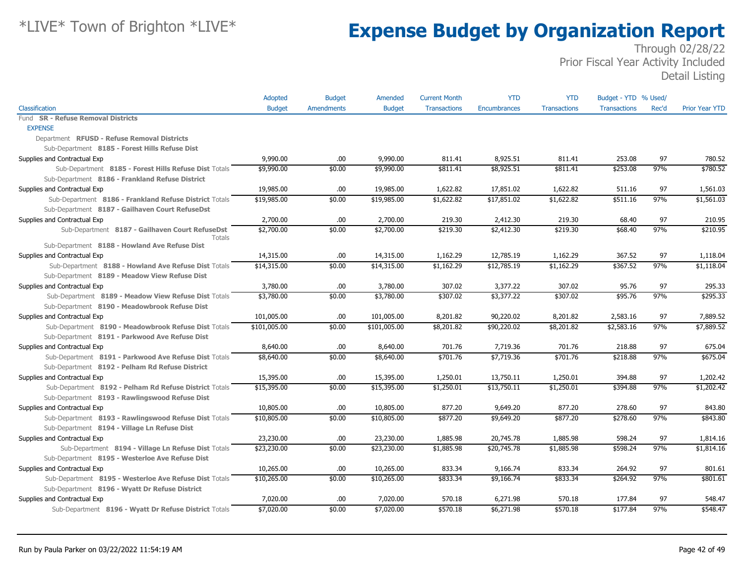# *LIVE* Town of Brighton *LIVE*

# Expense Budget by Organization Report

Through 02/28/22
Prior Fiscal Year Activity Included
Detail Listing

| Classification | Adopted Budget | Budget Amendments | Amended Budget | Current Month Transactions | YTD Encumbrances | YTD Transactions | Budget - YTD Transactions | % Used/ Rec'd | Prior Year YTD |
|---|---|---|---|---|---|---|---|---|---|
| Fund **SR - Refuse Removal Districts** | | | | | | | | | |
| EXPENSE | | | | | | | | | |
| Department **RFUSD - Refuse Removal Districts** | | | | | | | | | |
| Sub-Department **8185 - Forest Hills Refuse Dist** | | | | | | | | | |
| Supplies and Contractual Exp | 9,990.00 | .00 | 9,990.00 | 811.41 | 8,925.51 | 811.41 | 253.08 | 97 | 780.52 |
| Sub-Department **8185 - Forest Hills Refuse Dist** Totals | $9,990.00 | $0.00 | $9,990.00 | $811.41 | $8,925.51 | $811.41 | $253.08 | 97% | $780.52 |
| Sub-Department **8186 - Frankland Refuse District** | | | | | | | | | |
| Supplies and Contractual Exp | 19,985.00 | .00 | 19,985.00 | 1,622.82 | 17,851.02 | 1,622.82 | 511.16 | 97 | 1,561.03 |
| Sub-Department **8186 - Frankland Refuse District** Totals | $19,985.00 | $0.00 | $19,985.00 | $1,622.82 | $17,851.02 | $1,622.82 | $511.16 | 97% | $1,561.03 |
| Sub-Department **8187 - Gailhaven Court RefuseDst** | | | | | | | | | |
| Supplies and Contractual Exp | 2,700.00 | .00 | 2,700.00 | 219.30 | 2,412.30 | 219.30 | 68.40 | 97 | 210.95 |
| Sub-Department **8187 - Gailhaven Court RefuseDst** Totals | $2,700.00 | $0.00 | $2,700.00 | $219.30 | $2,412.30 | $219.30 | $68.40 | 97% | $210.95 |
| Sub-Department **8188 - Howland Ave Refuse Dist** | | | | | | | | | |
| Supplies and Contractual Exp | 14,315.00 | .00 | 14,315.00 | 1,162.29 | 12,785.19 | 1,162.29 | 367.52 | 97 | 1,118.04 |
| Sub-Department **8188 - Howland Ave Refuse Dist** Totals | $14,315.00 | $0.00 | $14,315.00 | $1,162.29 | $12,785.19 | $1,162.29 | $367.52 | 97% | $1,118.04 |
| Sub-Department **8189 - Meadow View Refuse Dist** | | | | | | | | | |
| Supplies and Contractual Exp | 3,780.00 | .00 | 3,780.00 | 307.02 | 3,377.22 | 307.02 | 95.76 | 97 | 295.33 |
| Sub-Department **8189 - Meadow View Refuse Dist** Totals | $3,780.00 | $0.00 | $3,780.00 | $307.02 | $3,377.22 | $307.02 | $95.76 | 97% | $295.33 |
| Sub-Department **8190 - Meadowbrook Refuse Dist** | | | | | | | | | |
| Supplies and Contractual Exp | 101,005.00 | .00 | 101,005.00 | 8,201.82 | 90,220.02 | 8,201.82 | 2,583.16 | 97 | 7,889.52 |
| Sub-Department **8190 - Meadowbrook Refuse Dist** Totals | $101,005.00 | $0.00 | $101,005.00 | $8,201.82 | $90,220.02 | $8,201.82 | $2,583.16 | 97% | $7,889.52 |
| Sub-Department **8191 - Parkwood Ave Refuse Dist** | | | | | | | | | |
| Supplies and Contractual Exp | 8,640.00 | .00 | 8,640.00 | 701.76 | 7,719.36 | 701.76 | 218.88 | 97 | 675.04 |
| Sub-Department **8191 - Parkwood Ave Refuse Dist** Totals | $8,640.00 | $0.00 | $8,640.00 | $701.76 | $7,719.36 | $701.76 | $218.88 | 97% | $675.04 |
| Sub-Department **8192 - Pelham Rd Refuse District** | | | | | | | | | |
| Supplies and Contractual Exp | 15,395.00 | .00 | 15,395.00 | 1,250.01 | 13,750.11 | 1,250.01 | 394.88 | 97 | 1,202.42 |
| Sub-Department **8192 - Pelham Rd Refuse District** Totals | $15,395.00 | $0.00 | $15,395.00 | $1,250.01 | $13,750.11 | $1,250.01 | $394.88 | 97% | $1,202.42 |
| Sub-Department **8193 - Rawlingswood Refuse Dist** | | | | | | | | | |
| Supplies and Contractual Exp | 10,805.00 | .00 | 10,805.00 | 877.20 | 9,649.20 | 877.20 | 278.60 | 97 | 843.80 |
| Sub-Department **8193 - Rawlingswood Refuse Dist** Totals | $10,805.00 | $0.00 | $10,805.00 | $877.20 | $9,649.20 | $877.20 | $278.60 | 97% | $843.80 |
| Sub-Department **8194 - Village Ln Refuse Dist** | | | | | | | | | |
| Supplies and Contractual Exp | 23,230.00 | .00 | 23,230.00 | 1,885.98 | 20,745.78 | 1,885.98 | 598.24 | 97 | 1,814.16 |
| Sub-Department **8194 - Village Ln Refuse Dist** Totals | $23,230.00 | $0.00 | $23,230.00 | $1,885.98 | $20,745.78 | $1,885.98 | $598.24 | 97% | $1,814.16 |
| Sub-Department **8195 - Westerloe Ave Refuse Dist** | | | | | | | | | |
| Supplies and Contractual Exp | 10,265.00 | .00 | 10,265.00 | 833.34 | 9,166.74 | 833.34 | 264.92 | 97 | 801.61 |
| Sub-Department **8195 - Westerloe Ave Refuse Dist** Totals | $10,265.00 | $0.00 | $10,265.00 | $833.34 | $9,166.74 | $833.34 | $264.92 | 97% | $801.61 |
| Sub-Department **8196 - Wyatt Dr Refuse District** | | | | | | | | | |
| Supplies and Contractual Exp | 7,020.00 | .00 | 7,020.00 | 570.18 | 6,271.98 | 570.18 | 177.84 | 97 | 548.47 |
| Sub-Department **8196 - Wyatt Dr Refuse District** Totals | $7,020.00 | $0.00 | $7,020.00 | $570.18 | $6,271.98 | $570.18 | $177.84 | 97% | $548.47 |

Run by Paula Parker on 03/22/2022 11:54:19 AM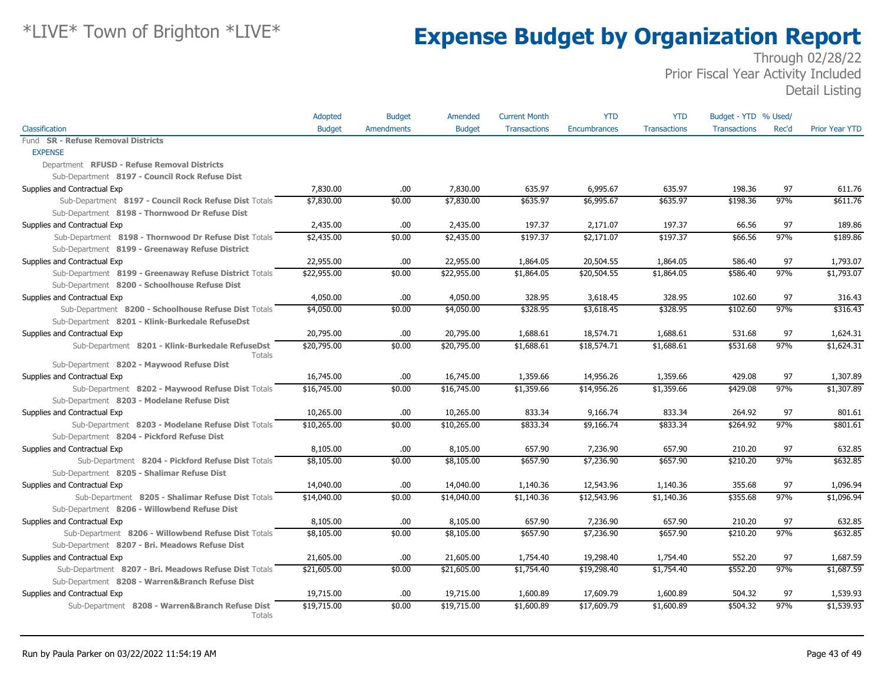# *LIVE* Town of Brighton *LIVE*

# Expense Budget by Organization Report

Through 02/28/22
Prior Fiscal Year Activity Included
Detail Listing

| Classification | Adopted Budget | Budget Amendments | Amended Budget | Current Month Transactions | YTD Encumbrances | YTD Transactions | Budget - YTD Transactions | % Used/ Rec'd | Prior Year YTD |
|---|---|---|---|---|---|---|---|---|---|
| Fund **SR - Refuse Removal Districts** | | | | | | | | | |
| EXPENSE | | | | | | | | | |
| Department **RFUSD - Refuse Removal Districts** | | | | | | | | | |
| Sub-Department **8197 - Council Rock Refuse Dist** | | | | | | | | | |
| Supplies and Contractual Exp | 7,830.00 | .00 | 7,830.00 | 635.97 | 6,995.67 | 635.97 | 198.36 | 97 | 611.76 |
| Sub-Department **8197 - Council Rock Refuse Dist** Totals | $7,830.00 | $0.00 | $7,830.00 | $635.97 | $6,995.67 | $635.97 | $198.36 | 97% | $611.76 |
| Sub-Department **8198 - Thornwood Dr Refuse Dist** | | | | | | | | | |
| Supplies and Contractual Exp | 2,435.00 | .00 | 2,435.00 | 197.37 | 2,171.07 | 197.37 | 66.56 | 97 | 189.86 |
| Sub-Department **8198 - Thornwood Dr Refuse Dist** Totals | $2,435.00 | $0.00 | $2,435.00 | $197.37 | $2,171.07 | $197.37 | $66.56 | 97% | $189.86 |
| Sub-Department **8199 - Greenaway Refuse District** | | | | | | | | | |
| Supplies and Contractual Exp | 22,955.00 | .00 | 22,955.00 | 1,864.05 | 20,504.55 | 1,864.05 | 586.40 | 97 | 1,793.07 |
| Sub-Department **8199 - Greenaway Refuse District** Totals | $22,955.00 | $0.00 | $22,955.00 | $1,864.05 | $20,504.55 | $1,864.05 | $586.40 | 97% | $1,793.07 |
| Sub-Department **8200 - Schoolhouse Refuse Dist** | | | | | | | | | |
| Supplies and Contractual Exp | 4,050.00 | .00 | 4,050.00 | 328.95 | 3,618.45 | 328.95 | 102.60 | 97 | 316.43 |
| Sub-Department **8200 - Schoolhouse Refuse Dist** Totals | $4,050.00 | $0.00 | $4,050.00 | $328.95 | $3,618.45 | $328.95 | $102.60 | 97% | $316.43 |
| Sub-Department **8201 - Klink-Burkedale RefuseDst** | | | | | | | | | |
| Supplies and Contractual Exp | 20,795.00 | .00 | 20,795.00 | 1,688.61 | 18,574.71 | 1,688.61 | 531.68 | 97 | 1,624.31 |
| Sub-Department **8201 - Klink-Burkedale RefuseDst** Totals | $20,795.00 | $0.00 | $20,795.00 | $1,688.61 | $18,574.71 | $1,688.61 | $531.68 | 97% | $1,624.31 |
| Sub-Department **8202 - Maywood Refuse Dist** | | | | | | | | | |
| Supplies and Contractual Exp | 16,745.00 | .00 | 16,745.00 | 1,359.66 | 14,956.26 | 1,359.66 | 429.08 | 97 | 1,307.89 |
| Sub-Department **8202 - Maywood Refuse Dist** Totals | $16,745.00 | $0.00 | $16,745.00 | $1,359.66 | $14,956.26 | $1,359.66 | $429.08 | 97% | $1,307.89 |
| Sub-Department **8203 - Modelane Refuse Dist** | | | | | | | | | |
| Supplies and Contractual Exp | 10,265.00 | .00 | 10,265.00 | 833.34 | 9,166.74 | 833.34 | 264.92 | 97 | 801.61 |
| Sub-Department **8203 - Modelane Refuse Dist** Totals | $10,265.00 | $0.00 | $10,265.00 | $833.34 | $9,166.74 | $833.34 | $264.92 | 97% | $801.61 |
| Sub-Department **8204 - Pickford Refuse Dist** | | | | | | | | | |
| Supplies and Contractual Exp | 8,105.00 | .00 | 8,105.00 | 657.90 | 7,236.90 | 657.90 | 210.20 | 97 | 632.85 |
| Sub-Department **8204 - Pickford Refuse Dist** Totals | $8,105.00 | $0.00 | $8,105.00 | $657.90 | $7,236.90 | $657.90 | $210.20 | 97% | $632.85 |
| Sub-Department **8205 - Shalimar Refuse Dist** | | | | | | | | | |
| Supplies and Contractual Exp | 14,040.00 | .00 | 14,040.00 | 1,140.36 | 12,543.96 | 1,140.36 | 355.68 | 97 | 1,096.94 |
| Sub-Department **8205 - Shalimar Refuse Dist** Totals | $14,040.00 | $0.00 | $14,040.00 | $1,140.36 | $12,543.96 | $1,140.36 | $355.68 | 97% | $1,096.94 |
| Sub-Department **8206 - Willowbend Refuse Dist** | | | | | | | | | |
| Supplies and Contractual Exp | 8,105.00 | .00 | 8,105.00 | 657.90 | 7,236.90 | 657.90 | 210.20 | 97 | 632.85 |
| Sub-Department **8206 - Willowbend Refuse Dist** Totals | $8,105.00 | $0.00 | $8,105.00 | $657.90 | $7,236.90 | $657.90 | $210.20 | 97% | $632.85 |
| Sub-Department **8207 - Bri. Meadows Refuse Dist** | | | | | | | | | |
| Supplies and Contractual Exp | 21,605.00 | .00 | 21,605.00 | 1,754.40 | 19,298.40 | 1,754.40 | 552.20 | 97 | 1,687.59 |
| Sub-Department **8207 - Bri. Meadows Refuse Dist** Totals | $21,605.00 | $0.00 | $21,605.00 | $1,754.40 | $19,298.40 | $1,754.40 | $552.20 | 97% | $1,687.59 |
| Sub-Department **8208 - Warren&Branch Refuse Dist** | | | | | | | | | |
| Supplies and Contractual Exp | 19,715.00 | .00 | 19,715.00 | 1,600.89 | 17,609.79 | 1,600.89 | 504.32 | 97 | 1,539.93 |
| Sub-Department **8208 - Warren&Branch Refuse Dist** Totals | $19,715.00 | $0.00 | $19,715.00 | $1,600.89 | $17,609.79 | $1,600.89 | $504.32 | 97% | $1,539.93 |

Run by Paula Parker on 03/22/2022 11:54:19 AM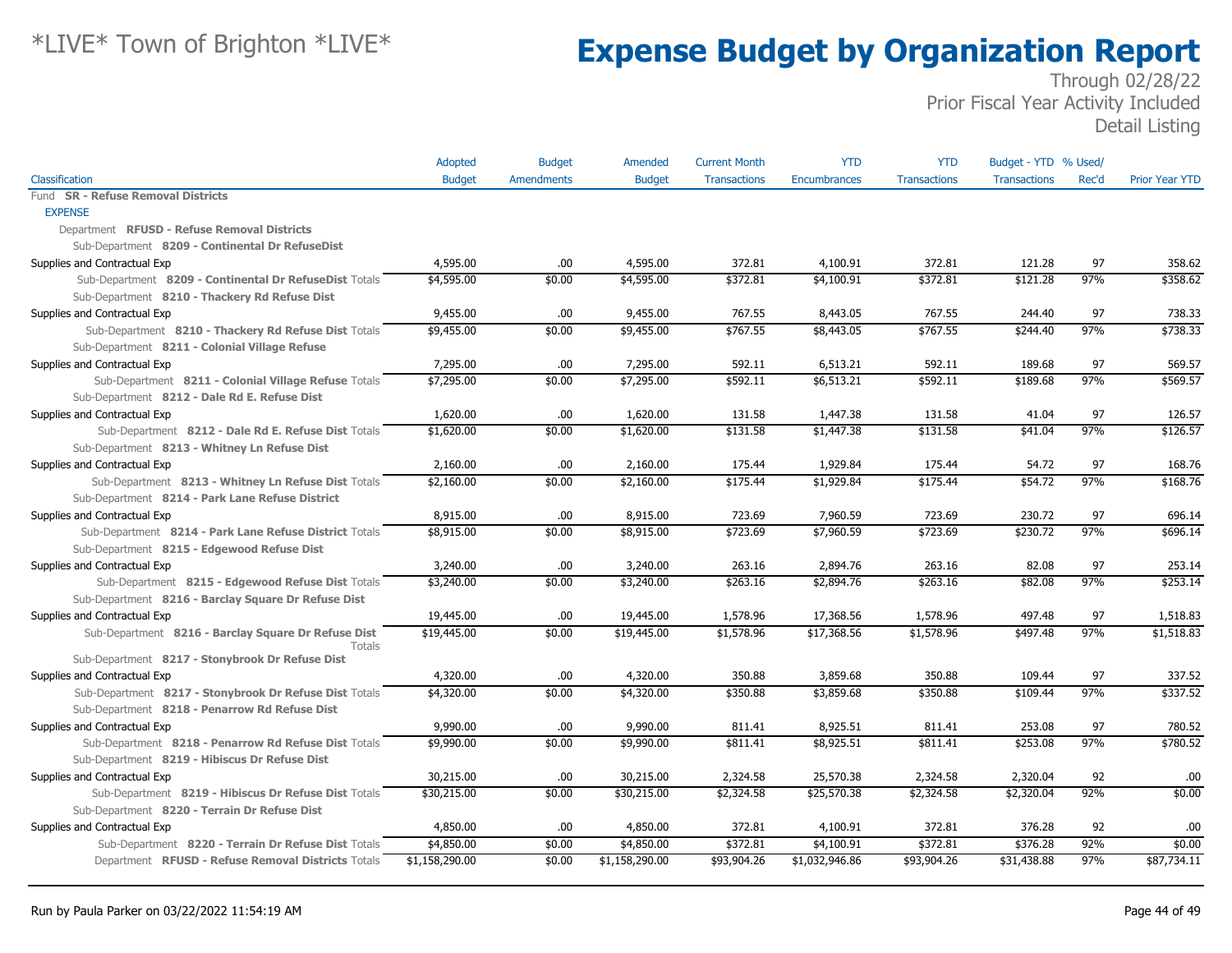# *LIVE* Town of Brighton *LIVE*

# Expense Budget by Organization Report

Through 02/28/22
Prior Fiscal Year Activity Included
Detail Listing

| Classification | Adopted Budget | Budget Amendments | Amended Budget | Current Month Transactions | YTD Encumbrances | YTD Transactions | Budget - YTD Transactions | % Used/ Rec'd | Prior Year YTD |
|---|---|---|---|---|---|---|---|---|---|
| Fund **SR - Refuse Removal Districts** | | | | | | | | | |
| EXPENSE | | | | | | | | | |
| Department **RFUSD - Refuse Removal Districts** | | | | | | | | | |
| Sub-Department **8209 - Continental Dr RefuseDist** | | | | | | | | | |
| Supplies and Contractual Exp | 4,595.00 | .00 | 4,595.00 | 372.81 | 4,100.91 | 372.81 | 121.28 | 97 | 358.62 |
| Sub-Department **8209 - Continental Dr RefuseDist** Totals | $4,595.00 | $0.00 | $4,595.00 | $372.81 | $4,100.91 | $372.81 | $121.28 | 97% | $358.62 |
| Sub-Department **8210 - Thackery Rd Refuse Dist** | | | | | | | | | |
| Supplies and Contractual Exp | 9,455.00 | .00 | 9,455.00 | 767.55 | 8,443.05 | 767.55 | 244.40 | 97 | 738.33 |
| Sub-Department **8210 - Thackery Rd Refuse Dist** Totals | $9,455.00 | $0.00 | $9,455.00 | $767.55 | $8,443.05 | $767.55 | $244.40 | 97% | $738.33 |
| Sub-Department **8211 - Colonial Village Refuse** | | | | | | | | | |
| Supplies and Contractual Exp | 7,295.00 | .00 | 7,295.00 | 592.11 | 6,513.21 | 592.11 | 189.68 | 97 | 569.57 |
| Sub-Department **8211 - Colonial Village Refuse** Totals | $7,295.00 | $0.00 | $7,295.00 | $592.11 | $6,513.21 | $592.11 | $189.68 | 97% | $569.57 |
| Sub-Department **8212 - Dale Rd E. Refuse Dist** | | | | | | | | | |
| Supplies and Contractual Exp | 1,620.00 | .00 | 1,620.00 | 131.58 | 1,447.38 | 131.58 | 41.04 | 97 | 126.57 |
| Sub-Department **8212 - Dale Rd E. Refuse Dist** Totals | $1,620.00 | $0.00 | $1,620.00 | $131.58 | $1,447.38 | $131.58 | $41.04 | 97% | $126.57 |
| Sub-Department **8213 - Whitney Ln Refuse Dist** | | | | | | | | | |
| Supplies and Contractual Exp | 2,160.00 | .00 | 2,160.00 | 175.44 | 1,929.84 | 175.44 | 54.72 | 97 | 168.76 |
| Sub-Department **8213 - Whitney Ln Refuse Dist** Totals | $2,160.00 | $0.00 | $2,160.00 | $175.44 | $1,929.84 | $175.44 | $54.72 | 97% | $168.76 |
| Sub-Department **8214 - Park Lane Refuse District** | | | | | | | | | |
| Supplies and Contractual Exp | 8,915.00 | .00 | 8,915.00 | 723.69 | 7,960.59 | 723.69 | 230.72 | 97 | 696.14 |
| Sub-Department **8214 - Park Lane Refuse District** Totals | $8,915.00 | $0.00 | $8,915.00 | $723.69 | $7,960.59 | $723.69 | $230.72 | 97% | $696.14 |
| Sub-Department **8215 - Edgewood Refuse Dist** | | | | | | | | | |
| Supplies and Contractual Exp | 3,240.00 | .00 | 3,240.00 | 263.16 | 2,894.76 | 263.16 | 82.08 | 97 | 253.14 |
| Sub-Department **8215 - Edgewood Refuse Dist** Totals | $3,240.00 | $0.00 | $3,240.00 | $263.16 | $2,894.76 | $263.16 | $82.08 | 97% | $253.14 |
| Sub-Department **8216 - Barclay Square Dr Refuse Dist** | | | | | | | | | |
| Supplies and Contractual Exp | 19,445.00 | .00 | 19,445.00 | 1,578.96 | 17,368.56 | 1,578.96 | 497.48 | 97 | 1,518.83 |
| Sub-Department **8216 - Barclay Square Dr Refuse Dist** Totals | $19,445.00 | $0.00 | $19,445.00 | $1,578.96 | $17,368.56 | $1,578.96 | $497.48 | 97% | $1,518.83 |
| Sub-Department **8217 - Stonybrook Dr Refuse Dist** | | | | | | | | | |
| Supplies and Contractual Exp | 4,320.00 | .00 | 4,320.00 | 350.88 | 3,859.68 | 350.88 | 109.44 | 97 | 337.52 |
| Sub-Department **8217 - Stonybrook Dr Refuse Dist** Totals | $4,320.00 | $0.00 | $4,320.00 | $350.88 | $3,859.68 | $350.88 | $109.44 | 97% | $337.52 |
| Sub-Department **8218 - Penarrow Rd Refuse Dist** | | | | | | | | | |
| Supplies and Contractual Exp | 9,990.00 | .00 | 9,990.00 | 811.41 | 8,925.51 | 811.41 | 253.08 | 97 | 780.52 |
| Sub-Department **8218 - Penarrow Rd Refuse Dist** Totals | $9,990.00 | $0.00 | $9,990.00 | $811.41 | $8,925.51 | $811.41 | $253.08 | 97% | $780.52 |
| Sub-Department **8219 - Hibiscus Dr Refuse Dist** | | | | | | | | | |
| Supplies and Contractual Exp | 30,215.00 | .00 | 30,215.00 | 2,324.58 | 25,570.38 | 2,324.58 | 2,320.04 | 92 | .00 |
| Sub-Department **8219 - Hibiscus Dr Refuse Dist** Totals | $30,215.00 | $0.00 | $30,215.00 | $2,324.58 | $25,570.38 | $2,324.58 | $2,320.04 | 92% | $0.00 |
| Sub-Department **8220 - Terrain Dr Refuse Dist** | | | | | | | | | |
| Supplies and Contractual Exp | 4,850.00 | .00 | 4,850.00 | 372.81 | 4,100.91 | 372.81 | 376.28 | 92 | .00 |
| Sub-Department **8220 - Terrain Dr Refuse Dist** Totals | $4,850.00 | $0.00 | $4,850.00 | $372.81 | $4,100.91 | $372.81 | $376.28 | 92% | $0.00 |
| Department **RFUSD - Refuse Removal Districts** Totals | $1,158,290.00 | $0.00 | $1,158,290.00 | $93,904.26 | $1,032,946.86 | $93,904.26 | $31,438.88 | 97% | $87,734.11 |

Run by Paula Parker on 03/22/2022 11:54:19 AM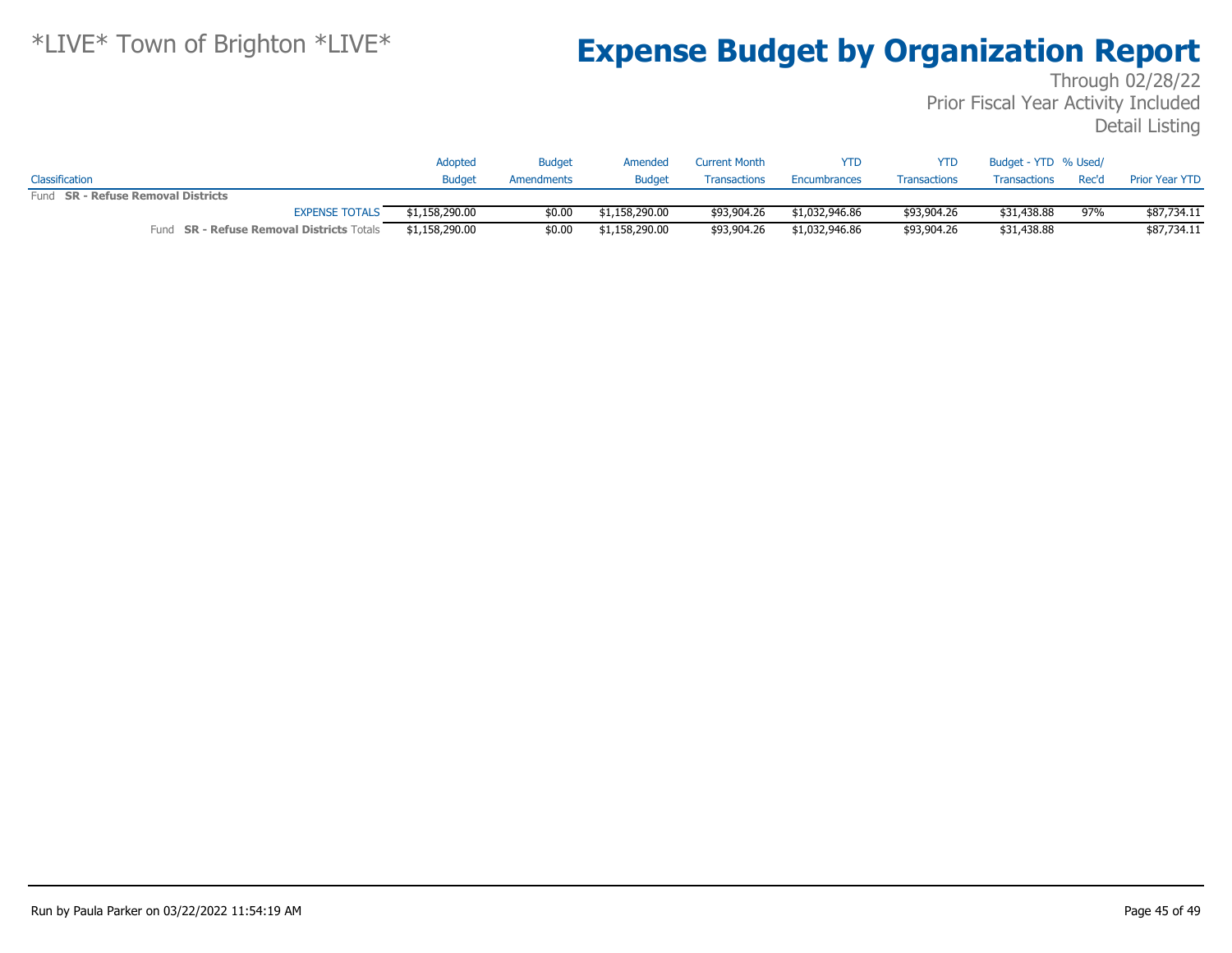*LIVE* Town of Brighton *LIVE*

# Expense Budget by Organization Report

Through 02/28/22
Prior Fiscal Year Activity Included
Detail Listing

| Classification | Adopted Budget | Budget Amendments | Amended Budget | Current Month Transactions | YTD Encumbrances | YTD Transactions | Budget - YTD Transactions | % Used/ Rec'd | Prior Year YTD |
|---|---|---|---|---|---|---|---|---|---|
| Fund **SR - Refuse Removal Districts** | | | | | | | | | |
| EXPENSE TOTALS | $1,158,290.00 | $0.00 | $1,158,290.00 | $93,904.26 | $1,032,946.86 | $93,904.26 | $31,438.88 | 97% | $87,734.11 |
| Fund **SR - Refuse Removal Districts** Totals | $1,158,290.00 | $0.00 | $1,158,290.00 | $93,904.26 | $1,032,946.86 | $93,904.26 | $31,438.88 | | $87,734.11 |

Run by Paula Parker on 03/22/2022 11:54:19 AM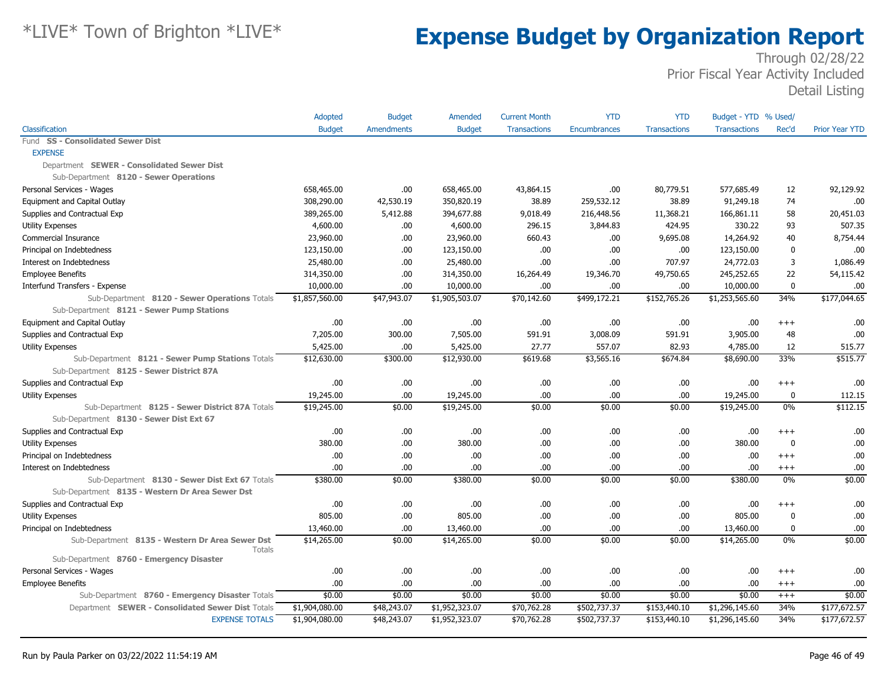# *LIVE* Town of Brighton *LIVE*

# Expense Budget by Organization Report

Through 02/28/22
Prior Fiscal Year Activity Included
Detail Listing

| Classification | Adopted Budget | Budget Amendments | Amended Budget | Current Month Transactions | YTD Encumbrances | YTD Transactions | Budget - YTD Transactions | % Used/ Rec'd | Prior Year YTD |
|---|---|---|---|---|---|---|---|---|---|
| Fund **SS - Consolidated Sewer Dist** | | | | | | | | | |
| EXPENSE | | | | | | | | | |
| Department **SEWER - Consolidated Sewer Dist** | | | | | | | | | |
| Sub-Department **8120 - Sewer Operations** | | | | | | | | | |
| Personal Services - Wages | 658,465.00 | .00 | 658,465.00 | 43,864.15 | .00 | 80,779.51 | 577,685.49 | 12 | 92,129.92 |
| Equipment and Capital Outlay | 308,290.00 | 42,530.19 | 350,820.19 | 38.89 | 259,532.12 | 38.89 | 91,249.18 | 74 | .00 |
| Supplies and Contractual Exp | 389,265.00 | 5,412.88 | 394,677.88 | 9,018.49 | 216,448.56 | 11,368.21 | 166,861.11 | 58 | 20,451.03 |
| Utility Expenses | 4,600.00 | .00 | 4,600.00 | 296.15 | 3,844.83 | 424.95 | 330.22 | 93 | 507.35 |
| Commercial Insurance | 23,960.00 | .00 | 23,960.00 | 660.43 | .00 | 9,695.08 | 14,264.92 | 40 | 8,754.44 |
| Principal on Indebtedness | 123,150.00 | .00 | 123,150.00 | .00 | .00 | .00 | 123,150.00 | 0 | .00 |
| Interest on Indebtedness | 25,480.00 | .00 | 25,480.00 | .00 | .00 | 707.97 | 24,772.03 | 3 | 1,086.49 |
| Employee Benefits | 314,350.00 | .00 | 314,350.00 | 16,264.49 | 19,346.70 | 49,750.65 | 245,252.65 | 22 | 54,115.42 |
| Interfund Transfers - Expense | 10,000.00 | .00 | 10,000.00 | .00 | .00 | .00 | 10,000.00 | 0 | .00 |
| Sub-Department **8120 - Sewer Operations** Totals | $1,857,560.00 | $47,943.07 | $1,905,503.07 | $70,142.60 | $499,172.21 | $152,765.26 | $1,253,565.60 | 34% | $177,044.65 |
| Sub-Department **8121 - Sewer Pump Stations** | | | | | | | | | |
| Equipment and Capital Outlay | .00 | .00 | .00 | .00 | .00 | .00 | .00 | +++ | .00 |
| Supplies and Contractual Exp | 7,205.00 | 300.00 | 7,505.00 | 591.91 | 3,008.09 | 591.91 | 3,905.00 | 48 | .00 |
| Utility Expenses | 5,425.00 | .00 | 5,425.00 | 27.77 | 557.07 | 82.93 | 4,785.00 | 12 | 515.77 |
| Sub-Department **8121 - Sewer Pump Stations** Totals | $12,630.00 | $300.00 | $12,930.00 | $619.68 | $3,565.16 | $674.84 | $8,690.00 | 33% | $515.77 |
| Sub-Department **8125 - Sewer District 87A** | | | | | | | | | |
| Supplies and Contractual Exp | .00 | .00 | .00 | .00 | .00 | .00 | .00 | +++ | .00 |
| Utility Expenses | 19,245.00 | .00 | 19,245.00 | .00 | .00 | .00 | 19,245.00 | 0 | 112.15 |
| Sub-Department **8125 - Sewer District 87A** Totals | $19,245.00 | $0.00 | $19,245.00 | $0.00 | $0.00 | $0.00 | $19,245.00 | 0% | $112.15 |
| Sub-Department **8130 - Sewer Dist Ext 67** | | | | | | | | | |
| Supplies and Contractual Exp | .00 | .00 | .00 | .00 | .00 | .00 | .00 | +++ | .00 |
| Utility Expenses | 380.00 | .00 | 380.00 | .00 | .00 | .00 | 380.00 | 0 | .00 |
| Principal on Indebtedness | .00 | .00 | .00 | .00 | .00 | .00 | .00 | +++ | .00 |
| Interest on Indebtedness | .00 | .00 | .00 | .00 | .00 | .00 | .00 | +++ | .00 |
| Sub-Department **8130 - Sewer Dist Ext 67** Totals | $380.00 | $0.00 | $380.00 | $0.00 | $0.00 | $0.00 | $380.00 | 0% | $0.00 |
| Sub-Department **8135 - Western Dr Area Sewer Dst** | | | | | | | | | |
| Supplies and Contractual Exp | .00 | .00 | .00 | .00 | .00 | .00 | .00 | +++ | .00 |
| Utility Expenses | 805.00 | .00 | 805.00 | .00 | .00 | .00 | 805.00 | 0 | .00 |
| Principal on Indebtedness | 13,460.00 | .00 | 13,460.00 | .00 | .00 | .00 | 13,460.00 | 0 | .00 |
| Sub-Department **8135 - Western Dr Area Sewer Dst** Totals | $14,265.00 | $0.00 | $14,265.00 | $0.00 | $0.00 | $0.00 | $14,265.00 | 0% | $0.00 |
| Sub-Department **8760 - Emergency Disaster** | | | | | | | | | |
| Personal Services - Wages | .00 | .00 | .00 | .00 | .00 | .00 | .00 | +++ | .00 |
| Employee Benefits | .00 | .00 | .00 | .00 | .00 | .00 | .00 | +++ | .00 |
| Sub-Department **8760 - Emergency Disaster** Totals | $0.00 | $0.00 | $0.00 | $0.00 | $0.00 | $0.00 | $0.00 | +++ | $0.00 |
| Department **SEWER - Consolidated Sewer Dist** Totals | $1,904,080.00 | $48,243.07 | $1,952,323.07 | $70,762.28 | $502,737.37 | $153,440.10 | $1,296,145.60 | 34% | $177,672.57 |
| EXPENSE TOTALS | $1,904,080.00 | $48,243.07 | $1,952,323.07 | $70,762.28 | $502,737.37 | $153,440.10 | $1,296,145.60 | 34% | $177,672.57 |

Run by Paula Parker on 03/22/2022 11:54:19 AM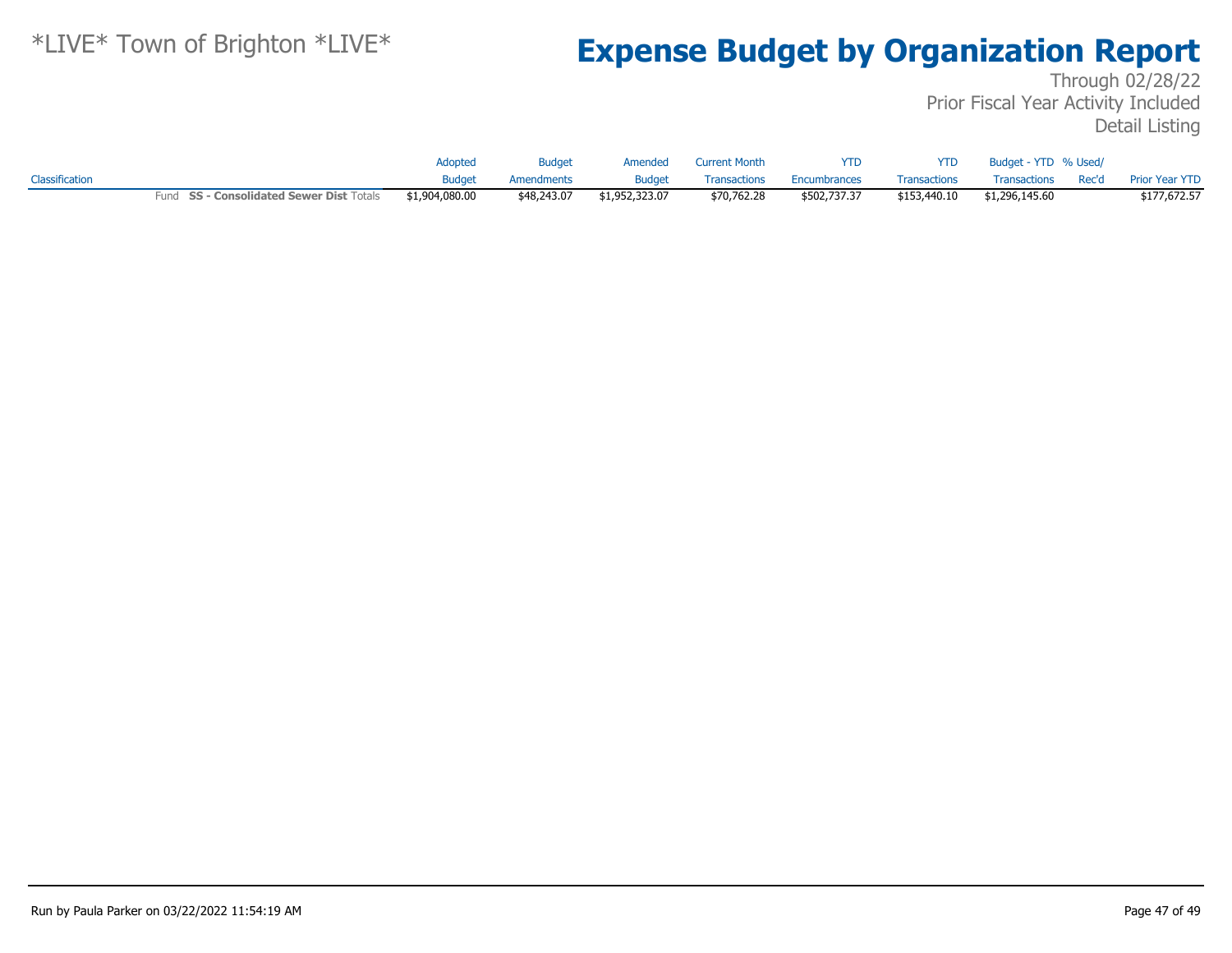# *LIVE* Town of Brighton *LIVE*

# Expense Budget by Organization Report

Through 02/28/22
Prior Fiscal Year Activity Included
Detail Listing

| Classification | Adopted Budget | Budget Amendments | Amended Budget | Current Month Transactions | YTD Encumbrances | YTD Transactions | Budget - YTD Transactions | % Used/ Rec'd | Prior Year YTD |
|---|---|---|---|---|---|---|---|---|---|
| Fund **SS - Consolidated Sewer Dist** Totals | $1,904,080.00 | $48,243.07 | $1,952,323.07 | $70,762.28 | $502,737.37 | $153,440.10 | $1,296,145.60 | | $177,672.57 |

Run by Paula Parker on 03/22/2022 11:54:19 AM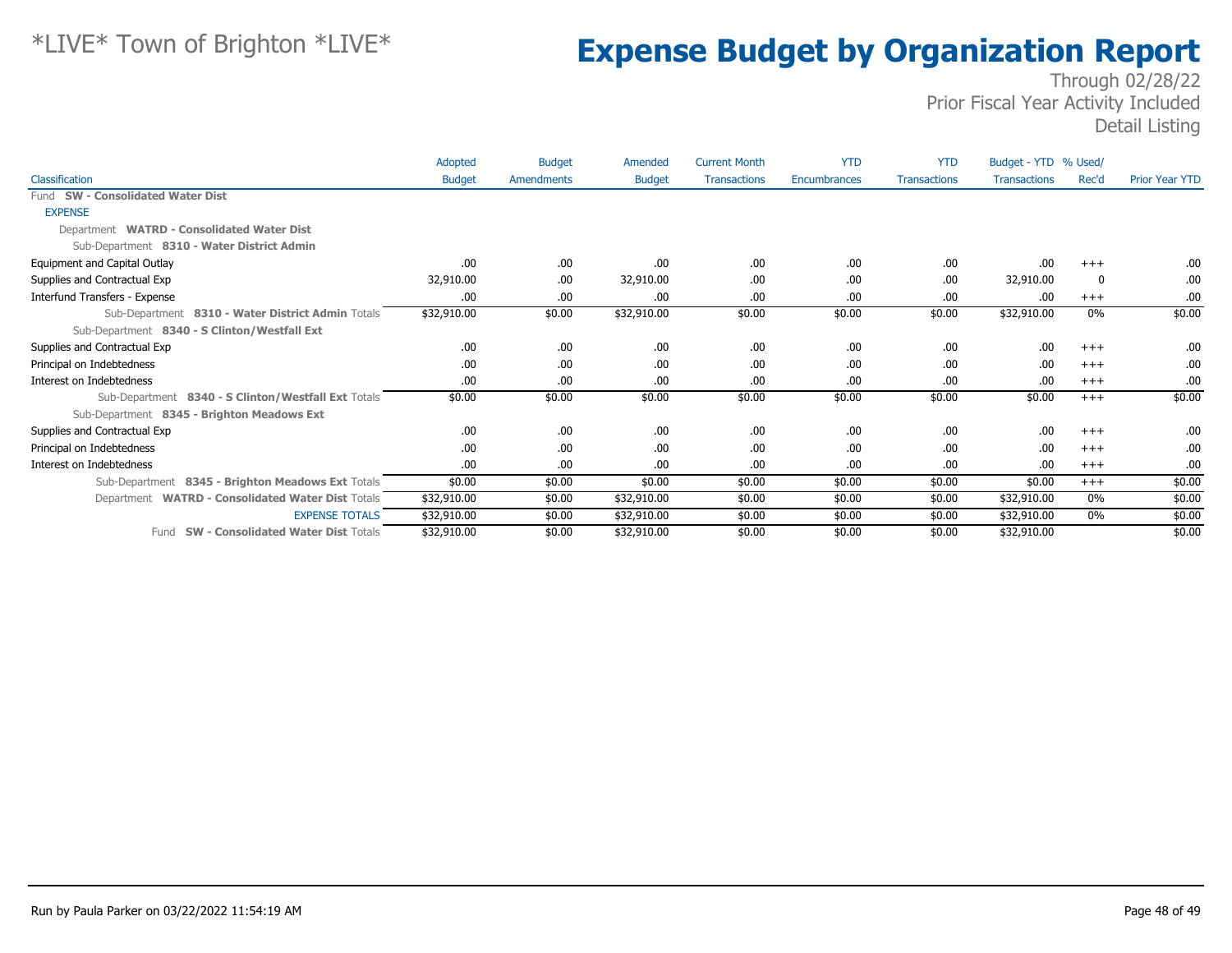*LIVE* Town of Brighton *LIVE*

# Expense Budget by Organization Report

Through 02/28/22
Prior Fiscal Year Activity Included
Detail Listing

| Classification | Adopted Budget | Budget Amendments | Amended Budget | Current Month Transactions | YTD Encumbrances | YTD Transactions | Budget - YTD Transactions | % Used/ Rec'd | Prior Year YTD |
|---|---|---|---|---|---|---|---|---|---|
| Fund **SW - Consolidated Water Dist** | | | | | | | | | |
| EXPENSE | | | | | | | | | |
| Department **WATRD - Consolidated Water Dist** | | | | | | | | | |
| Sub-Department **8310 - Water District Admin** | | | | | | | | | |
| Equipment and Capital Outlay | .00 | .00 | .00 | .00 | .00 | .00 | .00 | +++ | .00 |
| Supplies and Contractual Exp | 32,910.00 | .00 | 32,910.00 | .00 | .00 | .00 | 32,910.00 | 0 | .00 |
| Interfund Transfers - Expense | .00 | .00 | .00 | .00 | .00 | .00 | .00 | +++ | .00 |
| Sub-Department **8310 - Water District Admin** Totals | $32,910.00 | $0.00 | $32,910.00 | $0.00 | $0.00 | $0.00 | $32,910.00 | 0% | $0.00 |
| Sub-Department **8340 - S Clinton/Westfall Ext** | | | | | | | | | |
| Supplies and Contractual Exp | .00 | .00 | .00 | .00 | .00 | .00 | .00 | +++ | .00 |
| Principal on Indebtedness | .00 | .00 | .00 | .00 | .00 | .00 | .00 | +++ | .00 |
| Interest on Indebtedness | .00 | .00 | .00 | .00 | .00 | .00 | .00 | +++ | .00 |
| Sub-Department **8340 - S Clinton/Westfall Ext** Totals | $0.00 | $0.00 | $0.00 | $0.00 | $0.00 | $0.00 | $0.00 | +++ | $0.00 |
| Sub-Department **8345 - Brighton Meadows Ext** | | | | | | | | | |
| Supplies and Contractual Exp | .00 | .00 | .00 | .00 | .00 | .00 | .00 | +++ | .00 |
| Principal on Indebtedness | .00 | .00 | .00 | .00 | .00 | .00 | .00 | +++ | .00 |
| Interest on Indebtedness | .00 | .00 | .00 | .00 | .00 | .00 | .00 | +++ | .00 |
| Sub-Department **8345 - Brighton Meadows Ext** Totals | $0.00 | $0.00 | $0.00 | $0.00 | $0.00 | $0.00 | $0.00 | +++ | $0.00 |
| Department **WATRD - Consolidated Water Dist** Totals | $32,910.00 | $0.00 | $32,910.00 | $0.00 | $0.00 | $0.00 | $32,910.00 | 0% | $0.00 |
| EXPENSE TOTALS | $32,910.00 | $0.00 | $32,910.00 | $0.00 | $0.00 | $0.00 | $32,910.00 | 0% | $0.00 |
| Fund **SW - Consolidated Water Dist** Totals | $32,910.00 | $0.00 | $32,910.00 | $0.00 | $0.00 | $0.00 | $32,910.00 | | $0.00 |

Run by Paula Parker on 03/22/2022 11:54:19 AM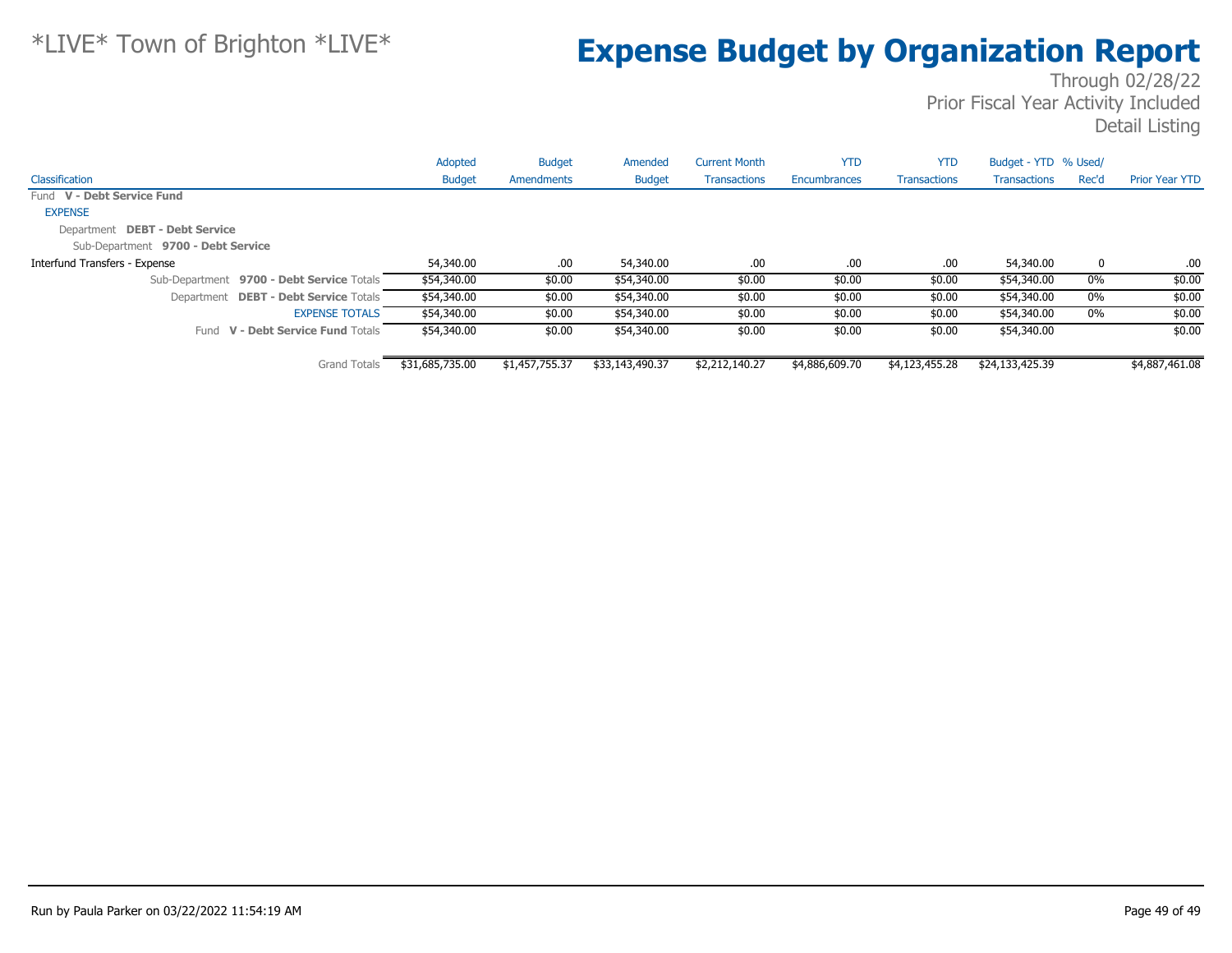# Expense Budget by Organization Report

*LIVE* Town of Brighton *LIVE*

Through 02/28/22
Prior Fiscal Year Activity Included
Detail Listing

| Classification | Adopted Budget | Budget Amendments | Amended Budget | Current Month Transactions | YTD Encumbrances | YTD Transactions | Budget - YTD Transactions | % Used/ Rec'd | Prior Year YTD |
|---|---|---|---|---|---|---|---|---|---|
| Fund **V - Debt Service Fund** | | | | | | | | | |
| EXPENSE | | | | | | | | | |
| Department **DEBT - Debt Service** | | | | | | | | | |
| Sub-Department **9700 - Debt Service** | | | | | | | | | |
| Interfund Transfers - Expense | 54,340.00 | .00 | 54,340.00 | .00 | .00 | .00 | 54,340.00 | 0 | .00 |
| Sub-Department **9700 - Debt Service** Totals | $54,340.00 | $0.00 | $54,340.00 | $0.00 | $0.00 | $0.00 | $54,340.00 | 0% | $0.00 |
| Department **DEBT - Debt Service** Totals | $54,340.00 | $0.00 | $54,340.00 | $0.00 | $0.00 | $0.00 | $54,340.00 | 0% | $0.00 |
| EXPENSE TOTALS | $54,340.00 | $0.00 | $54,340.00 | $0.00 | $0.00 | $0.00 | $54,340.00 | 0% | $0.00 |
| Fund **V - Debt Service Fund** Totals | $54,340.00 | $0.00 | $54,340.00 | $0.00 | $0.00 | $0.00 | $54,340.00 | | $0.00 |
| Grand Totals | $31,685,735.00 | $1,457,755.37 | $33,143,490.37 | $2,212,140.27 | $4,886,609.70 | $4,123,455.28 | $24,133,425.39 | | $4,887,461.08 |

Run by Paula Parker on 03/22/2022 11:54:19 AM